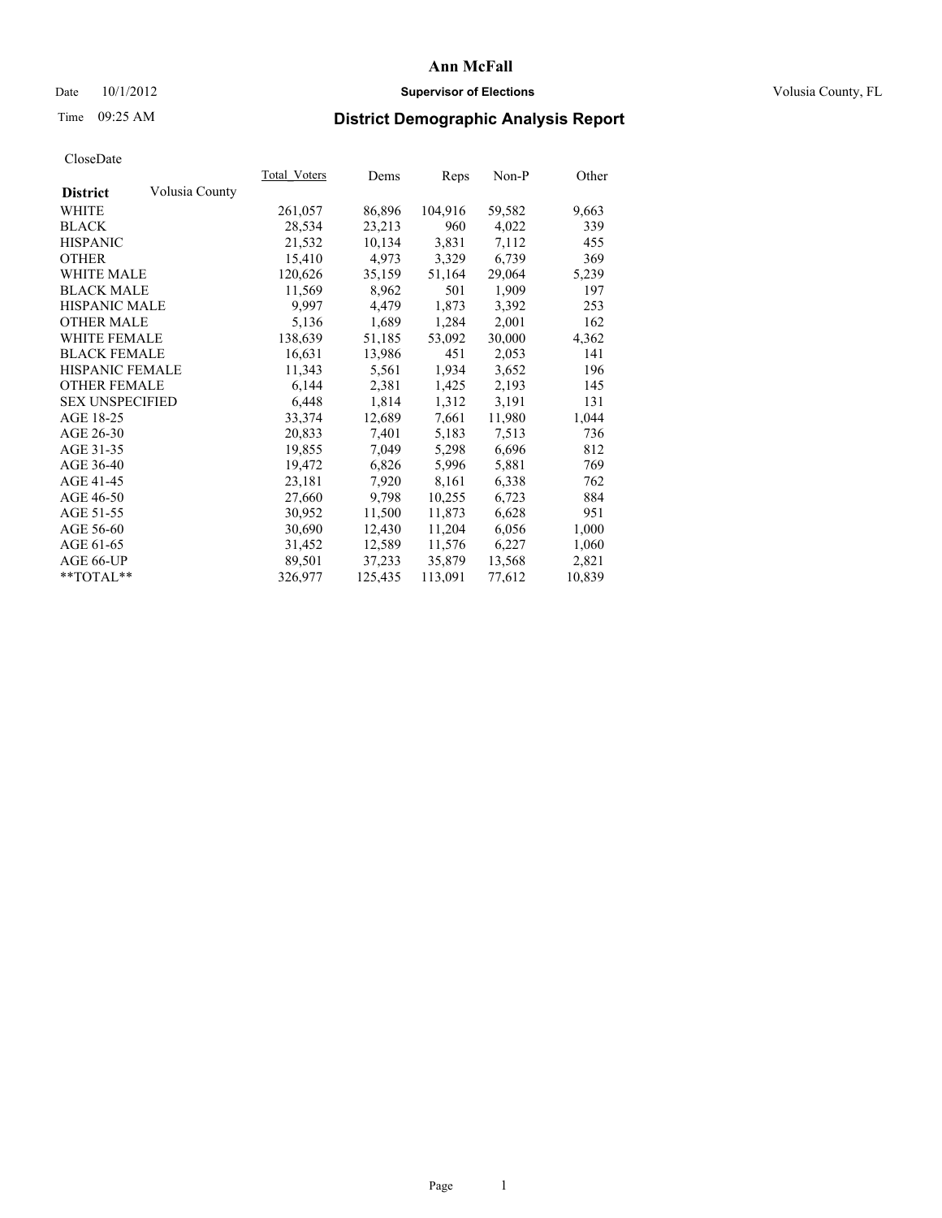# Ann McFall

Date 10/1/2012 **Supervisor of Elections** Volusia County, FL

Time 09:25 AM

## District Demographic Analysis Report

CloseDate

| **District** Volusia County | Total_Voters | Dems | Reps | Non-P | Other |
|---|---|---|---|---|---|
| WHITE | 261,057 | 86,896 | 104,916 | 59,582 | 9,663 |
| BLACK | 28,534 | 23,213 | 960 | 4,022 | 339 |
| HISPANIC | 21,532 | 10,134 | 3,831 | 7,112 | 455 |
| OTHER | 15,410 | 4,973 | 3,329 | 6,739 | 369 |
| WHITE MALE | 120,626 | 35,159 | 51,164 | 29,064 | 5,239 |
| BLACK MALE | 11,569 | 8,962 | 501 | 1,909 | 197 |
| HISPANIC MALE | 9,997 | 4,479 | 1,873 | 3,392 | 253 |
| OTHER MALE | 5,136 | 1,689 | 1,284 | 2,001 | 162 |
| WHITE FEMALE | 138,639 | 51,185 | 53,092 | 30,000 | 4,362 |
| BLACK FEMALE | 16,631 | 13,986 | 451 | 2,053 | 141 |
| HISPANIC FEMALE | 11,343 | 5,561 | 1,934 | 3,652 | 196 |
| OTHER FEMALE | 6,144 | 2,381 | 1,425 | 2,193 | 145 |
| SEX UNSPECIFIED | 6,448 | 1,814 | 1,312 | 3,191 | 131 |
| AGE 18-25 | 33,374 | 12,689 | 7,661 | 11,980 | 1,044 |
| AGE 26-30 | 20,833 | 7,401 | 5,183 | 7,513 | 736 |
| AGE 31-35 | 19,855 | 7,049 | 5,298 | 6,696 | 812 |
| AGE 36-40 | 19,472 | 6,826 | 5,996 | 5,881 | 769 |
| AGE 41-45 | 23,181 | 7,920 | 8,161 | 6,338 | 762 |
| AGE 46-50 | 27,660 | 9,798 | 10,255 | 6,723 | 884 |
| AGE 51-55 | 30,952 | 11,500 | 11,873 | 6,628 | 951 |
| AGE 56-60 | 30,690 | 12,430 | 11,204 | 6,056 | 1,000 |
| AGE 61-65 | 31,452 | 12,589 | 11,576 | 6,227 | 1,060 |
| AGE 66-UP | 89,501 | 37,233 | 35,879 | 13,568 | 2,821 |
| **TOTAL** | 326,977 | 125,435 | 113,091 | 77,612 | 10,839 |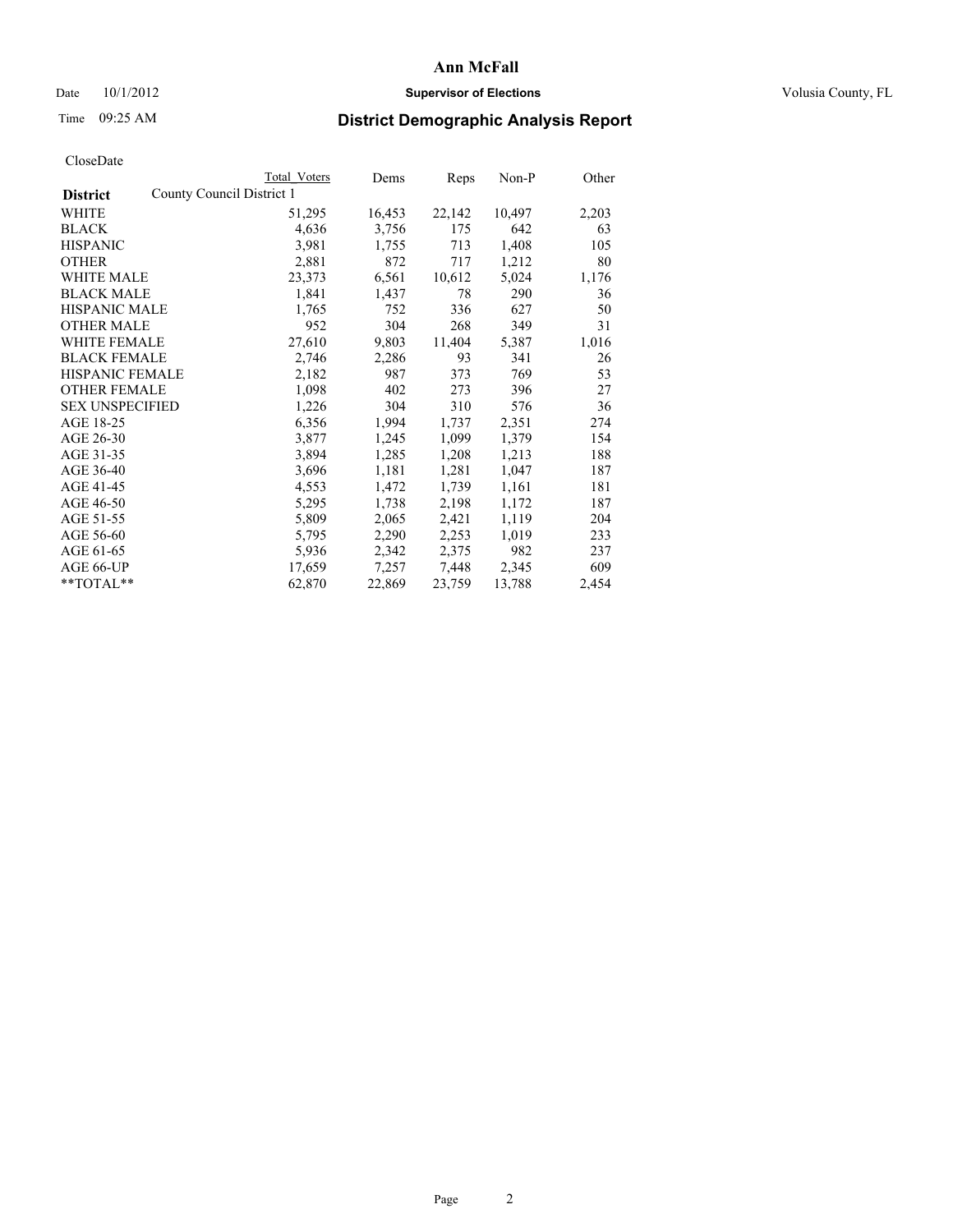**Ann McFall**

Date 10/1/2012 **Supervisor of Elections** Volusia County, FL

Time 09:25 AM

# District Demographic Analysis Report

CloseDate

| **District** | Total Voters | Dems | Reps | Non-P | Other |
|---|---|---|---|---|---|
| County Council District 1 | | | | | |
| WHITE | 51,295 | 16,453 | 22,142 | 10,497 | 2,203 |
| BLACK | 4,636 | 3,756 | 175 | 642 | 63 |
| HISPANIC | 3,981 | 1,755 | 713 | 1,408 | 105 |
| OTHER | 2,881 | 872 | 717 | 1,212 | 80 |
| WHITE MALE | 23,373 | 6,561 | 10,612 | 5,024 | 1,176 |
| BLACK MALE | 1,841 | 1,437 | 78 | 290 | 36 |
| HISPANIC MALE | 1,765 | 752 | 336 | 627 | 50 |
| OTHER MALE | 952 | 304 | 268 | 349 | 31 |
| WHITE FEMALE | 27,610 | 9,803 | 11,404 | 5,387 | 1,016 |
| BLACK FEMALE | 2,746 | 2,286 | 93 | 341 | 26 |
| HISPANIC FEMALE | 2,182 | 987 | 373 | 769 | 53 |
| OTHER FEMALE | 1,098 | 402 | 273 | 396 | 27 |
| SEX UNSPECIFIED | 1,226 | 304 | 310 | 576 | 36 |
| AGE 18-25 | 6,356 | 1,994 | 1,737 | 2,351 | 274 |
| AGE 26-30 | 3,877 | 1,245 | 1,099 | 1,379 | 154 |
| AGE 31-35 | 3,894 | 1,285 | 1,208 | 1,213 | 188 |
| AGE 36-40 | 3,696 | 1,181 | 1,281 | 1,047 | 187 |
| AGE 41-45 | 4,553 | 1,472 | 1,739 | 1,161 | 181 |
| AGE 46-50 | 5,295 | 1,738 | 2,198 | 1,172 | 187 |
| AGE 51-55 | 5,809 | 2,065 | 2,421 | 1,119 | 204 |
| AGE 56-60 | 5,795 | 2,290 | 2,253 | 1,019 | 233 |
| AGE 61-65 | 5,936 | 2,342 | 2,375 | 982 | 237 |
| AGE 66-UP | 17,659 | 7,257 | 7,448 | 2,345 | 609 |
| **TOTAL** | 62,870 | 22,869 | 23,759 | 13,788 | 2,454 |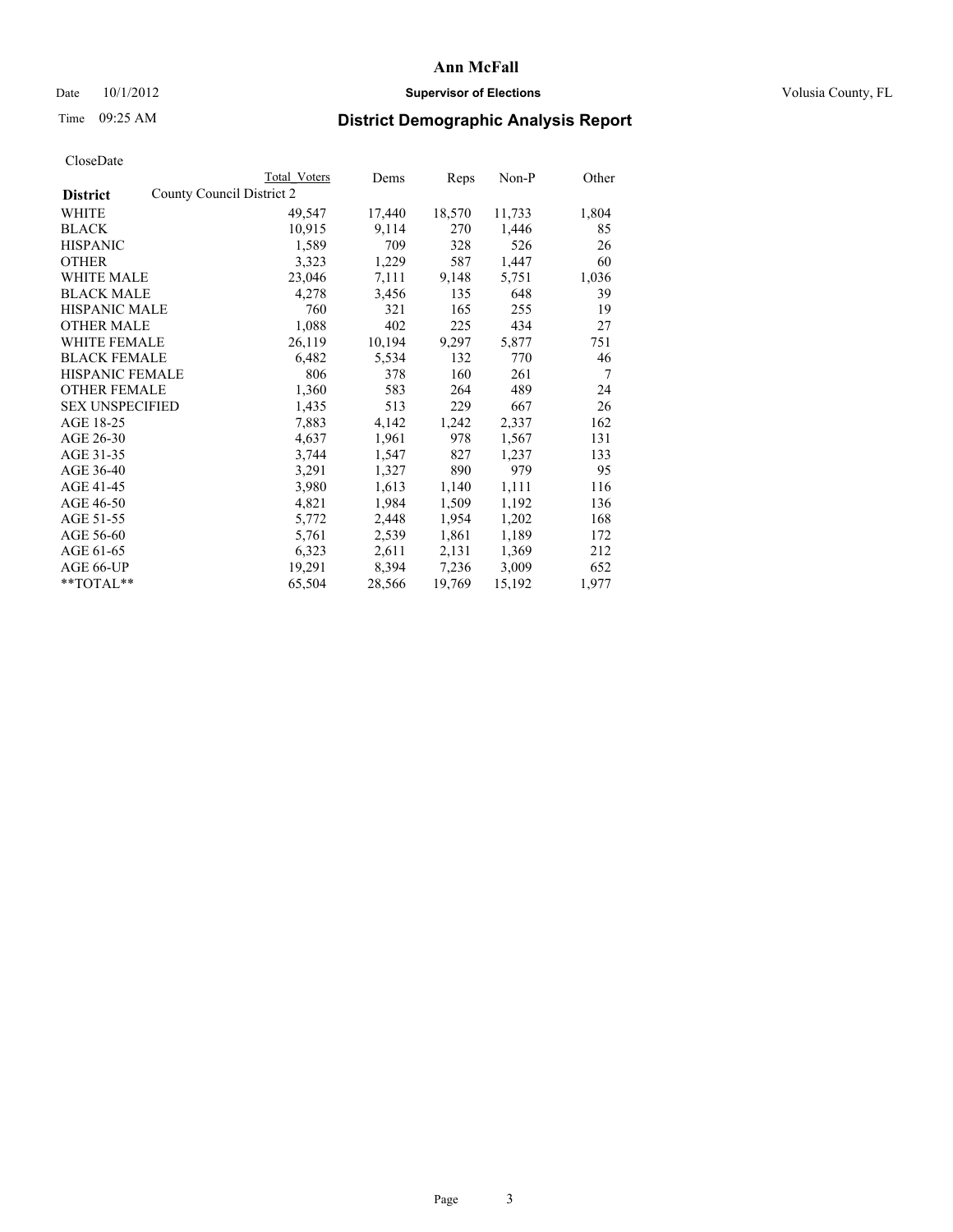# Ann McFall

Date 10/1/2012 **Supervisor of Elections** Volusia County, FL

Time 09:25 AM

## District Demographic Analysis Report

CloseDate

| District | County Council District 2 Total Voters | Dems | Reps | Non-P | Other |
|---|---|---|---|---|---|
| WHITE | 49,547 | 17,440 | 18,570 | 11,733 | 1,804 |
| BLACK | 10,915 | 9,114 | 270 | 1,446 | 85 |
| HISPANIC | 1,589 | 709 | 328 | 526 | 26 |
| OTHER | 3,323 | 1,229 | 587 | 1,447 | 60 |
| WHITE MALE | 23,046 | 7,111 | 9,148 | 5,751 | 1,036 |
| BLACK MALE | 4,278 | 3,456 | 135 | 648 | 39 |
| HISPANIC MALE | 760 | 321 | 165 | 255 | 19 |
| OTHER MALE | 1,088 | 402 | 225 | 434 | 27 |
| WHITE FEMALE | 26,119 | 10,194 | 9,297 | 5,877 | 751 |
| BLACK FEMALE | 6,482 | 5,534 | 132 | 770 | 46 |
| HISPANIC FEMALE | 806 | 378 | 160 | 261 | 7 |
| OTHER FEMALE | 1,360 | 583 | 264 | 489 | 24 |
| SEX UNSPECIFIED | 1,435 | 513 | 229 | 667 | 26 |
| AGE 18-25 | 7,883 | 4,142 | 1,242 | 2,337 | 162 |
| AGE 26-30 | 4,637 | 1,961 | 978 | 1,567 | 131 |
| AGE 31-35 | 3,744 | 1,547 | 827 | 1,237 | 133 |
| AGE 36-40 | 3,291 | 1,327 | 890 | 979 | 95 |
| AGE 41-45 | 3,980 | 1,613 | 1,140 | 1,111 | 116 |
| AGE 46-50 | 4,821 | 1,984 | 1,509 | 1,192 | 136 |
| AGE 51-55 | 5,772 | 2,448 | 1,954 | 1,202 | 168 |
| AGE 56-60 | 5,761 | 2,539 | 1,861 | 1,189 | 172 |
| AGE 61-65 | 6,323 | 2,611 | 2,131 | 1,369 | 212 |
| AGE 66-UP | 19,291 | 8,394 | 7,236 | 3,009 | 652 |
| **TOTAL** | 65,504 | 28,566 | 19,769 | 15,192 | 1,977 |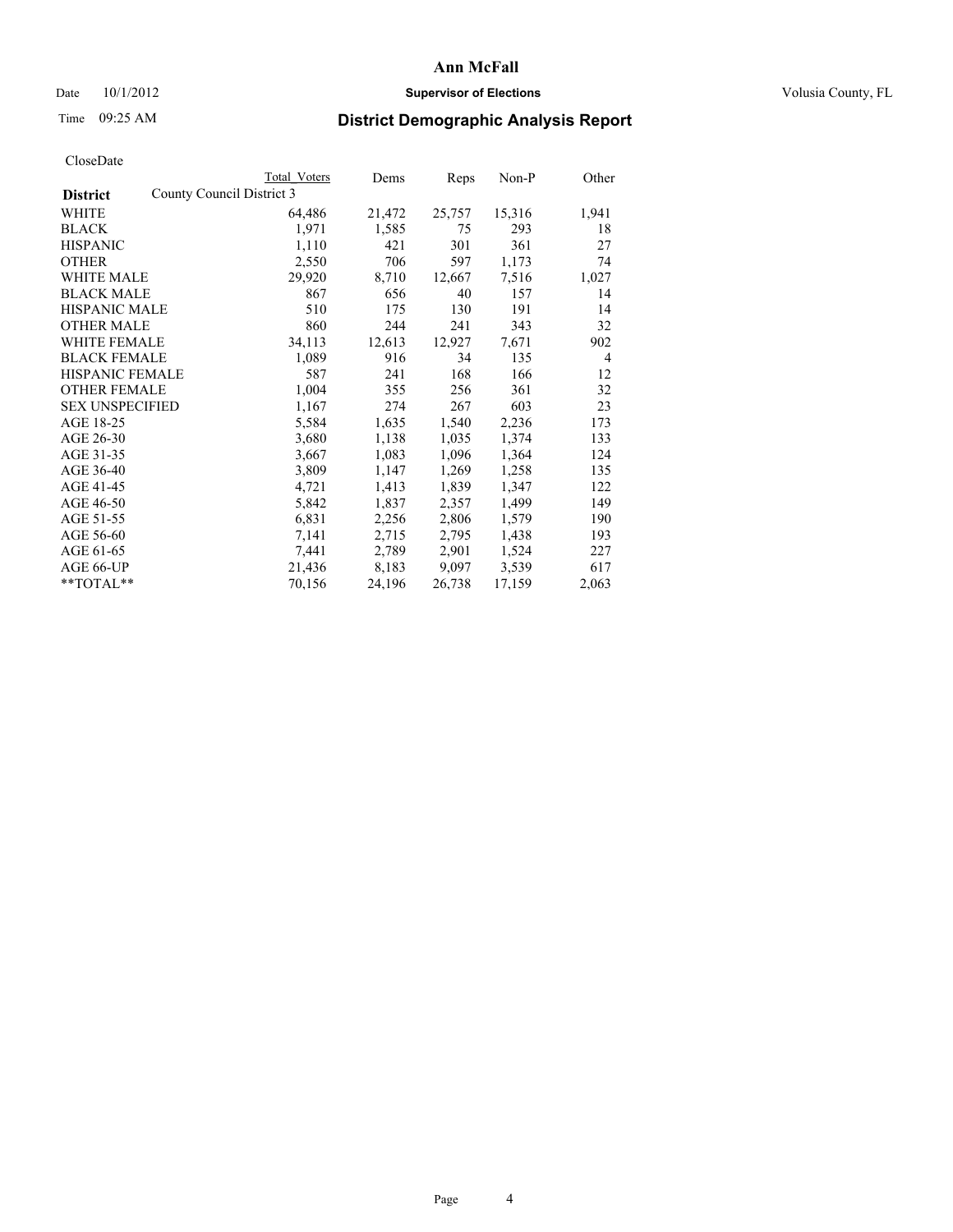# Ann McFall

Date 10/1/2012 **Supervisor of Elections** Volusia County, FL

Time 09:25 AM

## District Demographic Analysis Report

CloseDate

| District | County Council District 3 Total Voters | Dems | Reps | Non-P | Other |
|---|---|---|---|---|---|
| WHITE | 64,486 | 21,472 | 25,757 | 15,316 | 1,941 |
| BLACK | 1,971 | 1,585 | 75 | 293 | 18 |
| HISPANIC | 1,110 | 421 | 301 | 361 | 27 |
| OTHER | 2,550 | 706 | 597 | 1,173 | 74 |
| WHITE MALE | 29,920 | 8,710 | 12,667 | 7,516 | 1,027 |
| BLACK MALE | 867 | 656 | 40 | 157 | 14 |
| HISPANIC MALE | 510 | 175 | 130 | 191 | 14 |
| OTHER MALE | 860 | 244 | 241 | 343 | 32 |
| WHITE FEMALE | 34,113 | 12,613 | 12,927 | 7,671 | 902 |
| BLACK FEMALE | 1,089 | 916 | 34 | 135 | 4 |
| HISPANIC FEMALE | 587 | 241 | 168 | 166 | 12 |
| OTHER FEMALE | 1,004 | 355 | 256 | 361 | 32 |
| SEX UNSPECIFIED | 1,167 | 274 | 267 | 603 | 23 |
| AGE 18-25 | 5,584 | 1,635 | 1,540 | 2,236 | 173 |
| AGE 26-30 | 3,680 | 1,138 | 1,035 | 1,374 | 133 |
| AGE 31-35 | 3,667 | 1,083 | 1,096 | 1,364 | 124 |
| AGE 36-40 | 3,809 | 1,147 | 1,269 | 1,258 | 135 |
| AGE 41-45 | 4,721 | 1,413 | 1,839 | 1,347 | 122 |
| AGE 46-50 | 5,842 | 1,837 | 2,357 | 1,499 | 149 |
| AGE 51-55 | 6,831 | 2,256 | 2,806 | 1,579 | 190 |
| AGE 56-60 | 7,141 | 2,715 | 2,795 | 1,438 | 193 |
| AGE 61-65 | 7,441 | 2,789 | 2,901 | 1,524 | 227 |
| AGE 66-UP | 21,436 | 8,183 | 9,097 | 3,539 | 617 |
| **TOTAL** | 70,156 | 24,196 | 26,738 | 17,159 | 2,063 |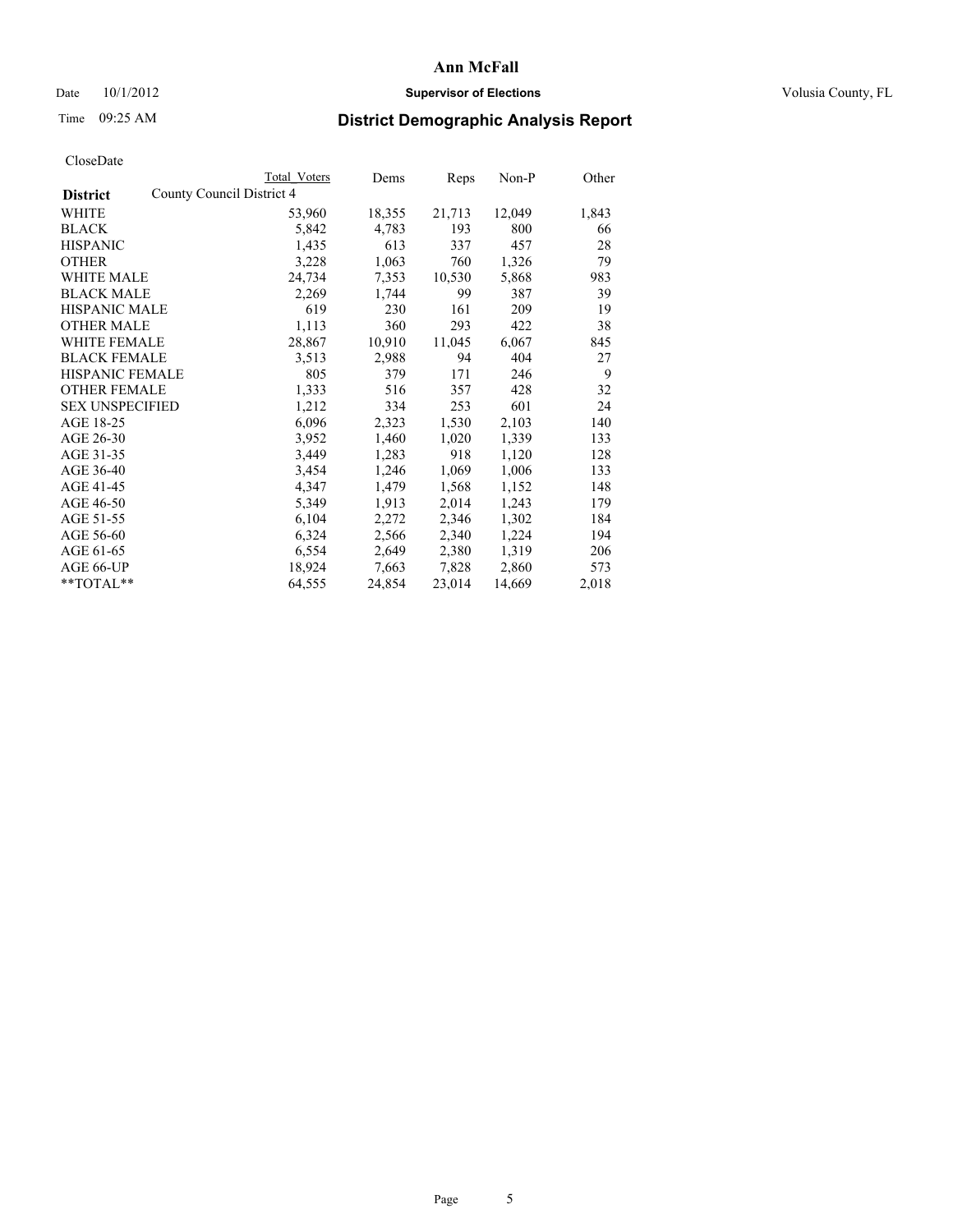# Ann McFall

Date 10/1/2012 **Supervisor of Elections** Volusia County, FL

Time 09:25 AM

## District Demographic Analysis Report

CloseDate

| **District** | Total Voters | Dems | Reps | Non-P | Other |
|---|---|---|---|---|---|
| County Council District 4 | | | | | |
| WHITE | 53,960 | 18,355 | 21,713 | 12,049 | 1,843 |
| BLACK | 5,842 | 4,783 | 193 | 800 | 66 |
| HISPANIC | 1,435 | 613 | 337 | 457 | 28 |
| OTHER | 3,228 | 1,063 | 760 | 1,326 | 79 |
| WHITE MALE | 24,734 | 7,353 | 10,530 | 5,868 | 983 |
| BLACK MALE | 2,269 | 1,744 | 99 | 387 | 39 |
| HISPANIC MALE | 619 | 230 | 161 | 209 | 19 |
| OTHER MALE | 1,113 | 360 | 293 | 422 | 38 |
| WHITE FEMALE | 28,867 | 10,910 | 11,045 | 6,067 | 845 |
| BLACK FEMALE | 3,513 | 2,988 | 94 | 404 | 27 |
| HISPANIC FEMALE | 805 | 379 | 171 | 246 | 9 |
| OTHER FEMALE | 1,333 | 516 | 357 | 428 | 32 |
| SEX UNSPECIFIED | 1,212 | 334 | 253 | 601 | 24 |
| AGE 18-25 | 6,096 | 2,323 | 1,530 | 2,103 | 140 |
| AGE 26-30 | 3,952 | 1,460 | 1,020 | 1,339 | 133 |
| AGE 31-35 | 3,449 | 1,283 | 918 | 1,120 | 128 |
| AGE 36-40 | 3,454 | 1,246 | 1,069 | 1,006 | 133 |
| AGE 41-45 | 4,347 | 1,479 | 1,568 | 1,152 | 148 |
| AGE 46-50 | 5,349 | 1,913 | 2,014 | 1,243 | 179 |
| AGE 51-55 | 6,104 | 2,272 | 2,346 | 1,302 | 184 |
| AGE 56-60 | 6,324 | 2,566 | 2,340 | 1,224 | 194 |
| AGE 61-65 | 6,554 | 2,649 | 2,380 | 1,319 | 206 |
| AGE 66-UP | 18,924 | 7,663 | 7,828 | 2,860 | 573 |
| **TOTAL** | 64,555 | 24,854 | 23,014 | 14,669 | 2,018 |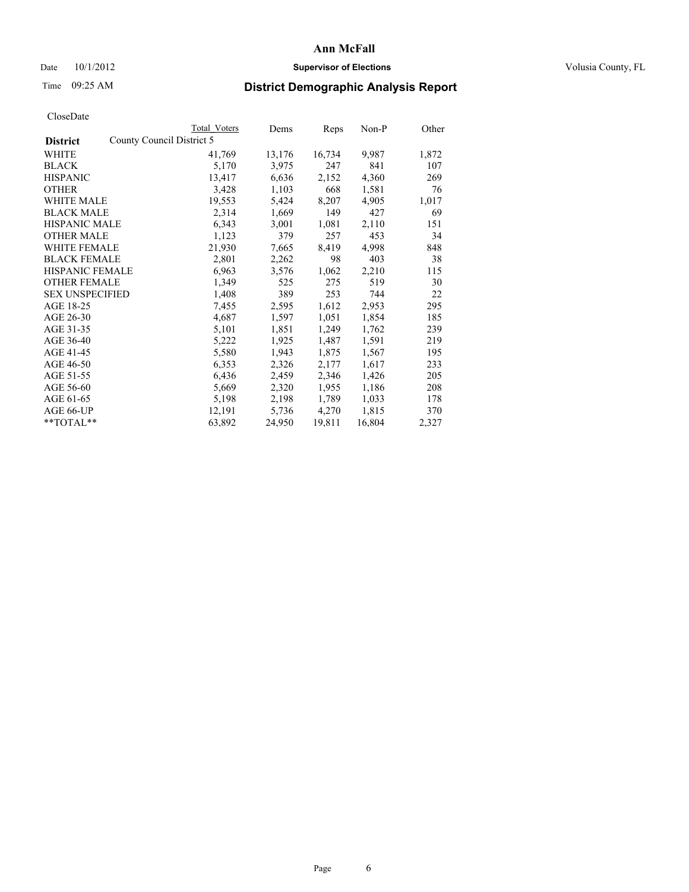**Ann McFall**

Date 10/1/2012 **Supervisor of Elections** Volusia County, FL

Time 09:25 AM **District Demographic Analysis Report**

CloseDate

| **District** | County Council District 5 | Total Voters | Dems | Reps | Non-P | Other |
|---|---|---|---|---|---|---|
| WHITE | | 41,769 | 13,176 | 16,734 | 9,987 | 1,872 |
| BLACK | | 5,170 | 3,975 | 247 | 841 | 107 |
| HISPANIC | | 13,417 | 6,636 | 2,152 | 4,360 | 269 |
| OTHER | | 3,428 | 1,103 | 668 | 1,581 | 76 |
| WHITE MALE | | 19,553 | 5,424 | 8,207 | 4,905 | 1,017 |
| BLACK MALE | | 2,314 | 1,669 | 149 | 427 | 69 |
| HISPANIC MALE | | 6,343 | 3,001 | 1,081 | 2,110 | 151 |
| OTHER MALE | | 1,123 | 379 | 257 | 453 | 34 |
| WHITE FEMALE | | 21,930 | 7,665 | 8,419 | 4,998 | 848 |
| BLACK FEMALE | | 2,801 | 2,262 | 98 | 403 | 38 |
| HISPANIC FEMALE | | 6,963 | 3,576 | 1,062 | 2,210 | 115 |
| OTHER FEMALE | | 1,349 | 525 | 275 | 519 | 30 |
| SEX UNSPECIFIED | | 1,408 | 389 | 253 | 744 | 22 |
| AGE 18-25 | | 7,455 | 2,595 | 1,612 | 2,953 | 295 |
| AGE 26-30 | | 4,687 | 1,597 | 1,051 | 1,854 | 185 |
| AGE 31-35 | | 5,101 | 1,851 | 1,249 | 1,762 | 239 |
| AGE 36-40 | | 5,222 | 1,925 | 1,487 | 1,591 | 219 |
| AGE 41-45 | | 5,580 | 1,943 | 1,875 | 1,567 | 195 |
| AGE 46-50 | | 6,353 | 2,326 | 2,177 | 1,617 | 233 |
| AGE 51-55 | | 6,436 | 2,459 | 2,346 | 1,426 | 205 |
| AGE 56-60 | | 5,669 | 2,320 | 1,955 | 1,186 | 208 |
| AGE 61-65 | | 5,198 | 2,198 | 1,789 | 1,033 | 178 |
| AGE 66-UP | | 12,191 | 5,736 | 4,270 | 1,815 | 370 |
| **TOTAL** | | 63,892 | 24,950 | 19,811 | 16,804 | 2,327 |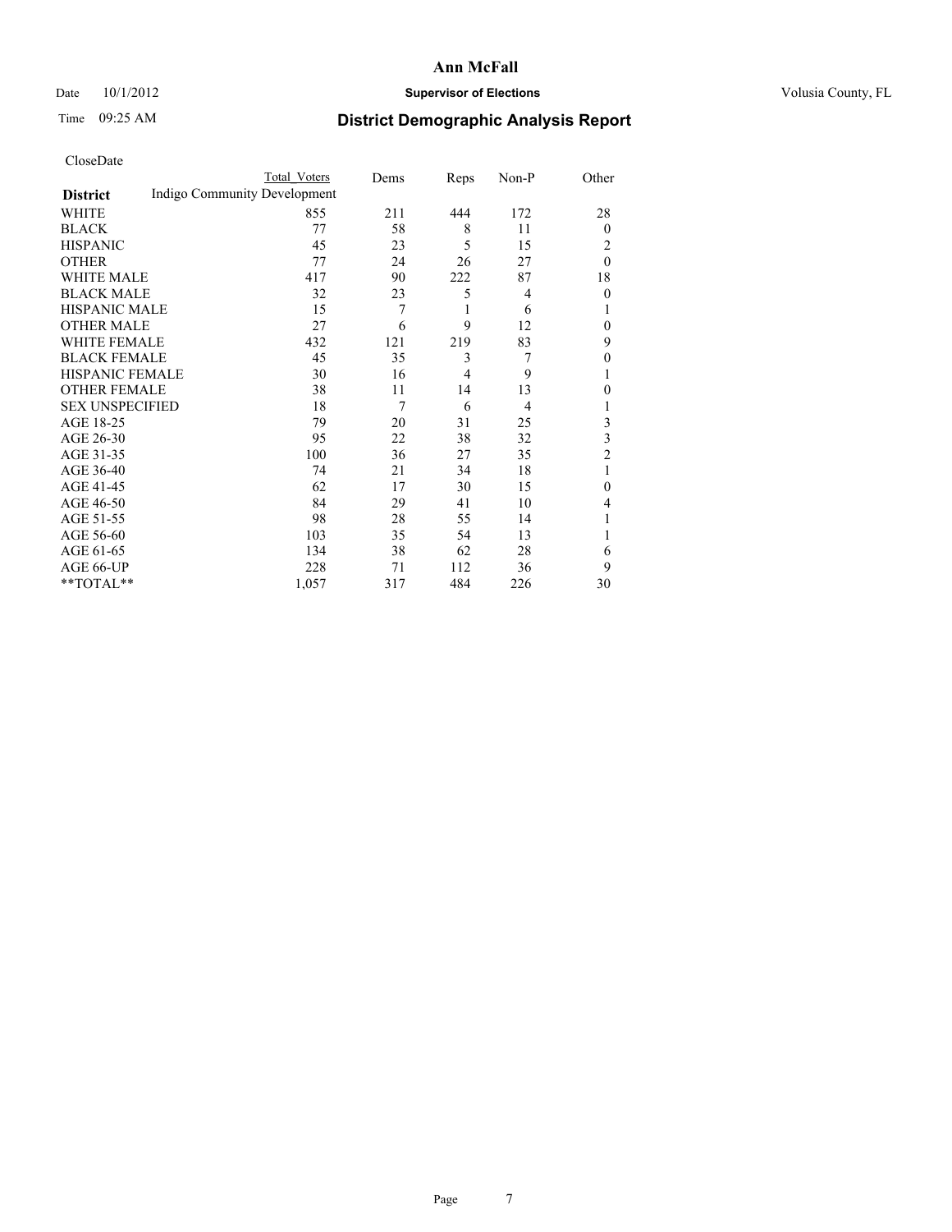# Ann McFall

Date 10/1/2012 **Supervisor of Elections** Volusia County, FL

Time 09:25 AM **District Demographic Analysis Report**

CloseDate

| | Total Voters | Dems | Reps | Non-P | Other |
|---|---|---|---|---|---|
| **District** | Indigo Community Development | | | | |
| WHITE | 855 | 211 | 444 | 172 | 28 |
| BLACK | 77 | 58 | 8 | 11 | 0 |
| HISPANIC | 45 | 23 | 5 | 15 | 2 |
| OTHER | 77 | 24 | 26 | 27 | 0 |
| WHITE MALE | 417 | 90 | 222 | 87 | 18 |
| BLACK MALE | 32 | 23 | 5 | 4 | 0 |
| HISPANIC MALE | 15 | 7 | 1 | 6 | 1 |
| OTHER MALE | 27 | 6 | 9 | 12 | 0 |
| WHITE FEMALE | 432 | 121 | 219 | 83 | 9 |
| BLACK FEMALE | 45 | 35 | 3 | 7 | 0 |
| HISPANIC FEMALE | 30 | 16 | 4 | 9 | 1 |
| OTHER FEMALE | 38 | 11 | 14 | 13 | 0 |
| SEX UNSPECIFIED | 18 | 7 | 6 | 4 | 1 |
| AGE 18-25 | 79 | 20 | 31 | 25 | 3 |
| AGE 26-30 | 95 | 22 | 38 | 32 | 3 |
| AGE 31-35 | 100 | 36 | 27 | 35 | 2 |
| AGE 36-40 | 74 | 21 | 34 | 18 | 1 |
| AGE 41-45 | 62 | 17 | 30 | 15 | 0 |
| AGE 46-50 | 84 | 29 | 41 | 10 | 4 |
| AGE 51-55 | 98 | 28 | 55 | 14 | 1 |
| AGE 56-60 | 103 | 35 | 54 | 13 | 1 |
| AGE 61-65 | 134 | 38 | 62 | 28 | 6 |
| AGE 66-UP | 228 | 71 | 112 | 36 | 9 |
| **TOTAL** | 1,057 | 317 | 484 | 226 | 30 |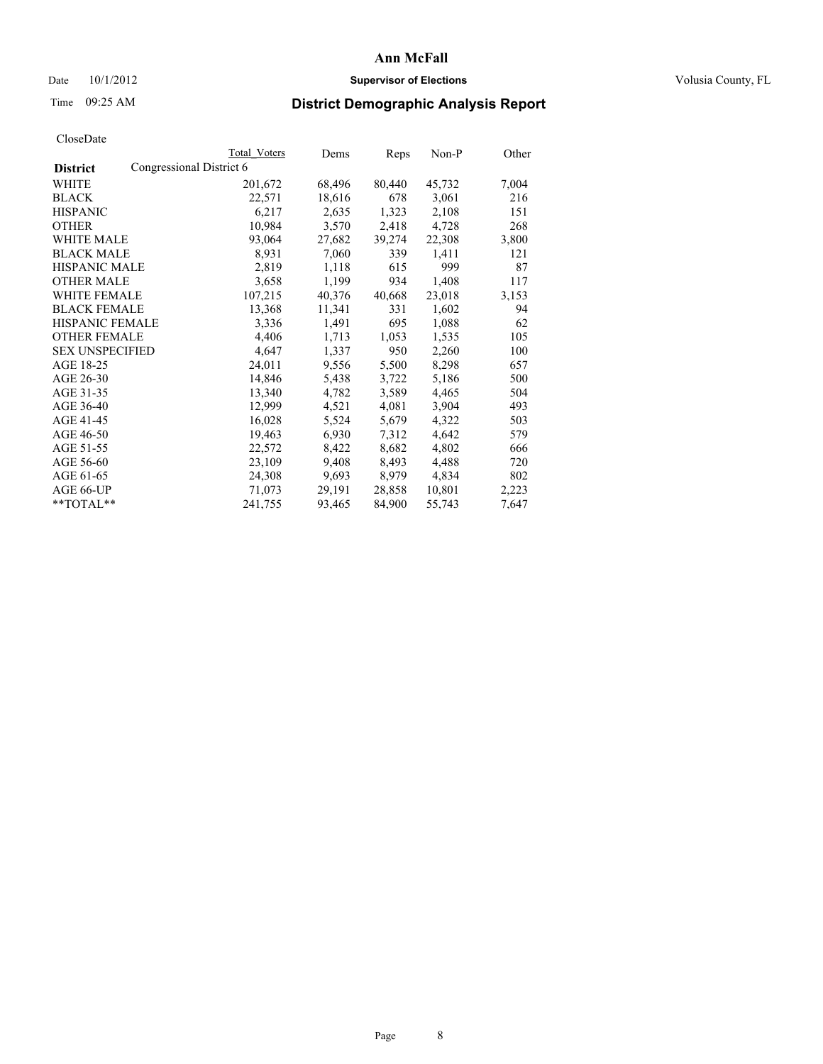# Ann McFall

Date 10/1/2012 **Supervisor of Elections** Volusia County, FL

Time 09:25 AM **District Demographic Analysis Report**

CloseDate

| District | Total Voters | Dems | Reps | Non-P | Other |
|---|---|---|---|---|---|
| Congressional District 6 | | | | | |
| WHITE | 201,672 | 68,496 | 80,440 | 45,732 | 7,004 |
| BLACK | 22,571 | 18,616 | 678 | 3,061 | 216 |
| HISPANIC | 6,217 | 2,635 | 1,323 | 2,108 | 151 |
| OTHER | 10,984 | 3,570 | 2,418 | 4,728 | 268 |
| WHITE MALE | 93,064 | 27,682 | 39,274 | 22,308 | 3,800 |
| BLACK MALE | 8,931 | 7,060 | 339 | 1,411 | 121 |
| HISPANIC MALE | 2,819 | 1,118 | 615 | 999 | 87 |
| OTHER MALE | 3,658 | 1,199 | 934 | 1,408 | 117 |
| WHITE FEMALE | 107,215 | 40,376 | 40,668 | 23,018 | 3,153 |
| BLACK FEMALE | 13,368 | 11,341 | 331 | 1,602 | 94 |
| HISPANIC FEMALE | 3,336 | 1,491 | 695 | 1,088 | 62 |
| OTHER FEMALE | 4,406 | 1,713 | 1,053 | 1,535 | 105 |
| SEX UNSPECIFIED | 4,647 | 1,337 | 950 | 2,260 | 100 |
| AGE 18-25 | 24,011 | 9,556 | 5,500 | 8,298 | 657 |
| AGE 26-30 | 14,846 | 5,438 | 3,722 | 5,186 | 500 |
| AGE 31-35 | 13,340 | 4,782 | 3,589 | 4,465 | 504 |
| AGE 36-40 | 12,999 | 4,521 | 4,081 | 3,904 | 493 |
| AGE 41-45 | 16,028 | 5,524 | 5,679 | 4,322 | 503 |
| AGE 46-50 | 19,463 | 6,930 | 7,312 | 4,642 | 579 |
| AGE 51-55 | 22,572 | 8,422 | 8,682 | 4,802 | 666 |
| AGE 56-60 | 23,109 | 9,408 | 8,493 | 4,488 | 720 |
| AGE 61-65 | 24,308 | 9,693 | 8,979 | 4,834 | 802 |
| AGE 66-UP | 71,073 | 29,191 | 28,858 | 10,801 | 2,223 |
| **TOTAL** | 241,755 | 93,465 | 84,900 | 55,743 | 7,647 |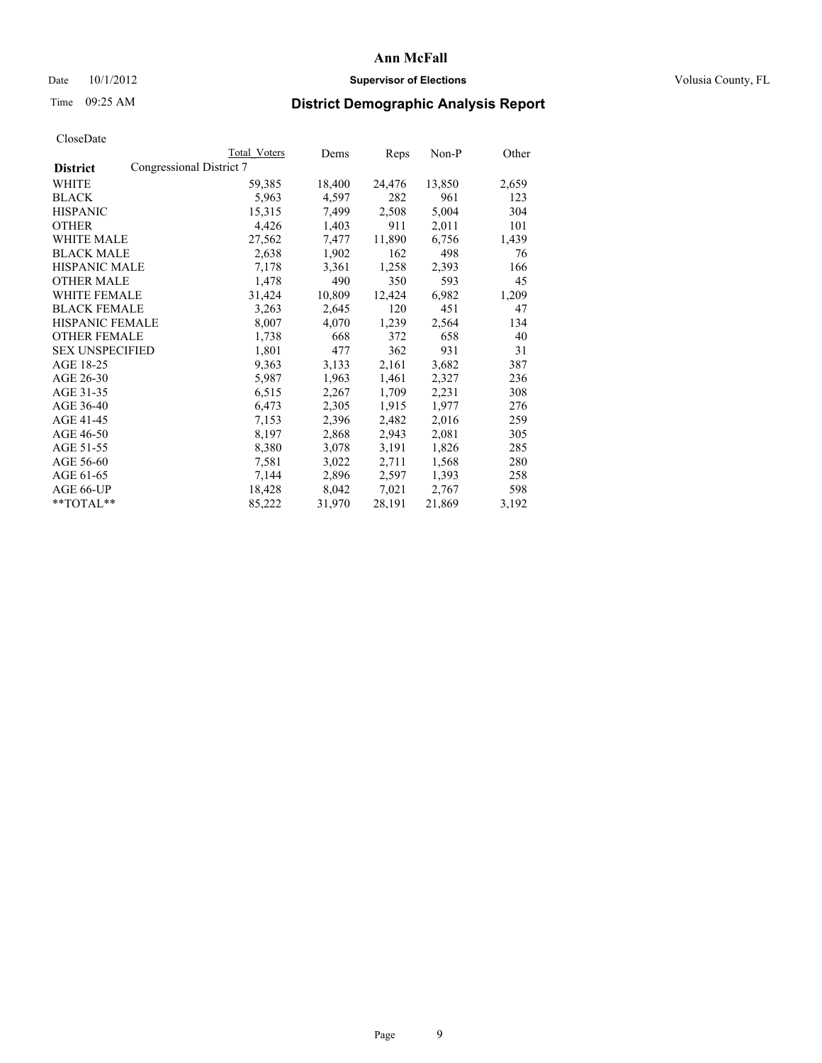# Ann McFall

Date 10/1/2012 **Supervisor of Elections** Volusia County, FL

Time 09:25 AM

## District Demographic Analysis Report

CloseDate

| | Total Voters | Dems | Reps | Non-P | Other |
|---|---|---|---|---|---|
| **District** Congressional District 7 | | | | | |
| WHITE | 59,385 | 18,400 | 24,476 | 13,850 | 2,659 |
| BLACK | 5,963 | 4,597 | 282 | 961 | 123 |
| HISPANIC | 15,315 | 7,499 | 2,508 | 5,004 | 304 |
| OTHER | 4,426 | 1,403 | 911 | 2,011 | 101 |
| WHITE MALE | 27,562 | 7,477 | 11,890 | 6,756 | 1,439 |
| BLACK MALE | 2,638 | 1,902 | 162 | 498 | 76 |
| HISPANIC MALE | 7,178 | 3,361 | 1,258 | 2,393 | 166 |
| OTHER MALE | 1,478 | 490 | 350 | 593 | 45 |
| WHITE FEMALE | 31,424 | 10,809 | 12,424 | 6,982 | 1,209 |
| BLACK FEMALE | 3,263 | 2,645 | 120 | 451 | 47 |
| HISPANIC FEMALE | 8,007 | 4,070 | 1,239 | 2,564 | 134 |
| OTHER FEMALE | 1,738 | 668 | 372 | 658 | 40 |
| SEX UNSPECIFIED | 1,801 | 477 | 362 | 931 | 31 |
| AGE 18-25 | 9,363 | 3,133 | 2,161 | 3,682 | 387 |
| AGE 26-30 | 5,987 | 1,963 | 1,461 | 2,327 | 236 |
| AGE 31-35 | 6,515 | 2,267 | 1,709 | 2,231 | 308 |
| AGE 36-40 | 6,473 | 2,305 | 1,915 | 1,977 | 276 |
| AGE 41-45 | 7,153 | 2,396 | 2,482 | 2,016 | 259 |
| AGE 46-50 | 8,197 | 2,868 | 2,943 | 2,081 | 305 |
| AGE 51-55 | 8,380 | 3,078 | 3,191 | 1,826 | 285 |
| AGE 56-60 | 7,581 | 3,022 | 2,711 | 1,568 | 280 |
| AGE 61-65 | 7,144 | 2,896 | 2,597 | 1,393 | 258 |
| AGE 66-UP | 18,428 | 8,042 | 7,021 | 2,767 | 598 |
| **TOTAL** | 85,222 | 31,970 | 28,191 | 21,869 | 3,192 |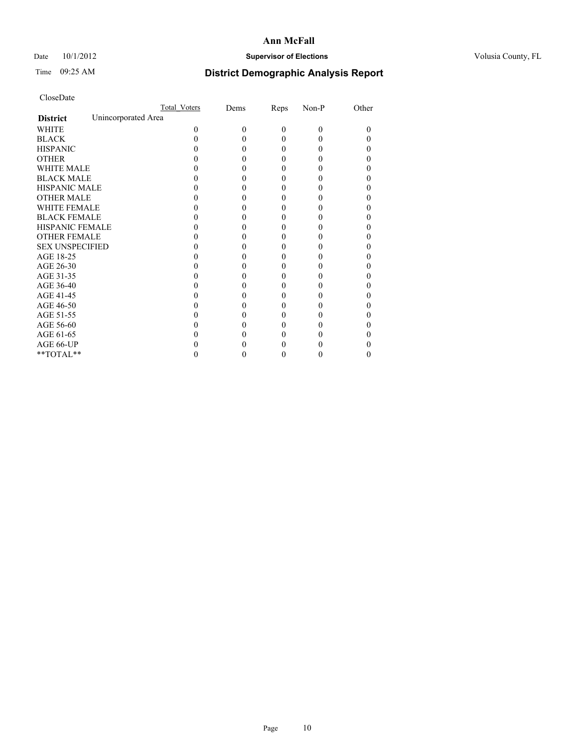# Ann McFall

Date 10/1/2012 **Supervisor of Elections** Volusia County, FL

Time 09:25 AM

## District Demographic Analysis Report

CloseDate

| | Total_Voters | Dems | Reps | Non-P | Other |
|---|---|---|---|---|---|
| **District** Unincorporated Area | | | | | |
| WHITE | 0 | 0 | 0 | 0 | 0 |
| BLACK | 0 | 0 | 0 | 0 | 0 |
| HISPANIC | 0 | 0 | 0 | 0 | 0 |
| OTHER | 0 | 0 | 0 | 0 | 0 |
| WHITE MALE | 0 | 0 | 0 | 0 | 0 |
| BLACK MALE | 0 | 0 | 0 | 0 | 0 |
| HISPANIC MALE | 0 | 0 | 0 | 0 | 0 |
| OTHER MALE | 0 | 0 | 0 | 0 | 0 |
| WHITE FEMALE | 0 | 0 | 0 | 0 | 0 |
| BLACK FEMALE | 0 | 0 | 0 | 0 | 0 |
| HISPANIC FEMALE | 0 | 0 | 0 | 0 | 0 |
| OTHER FEMALE | 0 | 0 | 0 | 0 | 0 |
| SEX UNSPECIFIED | 0 | 0 | 0 | 0 | 0 |
| AGE 18-25 | 0 | 0 | 0 | 0 | 0 |
| AGE 26-30 | 0 | 0 | 0 | 0 | 0 |
| AGE 31-35 | 0 | 0 | 0 | 0 | 0 |
| AGE 36-40 | 0 | 0 | 0 | 0 | 0 |
| AGE 41-45 | 0 | 0 | 0 | 0 | 0 |
| AGE 46-50 | 0 | 0 | 0 | 0 | 0 |
| AGE 51-55 | 0 | 0 | 0 | 0 | 0 |
| AGE 56-60 | 0 | 0 | 0 | 0 | 0 |
| AGE 61-65 | 0 | 0 | 0 | 0 | 0 |
| AGE 66-UP | 0 | 0 | 0 | 0 | 0 |
| **TOTAL** | 0 | 0 | 0 | 0 | 0 |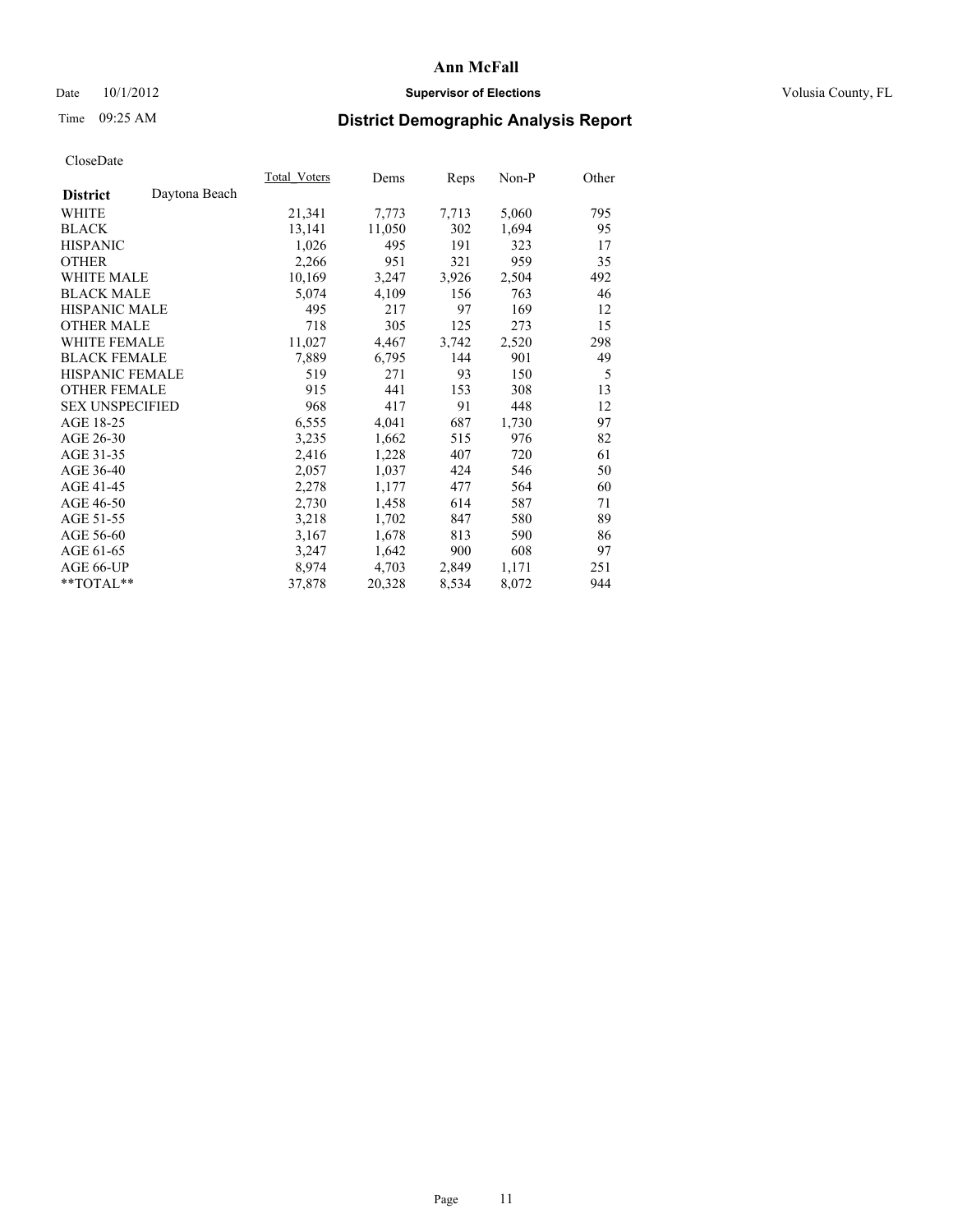# Ann McFall

Date 10/1/2012 **Supervisor of Elections** Volusia County, FL

Time 09:25 AM

## District Demographic Analysis Report

CloseDate

| **District** Daytona Beach | Total_Voters | Dems | Reps | Non-P | Other |
|---|---|---|---|---|---|
| WHITE | 21,341 | 7,773 | 7,713 | 5,060 | 795 |
| BLACK | 13,141 | 11,050 | 302 | 1,694 | 95 |
| HISPANIC | 1,026 | 495 | 191 | 323 | 17 |
| OTHER | 2,266 | 951 | 321 | 959 | 35 |
| WHITE MALE | 10,169 | 3,247 | 3,926 | 2,504 | 492 |
| BLACK MALE | 5,074 | 4,109 | 156 | 763 | 46 |
| HISPANIC MALE | 495 | 217 | 97 | 169 | 12 |
| OTHER MALE | 718 | 305 | 125 | 273 | 15 |
| WHITE FEMALE | 11,027 | 4,467 | 3,742 | 2,520 | 298 |
| BLACK FEMALE | 7,889 | 6,795 | 144 | 901 | 49 |
| HISPANIC FEMALE | 519 | 271 | 93 | 150 | 5 |
| OTHER FEMALE | 915 | 441 | 153 | 308 | 13 |
| SEX UNSPECIFIED | 968 | 417 | 91 | 448 | 12 |
| AGE 18-25 | 6,555 | 4,041 | 687 | 1,730 | 97 |
| AGE 26-30 | 3,235 | 1,662 | 515 | 976 | 82 |
| AGE 31-35 | 2,416 | 1,228 | 407 | 720 | 61 |
| AGE 36-40 | 2,057 | 1,037 | 424 | 546 | 50 |
| AGE 41-45 | 2,278 | 1,177 | 477 | 564 | 60 |
| AGE 46-50 | 2,730 | 1,458 | 614 | 587 | 71 |
| AGE 51-55 | 3,218 | 1,702 | 847 | 580 | 89 |
| AGE 56-60 | 3,167 | 1,678 | 813 | 590 | 86 |
| AGE 61-65 | 3,247 | 1,642 | 900 | 608 | 97 |
| AGE 66-UP | 8,974 | 4,703 | 2,849 | 1,171 | 251 |
| **TOTAL** | 37,878 | 20,328 | 8,534 | 8,072 | 944 |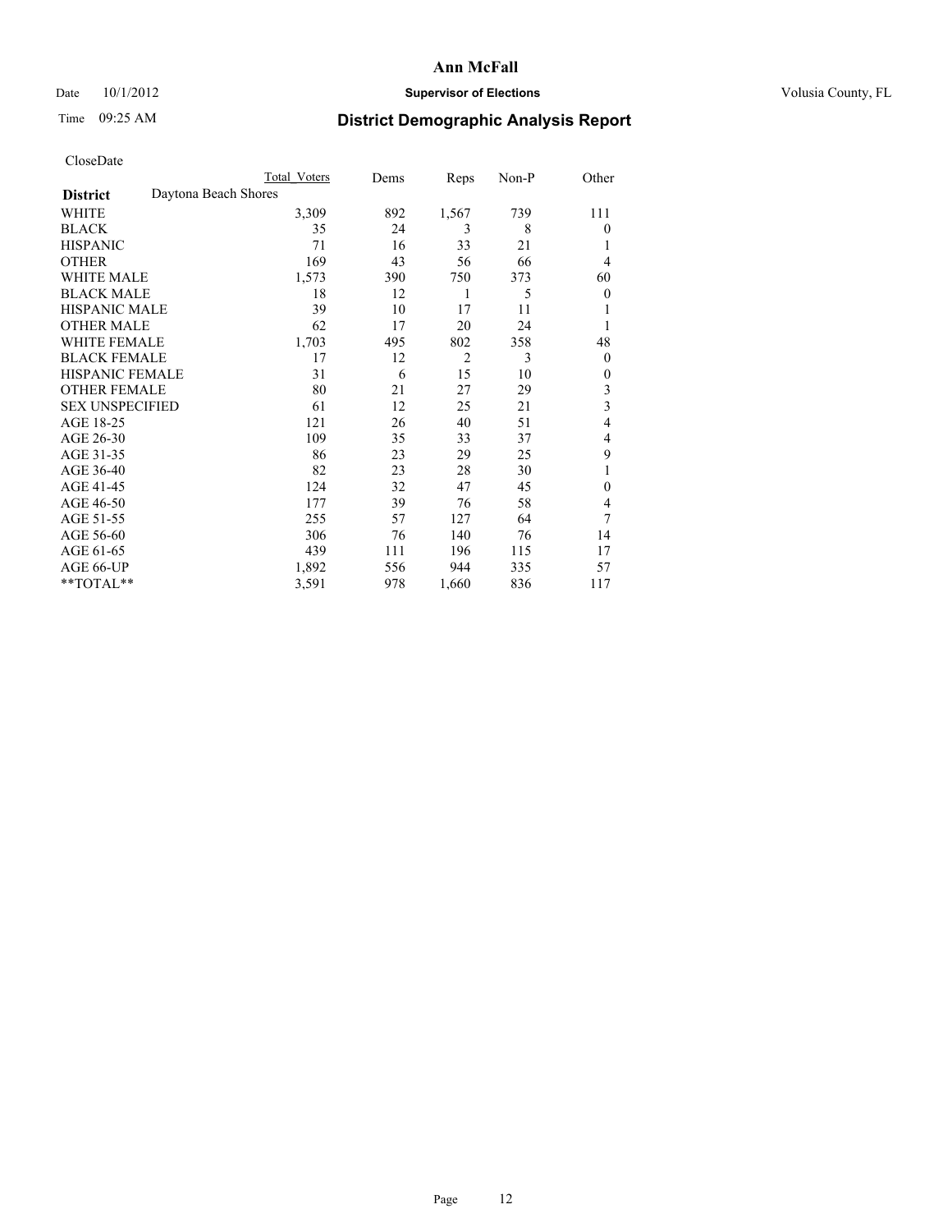# Ann McFall

Date 10/1/2012 **Supervisor of Elections** Volusia County, FL

Time 09:25 AM **District Demographic Analysis Report**

CloseDate

| | Total Voters | Dems | Reps | Non-P | Other |
|---|---|---|---|---|---|
| **District** Daytona Beach Shores | | | | | |
| WHITE | 3,309 | 892 | 1,567 | 739 | 111 |
| BLACK | 35 | 24 | 3 | 8 | 0 |
| HISPANIC | 71 | 16 | 33 | 21 | 1 |
| OTHER | 169 | 43 | 56 | 66 | 4 |
| WHITE MALE | 1,573 | 390 | 750 | 373 | 60 |
| BLACK MALE | 18 | 12 | 1 | 5 | 0 |
| HISPANIC MALE | 39 | 10 | 17 | 11 | 1 |
| OTHER MALE | 62 | 17 | 20 | 24 | 1 |
| WHITE FEMALE | 1,703 | 495 | 802 | 358 | 48 |
| BLACK FEMALE | 17 | 12 | 2 | 3 | 0 |
| HISPANIC FEMALE | 31 | 6 | 15 | 10 | 0 |
| OTHER FEMALE | 80 | 21 | 27 | 29 | 3 |
| SEX UNSPECIFIED | 61 | 12 | 25 | 21 | 3 |
| AGE 18-25 | 121 | 26 | 40 | 51 | 4 |
| AGE 26-30 | 109 | 35 | 33 | 37 | 4 |
| AGE 31-35 | 86 | 23 | 29 | 25 | 9 |
| AGE 36-40 | 82 | 23 | 28 | 30 | 1 |
| AGE 41-45 | 124 | 32 | 47 | 45 | 0 |
| AGE 46-50 | 177 | 39 | 76 | 58 | 4 |
| AGE 51-55 | 255 | 57 | 127 | 64 | 7 |
| AGE 56-60 | 306 | 76 | 140 | 76 | 14 |
| AGE 61-65 | 439 | 111 | 196 | 115 | 17 |
| AGE 66-UP | 1,892 | 556 | 944 | 335 | 57 |
| **TOTAL** | 3,591 | 978 | 1,660 | 836 | 117 |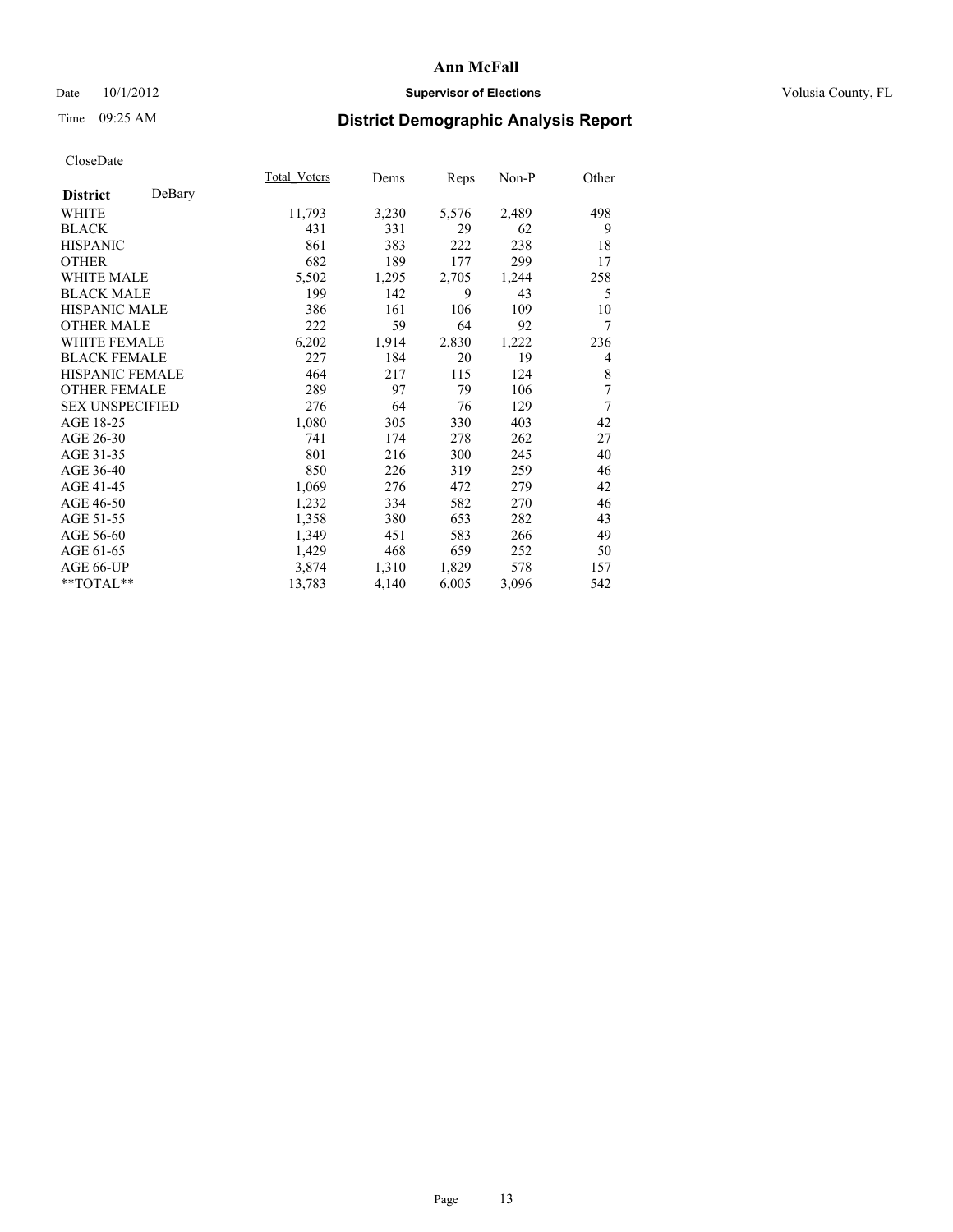# Ann McFall

Date 10/1/2012 **Supervisor of Elections** Volusia County, FL

Time 09:25 AM

## District Demographic Analysis Report

CloseDate

| **District** DeBary | Total_Voters | Dems | Reps | Non-P | Other |
|---|---|---|---|---|---|
| WHITE | 11,793 | 3,230 | 5,576 | 2,489 | 498 |
| BLACK | 431 | 331 | 29 | 62 | 9 |
| HISPANIC | 861 | 383 | 222 | 238 | 18 |
| OTHER | 682 | 189 | 177 | 299 | 17 |
| WHITE MALE | 5,502 | 1,295 | 2,705 | 1,244 | 258 |
| BLACK MALE | 199 | 142 | 9 | 43 | 5 |
| HISPANIC MALE | 386 | 161 | 106 | 109 | 10 |
| OTHER MALE | 222 | 59 | 64 | 92 | 7 |
| WHITE FEMALE | 6,202 | 1,914 | 2,830 | 1,222 | 236 |
| BLACK FEMALE | 227 | 184 | 20 | 19 | 4 |
| HISPANIC FEMALE | 464 | 217 | 115 | 124 | 8 |
| OTHER FEMALE | 289 | 97 | 79 | 106 | 7 |
| SEX UNSPECIFIED | 276 | 64 | 76 | 129 | 7 |
| AGE 18-25 | 1,080 | 305 | 330 | 403 | 42 |
| AGE 26-30 | 741 | 174 | 278 | 262 | 27 |
| AGE 31-35 | 801 | 216 | 300 | 245 | 40 |
| AGE 36-40 | 850 | 226 | 319 | 259 | 46 |
| AGE 41-45 | 1,069 | 276 | 472 | 279 | 42 |
| AGE 46-50 | 1,232 | 334 | 582 | 270 | 46 |
| AGE 51-55 | 1,358 | 380 | 653 | 282 | 43 |
| AGE 56-60 | 1,349 | 451 | 583 | 266 | 49 |
| AGE 61-65 | 1,429 | 468 | 659 | 252 | 50 |
| AGE 66-UP | 3,874 | 1,310 | 1,829 | 578 | 157 |
| **TOTAL** | 13,783 | 4,140 | 6,005 | 3,096 | 542 |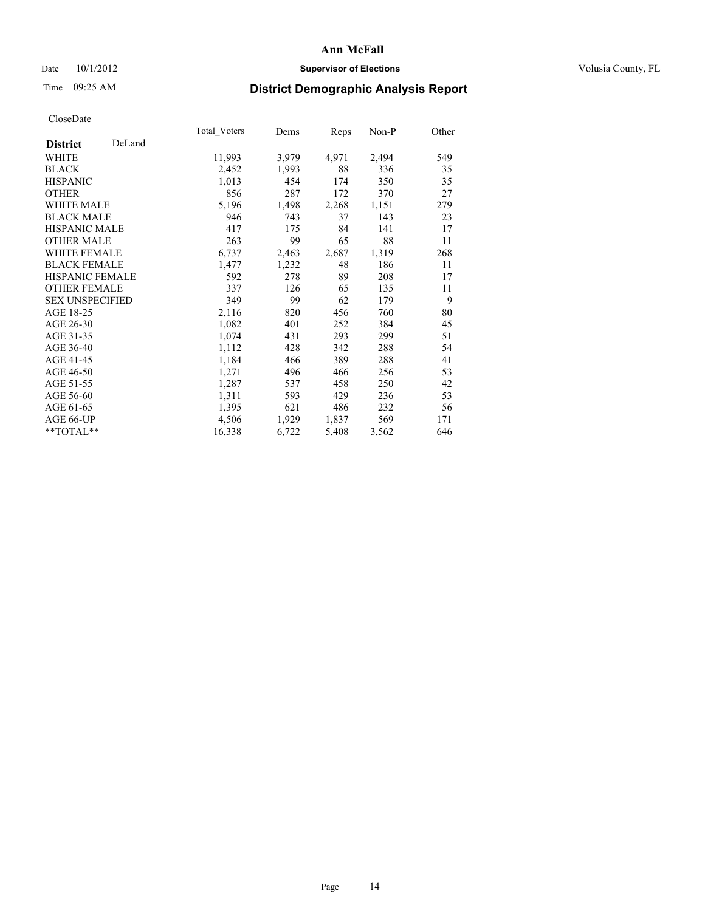**Ann McFall**

Date 10/1/2012 **Supervisor of Elections** Volusia County, FL

Time 09:25 AM **District Demographic Analysis Report**

CloseDate

| **District** DeLand | Total_Voters | Dems | Reps | Non-P | Other |
|---|---|---|---|---|---|
| WHITE | 11,993 | 3,979 | 4,971 | 2,494 | 549 |
| BLACK | 2,452 | 1,993 | 88 | 336 | 35 |
| HISPANIC | 1,013 | 454 | 174 | 350 | 35 |
| OTHER | 856 | 287 | 172 | 370 | 27 |
| WHITE MALE | 5,196 | 1,498 | 2,268 | 1,151 | 279 |
| BLACK MALE | 946 | 743 | 37 | 143 | 23 |
| HISPANIC MALE | 417 | 175 | 84 | 141 | 17 |
| OTHER MALE | 263 | 99 | 65 | 88 | 11 |
| WHITE FEMALE | 6,737 | 2,463 | 2,687 | 1,319 | 268 |
| BLACK FEMALE | 1,477 | 1,232 | 48 | 186 | 11 |
| HISPANIC FEMALE | 592 | 278 | 89 | 208 | 17 |
| OTHER FEMALE | 337 | 126 | 65 | 135 | 11 |
| SEX UNSPECIFIED | 349 | 99 | 62 | 179 | 9 |
| AGE 18-25 | 2,116 | 820 | 456 | 760 | 80 |
| AGE 26-30 | 1,082 | 401 | 252 | 384 | 45 |
| AGE 31-35 | 1,074 | 431 | 293 | 299 | 51 |
| AGE 36-40 | 1,112 | 428 | 342 | 288 | 54 |
| AGE 41-45 | 1,184 | 466 | 389 | 288 | 41 |
| AGE 46-50 | 1,271 | 496 | 466 | 256 | 53 |
| AGE 51-55 | 1,287 | 537 | 458 | 250 | 42 |
| AGE 56-60 | 1,311 | 593 | 429 | 236 | 53 |
| AGE 61-65 | 1,395 | 621 | 486 | 232 | 56 |
| AGE 66-UP | 4,506 | 1,929 | 1,837 | 569 | 171 |
| **TOTAL** | 16,338 | 6,722 | 5,408 | 3,562 | 646 |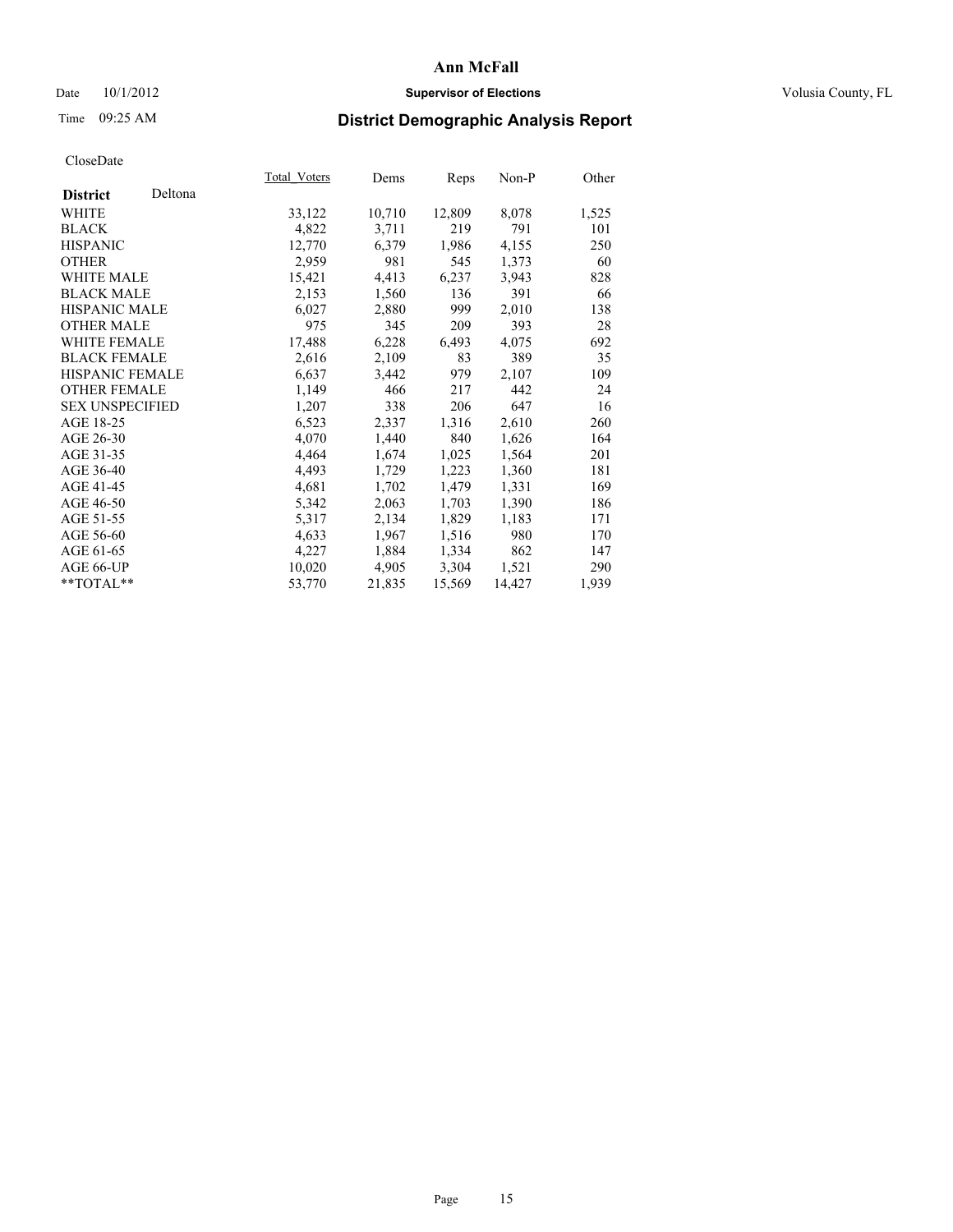# Ann McFall

Date 10/1/2012 **Supervisor of Elections** Volusia County, FL

Time 09:25 AM

## District Demographic Analysis Report

CloseDate

| **District** Deltona | Total Voters | Dems | Reps | Non-P | Other |
|---|---|---|---|---|---|
| WHITE | 33,122 | 10,710 | 12,809 | 8,078 | 1,525 |
| BLACK | 4,822 | 3,711 | 219 | 791 | 101 |
| HISPANIC | 12,770 | 6,379 | 1,986 | 4,155 | 250 |
| OTHER | 2,959 | 981 | 545 | 1,373 | 60 |
| WHITE MALE | 15,421 | 4,413 | 6,237 | 3,943 | 828 |
| BLACK MALE | 2,153 | 1,560 | 136 | 391 | 66 |
| HISPANIC MALE | 6,027 | 2,880 | 999 | 2,010 | 138 |
| OTHER MALE | 975 | 345 | 209 | 393 | 28 |
| WHITE FEMALE | 17,488 | 6,228 | 6,493 | 4,075 | 692 |
| BLACK FEMALE | 2,616 | 2,109 | 83 | 389 | 35 |
| HISPANIC FEMALE | 6,637 | 3,442 | 979 | 2,107 | 109 |
| OTHER FEMALE | 1,149 | 466 | 217 | 442 | 24 |
| SEX UNSPECIFIED | 1,207 | 338 | 206 | 647 | 16 |
| AGE 18-25 | 6,523 | 2,337 | 1,316 | 2,610 | 260 |
| AGE 26-30 | 4,070 | 1,440 | 840 | 1,626 | 164 |
| AGE 31-35 | 4,464 | 1,674 | 1,025 | 1,564 | 201 |
| AGE 36-40 | 4,493 | 1,729 | 1,223 | 1,360 | 181 |
| AGE 41-45 | 4,681 | 1,702 | 1,479 | 1,331 | 169 |
| AGE 46-50 | 5,342 | 2,063 | 1,703 | 1,390 | 186 |
| AGE 51-55 | 5,317 | 2,134 | 1,829 | 1,183 | 171 |
| AGE 56-60 | 4,633 | 1,967 | 1,516 | 980 | 170 |
| AGE 61-65 | 4,227 | 1,884 | 1,334 | 862 | 147 |
| AGE 66-UP | 10,020 | 4,905 | 3,304 | 1,521 | 290 |
| **TOTAL** | 53,770 | 21,835 | 15,569 | 14,427 | 1,939 |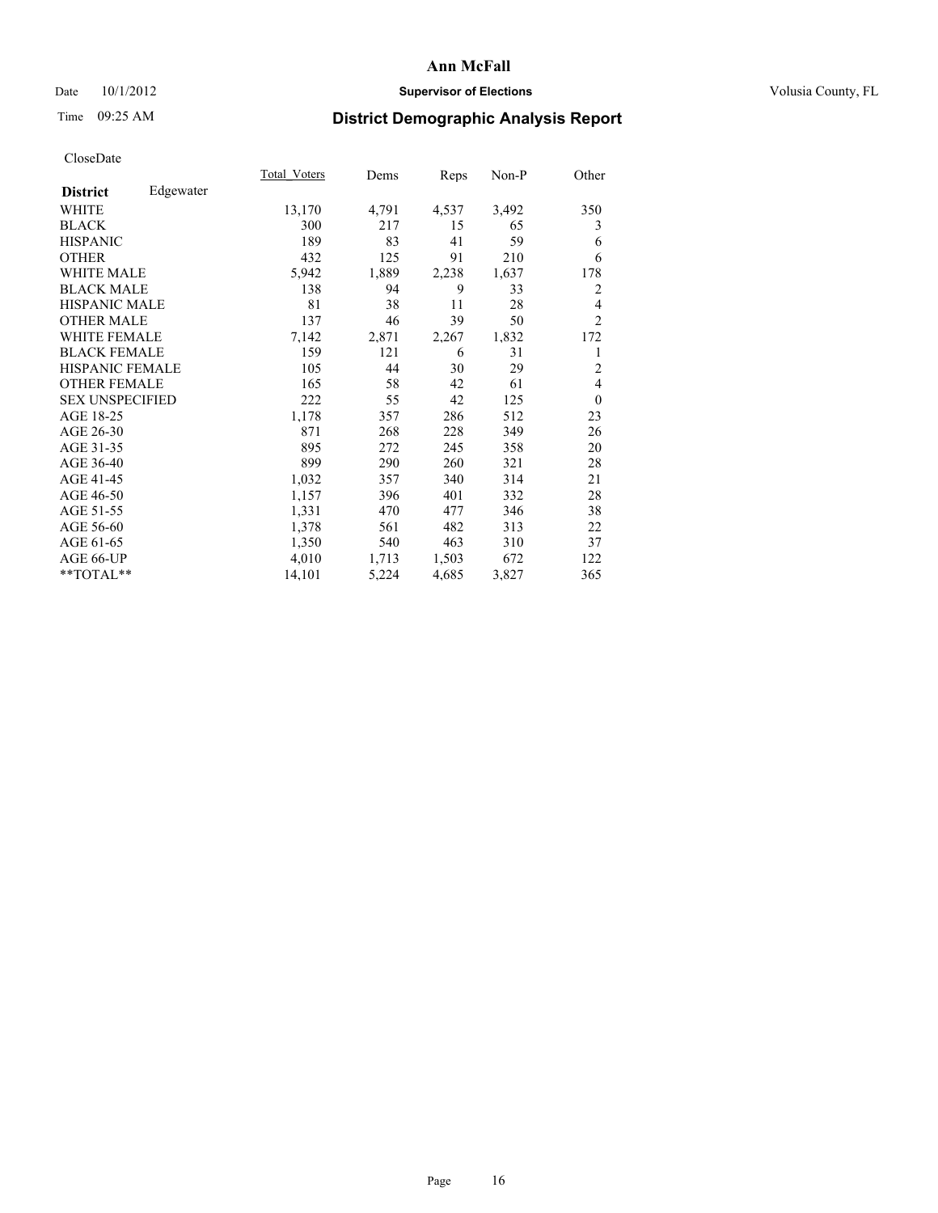# Ann McFall

Date 10/1/2012 **Supervisor of Elections** Volusia County, FL

Time 09:25 AM **District Demographic Analysis Report**

CloseDate

| **District** Edgewater | Total_Voters | Dems | Reps | Non-P | Other |
|---|---|---|---|---|---|
| WHITE | 13,170 | 4,791 | 4,537 | 3,492 | 350 |
| BLACK | 300 | 217 | 15 | 65 | 3 |
| HISPANIC | 189 | 83 | 41 | 59 | 6 |
| OTHER | 432 | 125 | 91 | 210 | 6 |
| WHITE MALE | 5,942 | 1,889 | 2,238 | 1,637 | 178 |
| BLACK MALE | 138 | 94 | 9 | 33 | 2 |
| HISPANIC MALE | 81 | 38 | 11 | 28 | 4 |
| OTHER MALE | 137 | 46 | 39 | 50 | 2 |
| WHITE FEMALE | 7,142 | 2,871 | 2,267 | 1,832 | 172 |
| BLACK FEMALE | 159 | 121 | 6 | 31 | 1 |
| HISPANIC FEMALE | 105 | 44 | 30 | 29 | 2 |
| OTHER FEMALE | 165 | 58 | 42 | 61 | 4 |
| SEX UNSPECIFIED | 222 | 55 | 42 | 125 | 0 |
| AGE 18-25 | 1,178 | 357 | 286 | 512 | 23 |
| AGE 26-30 | 871 | 268 | 228 | 349 | 26 |
| AGE 31-35 | 895 | 272 | 245 | 358 | 20 |
| AGE 36-40 | 899 | 290 | 260 | 321 | 28 |
| AGE 41-45 | 1,032 | 357 | 340 | 314 | 21 |
| AGE 46-50 | 1,157 | 396 | 401 | 332 | 28 |
| AGE 51-55 | 1,331 | 470 | 477 | 346 | 38 |
| AGE 56-60 | 1,378 | 561 | 482 | 313 | 22 |
| AGE 61-65 | 1,350 | 540 | 463 | 310 | 37 |
| AGE 66-UP | 4,010 | 1,713 | 1,503 | 672 | 122 |
| **TOTAL** | 14,101 | 5,224 | 4,685 | 3,827 | 365 |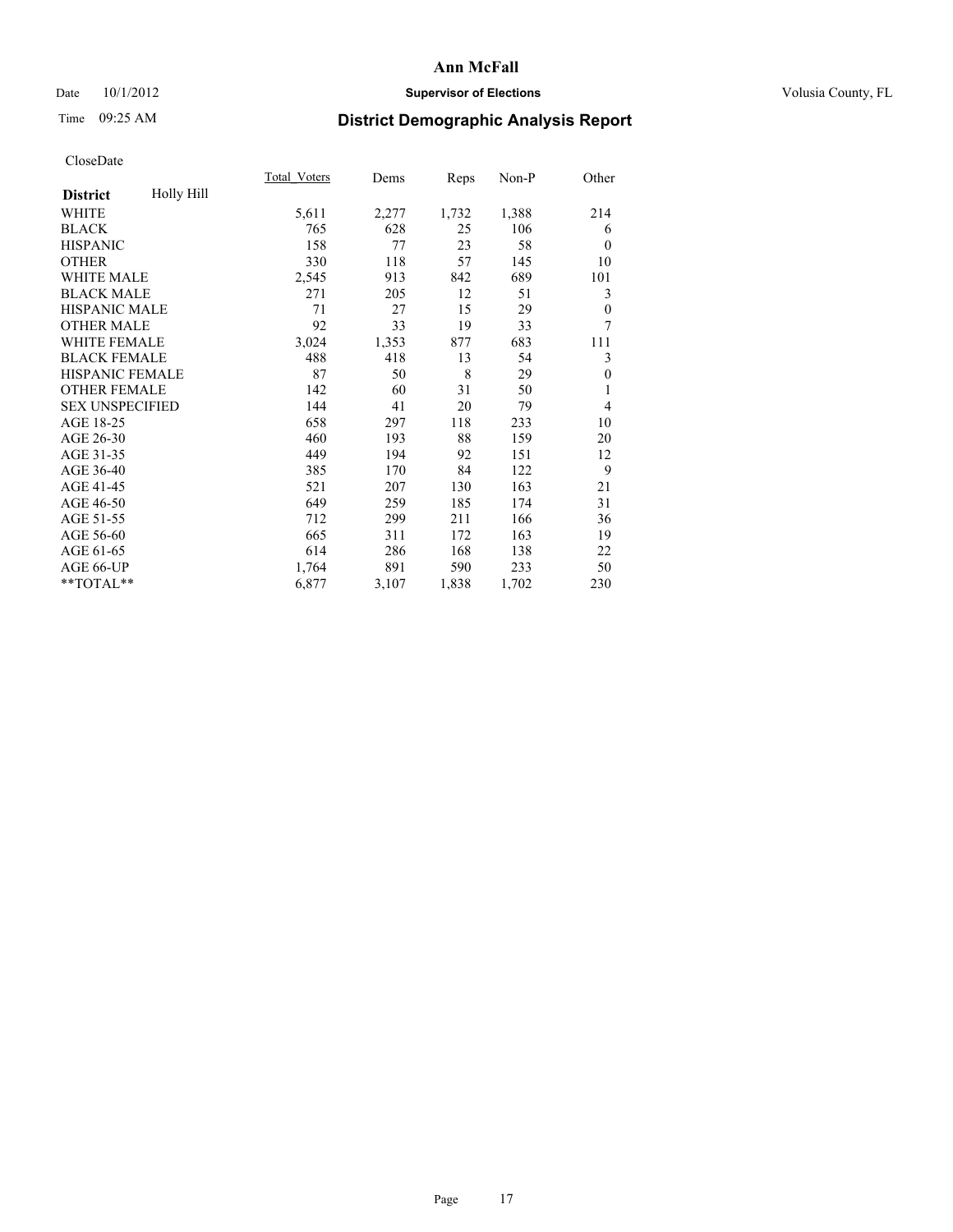# Ann McFall

Date 10/1/2012 **Supervisor of Elections** Volusia County, FL

Time 09:25 AM **District Demographic Analysis Report**

CloseDate

| **District** Holly Hill | Total_Voters | Dems | Reps | Non-P | Other |
|---|---|---|---|---|---|
| WHITE | 5,611 | 2,277 | 1,732 | 1,388 | 214 |
| BLACK | 765 | 628 | 25 | 106 | 6 |
| HISPANIC | 158 | 77 | 23 | 58 | 0 |
| OTHER | 330 | 118 | 57 | 145 | 10 |
| WHITE MALE | 2,545 | 913 | 842 | 689 | 101 |
| BLACK MALE | 271 | 205 | 12 | 51 | 3 |
| HISPANIC MALE | 71 | 27 | 15 | 29 | 0 |
| OTHER MALE | 92 | 33 | 19 | 33 | 7 |
| WHITE FEMALE | 3,024 | 1,353 | 877 | 683 | 111 |
| BLACK FEMALE | 488 | 418 | 13 | 54 | 3 |
| HISPANIC FEMALE | 87 | 50 | 8 | 29 | 0 |
| OTHER FEMALE | 142 | 60 | 31 | 50 | 1 |
| SEX UNSPECIFIED | 144 | 41 | 20 | 79 | 4 |
| AGE 18-25 | 658 | 297 | 118 | 233 | 10 |
| AGE 26-30 | 460 | 193 | 88 | 159 | 20 |
| AGE 31-35 | 449 | 194 | 92 | 151 | 12 |
| AGE 36-40 | 385 | 170 | 84 | 122 | 9 |
| AGE 41-45 | 521 | 207 | 130 | 163 | 21 |
| AGE 46-50 | 649 | 259 | 185 | 174 | 31 |
| AGE 51-55 | 712 | 299 | 211 | 166 | 36 |
| AGE 56-60 | 665 | 311 | 172 | 163 | 19 |
| AGE 61-65 | 614 | 286 | 168 | 138 | 22 |
| AGE 66-UP | 1,764 | 891 | 590 | 233 | 50 |
| **TOTAL** | 6,877 | 3,107 | 1,838 | 1,702 | 230 |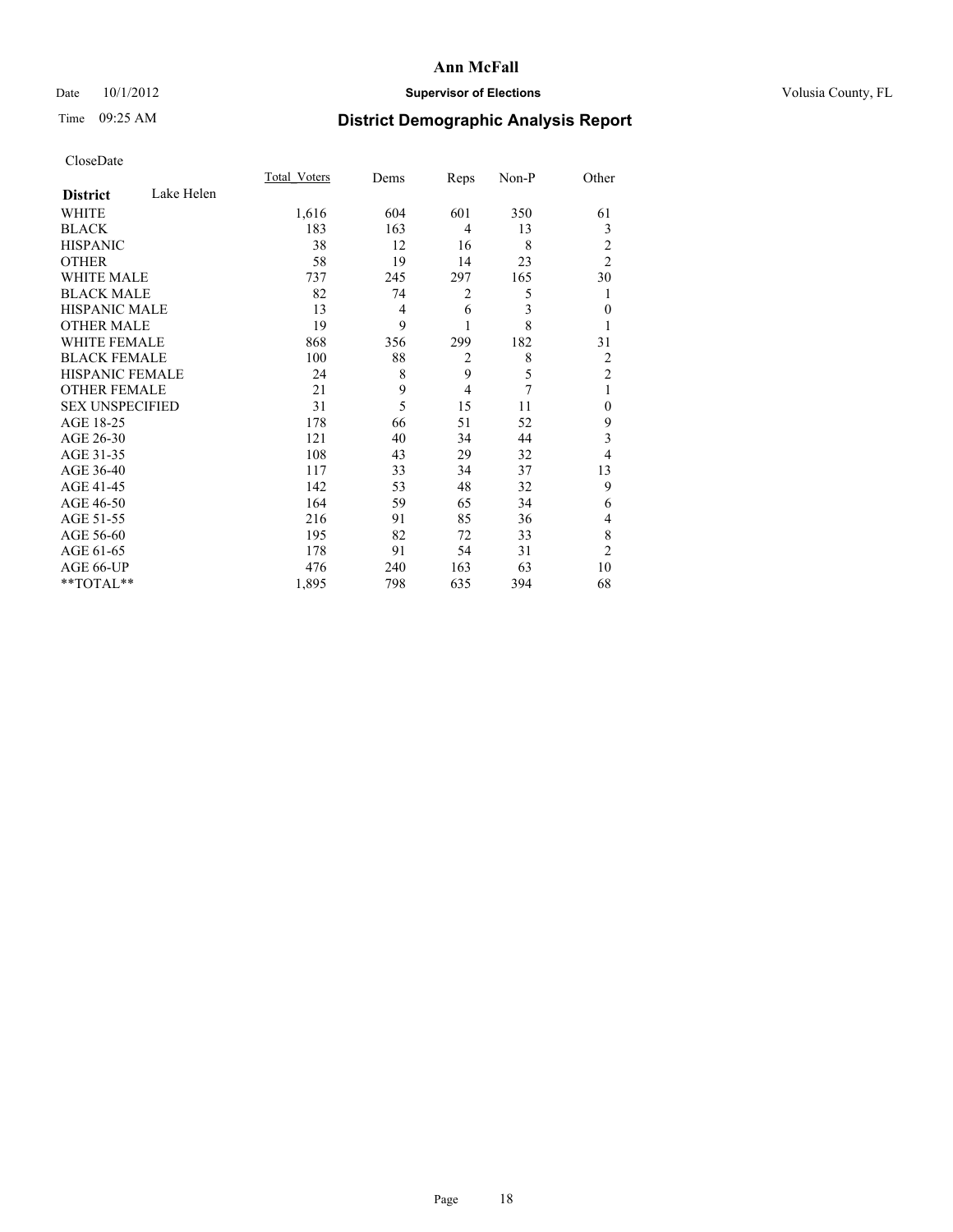**Ann McFall**

Date 10/1/2012 **Supervisor of Elections** Volusia County, FL

Time 09:25 AM **District Demographic Analysis Report**

CloseDate

| **District** Lake Helen | Total_Voters | Dems | Reps | Non-P | Other |
|---|---|---|---|---|---|
| WHITE | 1,616 | 604 | 601 | 350 | 61 |
| BLACK | 183 | 163 | 4 | 13 | 3 |
| HISPANIC | 38 | 12 | 16 | 8 | 2 |
| OTHER | 58 | 19 | 14 | 23 | 2 |
| WHITE MALE | 737 | 245 | 297 | 165 | 30 |
| BLACK MALE | 82 | 74 | 2 | 5 | 1 |
| HISPANIC MALE | 13 | 4 | 6 | 3 | 0 |
| OTHER MALE | 19 | 9 | 1 | 8 | 1 |
| WHITE FEMALE | 868 | 356 | 299 | 182 | 31 |
| BLACK FEMALE | 100 | 88 | 2 | 8 | 2 |
| HISPANIC FEMALE | 24 | 8 | 9 | 5 | 2 |
| OTHER FEMALE | 21 | 9 | 4 | 7 | 1 |
| SEX UNSPECIFIED | 31 | 5 | 15 | 11 | 0 |
| AGE 18-25 | 178 | 66 | 51 | 52 | 9 |
| AGE 26-30 | 121 | 40 | 34 | 44 | 3 |
| AGE 31-35 | 108 | 43 | 29 | 32 | 4 |
| AGE 36-40 | 117 | 33 | 34 | 37 | 13 |
| AGE 41-45 | 142 | 53 | 48 | 32 | 9 |
| AGE 46-50 | 164 | 59 | 65 | 34 | 6 |
| AGE 51-55 | 216 | 91 | 85 | 36 | 4 |
| AGE 56-60 | 195 | 82 | 72 | 33 | 8 |
| AGE 61-65 | 178 | 91 | 54 | 31 | 2 |
| AGE 66-UP | 476 | 240 | 163 | 63 | 10 |
| **TOTAL** | 1,895 | 798 | 635 | 394 | 68 |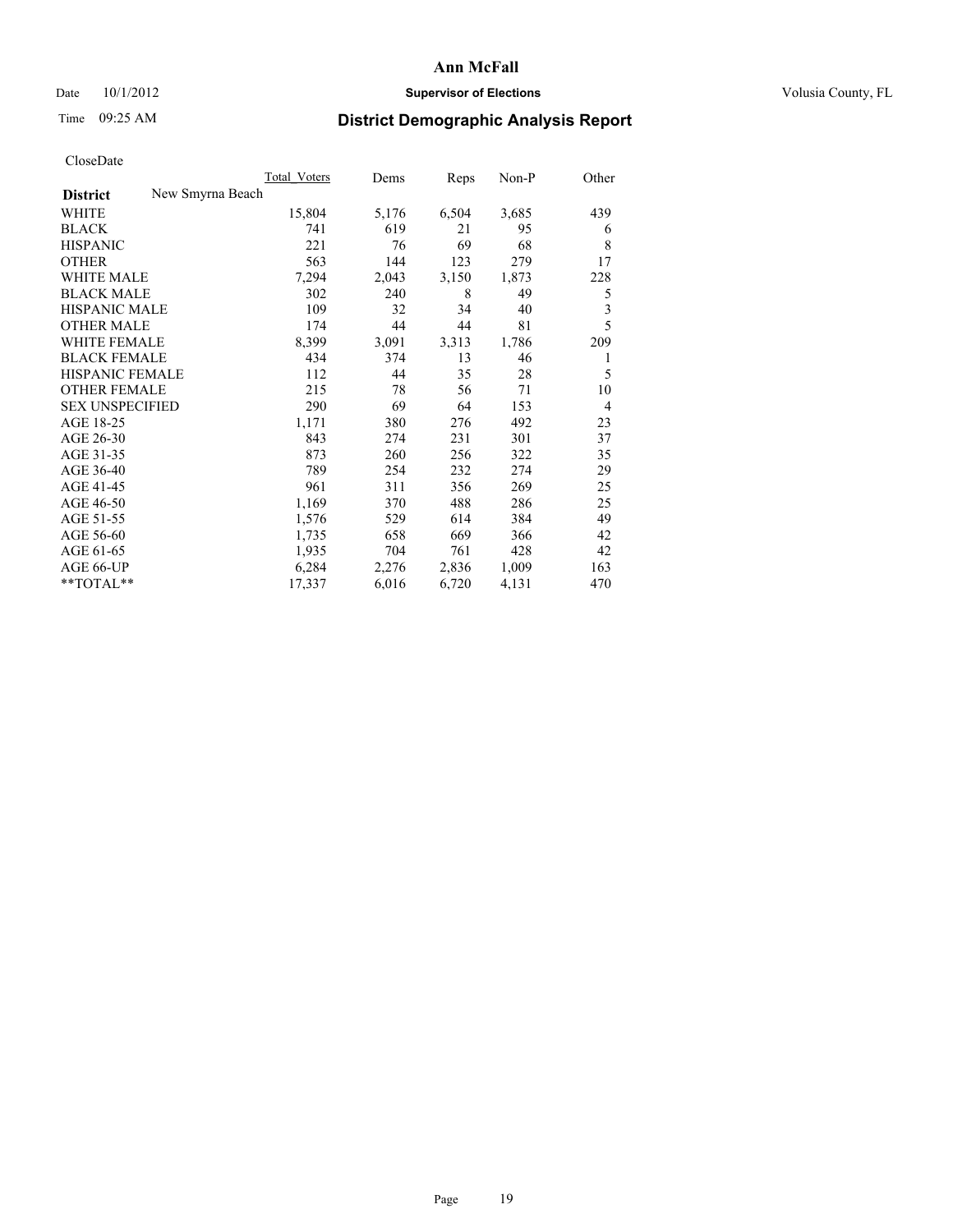# Ann McFall

Date 10/1/2012 **Supervisor of Elections** Volusia County, FL

Time 09:25 AM

## District Demographic Analysis Report

CloseDate

| | Total_Voters | Dems | Reps | Non-P | Other |
|---|---|---|---|---|---|
| **District** New Smyrna Beach | | | | | |
| WHITE | 15,804 | 5,176 | 6,504 | 3,685 | 439 |
| BLACK | 741 | 619 | 21 | 95 | 6 |
| HISPANIC | 221 | 76 | 69 | 68 | 8 |
| OTHER | 563 | 144 | 123 | 279 | 17 |
| WHITE MALE | 7,294 | 2,043 | 3,150 | 1,873 | 228 |
| BLACK MALE | 302 | 240 | 8 | 49 | 5 |
| HISPANIC MALE | 109 | 32 | 34 | 40 | 3 |
| OTHER MALE | 174 | 44 | 44 | 81 | 5 |
| WHITE FEMALE | 8,399 | 3,091 | 3,313 | 1,786 | 209 |
| BLACK FEMALE | 434 | 374 | 13 | 46 | 1 |
| HISPANIC FEMALE | 112 | 44 | 35 | 28 | 5 |
| OTHER FEMALE | 215 | 78 | 56 | 71 | 10 |
| SEX UNSPECIFIED | 290 | 69 | 64 | 153 | 4 |
| AGE 18-25 | 1,171 | 380 | 276 | 492 | 23 |
| AGE 26-30 | 843 | 274 | 231 | 301 | 37 |
| AGE 31-35 | 873 | 260 | 256 | 322 | 35 |
| AGE 36-40 | 789 | 254 | 232 | 274 | 29 |
| AGE 41-45 | 961 | 311 | 356 | 269 | 25 |
| AGE 46-50 | 1,169 | 370 | 488 | 286 | 25 |
| AGE 51-55 | 1,576 | 529 | 614 | 384 | 49 |
| AGE 56-60 | 1,735 | 658 | 669 | 366 | 42 |
| AGE 61-65 | 1,935 | 704 | 761 | 428 | 42 |
| AGE 66-UP | 6,284 | 2,276 | 2,836 | 1,009 | 163 |
| **TOTAL** | 17,337 | 6,016 | 6,720 | 4,131 | 470 |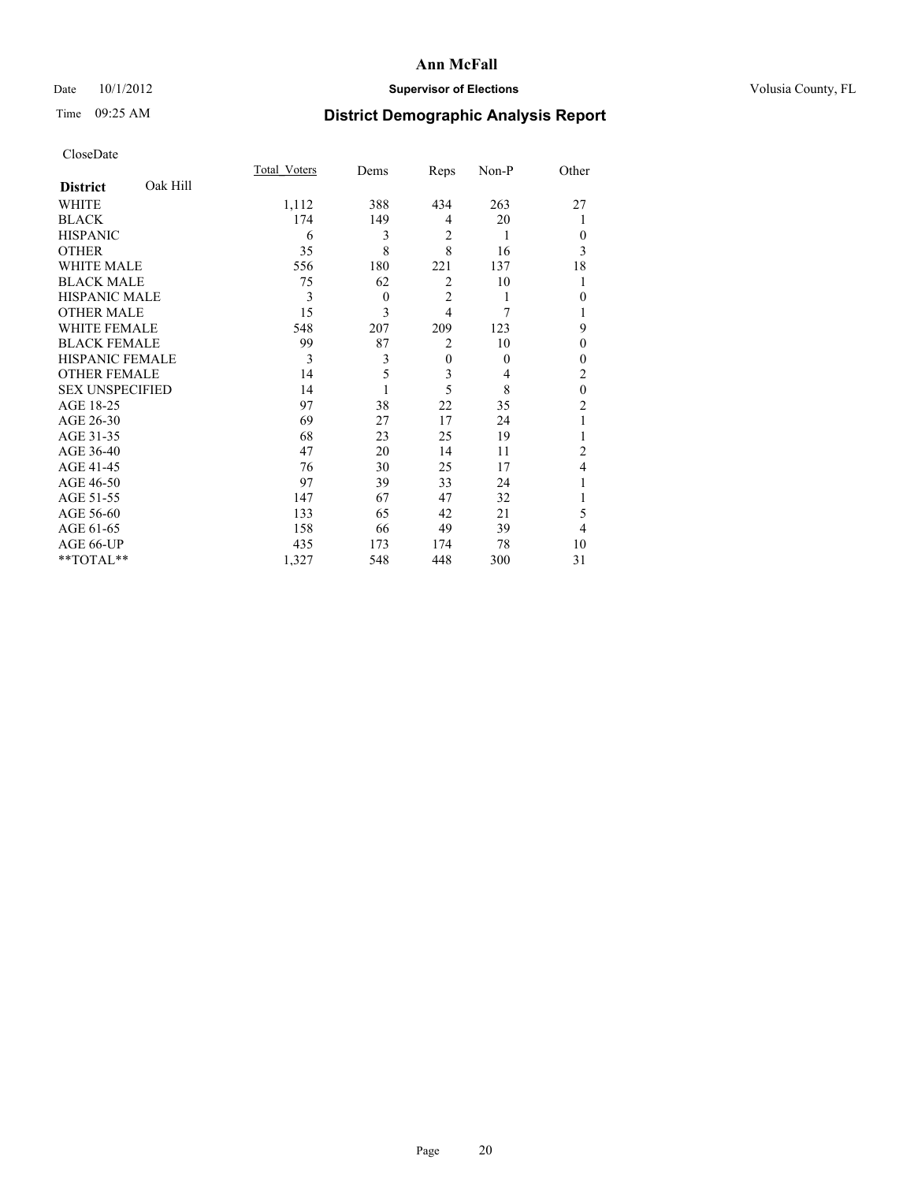# Ann McFall

Date 10/1/2012 **Supervisor of Elections** Volusia County, FL

Time 09:25 AM **District Demographic Analysis Report**

CloseDate

| **District** Oak Hill | Total_Voters | Dems | Reps | Non-P | Other |
|---|---|---|---|---|---|
| WHITE | 1,112 | 388 | 434 | 263 | 27 |
| BLACK | 174 | 149 | 4 | 20 | 1 |
| HISPANIC | 6 | 3 | 2 | 1 | 0 |
| OTHER | 35 | 8 | 8 | 16 | 3 |
| WHITE MALE | 556 | 180 | 221 | 137 | 18 |
| BLACK MALE | 75 | 62 | 2 | 10 | 1 |
| HISPANIC MALE | 3 | 0 | 2 | 1 | 0 |
| OTHER MALE | 15 | 3 | 4 | 7 | 1 |
| WHITE FEMALE | 548 | 207 | 209 | 123 | 9 |
| BLACK FEMALE | 99 | 87 | 2 | 10 | 0 |
| HISPANIC FEMALE | 3 | 3 | 0 | 0 | 0 |
| OTHER FEMALE | 14 | 5 | 3 | 4 | 2 |
| SEX UNSPECIFIED | 14 | 1 | 5 | 8 | 0 |
| AGE 18-25 | 97 | 38 | 22 | 35 | 2 |
| AGE 26-30 | 69 | 27 | 17 | 24 | 1 |
| AGE 31-35 | 68 | 23 | 25 | 19 | 1 |
| AGE 36-40 | 47 | 20 | 14 | 11 | 2 |
| AGE 41-45 | 76 | 30 | 25 | 17 | 4 |
| AGE 46-50 | 97 | 39 | 33 | 24 | 1 |
| AGE 51-55 | 147 | 67 | 47 | 32 | 1 |
| AGE 56-60 | 133 | 65 | 42 | 21 | 5 |
| AGE 61-65 | 158 | 66 | 49 | 39 | 4 |
| AGE 66-UP | 435 | 173 | 174 | 78 | 10 |
| **TOTAL** | 1,327 | 548 | 448 | 300 | 31 |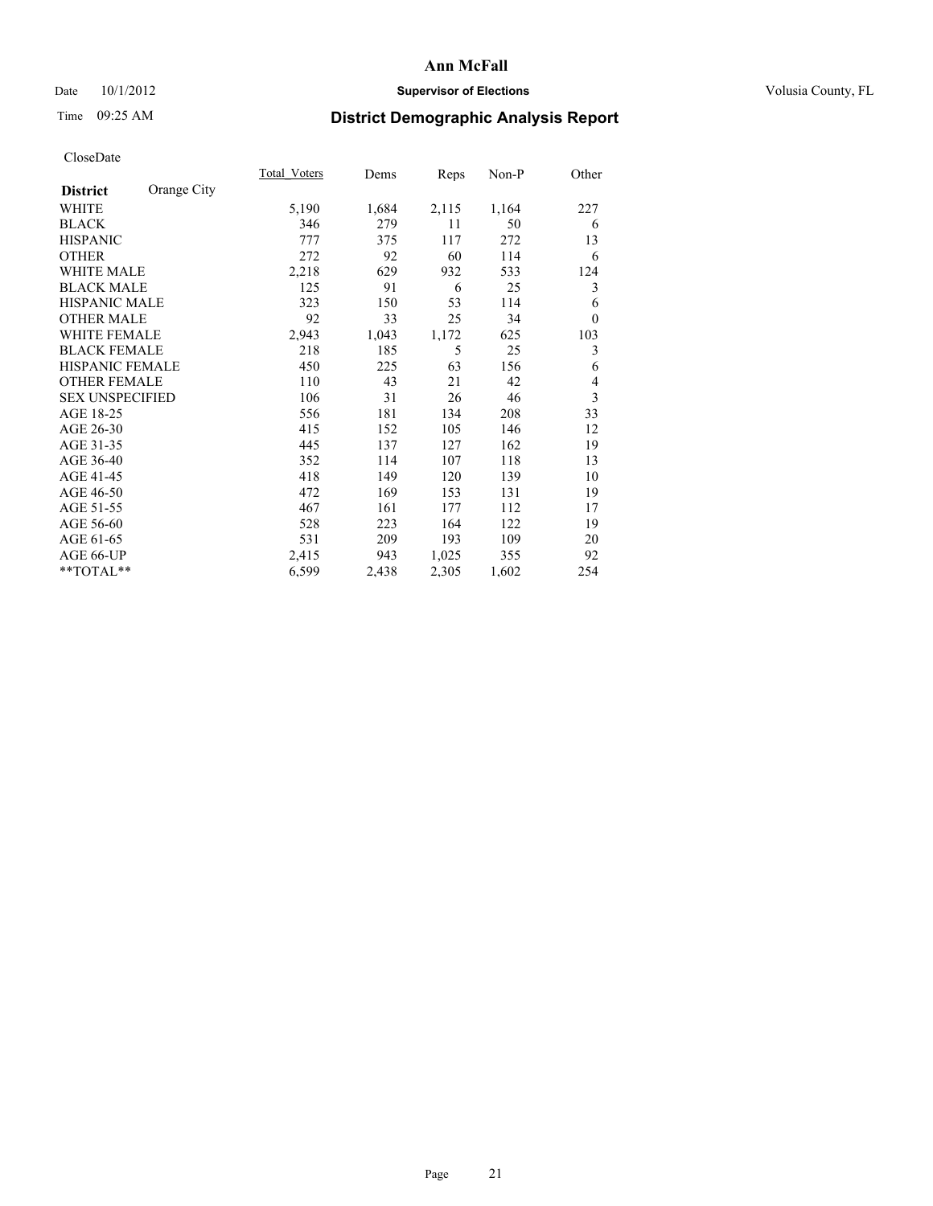**Ann McFall**

Date 10/1/2012 **Supervisor of Elections** Volusia County, FL

Time 09:25 AM

## District Demographic Analysis Report

CloseDate

| **District** Orange City | Total_Voters | Dems | Reps | Non-P | Other |
|---|---|---|---|---|---|
| WHITE | 5,190 | 1,684 | 2,115 | 1,164 | 227 |
| BLACK | 346 | 279 | 11 | 50 | 6 |
| HISPANIC | 777 | 375 | 117 | 272 | 13 |
| OTHER | 272 | 92 | 60 | 114 | 6 |
| WHITE MALE | 2,218 | 629 | 932 | 533 | 124 |
| BLACK MALE | 125 | 91 | 6 | 25 | 3 |
| HISPANIC MALE | 323 | 150 | 53 | 114 | 6 |
| OTHER MALE | 92 | 33 | 25 | 34 | 0 |
| WHITE FEMALE | 2,943 | 1,043 | 1,172 | 625 | 103 |
| BLACK FEMALE | 218 | 185 | 5 | 25 | 3 |
| HISPANIC FEMALE | 450 | 225 | 63 | 156 | 6 |
| OTHER FEMALE | 110 | 43 | 21 | 42 | 4 |
| SEX UNSPECIFIED | 106 | 31 | 26 | 46 | 3 |
| AGE 18-25 | 556 | 181 | 134 | 208 | 33 |
| AGE 26-30 | 415 | 152 | 105 | 146 | 12 |
| AGE 31-35 | 445 | 137 | 127 | 162 | 19 |
| AGE 36-40 | 352 | 114 | 107 | 118 | 13 |
| AGE 41-45 | 418 | 149 | 120 | 139 | 10 |
| AGE 46-50 | 472 | 169 | 153 | 131 | 19 |
| AGE 51-55 | 467 | 161 | 177 | 112 | 17 |
| AGE 56-60 | 528 | 223 | 164 | 122 | 19 |
| AGE 61-65 | 531 | 209 | 193 | 109 | 20 |
| AGE 66-UP | 2,415 | 943 | 1,025 | 355 | 92 |
| **TOTAL** | 6,599 | 2,438 | 2,305 | 1,602 | 254 |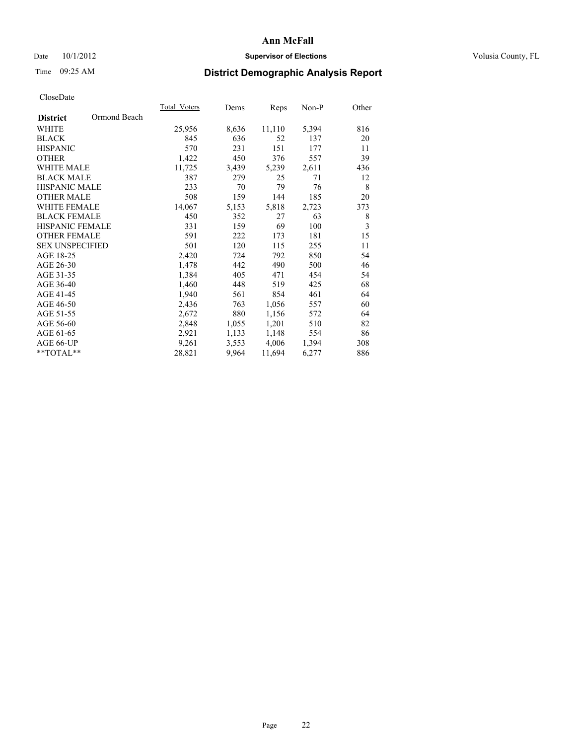**Ann McFall**

Date 10/1/2012 **Supervisor of Elections** Volusia County, FL

Time 09:25 AM **District Demographic Analysis Report**

CloseDate

| **District** Ormond Beach | Total_Voters | Dems | Reps | Non-P | Other |
|---|---|---|---|---|---|
| WHITE | 25,956 | 8,636 | 11,110 | 5,394 | 816 |
| BLACK | 845 | 636 | 52 | 137 | 20 |
| HISPANIC | 570 | 231 | 151 | 177 | 11 |
| OTHER | 1,422 | 450 | 376 | 557 | 39 |
| WHITE MALE | 11,725 | 3,439 | 5,239 | 2,611 | 436 |
| BLACK MALE | 387 | 279 | 25 | 71 | 12 |
| HISPANIC MALE | 233 | 70 | 79 | 76 | 8 |
| OTHER MALE | 508 | 159 | 144 | 185 | 20 |
| WHITE FEMALE | 14,067 | 5,153 | 5,818 | 2,723 | 373 |
| BLACK FEMALE | 450 | 352 | 27 | 63 | 8 |
| HISPANIC FEMALE | 331 | 159 | 69 | 100 | 3 |
| OTHER FEMALE | 591 | 222 | 173 | 181 | 15 |
| SEX UNSPECIFIED | 501 | 120 | 115 | 255 | 11 |
| AGE 18-25 | 2,420 | 724 | 792 | 850 | 54 |
| AGE 26-30 | 1,478 | 442 | 490 | 500 | 46 |
| AGE 31-35 | 1,384 | 405 | 471 | 454 | 54 |
| AGE 36-40 | 1,460 | 448 | 519 | 425 | 68 |
| AGE 41-45 | 1,940 | 561 | 854 | 461 | 64 |
| AGE 46-50 | 2,436 | 763 | 1,056 | 557 | 60 |
| AGE 51-55 | 2,672 | 880 | 1,156 | 572 | 64 |
| AGE 56-60 | 2,848 | 1,055 | 1,201 | 510 | 82 |
| AGE 61-65 | 2,921 | 1,133 | 1,148 | 554 | 86 |
| AGE 66-UP | 9,261 | 3,553 | 4,006 | 1,394 | 308 |
| **TOTAL** | 28,821 | 9,964 | 11,694 | 6,277 | 886 |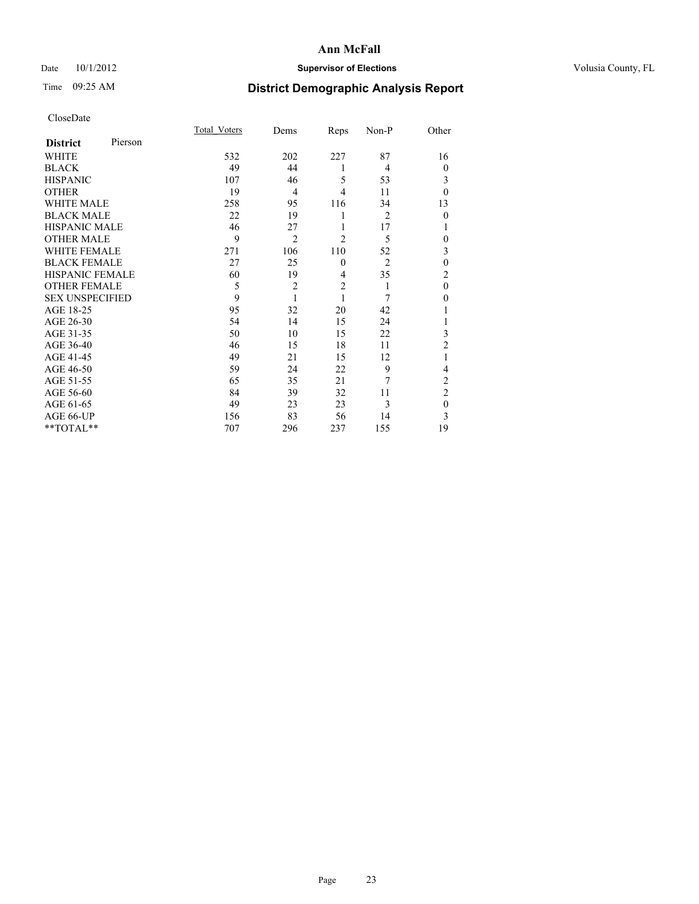# Ann McFall

Date 10/1/2012 **Supervisor of Elections** Volusia County, FL

Time 09:25 AM **District Demographic Analysis Report**

CloseDate

| **District** Pierson | Total Voters | Dems | Reps | Non-P | Other |
|---|---|---|---|---|---|
| WHITE | 532 | 202 | 227 | 87 | 16 |
| BLACK | 49 | 44 | 1 | 4 | 0 |
| HISPANIC | 107 | 46 | 5 | 53 | 3 |
| OTHER | 19 | 4 | 4 | 11 | 0 |
| WHITE MALE | 258 | 95 | 116 | 34 | 13 |
| BLACK MALE | 22 | 19 | 1 | 2 | 0 |
| HISPANIC MALE | 46 | 27 | 1 | 17 | 1 |
| OTHER MALE | 9 | 2 | 2 | 5 | 0 |
| WHITE FEMALE | 271 | 106 | 110 | 52 | 3 |
| BLACK FEMALE | 27 | 25 | 0 | 2 | 0 |
| HISPANIC FEMALE | 60 | 19 | 4 | 35 | 2 |
| OTHER FEMALE | 5 | 2 | 2 | 1 | 0 |
| SEX UNSPECIFIED | 9 | 1 | 1 | 7 | 0 |
| AGE 18-25 | 95 | 32 | 20 | 42 | 1 |
| AGE 26-30 | 54 | 14 | 15 | 24 | 1 |
| AGE 31-35 | 50 | 10 | 15 | 22 | 3 |
| AGE 36-40 | 46 | 15 | 18 | 11 | 2 |
| AGE 41-45 | 49 | 21 | 15 | 12 | 1 |
| AGE 46-50 | 59 | 24 | 22 | 9 | 4 |
| AGE 51-55 | 65 | 35 | 21 | 7 | 2 |
| AGE 56-60 | 84 | 39 | 32 | 11 | 2 |
| AGE 61-65 | 49 | 23 | 23 | 3 | 0 |
| AGE 66-UP | 156 | 83 | 56 | 14 | 3 |
| **TOTAL** | 707 | 296 | 237 | 155 | 19 |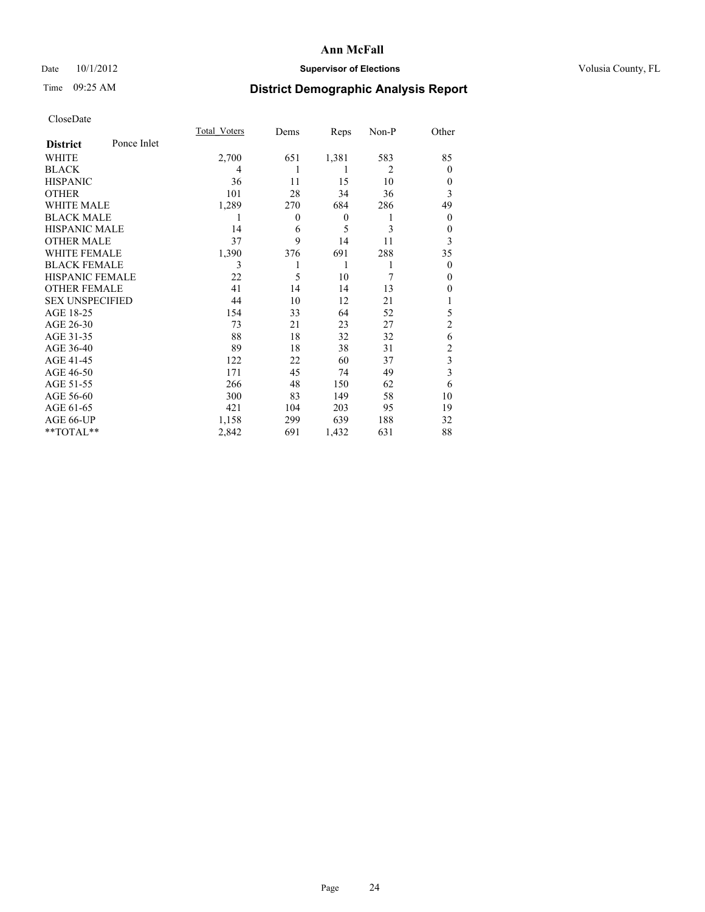# Ann McFall

Date 10/1/2012 **Supervisor of Elections** Volusia County, FL

Time 09:25 AM **District Demographic Analysis Report**

CloseDate

| **District** Ponce Inlet | Total_Voters | Dems | Reps | Non-P | Other |
|---|---|---|---|---|---|
| WHITE | 2,700 | 651 | 1,381 | 583 | 85 |
| BLACK | 4 | 1 | 1 | 2 | 0 |
| HISPANIC | 36 | 11 | 15 | 10 | 0 |
| OTHER | 101 | 28 | 34 | 36 | 3 |
| WHITE MALE | 1,289 | 270 | 684 | 286 | 49 |
| BLACK MALE | 1 | 0 | 0 | 1 | 0 |
| HISPANIC MALE | 14 | 6 | 5 | 3 | 0 |
| OTHER MALE | 37 | 9 | 14 | 11 | 3 |
| WHITE FEMALE | 1,390 | 376 | 691 | 288 | 35 |
| BLACK FEMALE | 3 | 1 | 1 | 1 | 0 |
| HISPANIC FEMALE | 22 | 5 | 10 | 7 | 0 |
| OTHER FEMALE | 41 | 14 | 14 | 13 | 0 |
| SEX UNSPECIFIED | 44 | 10 | 12 | 21 | 1 |
| AGE 18-25 | 154 | 33 | 64 | 52 | 5 |
| AGE 26-30 | 73 | 21 | 23 | 27 | 2 |
| AGE 31-35 | 88 | 18 | 32 | 32 | 6 |
| AGE 36-40 | 89 | 18 | 38 | 31 | 2 |
| AGE 41-45 | 122 | 22 | 60 | 37 | 3 |
| AGE 46-50 | 171 | 45 | 74 | 49 | 3 |
| AGE 51-55 | 266 | 48 | 150 | 62 | 6 |
| AGE 56-60 | 300 | 83 | 149 | 58 | 10 |
| AGE 61-65 | 421 | 104 | 203 | 95 | 19 |
| AGE 66-UP | 1,158 | 299 | 639 | 188 | 32 |
| **TOTAL** | 2,842 | 691 | 1,432 | 631 | 88 |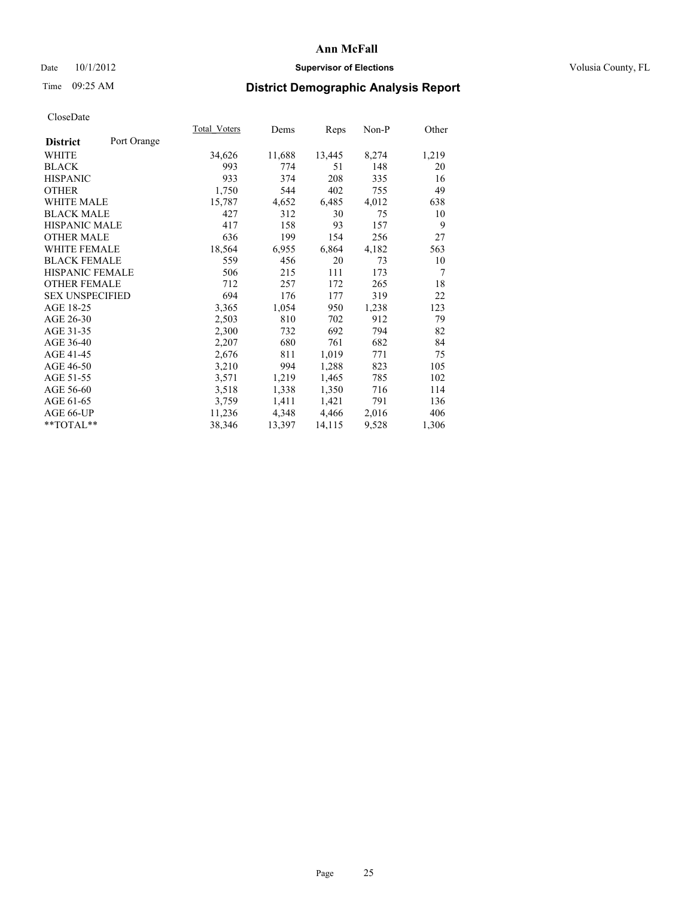# Ann McFall

Date 10/1/2012 **Supervisor of Elections** Volusia County, FL

Time 09:25 AM

## District Demographic Analysis Report

CloseDate

| **District** Port Orange | Total_Voters | Dems | Reps | Non-P | Other |
|---|---|---|---|---|---|
| WHITE | 34,626 | 11,688 | 13,445 | 8,274 | 1,219 |
| BLACK | 993 | 774 | 51 | 148 | 20 |
| HISPANIC | 933 | 374 | 208 | 335 | 16 |
| OTHER | 1,750 | 544 | 402 | 755 | 49 |
| WHITE MALE | 15,787 | 4,652 | 6,485 | 4,012 | 638 |
| BLACK MALE | 427 | 312 | 30 | 75 | 10 |
| HISPANIC MALE | 417 | 158 | 93 | 157 | 9 |
| OTHER MALE | 636 | 199 | 154 | 256 | 27 |
| WHITE FEMALE | 18,564 | 6,955 | 6,864 | 4,182 | 563 |
| BLACK FEMALE | 559 | 456 | 20 | 73 | 10 |
| HISPANIC FEMALE | 506 | 215 | 111 | 173 | 7 |
| OTHER FEMALE | 712 | 257 | 172 | 265 | 18 |
| SEX UNSPECIFIED | 694 | 176 | 177 | 319 | 22 |
| AGE 18-25 | 3,365 | 1,054 | 950 | 1,238 | 123 |
| AGE 26-30 | 2,503 | 810 | 702 | 912 | 79 |
| AGE 31-35 | 2,300 | 732 | 692 | 794 | 82 |
| AGE 36-40 | 2,207 | 680 | 761 | 682 | 84 |
| AGE 41-45 | 2,676 | 811 | 1,019 | 771 | 75 |
| AGE 46-50 | 3,210 | 994 | 1,288 | 823 | 105 |
| AGE 51-55 | 3,571 | 1,219 | 1,465 | 785 | 102 |
| AGE 56-60 | 3,518 | 1,338 | 1,350 | 716 | 114 |
| AGE 61-65 | 3,759 | 1,411 | 1,421 | 791 | 136 |
| AGE 66-UP | 11,236 | 4,348 | 4,466 | 2,016 | 406 |
| **TOTAL** | 38,346 | 13,397 | 14,115 | 9,528 | 1,306 |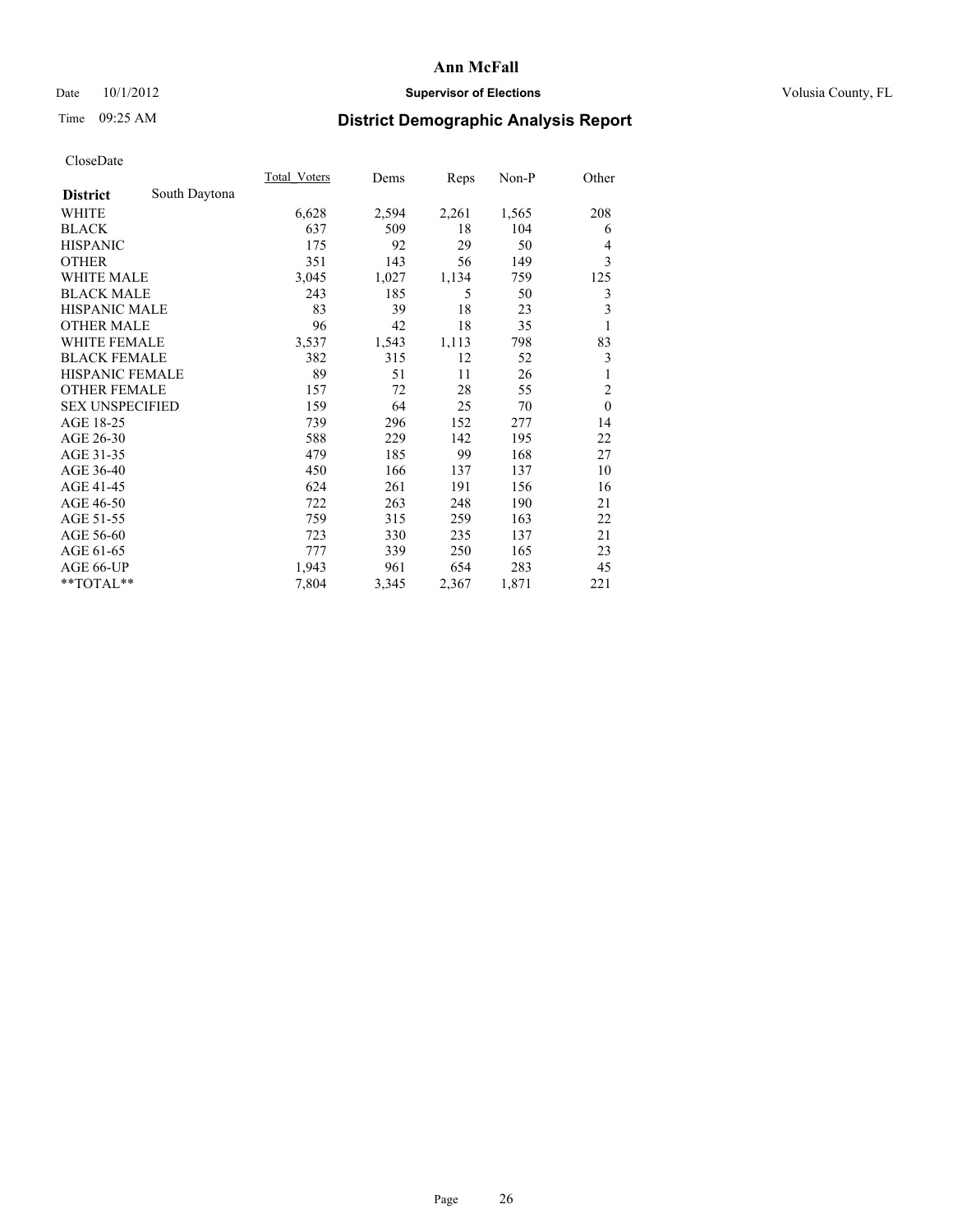**Ann McFall**

Date 10/1/2012 **Supervisor of Elections** Volusia County, FL

Time 09:25 AM

## District Demographic Analysis Report

CloseDate

| **District** South Daytona | Total_Voters | Dems | Reps | Non-P | Other |
|---|---|---|---|---|---|
| WHITE | 6,628 | 2,594 | 2,261 | 1,565 | 208 |
| BLACK | 637 | 509 | 18 | 104 | 6 |
| HISPANIC | 175 | 92 | 29 | 50 | 4 |
| OTHER | 351 | 143 | 56 | 149 | 3 |
| WHITE MALE | 3,045 | 1,027 | 1,134 | 759 | 125 |
| BLACK MALE | 243 | 185 | 5 | 50 | 3 |
| HISPANIC MALE | 83 | 39 | 18 | 23 | 3 |
| OTHER MALE | 96 | 42 | 18 | 35 | 1 |
| WHITE FEMALE | 3,537 | 1,543 | 1,113 | 798 | 83 |
| BLACK FEMALE | 382 | 315 | 12 | 52 | 3 |
| HISPANIC FEMALE | 89 | 51 | 11 | 26 | 1 |
| OTHER FEMALE | 157 | 72 | 28 | 55 | 2 |
| SEX UNSPECIFIED | 159 | 64 | 25 | 70 | 0 |
| AGE 18-25 | 739 | 296 | 152 | 277 | 14 |
| AGE 26-30 | 588 | 229 | 142 | 195 | 22 |
| AGE 31-35 | 479 | 185 | 99 | 168 | 27 |
| AGE 36-40 | 450 | 166 | 137 | 137 | 10 |
| AGE 41-45 | 624 | 261 | 191 | 156 | 16 |
| AGE 46-50 | 722 | 263 | 248 | 190 | 21 |
| AGE 51-55 | 759 | 315 | 259 | 163 | 22 |
| AGE 56-60 | 723 | 330 | 235 | 137 | 21 |
| AGE 61-65 | 777 | 339 | 250 | 165 | 23 |
| AGE 66-UP | 1,943 | 961 | 654 | 283 | 45 |
| **TOTAL** | 7,804 | 3,345 | 2,367 | 1,871 | 221 |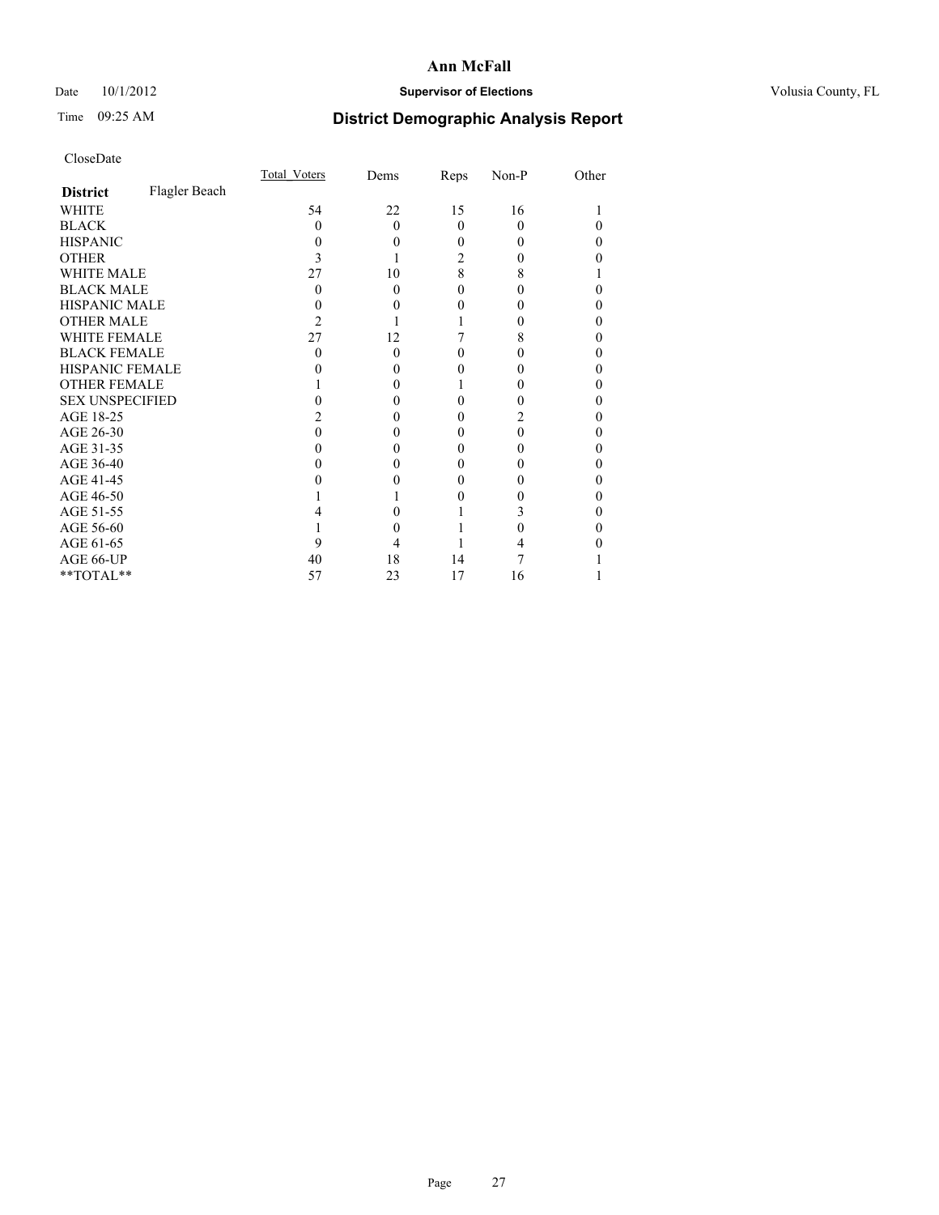# Ann McFall

Date 10/1/2012 **Supervisor of Elections** Volusia County, FL

Time 09:25 AM **District Demographic Analysis Report**

CloseDate

| **District** Flagler Beach | Total_Voters | Dems | Reps | Non-P | Other |
|---|---|---|---|---|---|
| WHITE | 54 | 22 | 15 | 16 | 1 |
| BLACK | 0 | 0 | 0 | 0 | 0 |
| HISPANIC | 0 | 0 | 0 | 0 | 0 |
| OTHER | 3 | 1 | 2 | 0 | 0 |
| WHITE MALE | 27 | 10 | 8 | 8 | 1 |
| BLACK MALE | 0 | 0 | 0 | 0 | 0 |
| HISPANIC MALE | 0 | 0 | 0 | 0 | 0 |
| OTHER MALE | 2 | 1 | 1 | 0 | 0 |
| WHITE FEMALE | 27 | 12 | 7 | 8 | 0 |
| BLACK FEMALE | 0 | 0 | 0 | 0 | 0 |
| HISPANIC FEMALE | 0 | 0 | 0 | 0 | 0 |
| OTHER FEMALE | 1 | 0 | 1 | 0 | 0 |
| SEX UNSPECIFIED | 0 | 0 | 0 | 0 | 0 |
| AGE 18-25 | 2 | 0 | 0 | 2 | 0 |
| AGE 26-30 | 0 | 0 | 0 | 0 | 0 |
| AGE 31-35 | 0 | 0 | 0 | 0 | 0 |
| AGE 36-40 | 0 | 0 | 0 | 0 | 0 |
| AGE 41-45 | 0 | 0 | 0 | 0 | 0 |
| AGE 46-50 | 1 | 1 | 0 | 0 | 0 |
| AGE 51-55 | 4 | 0 | 1 | 3 | 0 |
| AGE 56-60 | 1 | 0 | 1 | 0 | 0 |
| AGE 61-65 | 9 | 4 | 1 | 4 | 0 |
| AGE 66-UP | 40 | 18 | 14 | 7 | 1 |
| **TOTAL** | 57 | 23 | 17 | 16 | 1 |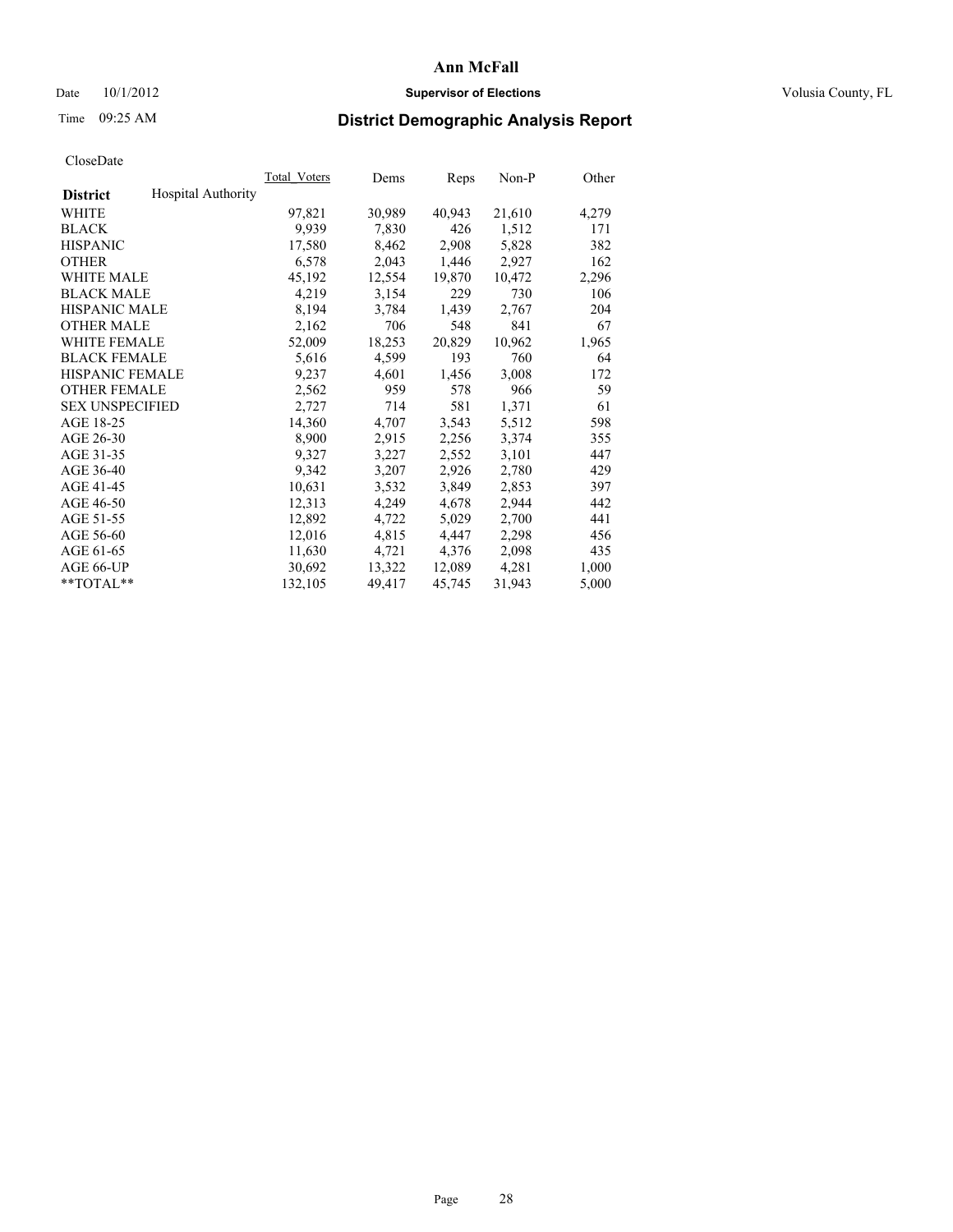# Ann McFall

Date 10/1/2012 **Supervisor of Elections** Volusia County, FL

Time 09:25 AM

## District Demographic Analysis Report

CloseDate

| **District** Hospital Authority | Total_Voters | Dems | Reps | Non-P | Other |
|---|---|---|---|---|---|
| WHITE | 97,821 | 30,989 | 40,943 | 21,610 | 4,279 |
| BLACK | 9,939 | 7,830 | 426 | 1,512 | 171 |
| HISPANIC | 17,580 | 8,462 | 2,908 | 5,828 | 382 |
| OTHER | 6,578 | 2,043 | 1,446 | 2,927 | 162 |
| WHITE MALE | 45,192 | 12,554 | 19,870 | 10,472 | 2,296 |
| BLACK MALE | 4,219 | 3,154 | 229 | 730 | 106 |
| HISPANIC MALE | 8,194 | 3,784 | 1,439 | 2,767 | 204 |
| OTHER MALE | 2,162 | 706 | 548 | 841 | 67 |
| WHITE FEMALE | 52,009 | 18,253 | 20,829 | 10,962 | 1,965 |
| BLACK FEMALE | 5,616 | 4,599 | 193 | 760 | 64 |
| HISPANIC FEMALE | 9,237 | 4,601 | 1,456 | 3,008 | 172 |
| OTHER FEMALE | 2,562 | 959 | 578 | 966 | 59 |
| SEX UNSPECIFIED | 2,727 | 714 | 581 | 1,371 | 61 |
| AGE 18-25 | 14,360 | 4,707 | 3,543 | 5,512 | 598 |
| AGE 26-30 | 8,900 | 2,915 | 2,256 | 3,374 | 355 |
| AGE 31-35 | 9,327 | 3,227 | 2,552 | 3,101 | 447 |
| AGE 36-40 | 9,342 | 3,207 | 2,926 | 2,780 | 429 |
| AGE 41-45 | 10,631 | 3,532 | 3,849 | 2,853 | 397 |
| AGE 46-50 | 12,313 | 4,249 | 4,678 | 2,944 | 442 |
| AGE 51-55 | 12,892 | 4,722 | 5,029 | 2,700 | 441 |
| AGE 56-60 | 12,016 | 4,815 | 4,447 | 2,298 | 456 |
| AGE 61-65 | 11,630 | 4,721 | 4,376 | 2,098 | 435 |
| AGE 66-UP | 30,692 | 13,322 | 12,089 | 4,281 | 1,000 |
| **TOTAL** | 132,105 | 49,417 | 45,745 | 31,943 | 5,000 |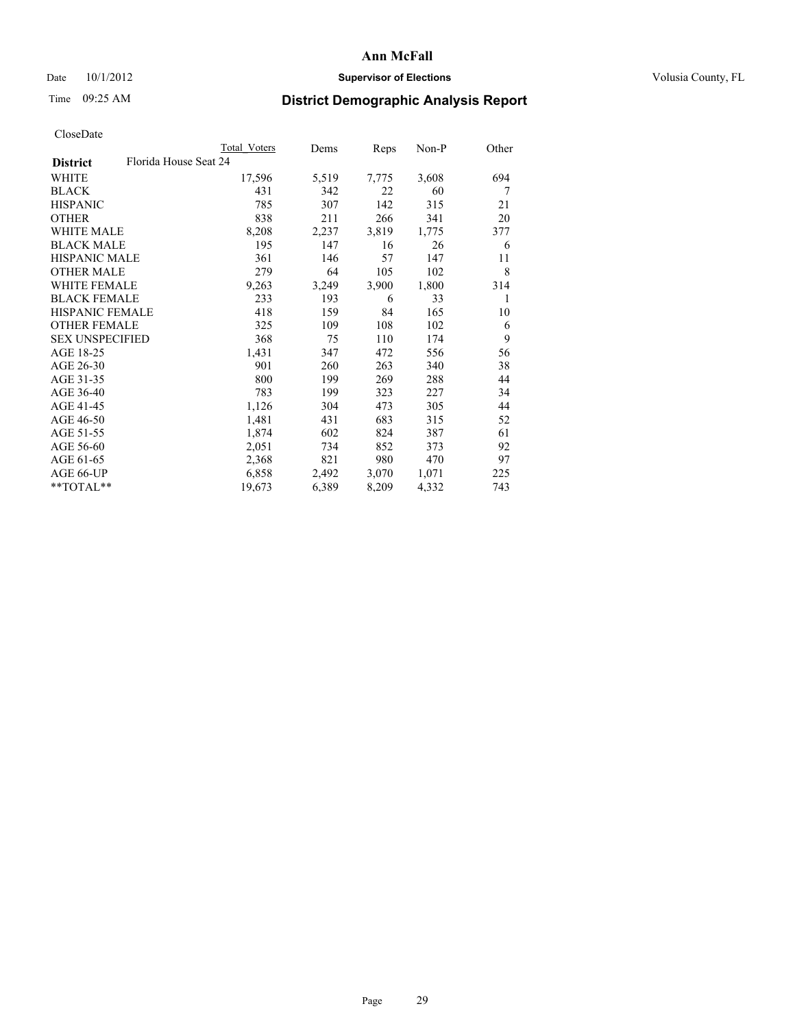**Ann McFall**

Date 10/1/2012 **Supervisor of Elections** Volusia County, FL

Time 09:25 AM

## District Demographic Analysis Report

CloseDate

| | Total Voters | Dems | Reps | Non-P | Other |
|---|---|---|---|---|---|
| **District** Florida House Seat 24 | | | | | |
| WHITE | 17,596 | 5,519 | 7,775 | 3,608 | 694 |
| BLACK | 431 | 342 | 22 | 60 | 7 |
| HISPANIC | 785 | 307 | 142 | 315 | 21 |
| OTHER | 838 | 211 | 266 | 341 | 20 |
| WHITE MALE | 8,208 | 2,237 | 3,819 | 1,775 | 377 |
| BLACK MALE | 195 | 147 | 16 | 26 | 6 |
| HISPANIC MALE | 361 | 146 | 57 | 147 | 11 |
| OTHER MALE | 279 | 64 | 105 | 102 | 8 |
| WHITE FEMALE | 9,263 | 3,249 | 3,900 | 1,800 | 314 |
| BLACK FEMALE | 233 | 193 | 6 | 33 | 1 |
| HISPANIC FEMALE | 418 | 159 | 84 | 165 | 10 |
| OTHER FEMALE | 325 | 109 | 108 | 102 | 6 |
| SEX UNSPECIFIED | 368 | 75 | 110 | 174 | 9 |
| AGE 18-25 | 1,431 | 347 | 472 | 556 | 56 |
| AGE 26-30 | 901 | 260 | 263 | 340 | 38 |
| AGE 31-35 | 800 | 199 | 269 | 288 | 44 |
| AGE 36-40 | 783 | 199 | 323 | 227 | 34 |
| AGE 41-45 | 1,126 | 304 | 473 | 305 | 44 |
| AGE 46-50 | 1,481 | 431 | 683 | 315 | 52 |
| AGE 51-55 | 1,874 | 602 | 824 | 387 | 61 |
| AGE 56-60 | 2,051 | 734 | 852 | 373 | 92 |
| AGE 61-65 | 2,368 | 821 | 980 | 470 | 97 |
| AGE 66-UP | 6,858 | 2,492 | 3,070 | 1,071 | 225 |
| **TOTAL** | 19,673 | 6,389 | 8,209 | 4,332 | 743 |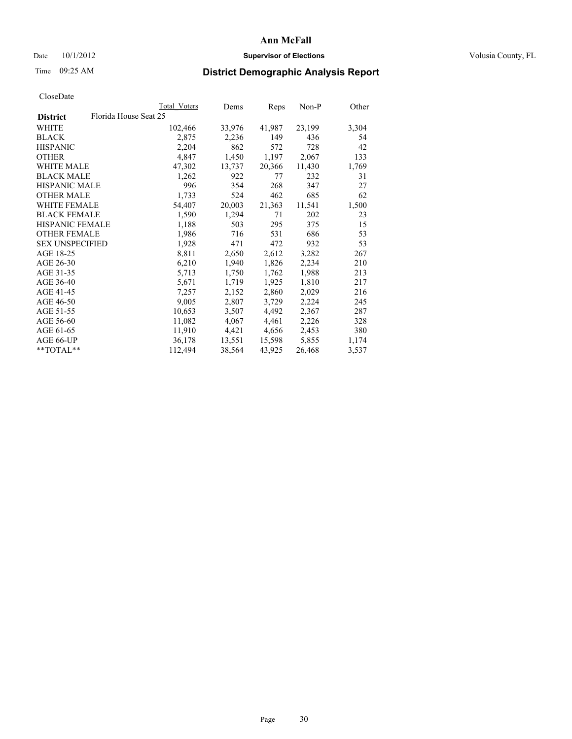# Ann McFall

Date 10/1/2012 **Supervisor of Elections** Volusia County, FL

Time 09:25 AM

## District Demographic Analysis Report

CloseDate

| | Total Voters | Dems | Reps | Non-P | Other |
|---|---|---|---|---|---|
| **District** Florida House Seat 25 | | | | | |
| WHITE | 102,466 | 33,976 | 41,987 | 23,199 | 3,304 |
| BLACK | 2,875 | 2,236 | 149 | 436 | 54 |
| HISPANIC | 2,204 | 862 | 572 | 728 | 42 |
| OTHER | 4,847 | 1,450 | 1,197 | 2,067 | 133 |
| WHITE MALE | 47,302 | 13,737 | 20,366 | 11,430 | 1,769 |
| BLACK MALE | 1,262 | 922 | 77 | 232 | 31 |
| HISPANIC MALE | 996 | 354 | 268 | 347 | 27 |
| OTHER MALE | 1,733 | 524 | 462 | 685 | 62 |
| WHITE FEMALE | 54,407 | 20,003 | 21,363 | 11,541 | 1,500 |
| BLACK FEMALE | 1,590 | 1,294 | 71 | 202 | 23 |
| HISPANIC FEMALE | 1,188 | 503 | 295 | 375 | 15 |
| OTHER FEMALE | 1,986 | 716 | 531 | 686 | 53 |
| SEX UNSPECIFIED | 1,928 | 471 | 472 | 932 | 53 |
| AGE 18-25 | 8,811 | 2,650 | 2,612 | 3,282 | 267 |
| AGE 26-30 | 6,210 | 1,940 | 1,826 | 2,234 | 210 |
| AGE 31-35 | 5,713 | 1,750 | 1,762 | 1,988 | 213 |
| AGE 36-40 | 5,671 | 1,719 | 1,925 | 1,810 | 217 |
| AGE 41-45 | 7,257 | 2,152 | 2,860 | 2,029 | 216 |
| AGE 46-50 | 9,005 | 2,807 | 3,729 | 2,224 | 245 |
| AGE 51-55 | 10,653 | 3,507 | 4,492 | 2,367 | 287 |
| AGE 56-60 | 11,082 | 4,067 | 4,461 | 2,226 | 328 |
| AGE 61-65 | 11,910 | 4,421 | 4,656 | 2,453 | 380 |
| AGE 66-UP | 36,178 | 13,551 | 15,598 | 5,855 | 1,174 |
| **TOTAL** | 112,494 | 38,564 | 43,925 | 26,468 | 3,537 |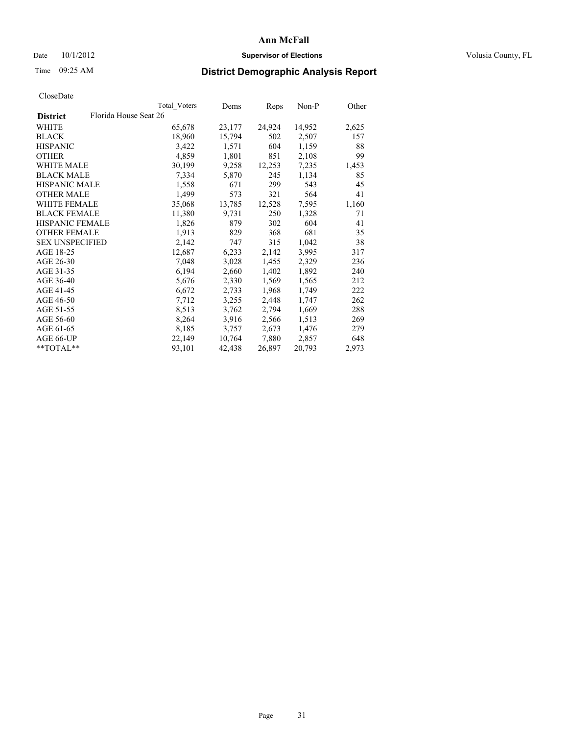CloseDate

| | Total Voters | Dems | Reps | Non-P | Other |
|---|---|---|---|---|---|
| **District** Florida House Seat 26 | | | | | |
| WHITE | 65,678 | 23,177 | 24,924 | 14,952 | 2,625 |
| BLACK | 18,960 | 15,794 | 502 | 2,507 | 157 |
| HISPANIC | 3,422 | 1,571 | 604 | 1,159 | 88 |
| OTHER | 4,859 | 1,801 | 851 | 2,108 | 99 |
| WHITE MALE | 30,199 | 9,258 | 12,253 | 7,235 | 1,453 |
| BLACK MALE | 7,334 | 5,870 | 245 | 1,134 | 85 |
| HISPANIC MALE | 1,558 | 671 | 299 | 543 | 45 |
| OTHER MALE | 1,499 | 573 | 321 | 564 | 41 |
| WHITE FEMALE | 35,068 | 13,785 | 12,528 | 7,595 | 1,160 |
| BLACK FEMALE | 11,380 | 9,731 | 250 | 1,328 | 71 |
| HISPANIC FEMALE | 1,826 | 879 | 302 | 604 | 41 |
| OTHER FEMALE | 1,913 | 829 | 368 | 681 | 35 |
| SEX UNSPECIFIED | 2,142 | 747 | 315 | 1,042 | 38 |
| AGE 18-25 | 12,687 | 6,233 | 2,142 | 3,995 | 317 |
| AGE 26-30 | 7,048 | 3,028 | 1,455 | 2,329 | 236 |
| AGE 31-35 | 6,194 | 2,660 | 1,402 | 1,892 | 240 |
| AGE 36-40 | 5,676 | 2,330 | 1,569 | 1,565 | 212 |
| AGE 41-45 | 6,672 | 2,733 | 1,968 | 1,749 | 222 |
| AGE 46-50 | 7,712 | 3,255 | 2,448 | 1,747 | 262 |
| AGE 51-55 | 8,513 | 3,762 | 2,794 | 1,669 | 288 |
| AGE 56-60 | 8,264 | 3,916 | 2,566 | 1,513 | 269 |
| AGE 61-65 | 8,185 | 3,757 | 2,673 | 1,476 | 279 |
| AGE 66-UP | 22,149 | 10,764 | 7,880 | 2,857 | 648 |
| **TOTAL** | 93,101 | 42,438 | 26,897 | 20,793 | 2,973 |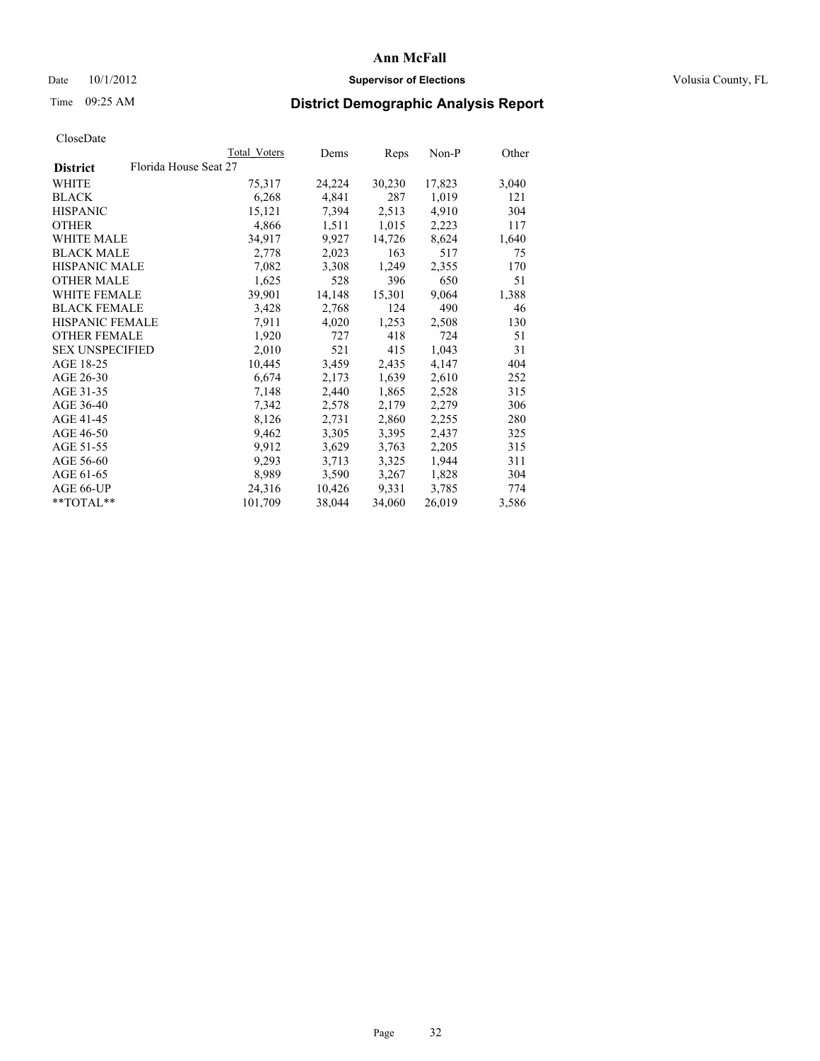# Ann McFall

Date 10/1/2012 **Supervisor of Elections** Volusia County, FL

Time 09:25 AM

## District Demographic Analysis Report

CloseDate

| District | Florida House Seat 27 | Total Voters | Dems | Reps | Non-P | Other |
|---|---|---|---|---|---|---|
| WHITE | | 75,317 | 24,224 | 30,230 | 17,823 | 3,040 |
| BLACK | | 6,268 | 4,841 | 287 | 1,019 | 121 |
| HISPANIC | | 15,121 | 7,394 | 2,513 | 4,910 | 304 |
| OTHER | | 4,866 | 1,511 | 1,015 | 2,223 | 117 |
| WHITE MALE | | 34,917 | 9,927 | 14,726 | 8,624 | 1,640 |
| BLACK MALE | | 2,778 | 2,023 | 163 | 517 | 75 |
| HISPANIC MALE | | 7,082 | 3,308 | 1,249 | 2,355 | 170 |
| OTHER MALE | | 1,625 | 528 | 396 | 650 | 51 |
| WHITE FEMALE | | 39,901 | 14,148 | 15,301 | 9,064 | 1,388 |
| BLACK FEMALE | | 3,428 | 2,768 | 124 | 490 | 46 |
| HISPANIC FEMALE | | 7,911 | 4,020 | 1,253 | 2,508 | 130 |
| OTHER FEMALE | | 1,920 | 727 | 418 | 724 | 51 |
| SEX UNSPECIFIED | | 2,010 | 521 | 415 | 1,043 | 31 |
| AGE 18-25 | | 10,445 | 3,459 | 2,435 | 4,147 | 404 |
| AGE 26-30 | | 6,674 | 2,173 | 1,639 | 2,610 | 252 |
| AGE 31-35 | | 7,148 | 2,440 | 1,865 | 2,528 | 315 |
| AGE 36-40 | | 7,342 | 2,578 | 2,179 | 2,279 | 306 |
| AGE 41-45 | | 8,126 | 2,731 | 2,860 | 2,255 | 280 |
| AGE 46-50 | | 9,462 | 3,305 | 3,395 | 2,437 | 325 |
| AGE 51-55 | | 9,912 | 3,629 | 3,763 | 2,205 | 315 |
| AGE 56-60 | | 9,293 | 3,713 | 3,325 | 1,944 | 311 |
| AGE 61-65 | | 8,989 | 3,590 | 3,267 | 1,828 | 304 |
| AGE 66-UP | | 24,316 | 10,426 | 9,331 | 3,785 | 774 |
| **TOTAL** | | 101,709 | 38,044 | 34,060 | 26,019 | 3,586 |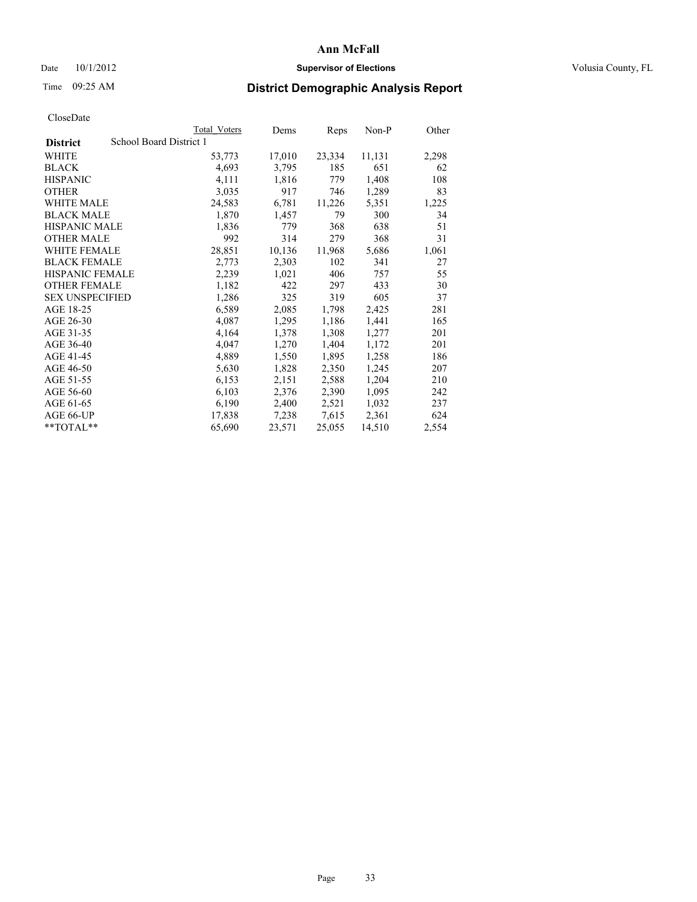# Ann McFall

Date 10/1/2012 **Supervisor of Elections** Volusia County, FL

Time 09:25 AM **District Demographic Analysis Report**

CloseDate

| | Total Voters | Dems | Reps | Non-P | Other |
|---|---|---|---|---|---|
| **District** School Board District 1 | | | | | |
| WHITE | 53,773 | 17,010 | 23,334 | 11,131 | 2,298 |
| BLACK | 4,693 | 3,795 | 185 | 651 | 62 |
| HISPANIC | 4,111 | 1,816 | 779 | 1,408 | 108 |
| OTHER | 3,035 | 917 | 746 | 1,289 | 83 |
| WHITE MALE | 24,583 | 6,781 | 11,226 | 5,351 | 1,225 |
| BLACK MALE | 1,870 | 1,457 | 79 | 300 | 34 |
| HISPANIC MALE | 1,836 | 779 | 368 | 638 | 51 |
| OTHER MALE | 992 | 314 | 279 | 368 | 31 |
| WHITE FEMALE | 28,851 | 10,136 | 11,968 | 5,686 | 1,061 |
| BLACK FEMALE | 2,773 | 2,303 | 102 | 341 | 27 |
| HISPANIC FEMALE | 2,239 | 1,021 | 406 | 757 | 55 |
| OTHER FEMALE | 1,182 | 422 | 297 | 433 | 30 |
| SEX UNSPECIFIED | 1,286 | 325 | 319 | 605 | 37 |
| AGE 18-25 | 6,589 | 2,085 | 1,798 | 2,425 | 281 |
| AGE 26-30 | 4,087 | 1,295 | 1,186 | 1,441 | 165 |
| AGE 31-35 | 4,164 | 1,378 | 1,308 | 1,277 | 201 |
| AGE 36-40 | 4,047 | 1,270 | 1,404 | 1,172 | 201 |
| AGE 41-45 | 4,889 | 1,550 | 1,895 | 1,258 | 186 |
| AGE 46-50 | 5,630 | 1,828 | 2,350 | 1,245 | 207 |
| AGE 51-55 | 6,153 | 2,151 | 2,588 | 1,204 | 210 |
| AGE 56-60 | 6,103 | 2,376 | 2,390 | 1,095 | 242 |
| AGE 61-65 | 6,190 | 2,400 | 2,521 | 1,032 | 237 |
| AGE 66-UP | 17,838 | 7,238 | 7,615 | 2,361 | 624 |
| **TOTAL** | 65,690 | 23,571 | 25,055 | 14,510 | 2,554 |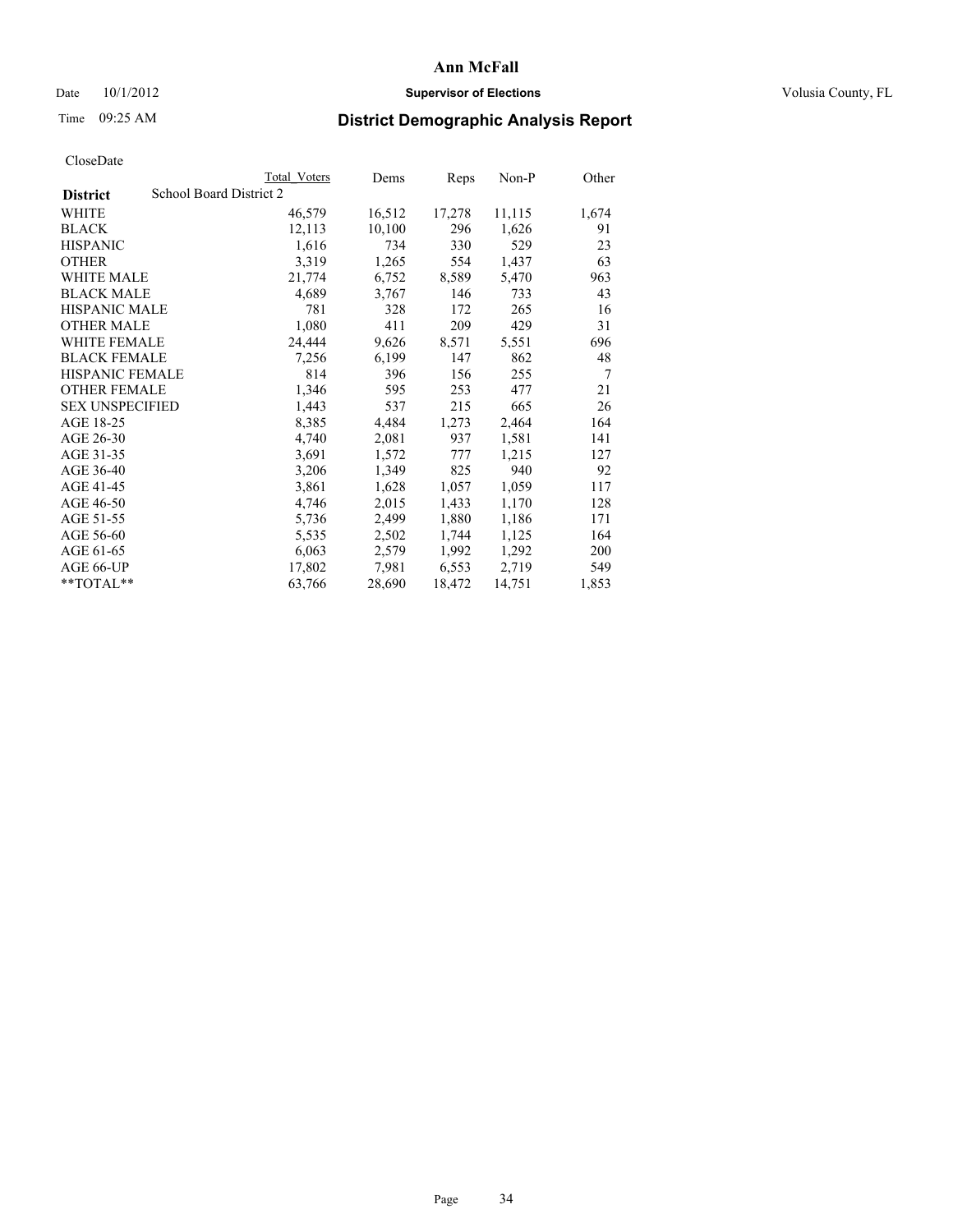# Ann McFall

Date 10/1/2012 **Supervisor of Elections** Volusia County, FL

Time 09:25 AM **District Demographic Analysis Report**

CloseDate

| **District** School Board District 2 | Total Voters | Dems | Reps | Non-P | Other |
|---|---|---|---|---|---|
| WHITE | 46,579 | 16,512 | 17,278 | 11,115 | 1,674 |
| BLACK | 12,113 | 10,100 | 296 | 1,626 | 91 |
| HISPANIC | 1,616 | 734 | 330 | 529 | 23 |
| OTHER | 3,319 | 1,265 | 554 | 1,437 | 63 |
| WHITE MALE | 21,774 | 6,752 | 8,589 | 5,470 | 963 |
| BLACK MALE | 4,689 | 3,767 | 146 | 733 | 43 |
| HISPANIC MALE | 781 | 328 | 172 | 265 | 16 |
| OTHER MALE | 1,080 | 411 | 209 | 429 | 31 |
| WHITE FEMALE | 24,444 | 9,626 | 8,571 | 5,551 | 696 |
| BLACK FEMALE | 7,256 | 6,199 | 147 | 862 | 48 |
| HISPANIC FEMALE | 814 | 396 | 156 | 255 | 7 |
| OTHER FEMALE | 1,346 | 595 | 253 | 477 | 21 |
| SEX UNSPECIFIED | 1,443 | 537 | 215 | 665 | 26 |
| AGE 18-25 | 8,385 | 4,484 | 1,273 | 2,464 | 164 |
| AGE 26-30 | 4,740 | 2,081 | 937 | 1,581 | 141 |
| AGE 31-35 | 3,691 | 1,572 | 777 | 1,215 | 127 |
| AGE 36-40 | 3,206 | 1,349 | 825 | 940 | 92 |
| AGE 41-45 | 3,861 | 1,628 | 1,057 | 1,059 | 117 |
| AGE 46-50 | 4,746 | 2,015 | 1,433 | 1,170 | 128 |
| AGE 51-55 | 5,736 | 2,499 | 1,880 | 1,186 | 171 |
| AGE 56-60 | 5,535 | 2,502 | 1,744 | 1,125 | 164 |
| AGE 61-65 | 6,063 | 2,579 | 1,992 | 1,292 | 200 |
| AGE 66-UP | 17,802 | 7,981 | 6,553 | 2,719 | 549 |
| **TOTAL** | 63,766 | 28,690 | 18,472 | 14,751 | 1,853 |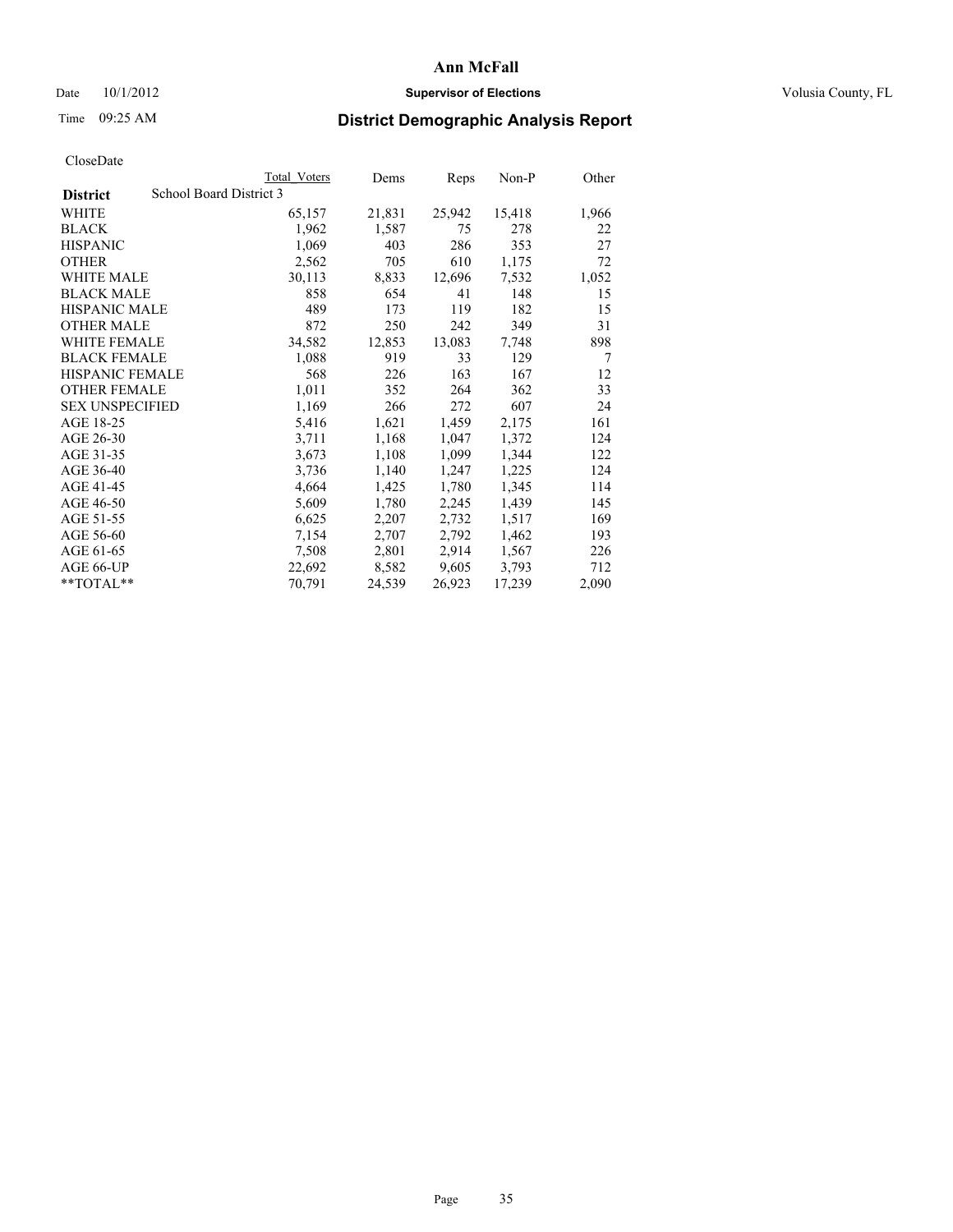# Ann McFall

Date 10/1/2012 **Supervisor of Elections** Volusia County, FL

Time 09:25 AM

## District Demographic Analysis Report

CloseDate

| **District** School Board District 3 | Total Voters | Dems | Reps | Non-P | Other |
|---|---|---|---|---|---|
| WHITE | 65,157 | 21,831 | 25,942 | 15,418 | 1,966 |
| BLACK | 1,962 | 1,587 | 75 | 278 | 22 |
| HISPANIC | 1,069 | 403 | 286 | 353 | 27 |
| OTHER | 2,562 | 705 | 610 | 1,175 | 72 |
| WHITE MALE | 30,113 | 8,833 | 12,696 | 7,532 | 1,052 |
| BLACK MALE | 858 | 654 | 41 | 148 | 15 |
| HISPANIC MALE | 489 | 173 | 119 | 182 | 15 |
| OTHER MALE | 872 | 250 | 242 | 349 | 31 |
| WHITE FEMALE | 34,582 | 12,853 | 13,083 | 7,748 | 898 |
| BLACK FEMALE | 1,088 | 919 | 33 | 129 | 7 |
| HISPANIC FEMALE | 568 | 226 | 163 | 167 | 12 |
| OTHER FEMALE | 1,011 | 352 | 264 | 362 | 33 |
| SEX UNSPECIFIED | 1,169 | 266 | 272 | 607 | 24 |
| AGE 18-25 | 5,416 | 1,621 | 1,459 | 2,175 | 161 |
| AGE 26-30 | 3,711 | 1,168 | 1,047 | 1,372 | 124 |
| AGE 31-35 | 3,673 | 1,108 | 1,099 | 1,344 | 122 |
| AGE 36-40 | 3,736 | 1,140 | 1,247 | 1,225 | 124 |
| AGE 41-45 | 4,664 | 1,425 | 1,780 | 1,345 | 114 |
| AGE 46-50 | 5,609 | 1,780 | 2,245 | 1,439 | 145 |
| AGE 51-55 | 6,625 | 2,207 | 2,732 | 1,517 | 169 |
| AGE 56-60 | 7,154 | 2,707 | 2,792 | 1,462 | 193 |
| AGE 61-65 | 7,508 | 2,801 | 2,914 | 1,567 | 226 |
| AGE 66-UP | 22,692 | 8,582 | 9,605 | 3,793 | 712 |
| **TOTAL** | 70,791 | 24,539 | 26,923 | 17,239 | 2,090 |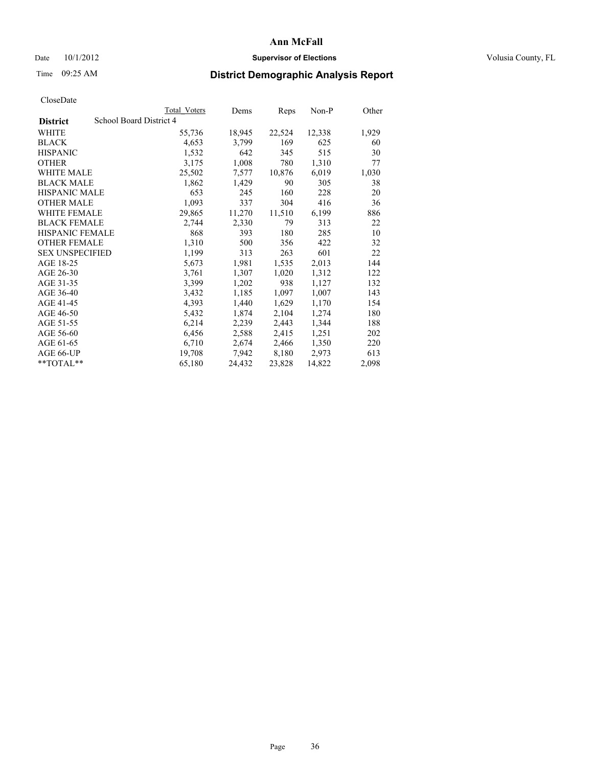# Ann McFall

Date 10/1/2012 **Supervisor of Elections** Volusia County, FL

Time 09:25 AM **District Demographic Analysis Report**

CloseDate

| **District** School Board District 4 | Total Voters | Dems | Reps | Non-P | Other |
|---|---|---|---|---|---|
| WHITE | 55,736 | 18,945 | 22,524 | 12,338 | 1,929 |
| BLACK | 4,653 | 3,799 | 169 | 625 | 60 |
| HISPANIC | 1,532 | 642 | 345 | 515 | 30 |
| OTHER | 3,175 | 1,008 | 780 | 1,310 | 77 |
| WHITE MALE | 25,502 | 7,577 | 10,876 | 6,019 | 1,030 |
| BLACK MALE | 1,862 | 1,429 | 90 | 305 | 38 |
| HISPANIC MALE | 653 | 245 | 160 | 228 | 20 |
| OTHER MALE | 1,093 | 337 | 304 | 416 | 36 |
| WHITE FEMALE | 29,865 | 11,270 | 11,510 | 6,199 | 886 |
| BLACK FEMALE | 2,744 | 2,330 | 79 | 313 | 22 |
| HISPANIC FEMALE | 868 | 393 | 180 | 285 | 10 |
| OTHER FEMALE | 1,310 | 500 | 356 | 422 | 32 |
| SEX UNSPECIFIED | 1,199 | 313 | 263 | 601 | 22 |
| AGE 18-25 | 5,673 | 1,981 | 1,535 | 2,013 | 144 |
| AGE 26-30 | 3,761 | 1,307 | 1,020 | 1,312 | 122 |
| AGE 31-35 | 3,399 | 1,202 | 938 | 1,127 | 132 |
| AGE 36-40 | 3,432 | 1,185 | 1,097 | 1,007 | 143 |
| AGE 41-45 | 4,393 | 1,440 | 1,629 | 1,170 | 154 |
| AGE 46-50 | 5,432 | 1,874 | 2,104 | 1,274 | 180 |
| AGE 51-55 | 6,214 | 2,239 | 2,443 | 1,344 | 188 |
| AGE 56-60 | 6,456 | 2,588 | 2,415 | 1,251 | 202 |
| AGE 61-65 | 6,710 | 2,674 | 2,466 | 1,350 | 220 |
| AGE 66-UP | 19,708 | 7,942 | 8,180 | 2,973 | 613 |
| **TOTAL** | 65,180 | 24,432 | 23,828 | 14,822 | 2,098 |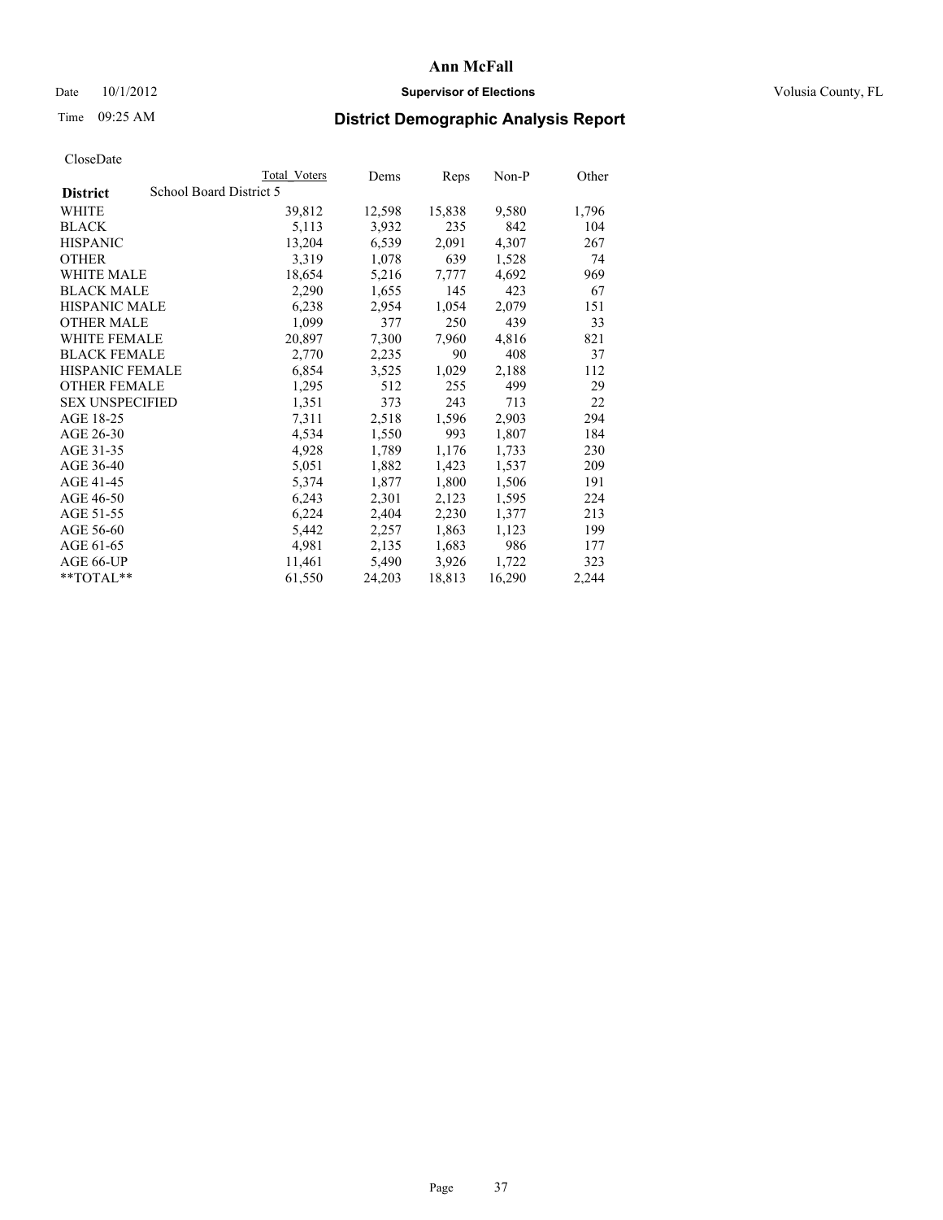**Ann McFall**

Date 10/1/2012 — **Supervisor of Elections** — Volusia County, FL

Time 09:25 AM — **District Demographic Analysis Report**

CloseDate

| **District** School Board District 5 | Total Voters | Dems | Reps | Non-P | Other |
|---|---|---|---|---|---|
| WHITE | 39,812 | 12,598 | 15,838 | 9,580 | 1,796 |
| BLACK | 5,113 | 3,932 | 235 | 842 | 104 |
| HISPANIC | 13,204 | 6,539 | 2,091 | 4,307 | 267 |
| OTHER | 3,319 | 1,078 | 639 | 1,528 | 74 |
| WHITE MALE | 18,654 | 5,216 | 7,777 | 4,692 | 969 |
| BLACK MALE | 2,290 | 1,655 | 145 | 423 | 67 |
| HISPANIC MALE | 6,238 | 2,954 | 1,054 | 2,079 | 151 |
| OTHER MALE | 1,099 | 377 | 250 | 439 | 33 |
| WHITE FEMALE | 20,897 | 7,300 | 7,960 | 4,816 | 821 |
| BLACK FEMALE | 2,770 | 2,235 | 90 | 408 | 37 |
| HISPANIC FEMALE | 6,854 | 3,525 | 1,029 | 2,188 | 112 |
| OTHER FEMALE | 1,295 | 512 | 255 | 499 | 29 |
| SEX UNSPECIFIED | 1,351 | 373 | 243 | 713 | 22 |
| AGE 18-25 | 7,311 | 2,518 | 1,596 | 2,903 | 294 |
| AGE 26-30 | 4,534 | 1,550 | 993 | 1,807 | 184 |
| AGE 31-35 | 4,928 | 1,789 | 1,176 | 1,733 | 230 |
| AGE 36-40 | 5,051 | 1,882 | 1,423 | 1,537 | 209 |
| AGE 41-45 | 5,374 | 1,877 | 1,800 | 1,506 | 191 |
| AGE 46-50 | 6,243 | 2,301 | 2,123 | 1,595 | 224 |
| AGE 51-55 | 6,224 | 2,404 | 2,230 | 1,377 | 213 |
| AGE 56-60 | 5,442 | 2,257 | 1,863 | 1,123 | 199 |
| AGE 61-65 | 4,981 | 2,135 | 1,683 | 986 | 177 |
| AGE 66-UP | 11,461 | 5,490 | 3,926 | 1,722 | 323 |
| **TOTAL** | 61,550 | 24,203 | 18,813 | 16,290 | 2,244 |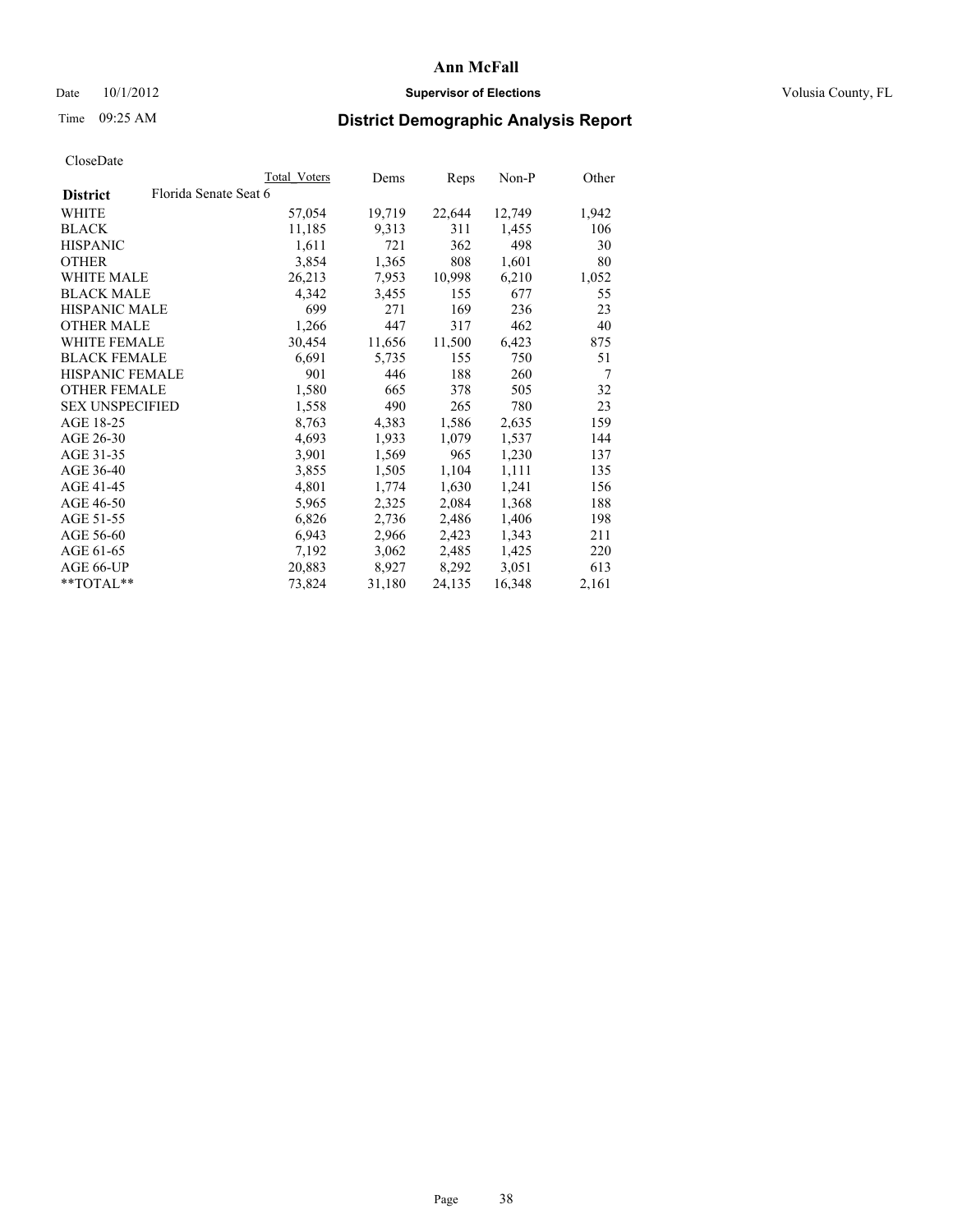# Ann McFall

Date 10/1/2012 **Supervisor of Elections** Volusia County, FL

Time 09:25 AM **District Demographic Analysis Report**

CloseDate

| District | Florida Senate Seat 6 | Total Voters | Dems | Reps | Non-P | Other |
|---|---|---|---|---|---|---|
| WHITE | | 57,054 | 19,719 | 22,644 | 12,749 | 1,942 |
| BLACK | | 11,185 | 9,313 | 311 | 1,455 | 106 |
| HISPANIC | | 1,611 | 721 | 362 | 498 | 30 |
| OTHER | | 3,854 | 1,365 | 808 | 1,601 | 80 |
| WHITE MALE | | 26,213 | 7,953 | 10,998 | 6,210 | 1,052 |
| BLACK MALE | | 4,342 | 3,455 | 155 | 677 | 55 |
| HISPANIC MALE | | 699 | 271 | 169 | 236 | 23 |
| OTHER MALE | | 1,266 | 447 | 317 | 462 | 40 |
| WHITE FEMALE | | 30,454 | 11,656 | 11,500 | 6,423 | 875 |
| BLACK FEMALE | | 6,691 | 5,735 | 155 | 750 | 51 |
| HISPANIC FEMALE | | 901 | 446 | 188 | 260 | 7 |
| OTHER FEMALE | | 1,580 | 665 | 378 | 505 | 32 |
| SEX UNSPECIFIED | | 1,558 | 490 | 265 | 780 | 23 |
| AGE 18-25 | | 8,763 | 4,383 | 1,586 | 2,635 | 159 |
| AGE 26-30 | | 4,693 | 1,933 | 1,079 | 1,537 | 144 |
| AGE 31-35 | | 3,901 | 1,569 | 965 | 1,230 | 137 |
| AGE 36-40 | | 3,855 | 1,505 | 1,104 | 1,111 | 135 |
| AGE 41-45 | | 4,801 | 1,774 | 1,630 | 1,241 | 156 |
| AGE 46-50 | | 5,965 | 2,325 | 2,084 | 1,368 | 188 |
| AGE 51-55 | | 6,826 | 2,736 | 2,486 | 1,406 | 198 |
| AGE 56-60 | | 6,943 | 2,966 | 2,423 | 1,343 | 211 |
| AGE 61-65 | | 7,192 | 3,062 | 2,485 | 1,425 | 220 |
| AGE 66-UP | | 20,883 | 8,927 | 8,292 | 3,051 | 613 |
| **TOTAL** | | 73,824 | 31,180 | 24,135 | 16,348 | 2,161 |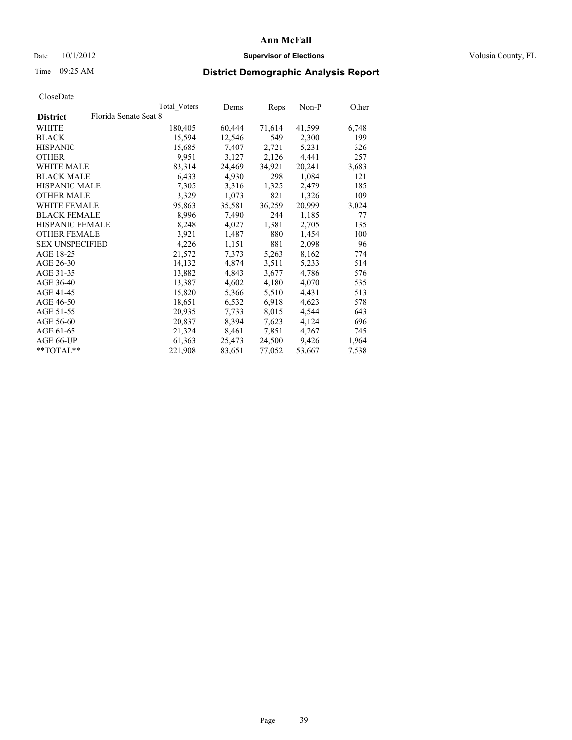# Ann McFall

Date 10/1/2012 **Supervisor of Elections** Volusia County, FL

Time 09:25 AM **District Demographic Analysis Report**

CloseDate

| **District** Florida Senate Seat 8 | Total Voters | Dems | Reps | Non-P | Other |
|---|---|---|---|---|---|
| WHITE | 180,405 | 60,444 | 71,614 | 41,599 | 6,748 |
| BLACK | 15,594 | 12,546 | 549 | 2,300 | 199 |
| HISPANIC | 15,685 | 7,407 | 2,721 | 5,231 | 326 |
| OTHER | 9,951 | 3,127 | 2,126 | 4,441 | 257 |
| WHITE MALE | 83,314 | 24,469 | 34,921 | 20,241 | 3,683 |
| BLACK MALE | 6,433 | 4,930 | 298 | 1,084 | 121 |
| HISPANIC MALE | 7,305 | 3,316 | 1,325 | 2,479 | 185 |
| OTHER MALE | 3,329 | 1,073 | 821 | 1,326 | 109 |
| WHITE FEMALE | 95,863 | 35,581 | 36,259 | 20,999 | 3,024 |
| BLACK FEMALE | 8,996 | 7,490 | 244 | 1,185 | 77 |
| HISPANIC FEMALE | 8,248 | 4,027 | 1,381 | 2,705 | 135 |
| OTHER FEMALE | 3,921 | 1,487 | 880 | 1,454 | 100 |
| SEX UNSPECIFIED | 4,226 | 1,151 | 881 | 2,098 | 96 |
| AGE 18-25 | 21,572 | 7,373 | 5,263 | 8,162 | 774 |
| AGE 26-30 | 14,132 | 4,874 | 3,511 | 5,233 | 514 |
| AGE 31-35 | 13,882 | 4,843 | 3,677 | 4,786 | 576 |
| AGE 36-40 | 13,387 | 4,602 | 4,180 | 4,070 | 535 |
| AGE 41-45 | 15,820 | 5,366 | 5,510 | 4,431 | 513 |
| AGE 46-50 | 18,651 | 6,532 | 6,918 | 4,623 | 578 |
| AGE 51-55 | 20,935 | 7,733 | 8,015 | 4,544 | 643 |
| AGE 56-60 | 20,837 | 8,394 | 7,623 | 4,124 | 696 |
| AGE 61-65 | 21,324 | 8,461 | 7,851 | 4,267 | 745 |
| AGE 66-UP | 61,363 | 25,473 | 24,500 | 9,426 | 1,964 |
| **TOTAL** | 221,908 | 83,651 | 77,052 | 53,667 | 7,538 |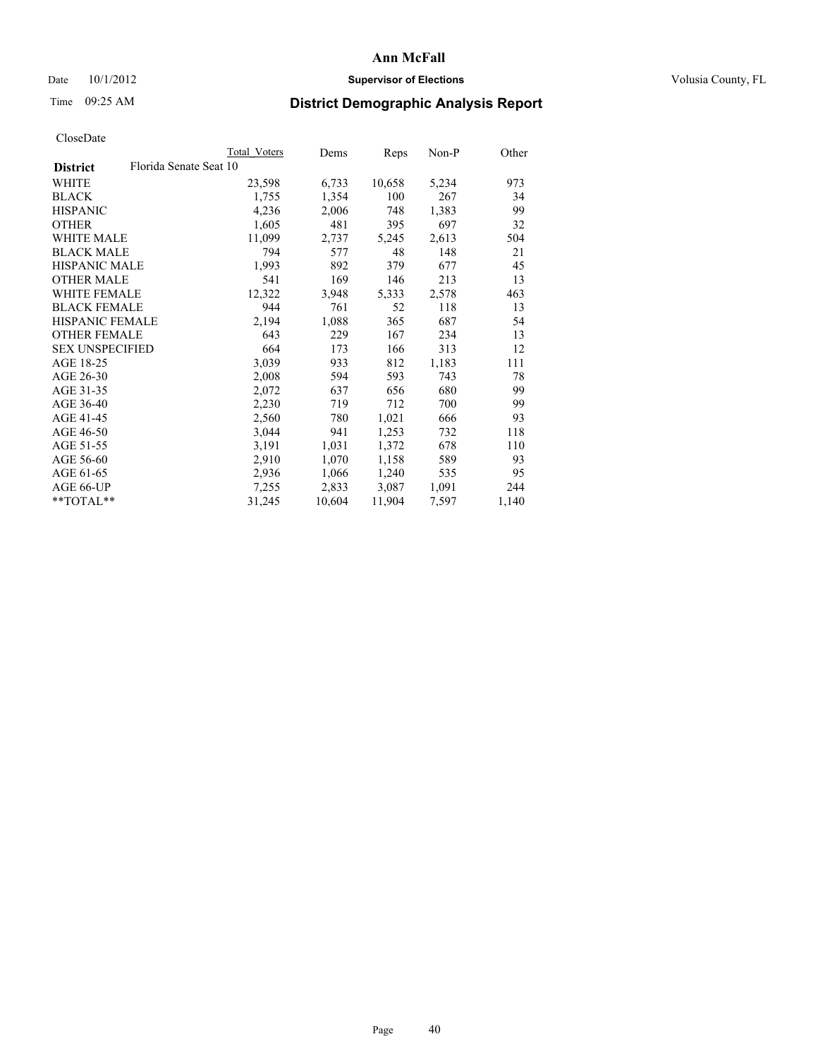# Ann McFall

Date 10/1/2012 **Supervisor of Elections** Volusia County, FL

Time 09:25 AM

## District Demographic Analysis Report

CloseDate

| | Total Voters | Dems | Reps | Non-P | Other |
|---|---|---|---|---|---|
| **District** Florida Senate Seat 10 | | | | | |
| WHITE | 23,598 | 6,733 | 10,658 | 5,234 | 973 |
| BLACK | 1,755 | 1,354 | 100 | 267 | 34 |
| HISPANIC | 4,236 | 2,006 | 748 | 1,383 | 99 |
| OTHER | 1,605 | 481 | 395 | 697 | 32 |
| WHITE MALE | 11,099 | 2,737 | 5,245 | 2,613 | 504 |
| BLACK MALE | 794 | 577 | 48 | 148 | 21 |
| HISPANIC MALE | 1,993 | 892 | 379 | 677 | 45 |
| OTHER MALE | 541 | 169 | 146 | 213 | 13 |
| WHITE FEMALE | 12,322 | 3,948 | 5,333 | 2,578 | 463 |
| BLACK FEMALE | 944 | 761 | 52 | 118 | 13 |
| HISPANIC FEMALE | 2,194 | 1,088 | 365 | 687 | 54 |
| OTHER FEMALE | 643 | 229 | 167 | 234 | 13 |
| SEX UNSPECIFIED | 664 | 173 | 166 | 313 | 12 |
| AGE 18-25 | 3,039 | 933 | 812 | 1,183 | 111 |
| AGE 26-30 | 2,008 | 594 | 593 | 743 | 78 |
| AGE 31-35 | 2,072 | 637 | 656 | 680 | 99 |
| AGE 36-40 | 2,230 | 719 | 712 | 700 | 99 |
| AGE 41-45 | 2,560 | 780 | 1,021 | 666 | 93 |
| AGE 46-50 | 3,044 | 941 | 1,253 | 732 | 118 |
| AGE 51-55 | 3,191 | 1,031 | 1,372 | 678 | 110 |
| AGE 56-60 | 2,910 | 1,070 | 1,158 | 589 | 93 |
| AGE 61-65 | 2,936 | 1,066 | 1,240 | 535 | 95 |
| AGE 66-UP | 7,255 | 2,833 | 3,087 | 1,091 | 244 |
| **TOTAL** | 31,245 | 10,604 | 11,904 | 7,597 | 1,140 |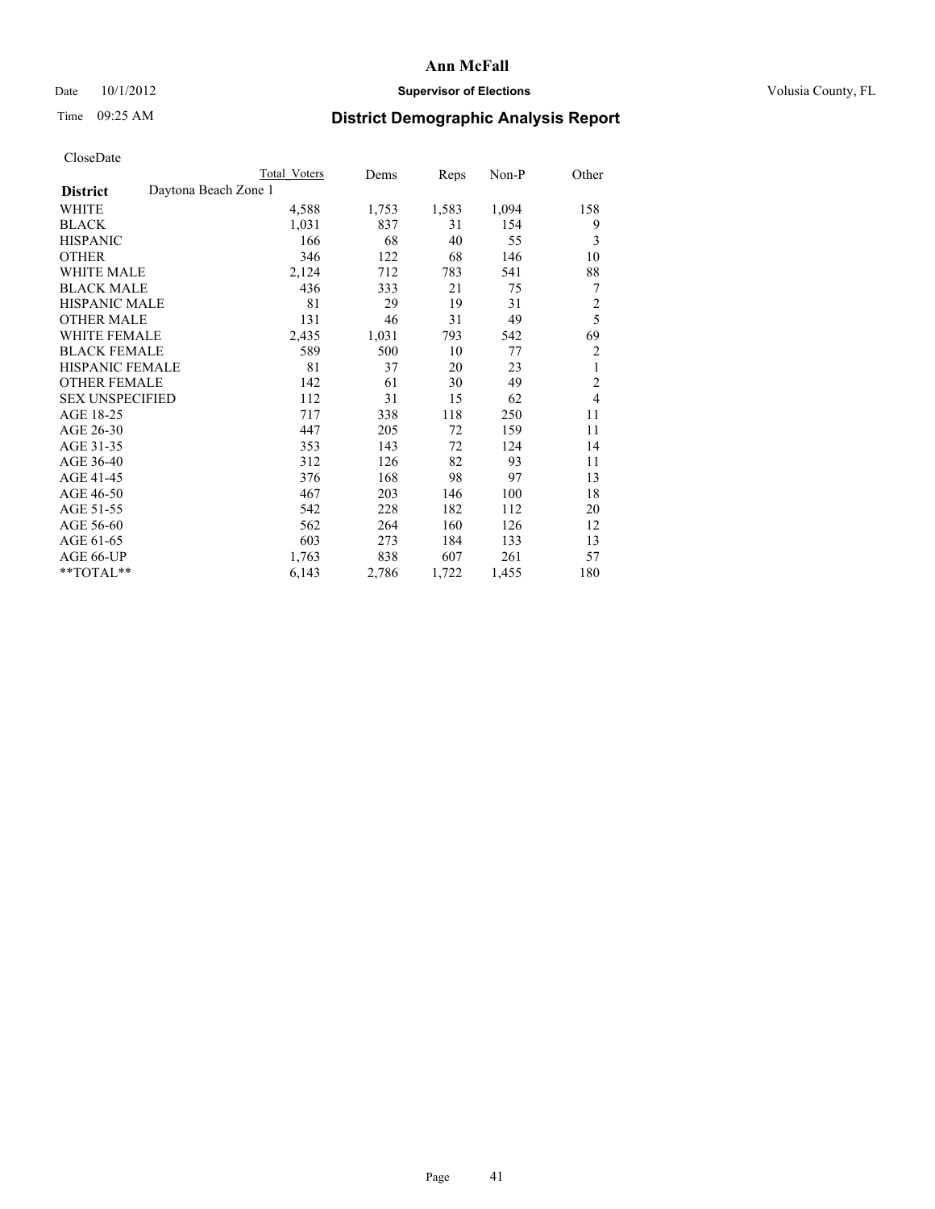**Ann McFall**

Date 10/1/2012 **Supervisor of Elections** Volusia County, FL

Time 09:25 AM **District Demographic Analysis Report**

CloseDate

| | Total Voters | Dems | Reps | Non-P | Other |
|---|---|---|---|---|---|
| **District** Daytona Beach Zone 1 | | | | | |
| WHITE | 4,588 | 1,753 | 1,583 | 1,094 | 158 |
| BLACK | 1,031 | 837 | 31 | 154 | 9 |
| HISPANIC | 166 | 68 | 40 | 55 | 3 |
| OTHER | 346 | 122 | 68 | 146 | 10 |
| WHITE MALE | 2,124 | 712 | 783 | 541 | 88 |
| BLACK MALE | 436 | 333 | 21 | 75 | 7 |
| HISPANIC MALE | 81 | 29 | 19 | 31 | 2 |
| OTHER MALE | 131 | 46 | 31 | 49 | 5 |
| WHITE FEMALE | 2,435 | 1,031 | 793 | 542 | 69 |
| BLACK FEMALE | 589 | 500 | 10 | 77 | 2 |
| HISPANIC FEMALE | 81 | 37 | 20 | 23 | 1 |
| OTHER FEMALE | 142 | 61 | 30 | 49 | 2 |
| SEX UNSPECIFIED | 112 | 31 | 15 | 62 | 4 |
| AGE 18-25 | 717 | 338 | 118 | 250 | 11 |
| AGE 26-30 | 447 | 205 | 72 | 159 | 11 |
| AGE 31-35 | 353 | 143 | 72 | 124 | 14 |
| AGE 36-40 | 312 | 126 | 82 | 93 | 11 |
| AGE 41-45 | 376 | 168 | 98 | 97 | 13 |
| AGE 46-50 | 467 | 203 | 146 | 100 | 18 |
| AGE 51-55 | 542 | 228 | 182 | 112 | 20 |
| AGE 56-60 | 562 | 264 | 160 | 126 | 12 |
| AGE 61-65 | 603 | 273 | 184 | 133 | 13 |
| AGE 66-UP | 1,763 | 838 | 607 | 261 | 57 |
| **TOTAL** | 6,143 | 2,786 | 1,722 | 1,455 | 180 |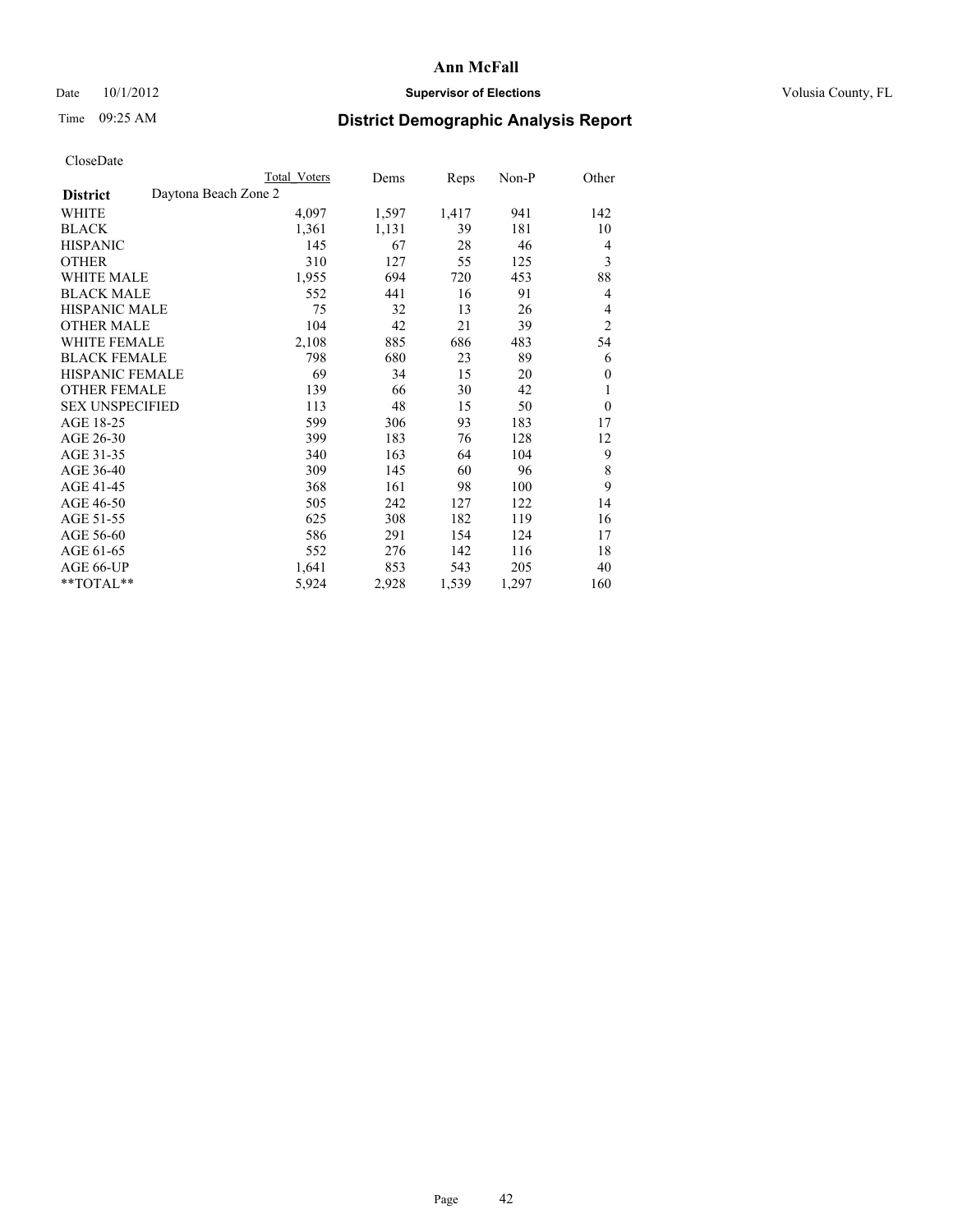**Ann McFall**

Date 10/1/2012 **Supervisor of Elections** Volusia County, FL

Time 09:25 AM **District Demographic Analysis Report**

CloseDate

| | Total Voters | Dems | Reps | Non-P | Other |
|---|---|---|---|---|---|
| **District** Daytona Beach Zone 2 | | | | | |
| WHITE | 4,097 | 1,597 | 1,417 | 941 | 142 |
| BLACK | 1,361 | 1,131 | 39 | 181 | 10 |
| HISPANIC | 145 | 67 | 28 | 46 | 4 |
| OTHER | 310 | 127 | 55 | 125 | 3 |
| WHITE MALE | 1,955 | 694 | 720 | 453 | 88 |
| BLACK MALE | 552 | 441 | 16 | 91 | 4 |
| HISPANIC MALE | 75 | 32 | 13 | 26 | 4 |
| OTHER MALE | 104 | 42 | 21 | 39 | 2 |
| WHITE FEMALE | 2,108 | 885 | 686 | 483 | 54 |
| BLACK FEMALE | 798 | 680 | 23 | 89 | 6 |
| HISPANIC FEMALE | 69 | 34 | 15 | 20 | 0 |
| OTHER FEMALE | 139 | 66 | 30 | 42 | 1 |
| SEX UNSPECIFIED | 113 | 48 | 15 | 50 | 0 |
| AGE 18-25 | 599 | 306 | 93 | 183 | 17 |
| AGE 26-30 | 399 | 183 | 76 | 128 | 12 |
| AGE 31-35 | 340 | 163 | 64 | 104 | 9 |
| AGE 36-40 | 309 | 145 | 60 | 96 | 8 |
| AGE 41-45 | 368 | 161 | 98 | 100 | 9 |
| AGE 46-50 | 505 | 242 | 127 | 122 | 14 |
| AGE 51-55 | 625 | 308 | 182 | 119 | 16 |
| AGE 56-60 | 586 | 291 | 154 | 124 | 17 |
| AGE 61-65 | 552 | 276 | 142 | 116 | 18 |
| AGE 66-UP | 1,641 | 853 | 543 | 205 | 40 |
| **TOTAL** | 5,924 | 2,928 | 1,539 | 1,297 | 160 |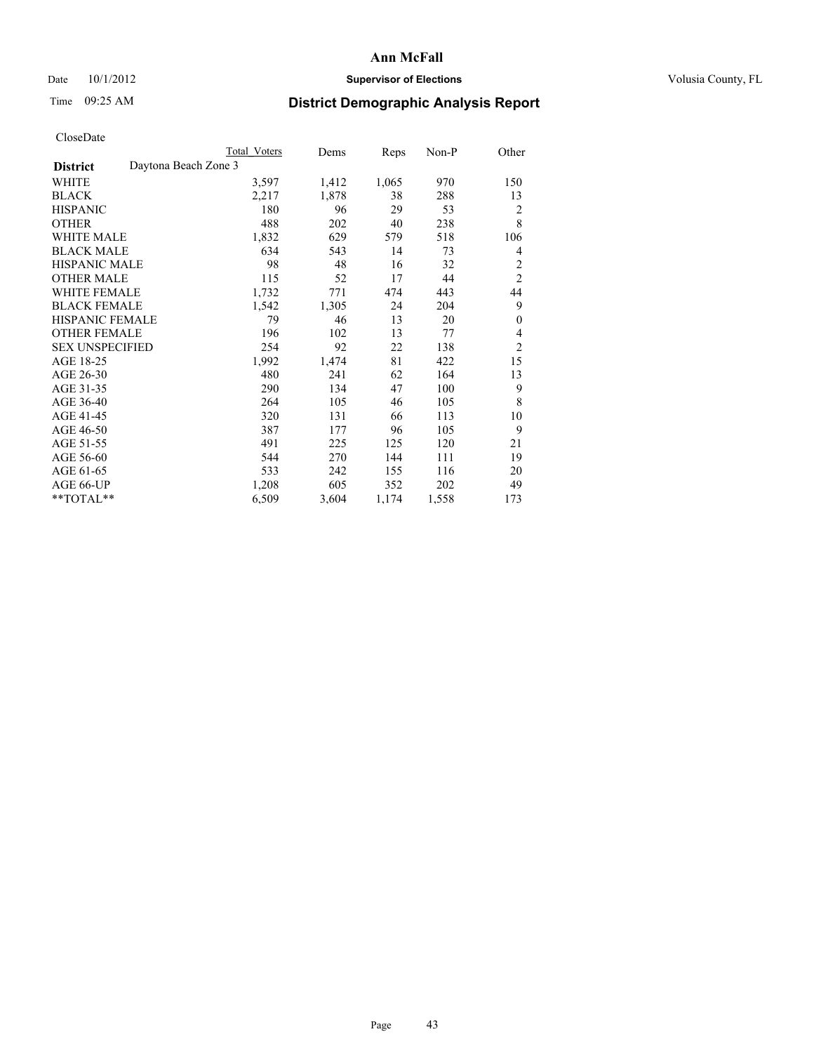**Ann McFall**

Date 10/1/2012 **Supervisor of Elections** Volusia County, FL

Time 09:25 AM

## District Demographic Analysis Report

CloseDate

| District: Daytona Beach Zone 3 | Total Voters | Dems | Reps | Non-P | Other |
|---|---|---|---|---|---|
| WHITE | 3,597 | 1,412 | 1,065 | 970 | 150 |
| BLACK | 2,217 | 1,878 | 38 | 288 | 13 |
| HISPANIC | 180 | 96 | 29 | 53 | 2 |
| OTHER | 488 | 202 | 40 | 238 | 8 |
| WHITE MALE | 1,832 | 629 | 579 | 518 | 106 |
| BLACK MALE | 634 | 543 | 14 | 73 | 4 |
| HISPANIC MALE | 98 | 48 | 16 | 32 | 2 |
| OTHER MALE | 115 | 52 | 17 | 44 | 2 |
| WHITE FEMALE | 1,732 | 771 | 474 | 443 | 44 |
| BLACK FEMALE | 1,542 | 1,305 | 24 | 204 | 9 |
| HISPANIC FEMALE | 79 | 46 | 13 | 20 | 0 |
| OTHER FEMALE | 196 | 102 | 13 | 77 | 4 |
| SEX UNSPECIFIED | 254 | 92 | 22 | 138 | 2 |
| AGE 18-25 | 1,992 | 1,474 | 81 | 422 | 15 |
| AGE 26-30 | 480 | 241 | 62 | 164 | 13 |
| AGE 31-35 | 290 | 134 | 47 | 100 | 9 |
| AGE 36-40 | 264 | 105 | 46 | 105 | 8 |
| AGE 41-45 | 320 | 131 | 66 | 113 | 10 |
| AGE 46-50 | 387 | 177 | 96 | 105 | 9 |
| AGE 51-55 | 491 | 225 | 125 | 120 | 21 |
| AGE 56-60 | 544 | 270 | 144 | 111 | 19 |
| AGE 61-65 | 533 | 242 | 155 | 116 | 20 |
| AGE 66-UP | 1,208 | 605 | 352 | 202 | 49 |
| **TOTAL** | 6,509 | 3,604 | 1,174 | 1,558 | 173 |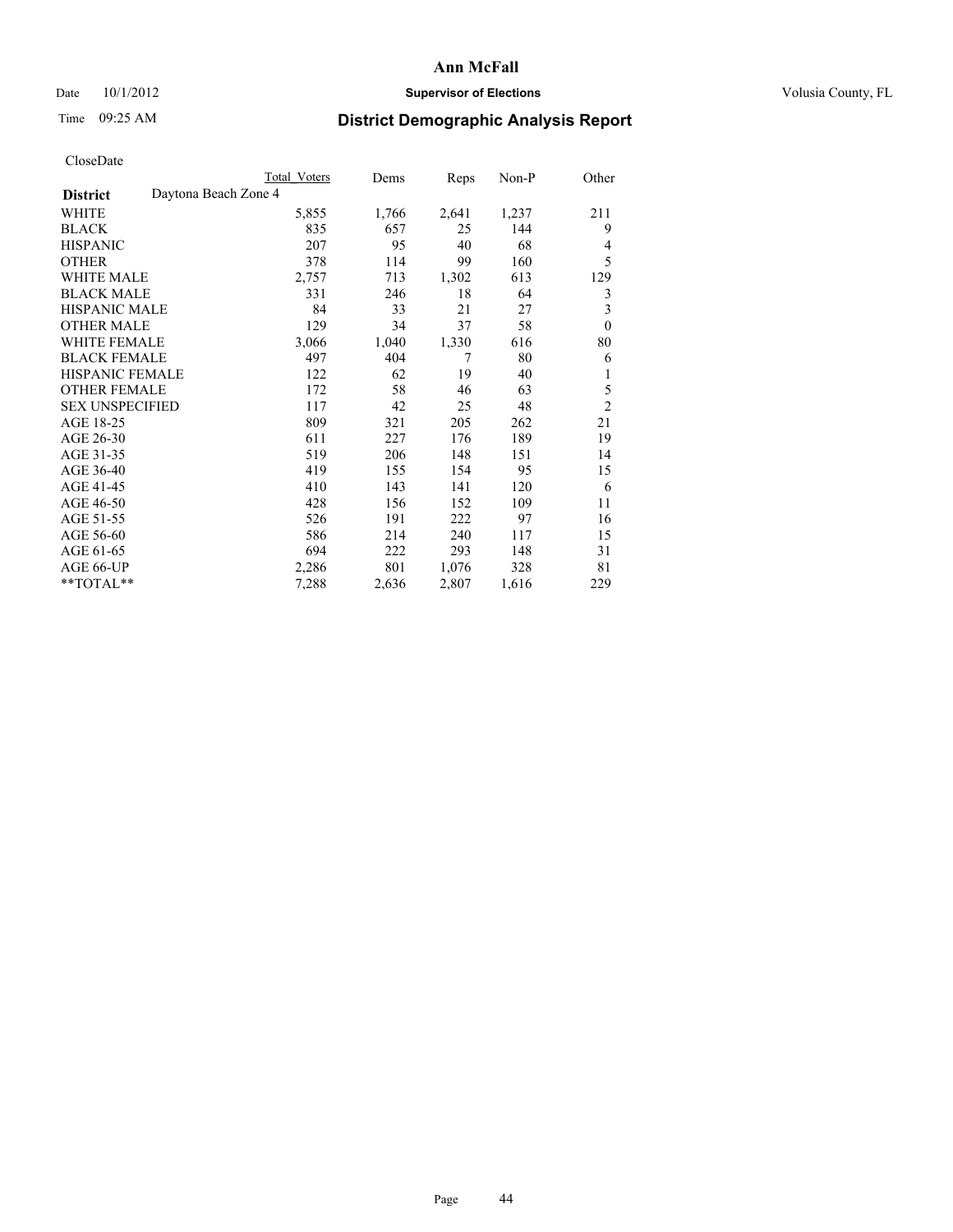# Ann McFall

Date 10/1/2012 **Supervisor of Elections** Volusia County, FL

Time 09:25 AM **District Demographic Analysis Report**

CloseDate

| **District** Daytona Beach Zone 4 | Total Voters | Dems | Reps | Non-P | Other |
|---|---|---|---|---|---|
| WHITE | 5,855 | 1,766 | 2,641 | 1,237 | 211 |
| BLACK | 835 | 657 | 25 | 144 | 9 |
| HISPANIC | 207 | 95 | 40 | 68 | 4 |
| OTHER | 378 | 114 | 99 | 160 | 5 |
| WHITE MALE | 2,757 | 713 | 1,302 | 613 | 129 |
| BLACK MALE | 331 | 246 | 18 | 64 | 3 |
| HISPANIC MALE | 84 | 33 | 21 | 27 | 3 |
| OTHER MALE | 129 | 34 | 37 | 58 | 0 |
| WHITE FEMALE | 3,066 | 1,040 | 1,330 | 616 | 80 |
| BLACK FEMALE | 497 | 404 | 7 | 80 | 6 |
| HISPANIC FEMALE | 122 | 62 | 19 | 40 | 1 |
| OTHER FEMALE | 172 | 58 | 46 | 63 | 5 |
| SEX UNSPECIFIED | 117 | 42 | 25 | 48 | 2 |
| AGE 18-25 | 809 | 321 | 205 | 262 | 21 |
| AGE 26-30 | 611 | 227 | 176 | 189 | 19 |
| AGE 31-35 | 519 | 206 | 148 | 151 | 14 |
| AGE 36-40 | 419 | 155 | 154 | 95 | 15 |
| AGE 41-45 | 410 | 143 | 141 | 120 | 6 |
| AGE 46-50 | 428 | 156 | 152 | 109 | 11 |
| AGE 51-55 | 526 | 191 | 222 | 97 | 16 |
| AGE 56-60 | 586 | 214 | 240 | 117 | 15 |
| AGE 61-65 | 694 | 222 | 293 | 148 | 31 |
| AGE 66-UP | 2,286 | 801 | 1,076 | 328 | 81 |
| **TOTAL** | 7,288 | 2,636 | 2,807 | 1,616 | 229 |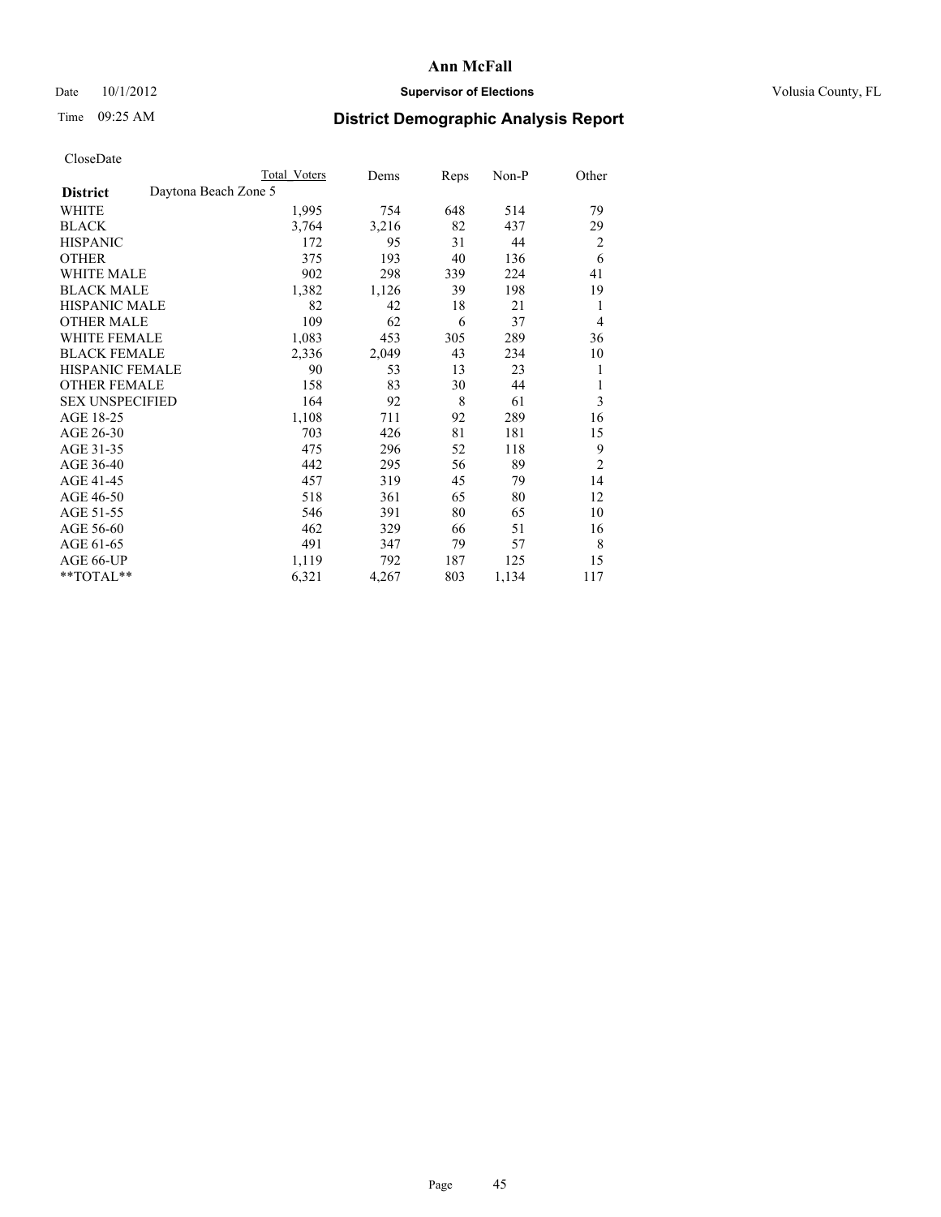**Ann McFall**

Date 10/1/2012 **Supervisor of Elections** Volusia County, FL

Time 09:25 AM

## District Demographic Analysis Report

CloseDate

| | Total Voters | Dems | Reps | Non-P | Other |
|---|---|---|---|---|---|
| **District** Daytona Beach Zone 5 | | | | | |
| WHITE | 1,995 | 754 | 648 | 514 | 79 |
| BLACK | 3,764 | 3,216 | 82 | 437 | 29 |
| HISPANIC | 172 | 95 | 31 | 44 | 2 |
| OTHER | 375 | 193 | 40 | 136 | 6 |
| WHITE MALE | 902 | 298 | 339 | 224 | 41 |
| BLACK MALE | 1,382 | 1,126 | 39 | 198 | 19 |
| HISPANIC MALE | 82 | 42 | 18 | 21 | 1 |
| OTHER MALE | 109 | 62 | 6 | 37 | 4 |
| WHITE FEMALE | 1,083 | 453 | 305 | 289 | 36 |
| BLACK FEMALE | 2,336 | 2,049 | 43 | 234 | 10 |
| HISPANIC FEMALE | 90 | 53 | 13 | 23 | 1 |
| OTHER FEMALE | 158 | 83 | 30 | 44 | 1 |
| SEX UNSPECIFIED | 164 | 92 | 8 | 61 | 3 |
| AGE 18-25 | 1,108 | 711 | 92 | 289 | 16 |
| AGE 26-30 | 703 | 426 | 81 | 181 | 15 |
| AGE 31-35 | 475 | 296 | 52 | 118 | 9 |
| AGE 36-40 | 442 | 295 | 56 | 89 | 2 |
| AGE 41-45 | 457 | 319 | 45 | 79 | 14 |
| AGE 46-50 | 518 | 361 | 65 | 80 | 12 |
| AGE 51-55 | 546 | 391 | 80 | 65 | 10 |
| AGE 56-60 | 462 | 329 | 66 | 51 | 16 |
| AGE 61-65 | 491 | 347 | 79 | 57 | 8 |
| AGE 66-UP | 1,119 | 792 | 187 | 125 | 15 |
| **TOTAL** | 6,321 | 4,267 | 803 | 1,134 | 117 |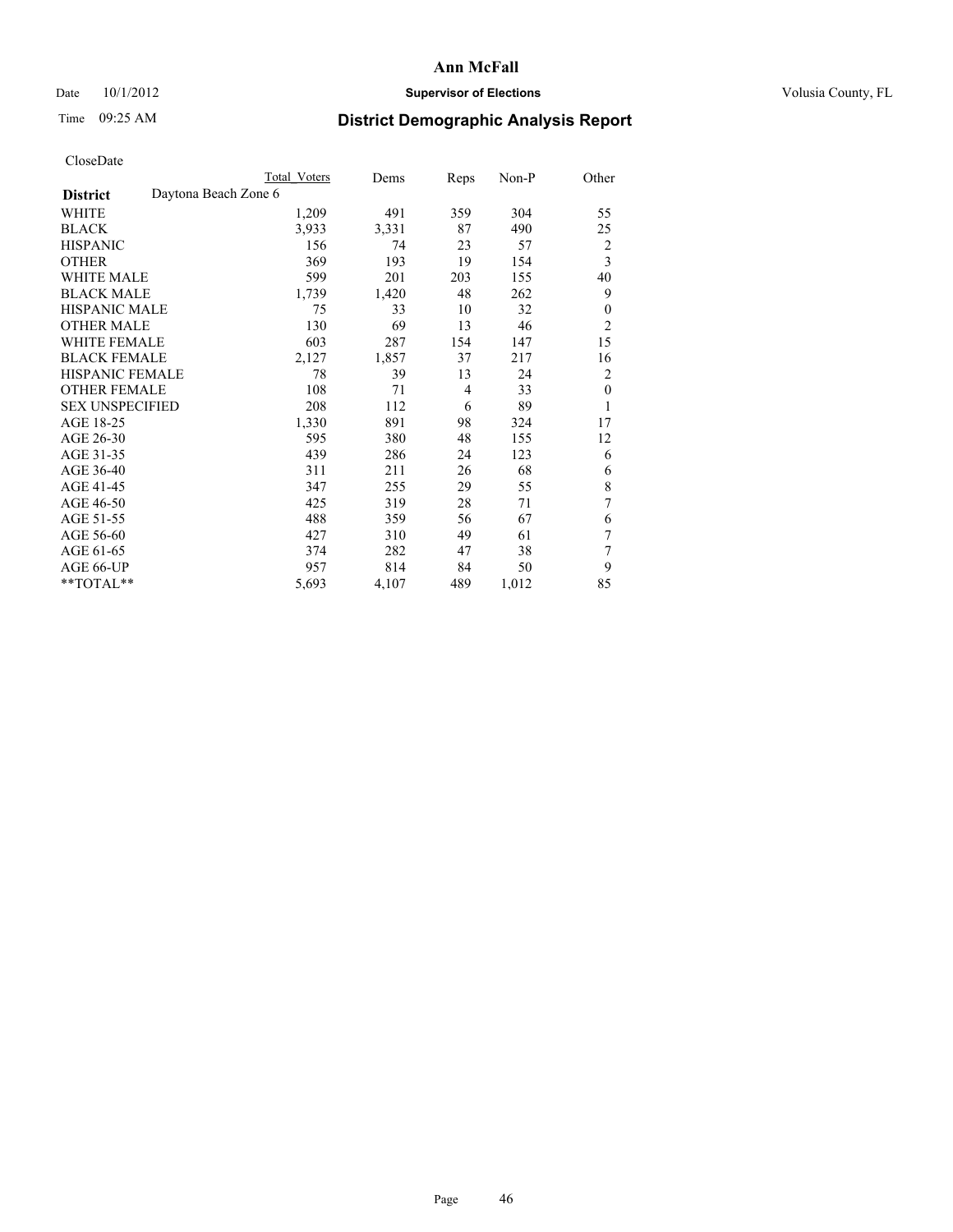# District Demographic Analysis Report

CloseDate

| District: Daytona Beach Zone 6 | Total Voters | Dems | Reps | Non-P | Other |
|---|---|---|---|---|---|
| WHITE | 1,209 | 491 | 359 | 304 | 55 |
| BLACK | 3,933 | 3,331 | 87 | 490 | 25 |
| HISPANIC | 156 | 74 | 23 | 57 | 2 |
| OTHER | 369 | 193 | 19 | 154 | 3 |
| WHITE MALE | 599 | 201 | 203 | 155 | 40 |
| BLACK MALE | 1,739 | 1,420 | 48 | 262 | 9 |
| HISPANIC MALE | 75 | 33 | 10 | 32 | 0 |
| OTHER MALE | 130 | 69 | 13 | 46 | 2 |
| WHITE FEMALE | 603 | 287 | 154 | 147 | 15 |
| BLACK FEMALE | 2,127 | 1,857 | 37 | 217 | 16 |
| HISPANIC FEMALE | 78 | 39 | 13 | 24 | 2 |
| OTHER FEMALE | 108 | 71 | 4 | 33 | 0 |
| SEX UNSPECIFIED | 208 | 112 | 6 | 89 | 1 |
| AGE 18-25 | 1,330 | 891 | 98 | 324 | 17 |
| AGE 26-30 | 595 | 380 | 48 | 155 | 12 |
| AGE 31-35 | 439 | 286 | 24 | 123 | 6 |
| AGE 36-40 | 311 | 211 | 26 | 68 | 6 |
| AGE 41-45 | 347 | 255 | 29 | 55 | 8 |
| AGE 46-50 | 425 | 319 | 28 | 71 | 7 |
| AGE 51-55 | 488 | 359 | 56 | 67 | 6 |
| AGE 56-60 | 427 | 310 | 49 | 61 | 7 |
| AGE 61-65 | 374 | 282 | 47 | 38 | 7 |
| AGE 66-UP | 957 | 814 | 84 | 50 | 9 |
| **TOTAL** | 5,693 | 4,107 | 489 | 1,012 | 85 |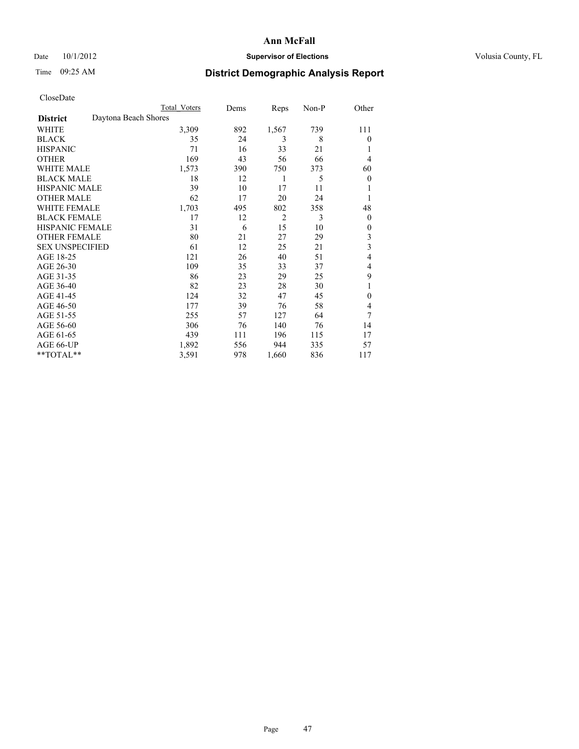# Ann McFall

Date 10/1/2012 **Supervisor of Elections** Volusia County, FL

Time 09:25 AM **District Demographic Analysis Report**

CloseDate

| | Total Voters | Dems | Reps | Non-P | Other |
|---|---|---|---|---|---|
| **District** Daytona Beach Shores | | | | | |
| WHITE | 3,309 | 892 | 1,567 | 739 | 111 |
| BLACK | 35 | 24 | 3 | 8 | 0 |
| HISPANIC | 71 | 16 | 33 | 21 | 1 |
| OTHER | 169 | 43 | 56 | 66 | 4 |
| WHITE MALE | 1,573 | 390 | 750 | 373 | 60 |
| BLACK MALE | 18 | 12 | 1 | 5 | 0 |
| HISPANIC MALE | 39 | 10 | 17 | 11 | 1 |
| OTHER MALE | 62 | 17 | 20 | 24 | 1 |
| WHITE FEMALE | 1,703 | 495 | 802 | 358 | 48 |
| BLACK FEMALE | 17 | 12 | 2 | 3 | 0 |
| HISPANIC FEMALE | 31 | 6 | 15 | 10 | 0 |
| OTHER FEMALE | 80 | 21 | 27 | 29 | 3 |
| SEX UNSPECIFIED | 61 | 12 | 25 | 21 | 3 |
| AGE 18-25 | 121 | 26 | 40 | 51 | 4 |
| AGE 26-30 | 109 | 35 | 33 | 37 | 4 |
| AGE 31-35 | 86 | 23 | 29 | 25 | 9 |
| AGE 36-40 | 82 | 23 | 28 | 30 | 1 |
| AGE 41-45 | 124 | 32 | 47 | 45 | 0 |
| AGE 46-50 | 177 | 39 | 76 | 58 | 4 |
| AGE 51-55 | 255 | 57 | 127 | 64 | 7 |
| AGE 56-60 | 306 | 76 | 140 | 76 | 14 |
| AGE 61-65 | 439 | 111 | 196 | 115 | 17 |
| AGE 66-UP | 1,892 | 556 | 944 | 335 | 57 |
| **TOTAL** | 3,591 | 978 | 1,660 | 836 | 117 |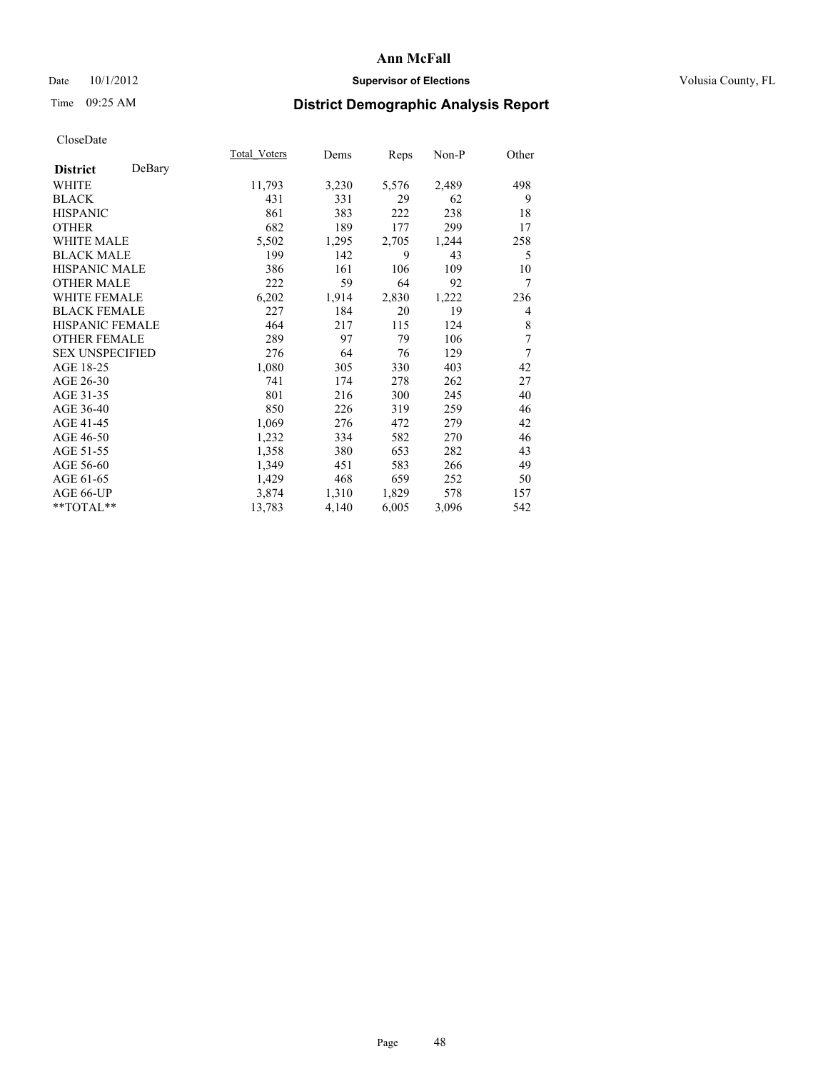# Ann McFall

Date 10/1/2012 **Supervisor of Elections** Volusia County, FL

Time 09:25 AM

## District Demographic Analysis Report

CloseDate

| **District** DeBary | Total_Voters | Dems | Reps | Non-P | Other |
|---|---|---|---|---|---|
| WHITE | 11,793 | 3,230 | 5,576 | 2,489 | 498 |
| BLACK | 431 | 331 | 29 | 62 | 9 |
| HISPANIC | 861 | 383 | 222 | 238 | 18 |
| OTHER | 682 | 189 | 177 | 299 | 17 |
| WHITE MALE | 5,502 | 1,295 | 2,705 | 1,244 | 258 |
| BLACK MALE | 199 | 142 | 9 | 43 | 5 |
| HISPANIC MALE | 386 | 161 | 106 | 109 | 10 |
| OTHER MALE | 222 | 59 | 64 | 92 | 7 |
| WHITE FEMALE | 6,202 | 1,914 | 2,830 | 1,222 | 236 |
| BLACK FEMALE | 227 | 184 | 20 | 19 | 4 |
| HISPANIC FEMALE | 464 | 217 | 115 | 124 | 8 |
| OTHER FEMALE | 289 | 97 | 79 | 106 | 7 |
| SEX UNSPECIFIED | 276 | 64 | 76 | 129 | 7 |
| AGE 18-25 | 1,080 | 305 | 330 | 403 | 42 |
| AGE 26-30 | 741 | 174 | 278 | 262 | 27 |
| AGE 31-35 | 801 | 216 | 300 | 245 | 40 |
| AGE 36-40 | 850 | 226 | 319 | 259 | 46 |
| AGE 41-45 | 1,069 | 276 | 472 | 279 | 42 |
| AGE 46-50 | 1,232 | 334 | 582 | 270 | 46 |
| AGE 51-55 | 1,358 | 380 | 653 | 282 | 43 |
| AGE 56-60 | 1,349 | 451 | 583 | 266 | 49 |
| AGE 61-65 | 1,429 | 468 | 659 | 252 | 50 |
| AGE 66-UP | 3,874 | 1,310 | 1,829 | 578 | 157 |
| **TOTAL** | 13,783 | 4,140 | 6,005 | 3,096 | 542 |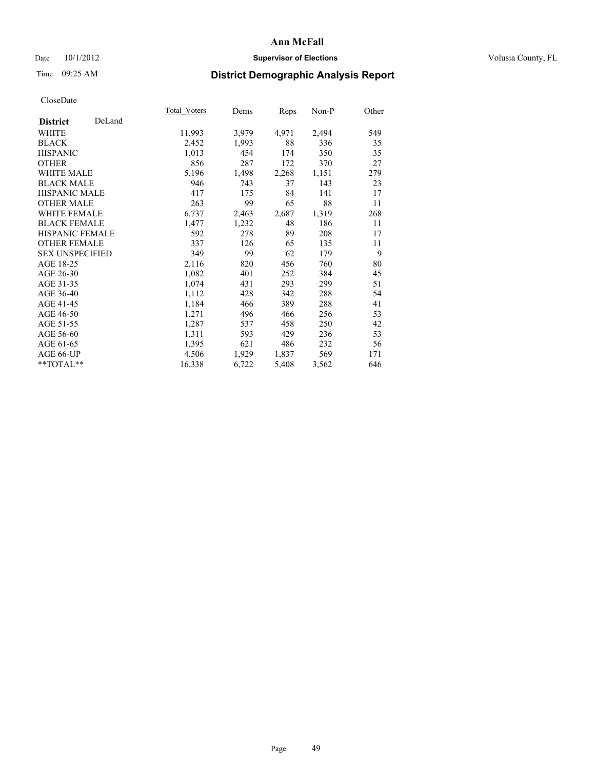# Ann McFall

Date 10/1/2012 **Supervisor of Elections** Volusia County, FL

Time 09:25 AM

## District Demographic Analysis Report

CloseDate

| **District** DeLand | Total_Voters | Dems | Reps | Non-P | Other |
|---|---|---|---|---|---|
| WHITE | 11,993 | 3,979 | 4,971 | 2,494 | 549 |
| BLACK | 2,452 | 1,993 | 88 | 336 | 35 |
| HISPANIC | 1,013 | 454 | 174 | 350 | 35 |
| OTHER | 856 | 287 | 172 | 370 | 27 |
| WHITE MALE | 5,196 | 1,498 | 2,268 | 1,151 | 279 |
| BLACK MALE | 946 | 743 | 37 | 143 | 23 |
| HISPANIC MALE | 417 | 175 | 84 | 141 | 17 |
| OTHER MALE | 263 | 99 | 65 | 88 | 11 |
| WHITE FEMALE | 6,737 | 2,463 | 2,687 | 1,319 | 268 |
| BLACK FEMALE | 1,477 | 1,232 | 48 | 186 | 11 |
| HISPANIC FEMALE | 592 | 278 | 89 | 208 | 17 |
| OTHER FEMALE | 337 | 126 | 65 | 135 | 11 |
| SEX UNSPECIFIED | 349 | 99 | 62 | 179 | 9 |
| AGE 18-25 | 2,116 | 820 | 456 | 760 | 80 |
| AGE 26-30 | 1,082 | 401 | 252 | 384 | 45 |
| AGE 31-35 | 1,074 | 431 | 293 | 299 | 51 |
| AGE 36-40 | 1,112 | 428 | 342 | 288 | 54 |
| AGE 41-45 | 1,184 | 466 | 389 | 288 | 41 |
| AGE 46-50 | 1,271 | 496 | 466 | 256 | 53 |
| AGE 51-55 | 1,287 | 537 | 458 | 250 | 42 |
| AGE 56-60 | 1,311 | 593 | 429 | 236 | 53 |
| AGE 61-65 | 1,395 | 621 | 486 | 232 | 56 |
| AGE 66-UP | 4,506 | 1,929 | 1,837 | 569 | 171 |
| **TOTAL** | 16,338 | 6,722 | 5,408 | 3,562 | 646 |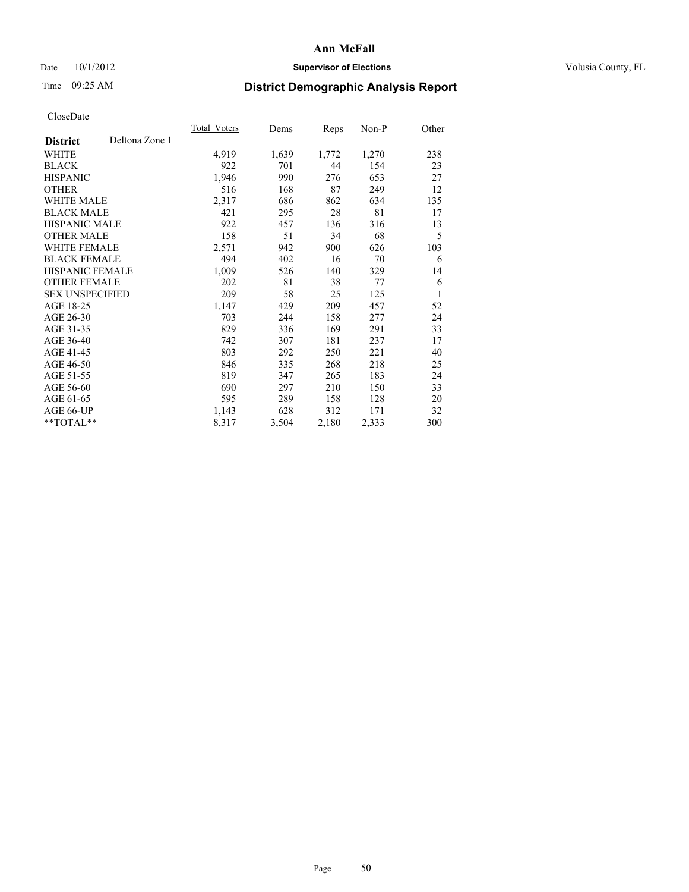**Ann McFall**

Date 10/1/2012 **Supervisor of Elections** Volusia County, FL

Time 09:25 AM **District Demographic Analysis Report**

CloseDate

| **District** Deltona Zone 1 | Total_Voters | Dems | Reps | Non-P | Other |
|---|---|---|---|---|---|
| WHITE | 4,919 | 1,639 | 1,772 | 1,270 | 238 |
| BLACK | 922 | 701 | 44 | 154 | 23 |
| HISPANIC | 1,946 | 990 | 276 | 653 | 27 |
| OTHER | 516 | 168 | 87 | 249 | 12 |
| WHITE MALE | 2,317 | 686 | 862 | 634 | 135 |
| BLACK MALE | 421 | 295 | 28 | 81 | 17 |
| HISPANIC MALE | 922 | 457 | 136 | 316 | 13 |
| OTHER MALE | 158 | 51 | 34 | 68 | 5 |
| WHITE FEMALE | 2,571 | 942 | 900 | 626 | 103 |
| BLACK FEMALE | 494 | 402 | 16 | 70 | 6 |
| HISPANIC FEMALE | 1,009 | 526 | 140 | 329 | 14 |
| OTHER FEMALE | 202 | 81 | 38 | 77 | 6 |
| SEX UNSPECIFIED | 209 | 58 | 25 | 125 | 1 |
| AGE 18-25 | 1,147 | 429 | 209 | 457 | 52 |
| AGE 26-30 | 703 | 244 | 158 | 277 | 24 |
| AGE 31-35 | 829 | 336 | 169 | 291 | 33 |
| AGE 36-40 | 742 | 307 | 181 | 237 | 17 |
| AGE 41-45 | 803 | 292 | 250 | 221 | 40 |
| AGE 46-50 | 846 | 335 | 268 | 218 | 25 |
| AGE 51-55 | 819 | 347 | 265 | 183 | 24 |
| AGE 56-60 | 690 | 297 | 210 | 150 | 33 |
| AGE 61-65 | 595 | 289 | 158 | 128 | 20 |
| AGE 66-UP | 1,143 | 628 | 312 | 171 | 32 |
| **TOTAL** | 8,317 | 3,504 | 2,180 | 2,333 | 300 |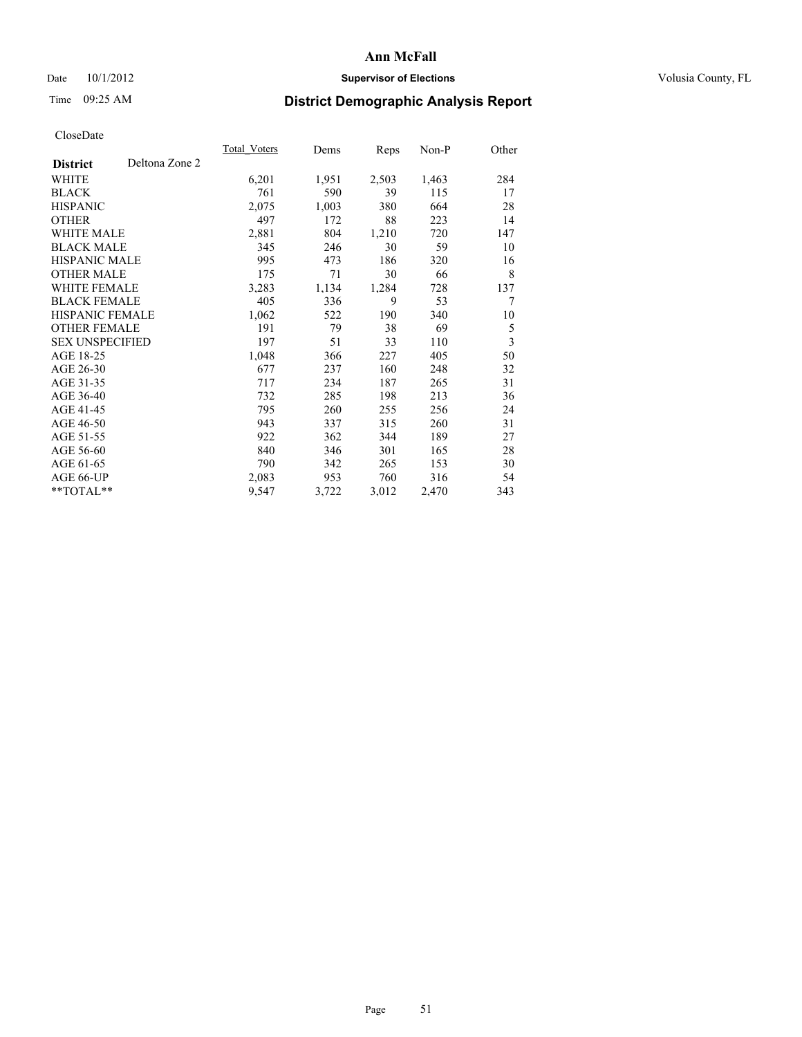**Ann McFall**

Date 10/1/2012 **Supervisor of Elections** Volusia County, FL

Time 09:25 AM **District Demographic Analysis Report**

CloseDate

| **District** Deltona Zone 2 | Total_Voters | Dems | Reps | Non-P | Other |
|---|---|---|---|---|---|
| WHITE | 6,201 | 1,951 | 2,503 | 1,463 | 284 |
| BLACK | 761 | 590 | 39 | 115 | 17 |
| HISPANIC | 2,075 | 1,003 | 380 | 664 | 28 |
| OTHER | 497 | 172 | 88 | 223 | 14 |
| WHITE MALE | 2,881 | 804 | 1,210 | 720 | 147 |
| BLACK MALE | 345 | 246 | 30 | 59 | 10 |
| HISPANIC MALE | 995 | 473 | 186 | 320 | 16 |
| OTHER MALE | 175 | 71 | 30 | 66 | 8 |
| WHITE FEMALE | 3,283 | 1,134 | 1,284 | 728 | 137 |
| BLACK FEMALE | 405 | 336 | 9 | 53 | 7 |
| HISPANIC FEMALE | 1,062 | 522 | 190 | 340 | 10 |
| OTHER FEMALE | 191 | 79 | 38 | 69 | 5 |
| SEX UNSPECIFIED | 197 | 51 | 33 | 110 | 3 |
| AGE 18-25 | 1,048 | 366 | 227 | 405 | 50 |
| AGE 26-30 | 677 | 237 | 160 | 248 | 32 |
| AGE 31-35 | 717 | 234 | 187 | 265 | 31 |
| AGE 36-40 | 732 | 285 | 198 | 213 | 36 |
| AGE 41-45 | 795 | 260 | 255 | 256 | 24 |
| AGE 46-50 | 943 | 337 | 315 | 260 | 31 |
| AGE 51-55 | 922 | 362 | 344 | 189 | 27 |
| AGE 56-60 | 840 | 346 | 301 | 165 | 28 |
| AGE 61-65 | 790 | 342 | 265 | 153 | 30 |
| AGE 66-UP | 2,083 | 953 | 760 | 316 | 54 |
| **TOTAL** | 9,547 | 3,722 | 3,012 | 2,470 | 343 |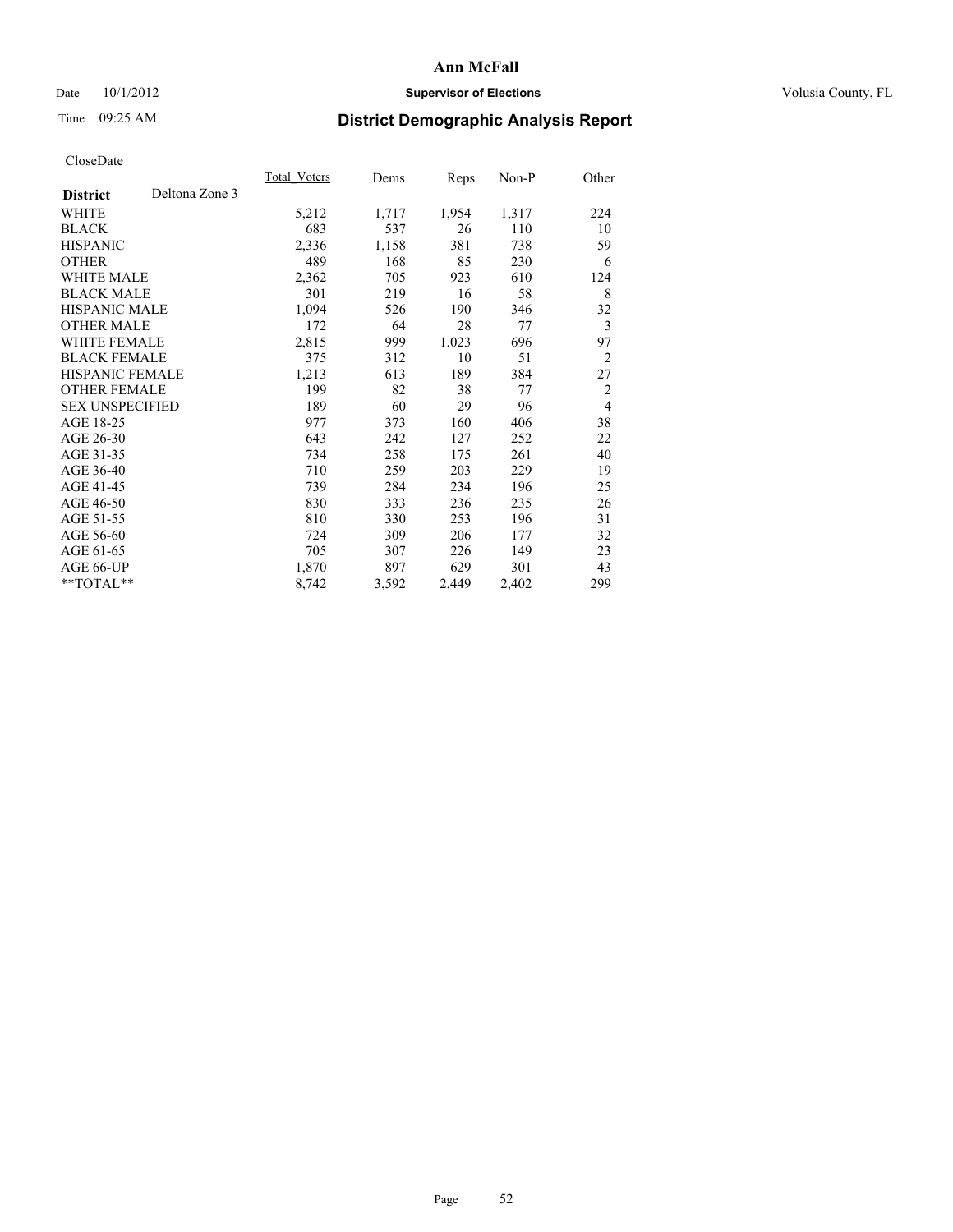**Ann McFall**

Date 10/1/2012 **Supervisor of Elections** Volusia County, FL

Time 09:25 AM

## District Demographic Analysis Report

CloseDate

| | Total_Voters | Dems | Reps | Non-P | Other |
|---|---|---|---|---|---|
| **District** Deltona Zone 3 | | | | | |
| WHITE | 5,212 | 1,717 | 1,954 | 1,317 | 224 |
| BLACK | 683 | 537 | 26 | 110 | 10 |
| HISPANIC | 2,336 | 1,158 | 381 | 738 | 59 |
| OTHER | 489 | 168 | 85 | 230 | 6 |
| WHITE MALE | 2,362 | 705 | 923 | 610 | 124 |
| BLACK MALE | 301 | 219 | 16 | 58 | 8 |
| HISPANIC MALE | 1,094 | 526 | 190 | 346 | 32 |
| OTHER MALE | 172 | 64 | 28 | 77 | 3 |
| WHITE FEMALE | 2,815 | 999 | 1,023 | 696 | 97 |
| BLACK FEMALE | 375 | 312 | 10 | 51 | 2 |
| HISPANIC FEMALE | 1,213 | 613 | 189 | 384 | 27 |
| OTHER FEMALE | 199 | 82 | 38 | 77 | 2 |
| SEX UNSPECIFIED | 189 | 60 | 29 | 96 | 4 |
| AGE 18-25 | 977 | 373 | 160 | 406 | 38 |
| AGE 26-30 | 643 | 242 | 127 | 252 | 22 |
| AGE 31-35 | 734 | 258 | 175 | 261 | 40 |
| AGE 36-40 | 710 | 259 | 203 | 229 | 19 |
| AGE 41-45 | 739 | 284 | 234 | 196 | 25 |
| AGE 46-50 | 830 | 333 | 236 | 235 | 26 |
| AGE 51-55 | 810 | 330 | 253 | 196 | 31 |
| AGE 56-60 | 724 | 309 | 206 | 177 | 32 |
| AGE 61-65 | 705 | 307 | 226 | 149 | 23 |
| AGE 66-UP | 1,870 | 897 | 629 | 301 | 43 |
| **TOTAL** | 8,742 | 3,592 | 2,449 | 2,402 | 299 |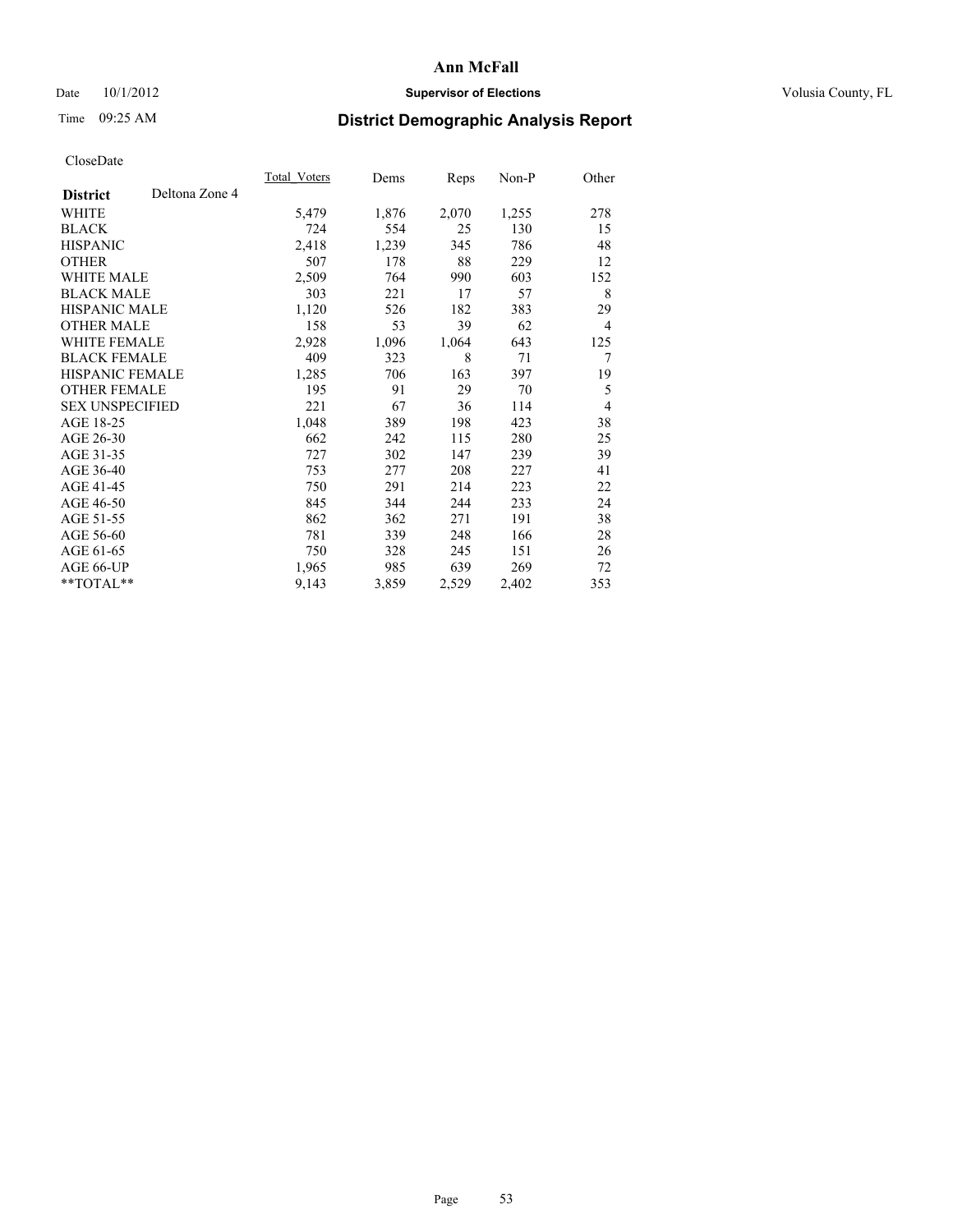# Ann McFall

Date 10/1/2012 **Supervisor of Elections** Volusia County, FL

Time 09:25 AM **District Demographic Analysis Report**

CloseDate

| **District** Deltona Zone 4 | Total_Voters | Dems | Reps | Non-P | Other |
|---|---|---|---|---|---|
| WHITE | 5,479 | 1,876 | 2,070 | 1,255 | 278 |
| BLACK | 724 | 554 | 25 | 130 | 15 |
| HISPANIC | 2,418 | 1,239 | 345 | 786 | 48 |
| OTHER | 507 | 178 | 88 | 229 | 12 |
| WHITE MALE | 2,509 | 764 | 990 | 603 | 152 |
| BLACK MALE | 303 | 221 | 17 | 57 | 8 |
| HISPANIC MALE | 1,120 | 526 | 182 | 383 | 29 |
| OTHER MALE | 158 | 53 | 39 | 62 | 4 |
| WHITE FEMALE | 2,928 | 1,096 | 1,064 | 643 | 125 |
| BLACK FEMALE | 409 | 323 | 8 | 71 | 7 |
| HISPANIC FEMALE | 1,285 | 706 | 163 | 397 | 19 |
| OTHER FEMALE | 195 | 91 | 29 | 70 | 5 |
| SEX UNSPECIFIED | 221 | 67 | 36 | 114 | 4 |
| AGE 18-25 | 1,048 | 389 | 198 | 423 | 38 |
| AGE 26-30 | 662 | 242 | 115 | 280 | 25 |
| AGE 31-35 | 727 | 302 | 147 | 239 | 39 |
| AGE 36-40 | 753 | 277 | 208 | 227 | 41 |
| AGE 41-45 | 750 | 291 | 214 | 223 | 22 |
| AGE 46-50 | 845 | 344 | 244 | 233 | 24 |
| AGE 51-55 | 862 | 362 | 271 | 191 | 38 |
| AGE 56-60 | 781 | 339 | 248 | 166 | 28 |
| AGE 61-65 | 750 | 328 | 245 | 151 | 26 |
| AGE 66-UP | 1,965 | 985 | 639 | 269 | 72 |
| **TOTAL** | 9,143 | 3,859 | 2,529 | 2,402 | 353 |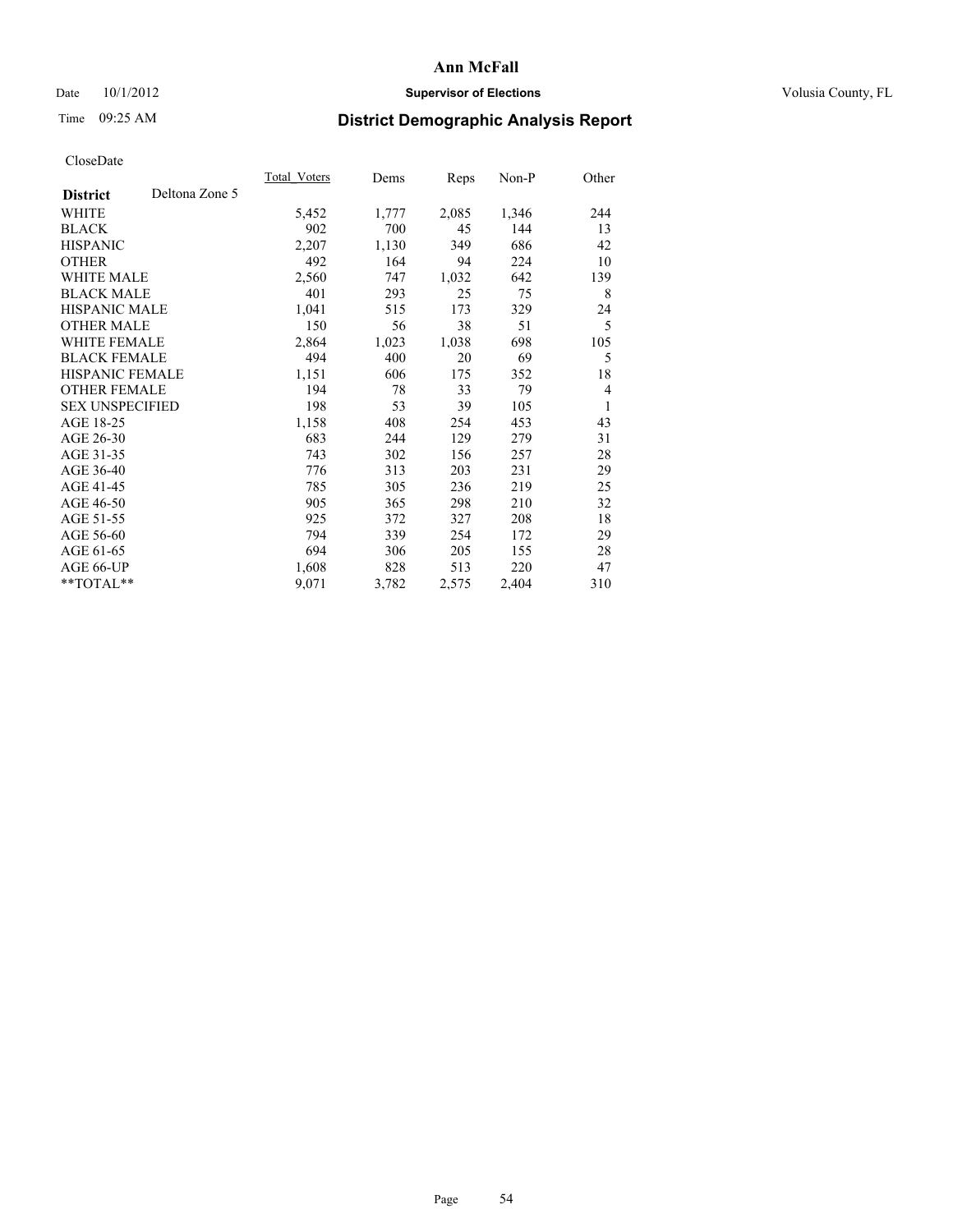**Ann McFall**

Date 10/1/2012 **Supervisor of Elections** Volusia County, FL

Time 09:25 AM

## District Demographic Analysis Report

CloseDate

| **District** Deltona Zone 5 | Total_Voters | Dems | Reps | Non-P | Other |
|---|---|---|---|---|---|
| WHITE | 5,452 | 1,777 | 2,085 | 1,346 | 244 |
| BLACK | 902 | 700 | 45 | 144 | 13 |
| HISPANIC | 2,207 | 1,130 | 349 | 686 | 42 |
| OTHER | 492 | 164 | 94 | 224 | 10 |
| WHITE MALE | 2,560 | 747 | 1,032 | 642 | 139 |
| BLACK MALE | 401 | 293 | 25 | 75 | 8 |
| HISPANIC MALE | 1,041 | 515 | 173 | 329 | 24 |
| OTHER MALE | 150 | 56 | 38 | 51 | 5 |
| WHITE FEMALE | 2,864 | 1,023 | 1,038 | 698 | 105 |
| BLACK FEMALE | 494 | 400 | 20 | 69 | 5 |
| HISPANIC FEMALE | 1,151 | 606 | 175 | 352 | 18 |
| OTHER FEMALE | 194 | 78 | 33 | 79 | 4 |
| SEX UNSPECIFIED | 198 | 53 | 39 | 105 | 1 |
| AGE 18-25 | 1,158 | 408 | 254 | 453 | 43 |
| AGE 26-30 | 683 | 244 | 129 | 279 | 31 |
| AGE 31-35 | 743 | 302 | 156 | 257 | 28 |
| AGE 36-40 | 776 | 313 | 203 | 231 | 29 |
| AGE 41-45 | 785 | 305 | 236 | 219 | 25 |
| AGE 46-50 | 905 | 365 | 298 | 210 | 32 |
| AGE 51-55 | 925 | 372 | 327 | 208 | 18 |
| AGE 56-60 | 794 | 339 | 254 | 172 | 29 |
| AGE 61-65 | 694 | 306 | 205 | 155 | 28 |
| AGE 66-UP | 1,608 | 828 | 513 | 220 | 47 |
| **TOTAL** | 9,071 | 3,782 | 2,575 | 2,404 | 310 |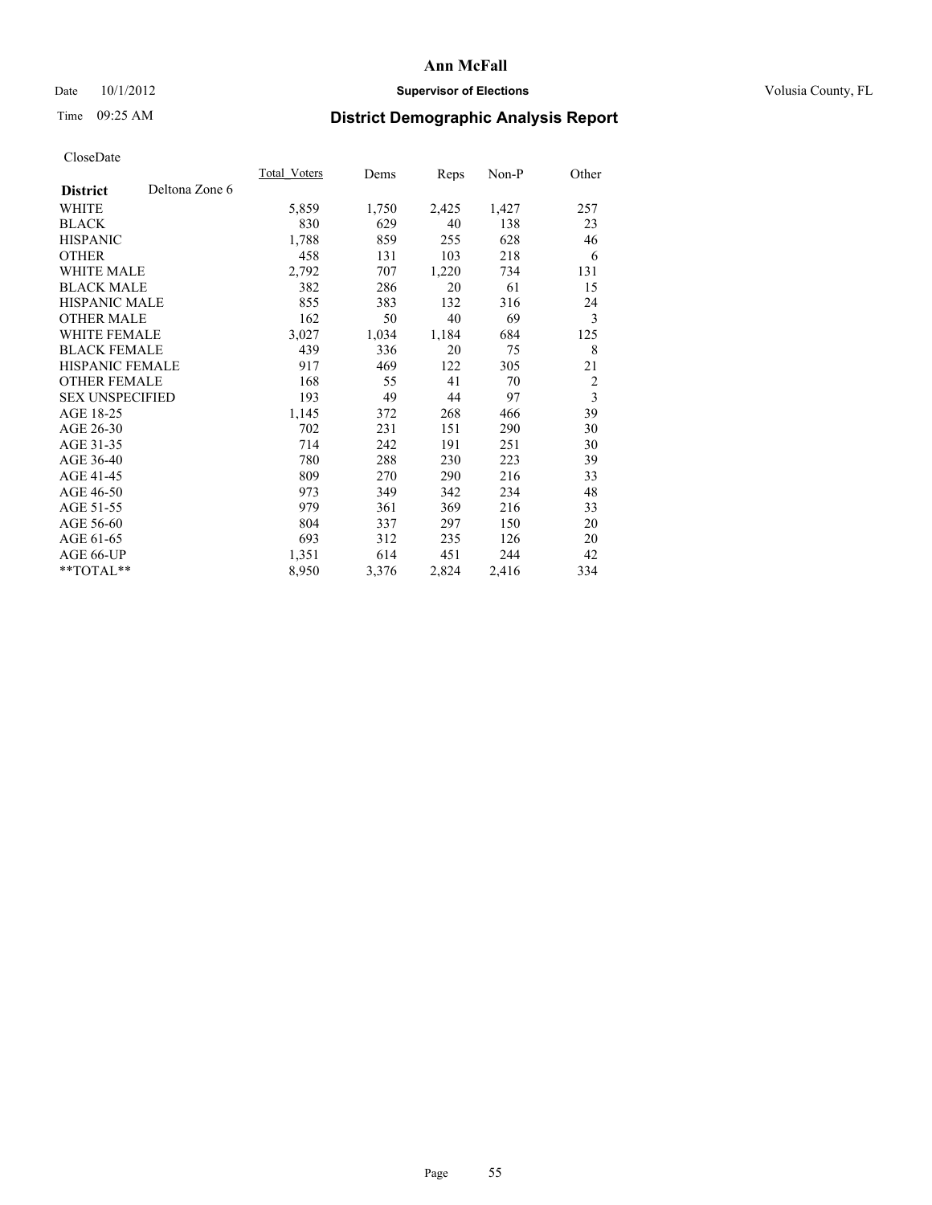**Ann McFall**

Date 10/1/2012 **Supervisor of Elections** Volusia County, FL

Time 09:25 AM **District Demographic Analysis Report**

CloseDate

| **District** Deltona Zone 6 | Total_Voters | Dems | Reps | Non-P | Other |
|---|---|---|---|---|---|
| WHITE | 5,859 | 1,750 | 2,425 | 1,427 | 257 |
| BLACK | 830 | 629 | 40 | 138 | 23 |
| HISPANIC | 1,788 | 859 | 255 | 628 | 46 |
| OTHER | 458 | 131 | 103 | 218 | 6 |
| WHITE MALE | 2,792 | 707 | 1,220 | 734 | 131 |
| BLACK MALE | 382 | 286 | 20 | 61 | 15 |
| HISPANIC MALE | 855 | 383 | 132 | 316 | 24 |
| OTHER MALE | 162 | 50 | 40 | 69 | 3 |
| WHITE FEMALE | 3,027 | 1,034 | 1,184 | 684 | 125 |
| BLACK FEMALE | 439 | 336 | 20 | 75 | 8 |
| HISPANIC FEMALE | 917 | 469 | 122 | 305 | 21 |
| OTHER FEMALE | 168 | 55 | 41 | 70 | 2 |
| SEX UNSPECIFIED | 193 | 49 | 44 | 97 | 3 |
| AGE 18-25 | 1,145 | 372 | 268 | 466 | 39 |
| AGE 26-30 | 702 | 231 | 151 | 290 | 30 |
| AGE 31-35 | 714 | 242 | 191 | 251 | 30 |
| AGE 36-40 | 780 | 288 | 230 | 223 | 39 |
| AGE 41-45 | 809 | 270 | 290 | 216 | 33 |
| AGE 46-50 | 973 | 349 | 342 | 234 | 48 |
| AGE 51-55 | 979 | 361 | 369 | 216 | 33 |
| AGE 56-60 | 804 | 337 | 297 | 150 | 20 |
| AGE 61-65 | 693 | 312 | 235 | 126 | 20 |
| AGE 66-UP | 1,351 | 614 | 451 | 244 | 42 |
| **TOTAL** | 8,950 | 3,376 | 2,824 | 2,416 | 334 |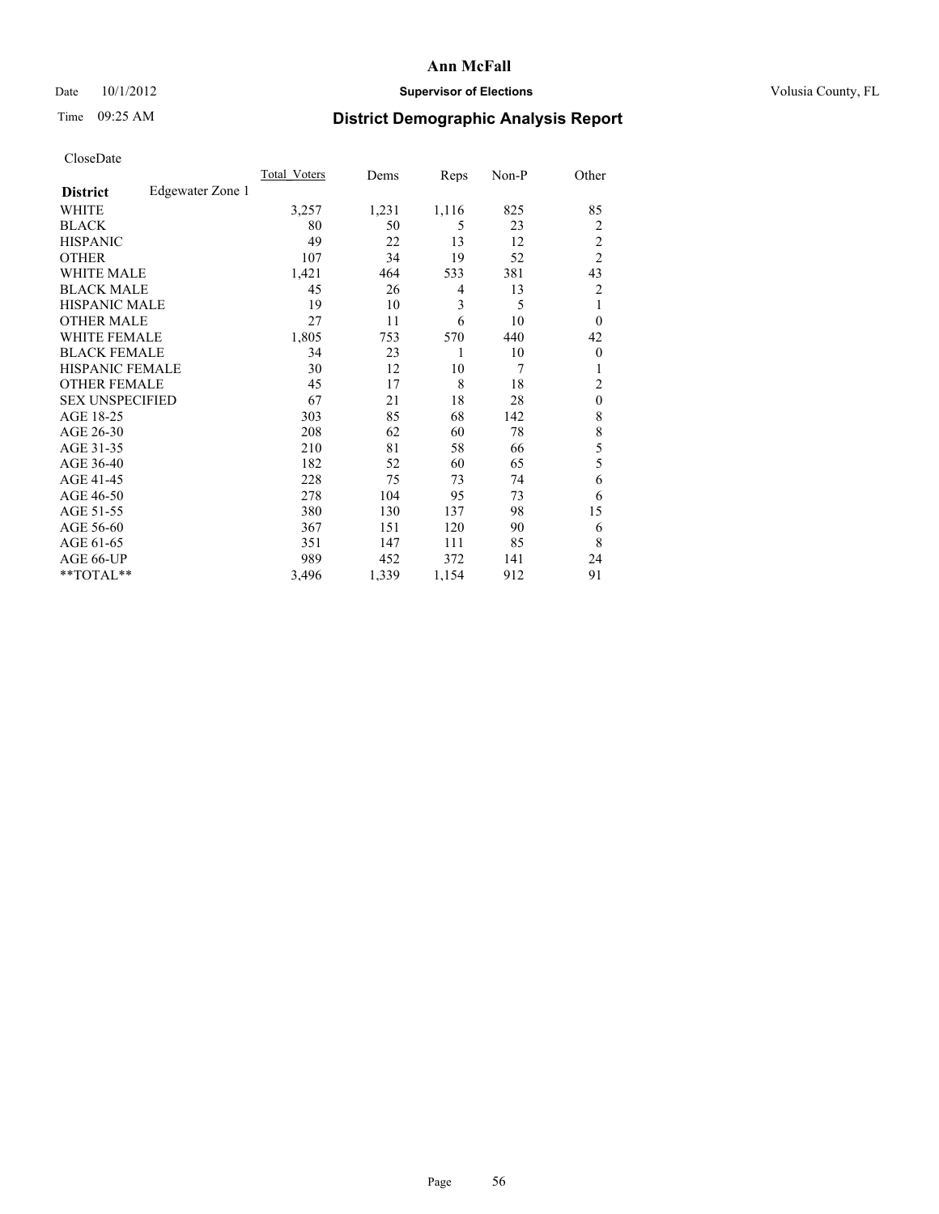# District Demographic Analysis Report

Date 10/1/2012

Time 09:25 AM

CloseDate

| District | Edgewater Zone 1 | Total_Voters | Dems | Reps | Non-P | Other |
|---|---|---|---|---|---|---|
| WHITE | | 3,257 | 1,231 | 1,116 | 825 | 85 |
| BLACK | | 80 | 50 | 5 | 23 | 2 |
| HISPANIC | | 49 | 22 | 13 | 12 | 2 |
| OTHER | | 107 | 34 | 19 | 52 | 2 |
| WHITE MALE | | 1,421 | 464 | 533 | 381 | 43 |
| BLACK MALE | | 45 | 26 | 4 | 13 | 2 |
| HISPANIC MALE | | 19 | 10 | 3 | 5 | 1 |
| OTHER MALE | | 27 | 11 | 6 | 10 | 0 |
| WHITE FEMALE | | 1,805 | 753 | 570 | 440 | 42 |
| BLACK FEMALE | | 34 | 23 | 1 | 10 | 0 |
| HISPANIC FEMALE | | 30 | 12 | 10 | 7 | 1 |
| OTHER FEMALE | | 45 | 17 | 8 | 18 | 2 |
| SEX UNSPECIFIED | | 67 | 21 | 18 | 28 | 0 |
| AGE 18-25 | | 303 | 85 | 68 | 142 | 8 |
| AGE 26-30 | | 208 | 62 | 60 | 78 | 8 |
| AGE 31-35 | | 210 | 81 | 58 | 66 | 5 |
| AGE 36-40 | | 182 | 52 | 60 | 65 | 5 |
| AGE 41-45 | | 228 | 75 | 73 | 74 | 6 |
| AGE 46-50 | | 278 | 104 | 95 | 73 | 6 |
| AGE 51-55 | | 380 | 130 | 137 | 98 | 15 |
| AGE 56-60 | | 367 | 151 | 120 | 90 | 6 |
| AGE 61-65 | | 351 | 147 | 111 | 85 | 8 |
| AGE 66-UP | | 989 | 452 | 372 | 141 | 24 |
| **TOTAL** | | 3,496 | 1,339 | 1,154 | 912 | 91 |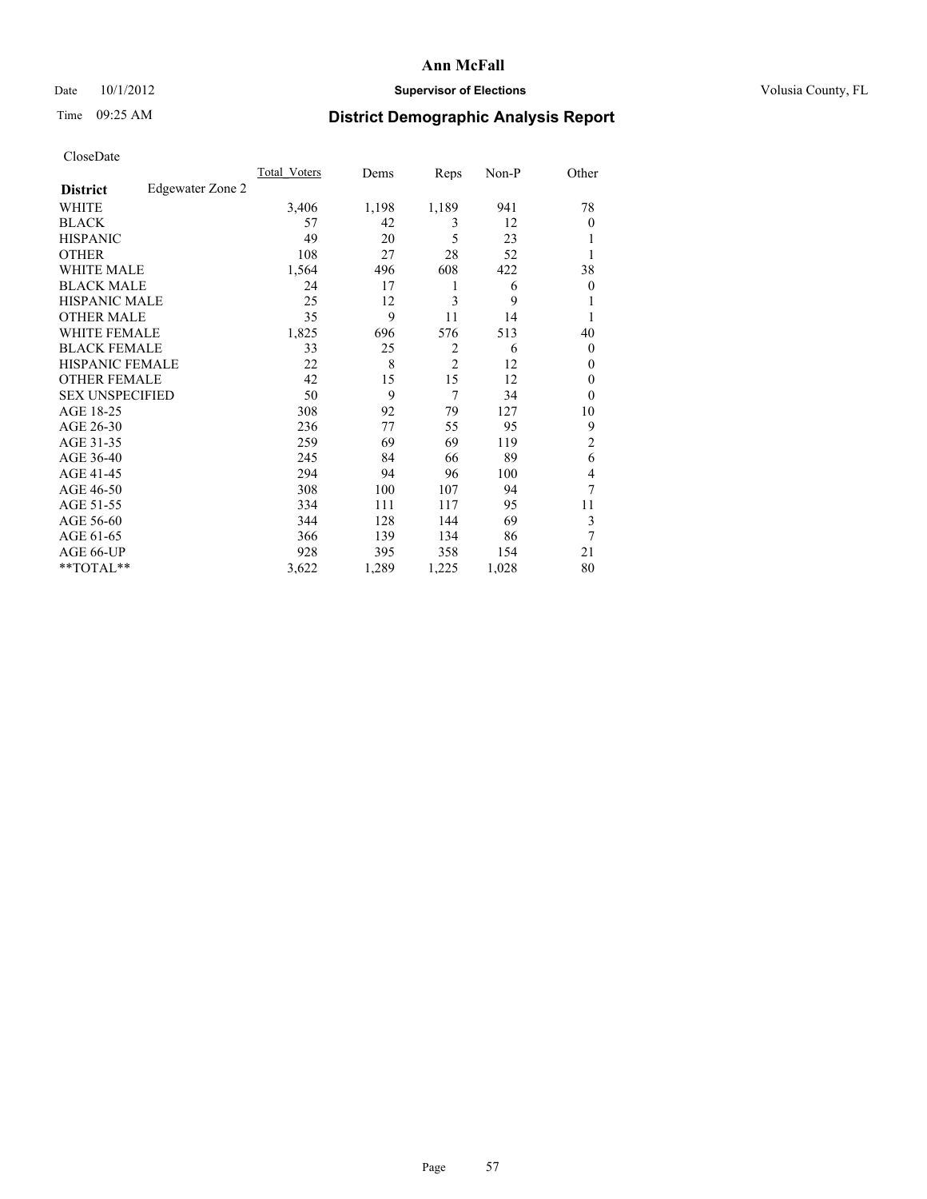# Ann McFall

Date 10/1/2012 **Supervisor of Elections** Volusia County, FL

Time 09:25 AM **District Demographic Analysis Report**

CloseDate

| **District** Edgewater Zone 2 | Total_Voters | Dems | Reps | Non-P | Other |
|---|---|---|---|---|---|
| WHITE | 3,406 | 1,198 | 1,189 | 941 | 78 |
| BLACK | 57 | 42 | 3 | 12 | 0 |
| HISPANIC | 49 | 20 | 5 | 23 | 1 |
| OTHER | 108 | 27 | 28 | 52 | 1 |
| WHITE MALE | 1,564 | 496 | 608 | 422 | 38 |
| BLACK MALE | 24 | 17 | 1 | 6 | 0 |
| HISPANIC MALE | 25 | 12 | 3 | 9 | 1 |
| OTHER MALE | 35 | 9 | 11 | 14 | 1 |
| WHITE FEMALE | 1,825 | 696 | 576 | 513 | 40 |
| BLACK FEMALE | 33 | 25 | 2 | 6 | 0 |
| HISPANIC FEMALE | 22 | 8 | 2 | 12 | 0 |
| OTHER FEMALE | 42 | 15 | 15 | 12 | 0 |
| SEX UNSPECIFIED | 50 | 9 | 7 | 34 | 0 |
| AGE 18-25 | 308 | 92 | 79 | 127 | 10 |
| AGE 26-30 | 236 | 77 | 55 | 95 | 9 |
| AGE 31-35 | 259 | 69 | 69 | 119 | 2 |
| AGE 36-40 | 245 | 84 | 66 | 89 | 6 |
| AGE 41-45 | 294 | 94 | 96 | 100 | 4 |
| AGE 46-50 | 308 | 100 | 107 | 94 | 7 |
| AGE 51-55 | 334 | 111 | 117 | 95 | 11 |
| AGE 56-60 | 344 | 128 | 144 | 69 | 3 |
| AGE 61-65 | 366 | 139 | 134 | 86 | 7 |
| AGE 66-UP | 928 | 395 | 358 | 154 | 21 |
| **TOTAL** | 3,622 | 1,289 | 1,225 | 1,028 | 80 |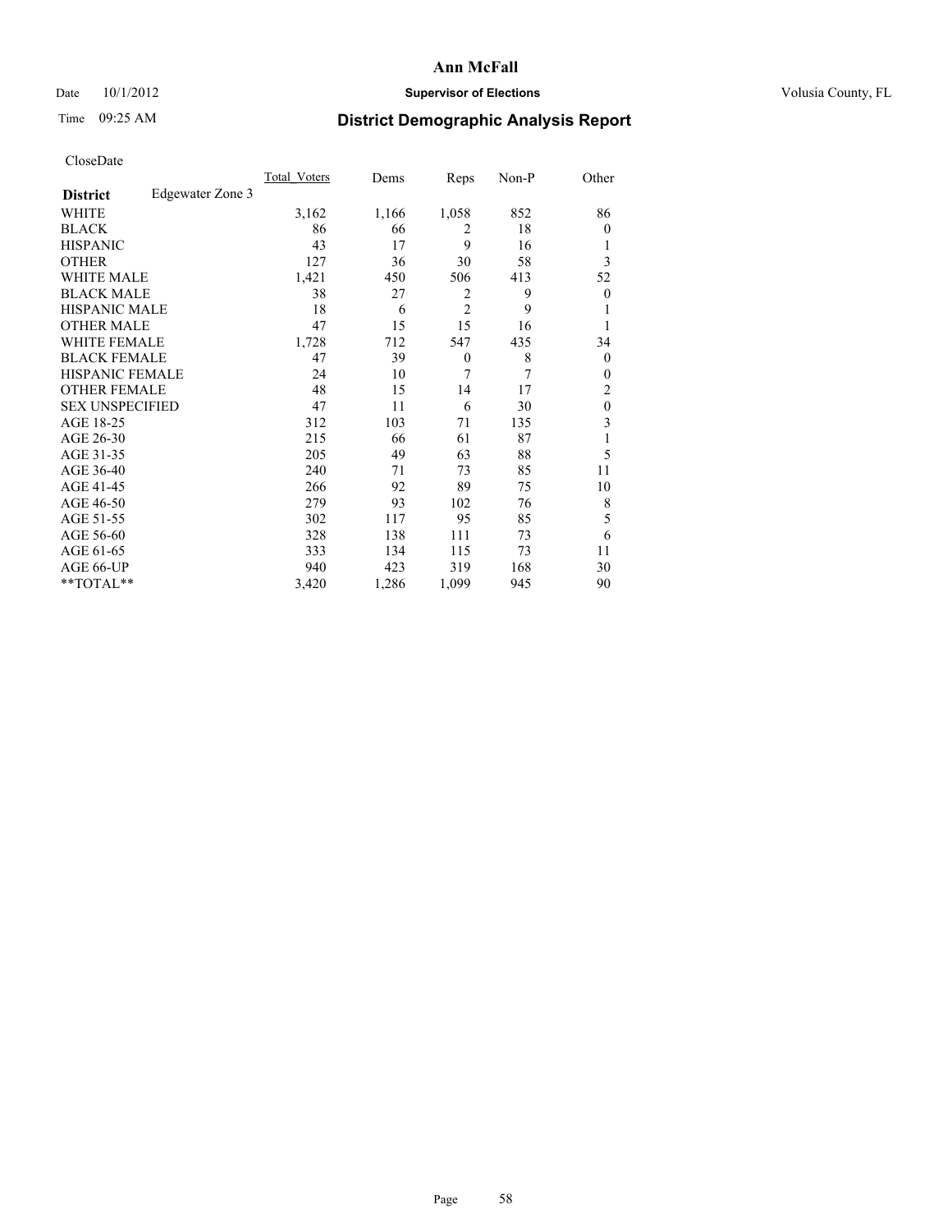# Ann McFall

Date 10/1/2012 **Supervisor of Elections** Volusia County, FL

Time 09:25 AM

## District Demographic Analysis Report

CloseDate

| **District** Edgewater Zone 3 | Total_Voters | Dems | Reps | Non-P | Other |
|---|---|---|---|---|---|
| WHITE | 3,162 | 1,166 | 1,058 | 852 | 86 |
| BLACK | 86 | 66 | 2 | 18 | 0 |
| HISPANIC | 43 | 17 | 9 | 16 | 1 |
| OTHER | 127 | 36 | 30 | 58 | 3 |
| WHITE MALE | 1,421 | 450 | 506 | 413 | 52 |
| BLACK MALE | 38 | 27 | 2 | 9 | 0 |
| HISPANIC MALE | 18 | 6 | 2 | 9 | 1 |
| OTHER MALE | 47 | 15 | 15 | 16 | 1 |
| WHITE FEMALE | 1,728 | 712 | 547 | 435 | 34 |
| BLACK FEMALE | 47 | 39 | 0 | 8 | 0 |
| HISPANIC FEMALE | 24 | 10 | 7 | 7 | 0 |
| OTHER FEMALE | 48 | 15 | 14 | 17 | 2 |
| SEX UNSPECIFIED | 47 | 11 | 6 | 30 | 0 |
| AGE 18-25 | 312 | 103 | 71 | 135 | 3 |
| AGE 26-30 | 215 | 66 | 61 | 87 | 1 |
| AGE 31-35 | 205 | 49 | 63 | 88 | 5 |
| AGE 36-40 | 240 | 71 | 73 | 85 | 11 |
| AGE 41-45 | 266 | 92 | 89 | 75 | 10 |
| AGE 46-50 | 279 | 93 | 102 | 76 | 8 |
| AGE 51-55 | 302 | 117 | 95 | 85 | 5 |
| AGE 56-60 | 328 | 138 | 111 | 73 | 6 |
| AGE 61-65 | 333 | 134 | 115 | 73 | 11 |
| AGE 66-UP | 940 | 423 | 319 | 168 | 30 |
| **TOTAL** | 3,420 | 1,286 | 1,099 | 945 | 90 |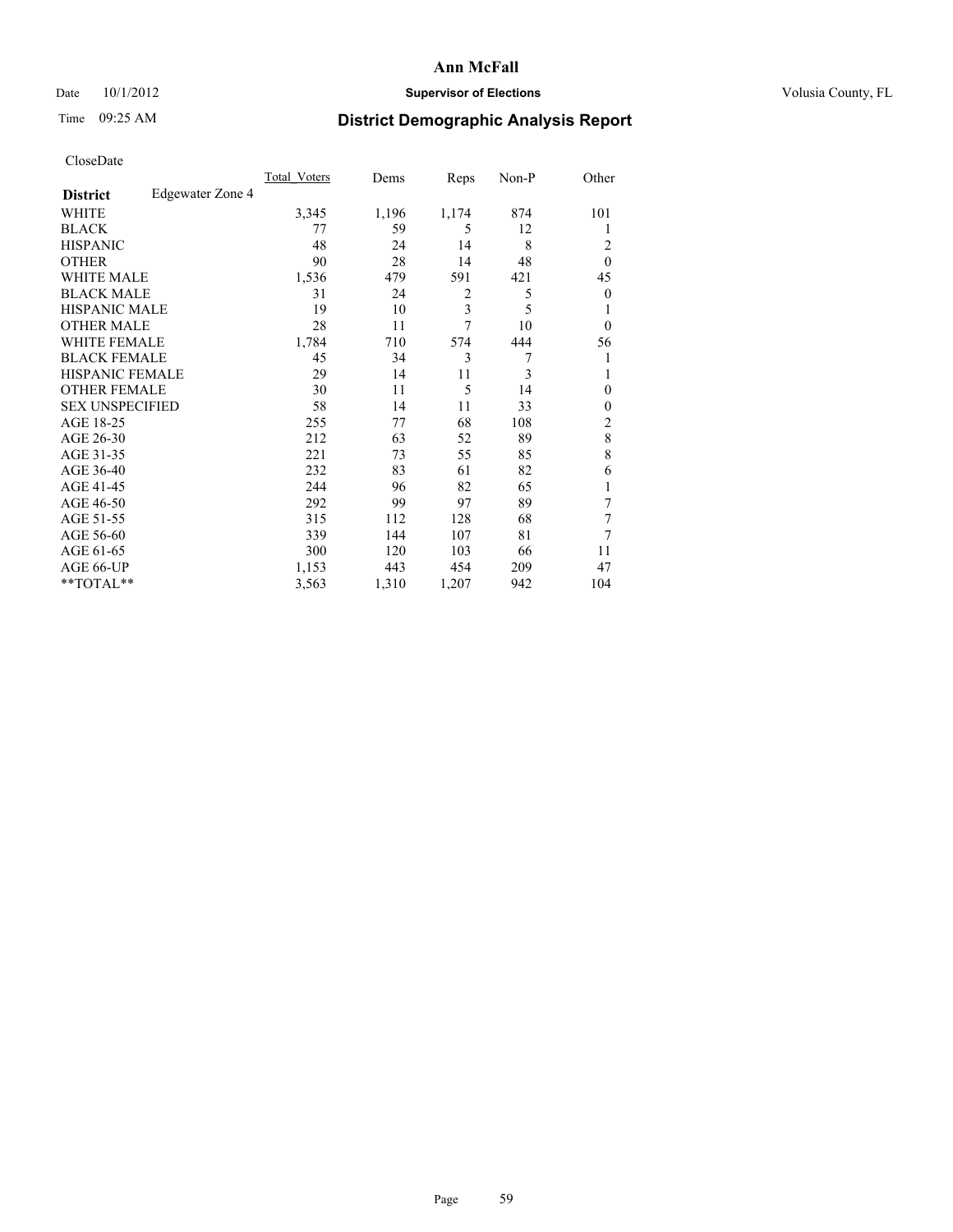# Ann McFall

Date 10/1/2012 | **Supervisor of Elections** | Volusia County, FL

Time 09:25 AM

## District Demographic Analysis Report

CloseDate

| | Total_Voters | Dems | Reps | Non-P | Other |
|---|---|---|---|---|---|
| **District** Edgewater Zone 4 | | | | | |
| WHITE | 3,345 | 1,196 | 1,174 | 874 | 101 |
| BLACK | 77 | 59 | 5 | 12 | 1 |
| HISPANIC | 48 | 24 | 14 | 8 | 2 |
| OTHER | 90 | 28 | 14 | 48 | 0 |
| WHITE MALE | 1,536 | 479 | 591 | 421 | 45 |
| BLACK MALE | 31 | 24 | 2 | 5 | 0 |
| HISPANIC MALE | 19 | 10 | 3 | 5 | 1 |
| OTHER MALE | 28 | 11 | 7 | 10 | 0 |
| WHITE FEMALE | 1,784 | 710 | 574 | 444 | 56 |
| BLACK FEMALE | 45 | 34 | 3 | 7 | 1 |
| HISPANIC FEMALE | 29 | 14 | 11 | 3 | 1 |
| OTHER FEMALE | 30 | 11 | 5 | 14 | 0 |
| SEX UNSPECIFIED | 58 | 14 | 11 | 33 | 0 |
| AGE 18-25 | 255 | 77 | 68 | 108 | 2 |
| AGE 26-30 | 212 | 63 | 52 | 89 | 8 |
| AGE 31-35 | 221 | 73 | 55 | 85 | 8 |
| AGE 36-40 | 232 | 83 | 61 | 82 | 6 |
| AGE 41-45 | 244 | 96 | 82 | 65 | 1 |
| AGE 46-50 | 292 | 99 | 97 | 89 | 7 |
| AGE 51-55 | 315 | 112 | 128 | 68 | 7 |
| AGE 56-60 | 339 | 144 | 107 | 81 | 7 |
| AGE 61-65 | 300 | 120 | 103 | 66 | 11 |
| AGE 66-UP | 1,153 | 443 | 454 | 209 | 47 |
| **TOTAL** | 3,563 | 1,310 | 1,207 | 942 | 104 |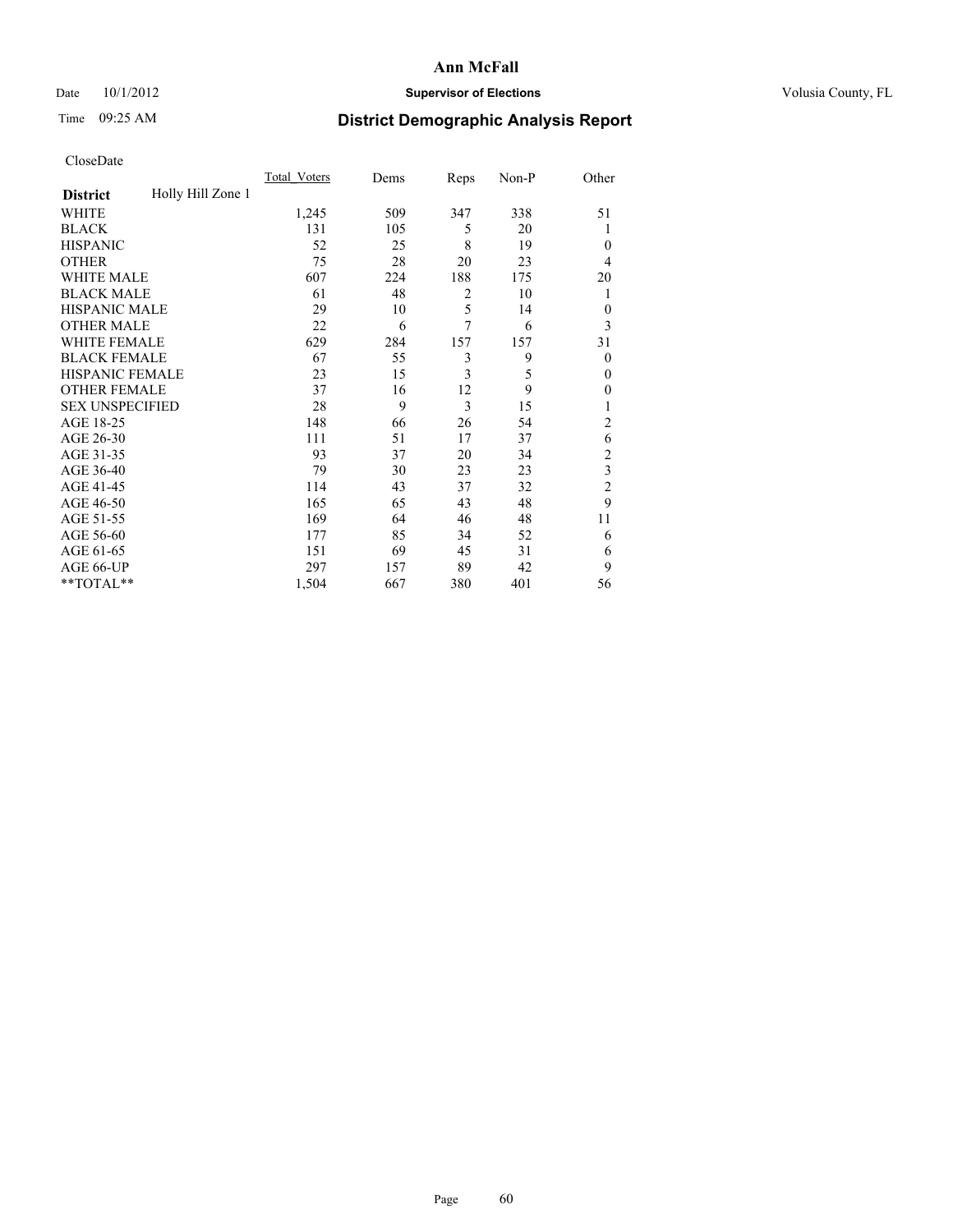**Ann McFall**

Date 10/1/2012 **Supervisor of Elections** Volusia County, FL

Time 09:25 AM

## District Demographic Analysis Report

CloseDate

| | Total_Voters | Dems | Reps | Non-P | Other |
|---|---|---|---|---|---|
| **District** Holly Hill Zone 1 | | | | | |
| WHITE | 1,245 | 509 | 347 | 338 | 51 |
| BLACK | 131 | 105 | 5 | 20 | 1 |
| HISPANIC | 52 | 25 | 8 | 19 | 0 |
| OTHER | 75 | 28 | 20 | 23 | 4 |
| WHITE MALE | 607 | 224 | 188 | 175 | 20 |
| BLACK MALE | 61 | 48 | 2 | 10 | 1 |
| HISPANIC MALE | 29 | 10 | 5 | 14 | 0 |
| OTHER MALE | 22 | 6 | 7 | 6 | 3 |
| WHITE FEMALE | 629 | 284 | 157 | 157 | 31 |
| BLACK FEMALE | 67 | 55 | 3 | 9 | 0 |
| HISPANIC FEMALE | 23 | 15 | 3 | 5 | 0 |
| OTHER FEMALE | 37 | 16 | 12 | 9 | 0 |
| SEX UNSPECIFIED | 28 | 9 | 3 | 15 | 1 |
| AGE 18-25 | 148 | 66 | 26 | 54 | 2 |
| AGE 26-30 | 111 | 51 | 17 | 37 | 6 |
| AGE 31-35 | 93 | 37 | 20 | 34 | 2 |
| AGE 36-40 | 79 | 30 | 23 | 23 | 3 |
| AGE 41-45 | 114 | 43 | 37 | 32 | 2 |
| AGE 46-50 | 165 | 65 | 43 | 48 | 9 |
| AGE 51-55 | 169 | 64 | 46 | 48 | 11 |
| AGE 56-60 | 177 | 85 | 34 | 52 | 6 |
| AGE 61-65 | 151 | 69 | 45 | 31 | 6 |
| AGE 66-UP | 297 | 157 | 89 | 42 | 9 |
| **TOTAL** | 1,504 | 667 | 380 | 401 | 56 |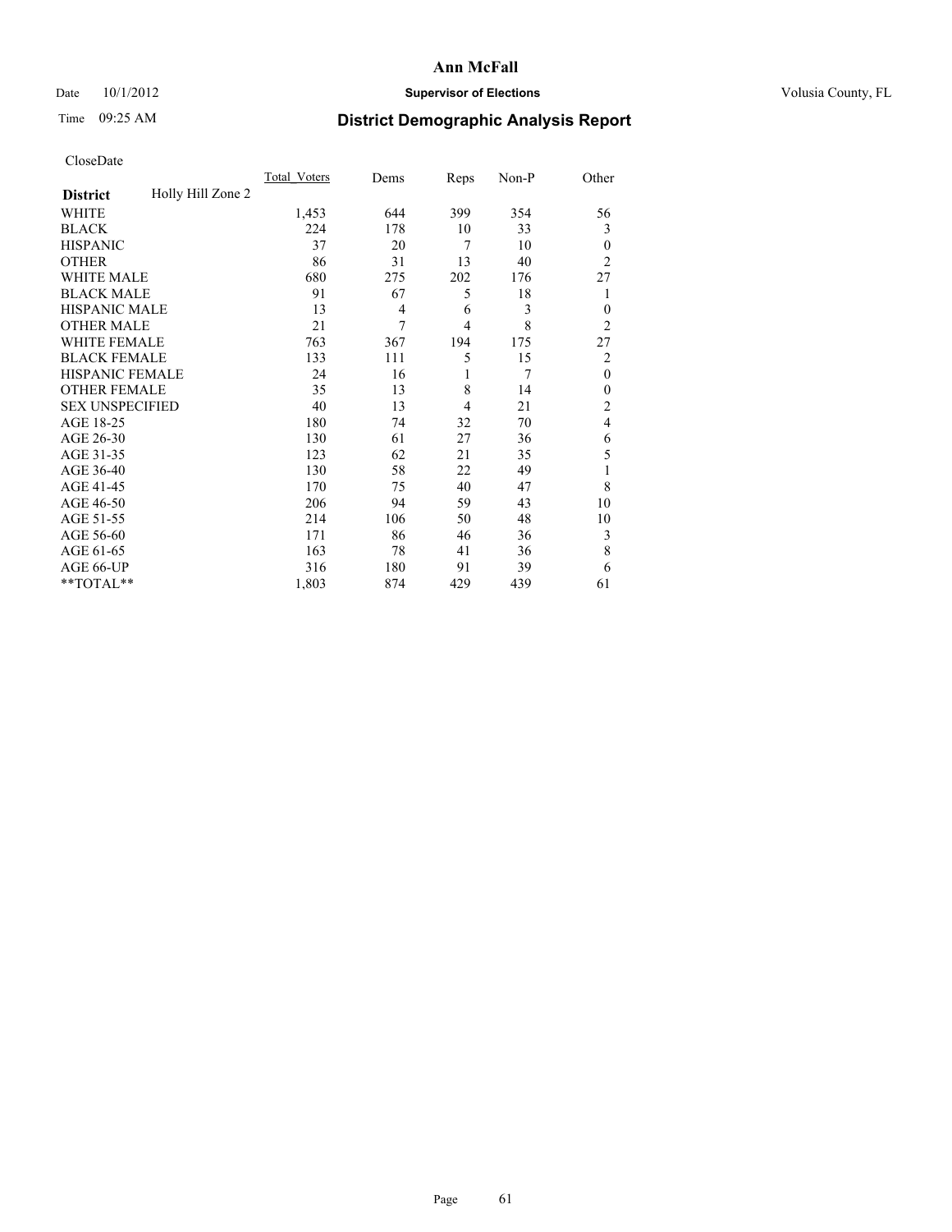# Ann McFall

Date 10/1/2012 **Supervisor of Elections** Volusia County, FL

Time 09:25 AM **District Demographic Analysis Report**

CloseDate

| **District** Holly Hill Zone 2 | Total_Voters | Dems | Reps | Non-P | Other |
|---|---|---|---|---|---|
| WHITE | 1,453 | 644 | 399 | 354 | 56 |
| BLACK | 224 | 178 | 10 | 33 | 3 |
| HISPANIC | 37 | 20 | 7 | 10 | 0 |
| OTHER | 86 | 31 | 13 | 40 | 2 |
| WHITE MALE | 680 | 275 | 202 | 176 | 27 |
| BLACK MALE | 91 | 67 | 5 | 18 | 1 |
| HISPANIC MALE | 13 | 4 | 6 | 3 | 0 |
| OTHER MALE | 21 | 7 | 4 | 8 | 2 |
| WHITE FEMALE | 763 | 367 | 194 | 175 | 27 |
| BLACK FEMALE | 133 | 111 | 5 | 15 | 2 |
| HISPANIC FEMALE | 24 | 16 | 1 | 7 | 0 |
| OTHER FEMALE | 35 | 13 | 8 | 14 | 0 |
| SEX UNSPECIFIED | 40 | 13 | 4 | 21 | 2 |
| AGE 18-25 | 180 | 74 | 32 | 70 | 4 |
| AGE 26-30 | 130 | 61 | 27 | 36 | 6 |
| AGE 31-35 | 123 | 62 | 21 | 35 | 5 |
| AGE 36-40 | 130 | 58 | 22 | 49 | 1 |
| AGE 41-45 | 170 | 75 | 40 | 47 | 8 |
| AGE 46-50 | 206 | 94 | 59 | 43 | 10 |
| AGE 51-55 | 214 | 106 | 50 | 48 | 10 |
| AGE 56-60 | 171 | 86 | 46 | 36 | 3 |
| AGE 61-65 | 163 | 78 | 41 | 36 | 8 |
| AGE 66-UP | 316 | 180 | 91 | 39 | 6 |
| **TOTAL** | 1,803 | 874 | 429 | 439 | 61 |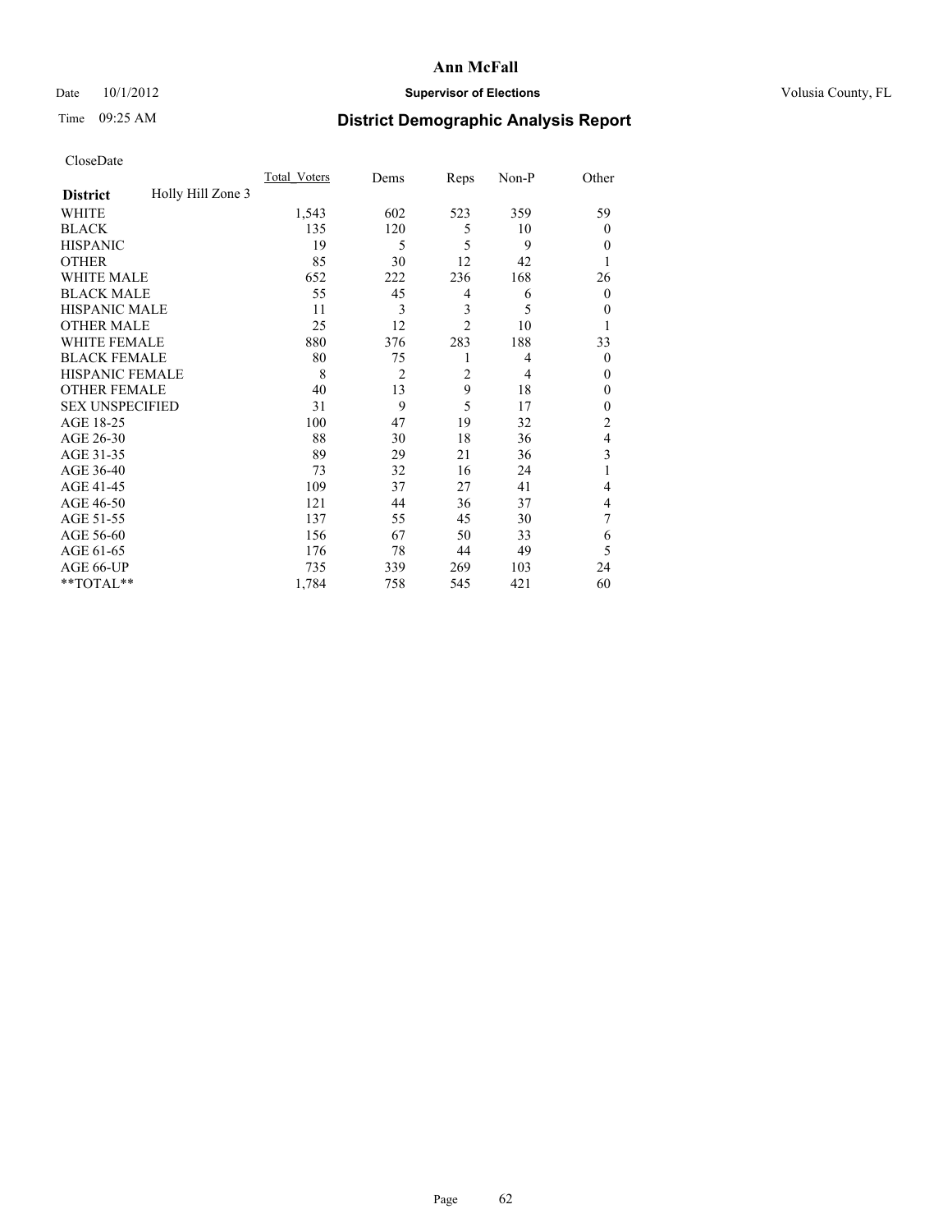**Ann McFall**

Date 10/1/2012 **Supervisor of Elections** Volusia County, FL

Time 09:25 AM

## District Demographic Analysis Report

CloseDate

| District | Holly Hill Zone 3 | Total_Voters | Dems | Reps | Non-P | Other |
|---|---|---|---|---|---|---|
| WHITE | | 1,543 | 602 | 523 | 359 | 59 |
| BLACK | | 135 | 120 | 5 | 10 | 0 |
| HISPANIC | | 19 | 5 | 5 | 9 | 0 |
| OTHER | | 85 | 30 | 12 | 42 | 1 |
| WHITE MALE | | 652 | 222 | 236 | 168 | 26 |
| BLACK MALE | | 55 | 45 | 4 | 6 | 0 |
| HISPANIC MALE | | 11 | 3 | 3 | 5 | 0 |
| OTHER MALE | | 25 | 12 | 2 | 10 | 1 |
| WHITE FEMALE | | 880 | 376 | 283 | 188 | 33 |
| BLACK FEMALE | | 80 | 75 | 1 | 4 | 0 |
| HISPANIC FEMALE | | 8 | 2 | 2 | 4 | 0 |
| OTHER FEMALE | | 40 | 13 | 9 | 18 | 0 |
| SEX UNSPECIFIED | | 31 | 9 | 5 | 17 | 0 |
| AGE 18-25 | | 100 | 47 | 19 | 32 | 2 |
| AGE 26-30 | | 88 | 30 | 18 | 36 | 4 |
| AGE 31-35 | | 89 | 29 | 21 | 36 | 3 |
| AGE 36-40 | | 73 | 32 | 16 | 24 | 1 |
| AGE 41-45 | | 109 | 37 | 27 | 41 | 4 |
| AGE 46-50 | | 121 | 44 | 36 | 37 | 4 |
| AGE 51-55 | | 137 | 55 | 45 | 30 | 7 |
| AGE 56-60 | | 156 | 67 | 50 | 33 | 6 |
| AGE 61-65 | | 176 | 78 | 44 | 49 | 5 |
| AGE 66-UP | | 735 | 339 | 269 | 103 | 24 |
| **TOTAL** | | 1,784 | 758 | 545 | 421 | 60 |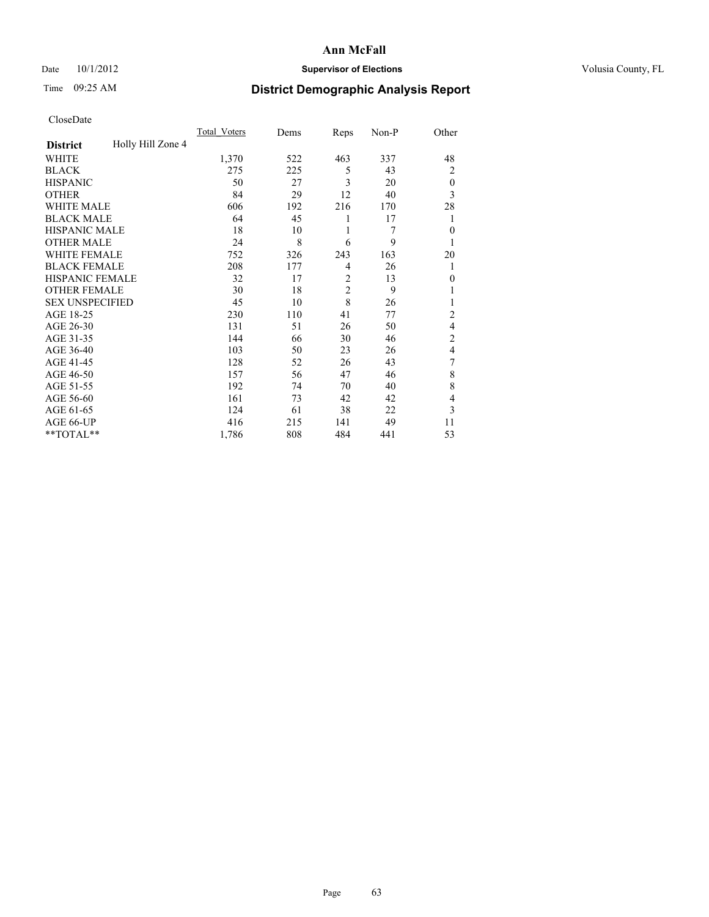**Ann McFall**

Date 10/1/2012 **Supervisor of Elections** Volusia County, FL

Time 09:25 AM

## District Demographic Analysis Report

CloseDate

| **District** Holly Hill Zone 4 | Total_Voters | Dems | Reps | Non-P | Other |
|---|---|---|---|---|---|
| WHITE | 1,370 | 522 | 463 | 337 | 48 |
| BLACK | 275 | 225 | 5 | 43 | 2 |
| HISPANIC | 50 | 27 | 3 | 20 | 0 |
| OTHER | 84 | 29 | 12 | 40 | 3 |
| WHITE MALE | 606 | 192 | 216 | 170 | 28 |
| BLACK MALE | 64 | 45 | 1 | 17 | 1 |
| HISPANIC MALE | 18 | 10 | 1 | 7 | 0 |
| OTHER MALE | 24 | 8 | 6 | 9 | 1 |
| WHITE FEMALE | 752 | 326 | 243 | 163 | 20 |
| BLACK FEMALE | 208 | 177 | 4 | 26 | 1 |
| HISPANIC FEMALE | 32 | 17 | 2 | 13 | 0 |
| OTHER FEMALE | 30 | 18 | 2 | 9 | 1 |
| SEX UNSPECIFIED | 45 | 10 | 8 | 26 | 1 |
| AGE 18-25 | 230 | 110 | 41 | 77 | 2 |
| AGE 26-30 | 131 | 51 | 26 | 50 | 4 |
| AGE 31-35 | 144 | 66 | 30 | 46 | 2 |
| AGE 36-40 | 103 | 50 | 23 | 26 | 4 |
| AGE 41-45 | 128 | 52 | 26 | 43 | 7 |
| AGE 46-50 | 157 | 56 | 47 | 46 | 8 |
| AGE 51-55 | 192 | 74 | 70 | 40 | 8 |
| AGE 56-60 | 161 | 73 | 42 | 42 | 4 |
| AGE 61-65 | 124 | 61 | 38 | 22 | 3 |
| AGE 66-UP | 416 | 215 | 141 | 49 | 11 |
| **TOTAL** | 1,786 | 808 | 484 | 441 | 53 |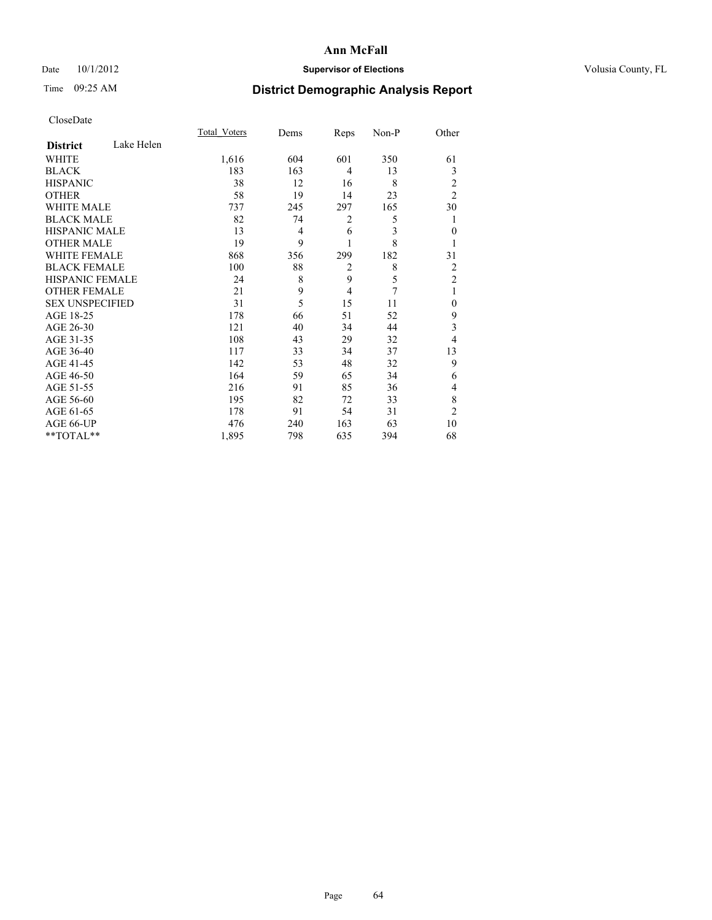# Ann McFall

Date 10/1/2012 **Supervisor of Elections** Volusia County, FL

Time 09:25 AM

## District Demographic Analysis Report

CloseDate

| **District** Lake Helen | Total_Voters | Dems | Reps | Non-P | Other |
|---|---|---|---|---|---|
| WHITE | 1,616 | 604 | 601 | 350 | 61 |
| BLACK | 183 | 163 | 4 | 13 | 3 |
| HISPANIC | 38 | 12 | 16 | 8 | 2 |
| OTHER | 58 | 19 | 14 | 23 | 2 |
| WHITE MALE | 737 | 245 | 297 | 165 | 30 |
| BLACK MALE | 82 | 74 | 2 | 5 | 1 |
| HISPANIC MALE | 13 | 4 | 6 | 3 | 0 |
| OTHER MALE | 19 | 9 | 1 | 8 | 1 |
| WHITE FEMALE | 868 | 356 | 299 | 182 | 31 |
| BLACK FEMALE | 100 | 88 | 2 | 8 | 2 |
| HISPANIC FEMALE | 24 | 8 | 9 | 5 | 2 |
| OTHER FEMALE | 21 | 9 | 4 | 7 | 1 |
| SEX UNSPECIFIED | 31 | 5 | 15 | 11 | 0 |
| AGE 18-25 | 178 | 66 | 51 | 52 | 9 |
| AGE 26-30 | 121 | 40 | 34 | 44 | 3 |
| AGE 31-35 | 108 | 43 | 29 | 32 | 4 |
| AGE 36-40 | 117 | 33 | 34 | 37 | 13 |
| AGE 41-45 | 142 | 53 | 48 | 32 | 9 |
| AGE 46-50 | 164 | 59 | 65 | 34 | 6 |
| AGE 51-55 | 216 | 91 | 85 | 36 | 4 |
| AGE 56-60 | 195 | 82 | 72 | 33 | 8 |
| AGE 61-65 | 178 | 91 | 54 | 31 | 2 |
| AGE 66-UP | 476 | 240 | 163 | 63 | 10 |
| **TOTAL** | 1,895 | 798 | 635 | 394 | 68 |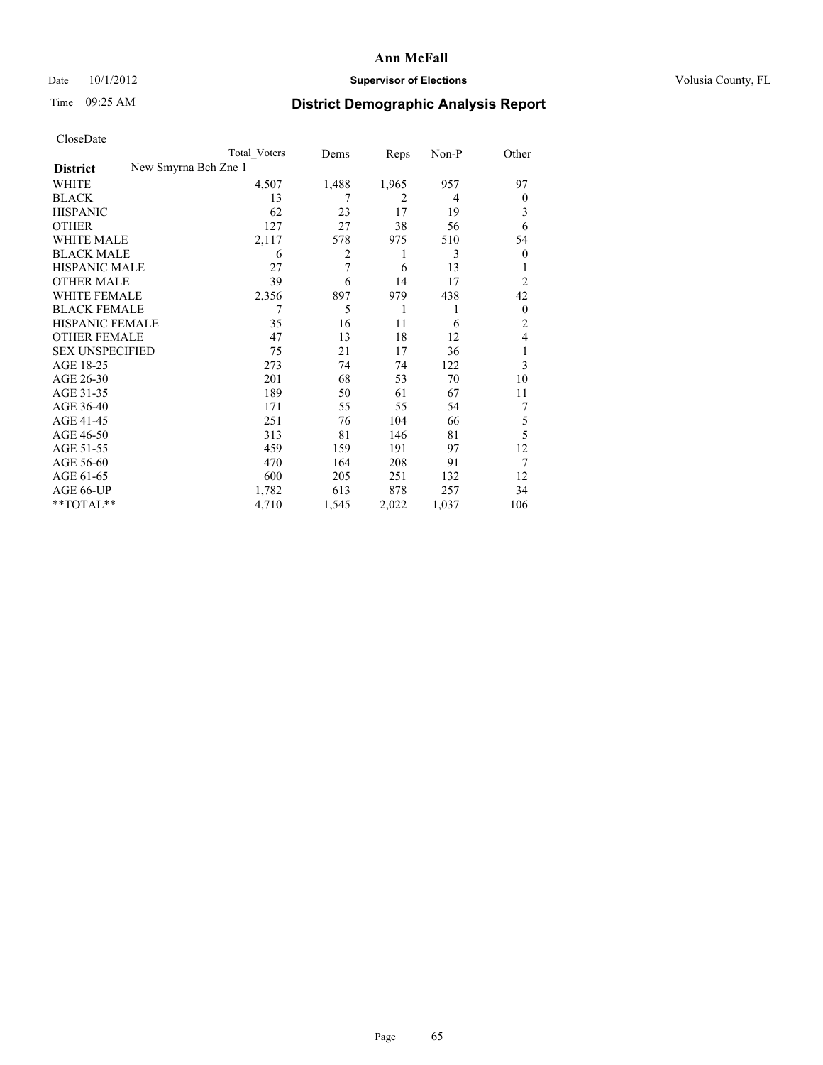**Ann McFall**

Date 10/1/2012 **Supervisor of Elections** Volusia County, FL

Time 09:25 AM

## District Demographic Analysis Report

CloseDate

| **District** New Smyrna Bch Zne 1 | Total Voters | Dems | Reps | Non-P | Other |
|---|---|---|---|---|---|
| WHITE | 4,507 | 1,488 | 1,965 | 957 | 97 |
| BLACK | 13 | 7 | 2 | 4 | 0 |
| HISPANIC | 62 | 23 | 17 | 19 | 3 |
| OTHER | 127 | 27 | 38 | 56 | 6 |
| WHITE MALE | 2,117 | 578 | 975 | 510 | 54 |
| BLACK MALE | 6 | 2 | 1 | 3 | 0 |
| HISPANIC MALE | 27 | 7 | 6 | 13 | 1 |
| OTHER MALE | 39 | 6 | 14 | 17 | 2 |
| WHITE FEMALE | 2,356 | 897 | 979 | 438 | 42 |
| BLACK FEMALE | 7 | 5 | 1 | 1 | 0 |
| HISPANIC FEMALE | 35 | 16 | 11 | 6 | 2 |
| OTHER FEMALE | 47 | 13 | 18 | 12 | 4 |
| SEX UNSPECIFIED | 75 | 21 | 17 | 36 | 1 |
| AGE 18-25 | 273 | 74 | 74 | 122 | 3 |
| AGE 26-30 | 201 | 68 | 53 | 70 | 10 |
| AGE 31-35 | 189 | 50 | 61 | 67 | 11 |
| AGE 36-40 | 171 | 55 | 55 | 54 | 7 |
| AGE 41-45 | 251 | 76 | 104 | 66 | 5 |
| AGE 46-50 | 313 | 81 | 146 | 81 | 5 |
| AGE 51-55 | 459 | 159 | 191 | 97 | 12 |
| AGE 56-60 | 470 | 164 | 208 | 91 | 7 |
| AGE 61-65 | 600 | 205 | 251 | 132 | 12 |
| AGE 66-UP | 1,782 | 613 | 878 | 257 | 34 |
| **TOTAL** | 4,710 | 1,545 | 2,022 | 1,037 | 106 |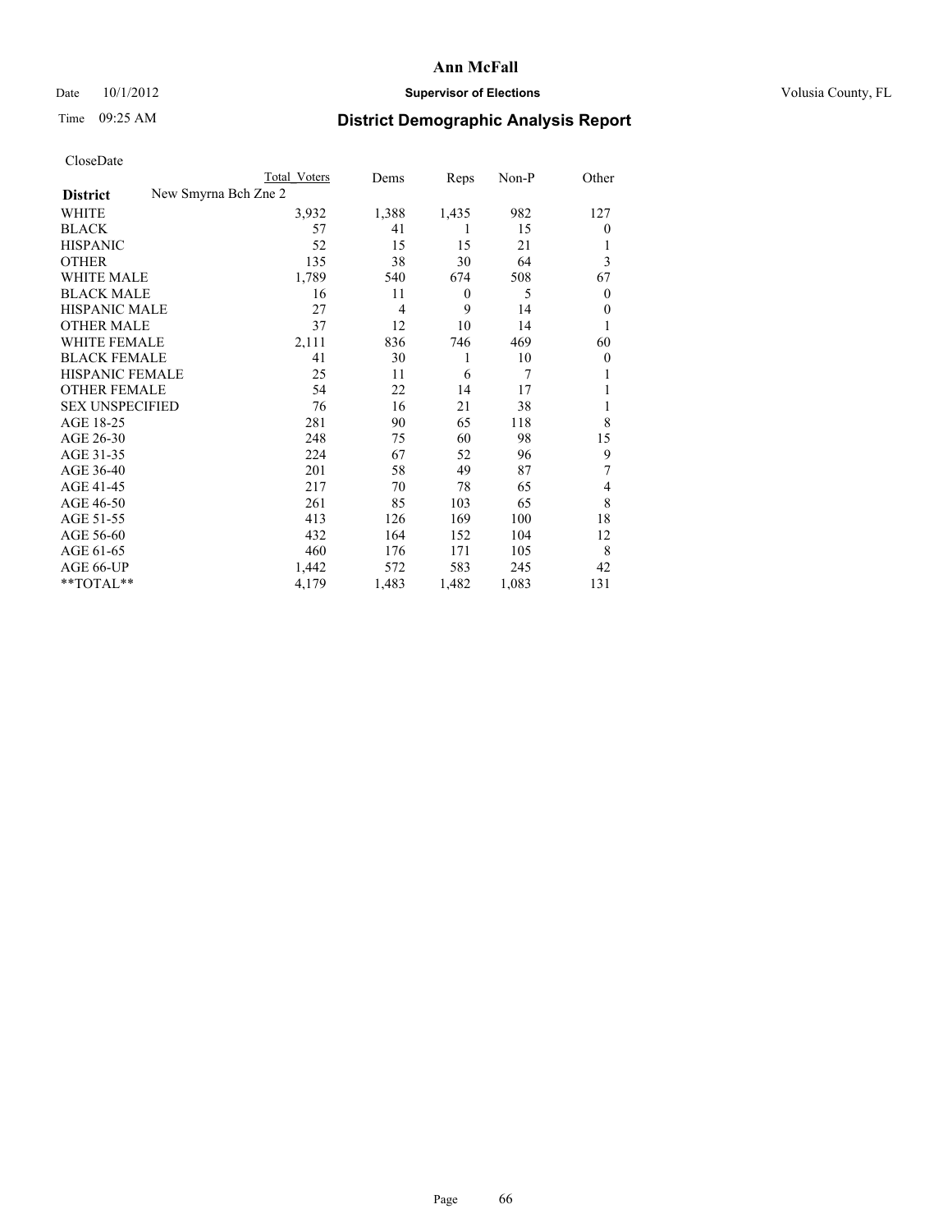# Ann McFall

Date 10/1/2012 **Supervisor of Elections** Volusia County, FL

Time 09:25 AM **District Demographic Analysis Report**

CloseDate

| | Total Voters | Dems | Reps | Non-P | Other |
|---|---|---|---|---|---|
| **District** New Smyrna Bch Zne 2 | | | | | |
| WHITE | 3,932 | 1,388 | 1,435 | 982 | 127 |
| BLACK | 57 | 41 | 1 | 15 | 0 |
| HISPANIC | 52 | 15 | 15 | 21 | 1 |
| OTHER | 135 | 38 | 30 | 64 | 3 |
| WHITE MALE | 1,789 | 540 | 674 | 508 | 67 |
| BLACK MALE | 16 | 11 | 0 | 5 | 0 |
| HISPANIC MALE | 27 | 4 | 9 | 14 | 0 |
| OTHER MALE | 37 | 12 | 10 | 14 | 1 |
| WHITE FEMALE | 2,111 | 836 | 746 | 469 | 60 |
| BLACK FEMALE | 41 | 30 | 1 | 10 | 0 |
| HISPANIC FEMALE | 25 | 11 | 6 | 7 | 1 |
| OTHER FEMALE | 54 | 22 | 14 | 17 | 1 |
| SEX UNSPECIFIED | 76 | 16 | 21 | 38 | 1 |
| AGE 18-25 | 281 | 90 | 65 | 118 | 8 |
| AGE 26-30 | 248 | 75 | 60 | 98 | 15 |
| AGE 31-35 | 224 | 67 | 52 | 96 | 9 |
| AGE 36-40 | 201 | 58 | 49 | 87 | 7 |
| AGE 41-45 | 217 | 70 | 78 | 65 | 4 |
| AGE 46-50 | 261 | 85 | 103 | 65 | 8 |
| AGE 51-55 | 413 | 126 | 169 | 100 | 18 |
| AGE 56-60 | 432 | 164 | 152 | 104 | 12 |
| AGE 61-65 | 460 | 176 | 171 | 105 | 8 |
| AGE 66-UP | 1,442 | 572 | 583 | 245 | 42 |
| **TOTAL** | 4,179 | 1,483 | 1,482 | 1,083 | 131 |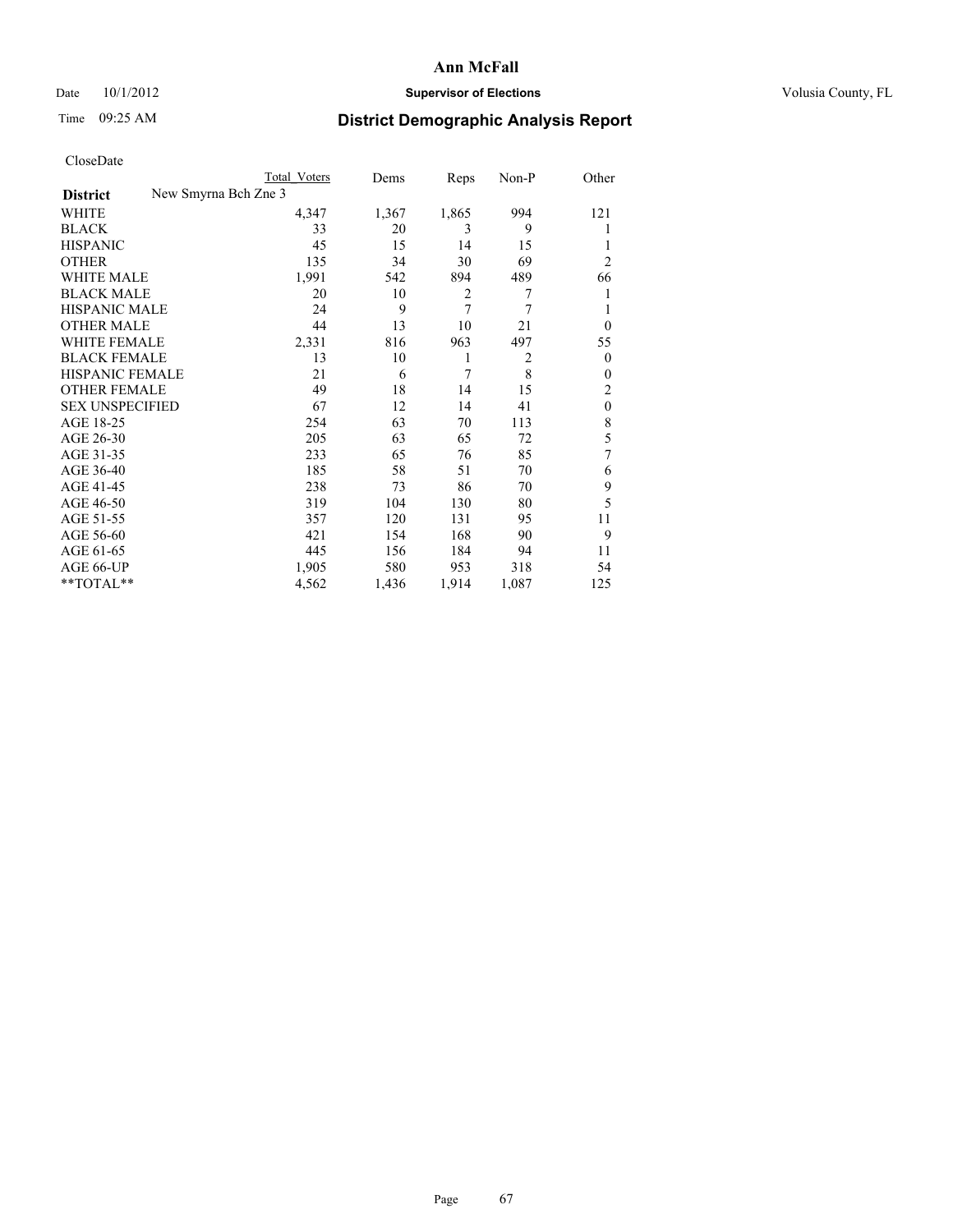# Ann McFall

Date 10/1/2012 **Supervisor of Elections** Volusia County, FL

Time 09:25 AM **District Demographic Analysis Report**

CloseDate

| | Total Voters | Dems | Reps | Non-P | Other |
|---|---|---|---|---|---|
| **District** New Smyrna Bch Zne 3 | | | | | |
| WHITE | 4,347 | 1,367 | 1,865 | 994 | 121 |
| BLACK | 33 | 20 | 3 | 9 | 1 |
| HISPANIC | 45 | 15 | 14 | 15 | 1 |
| OTHER | 135 | 34 | 30 | 69 | 2 |
| WHITE MALE | 1,991 | 542 | 894 | 489 | 66 |
| BLACK MALE | 20 | 10 | 2 | 7 | 1 |
| HISPANIC MALE | 24 | 9 | 7 | 7 | 1 |
| OTHER MALE | 44 | 13 | 10 | 21 | 0 |
| WHITE FEMALE | 2,331 | 816 | 963 | 497 | 55 |
| BLACK FEMALE | 13 | 10 | 1 | 2 | 0 |
| HISPANIC FEMALE | 21 | 6 | 7 | 8 | 0 |
| OTHER FEMALE | 49 | 18 | 14 | 15 | 2 |
| SEX UNSPECIFIED | 67 | 12 | 14 | 41 | 0 |
| AGE 18-25 | 254 | 63 | 70 | 113 | 8 |
| AGE 26-30 | 205 | 63 | 65 | 72 | 5 |
| AGE 31-35 | 233 | 65 | 76 | 85 | 7 |
| AGE 36-40 | 185 | 58 | 51 | 70 | 6 |
| AGE 41-45 | 238 | 73 | 86 | 70 | 9 |
| AGE 46-50 | 319 | 104 | 130 | 80 | 5 |
| AGE 51-55 | 357 | 120 | 131 | 95 | 11 |
| AGE 56-60 | 421 | 154 | 168 | 90 | 9 |
| AGE 61-65 | 445 | 156 | 184 | 94 | 11 |
| AGE 66-UP | 1,905 | 580 | 953 | 318 | 54 |
| **TOTAL** | 4,562 | 1,436 | 1,914 | 1,087 | 125 |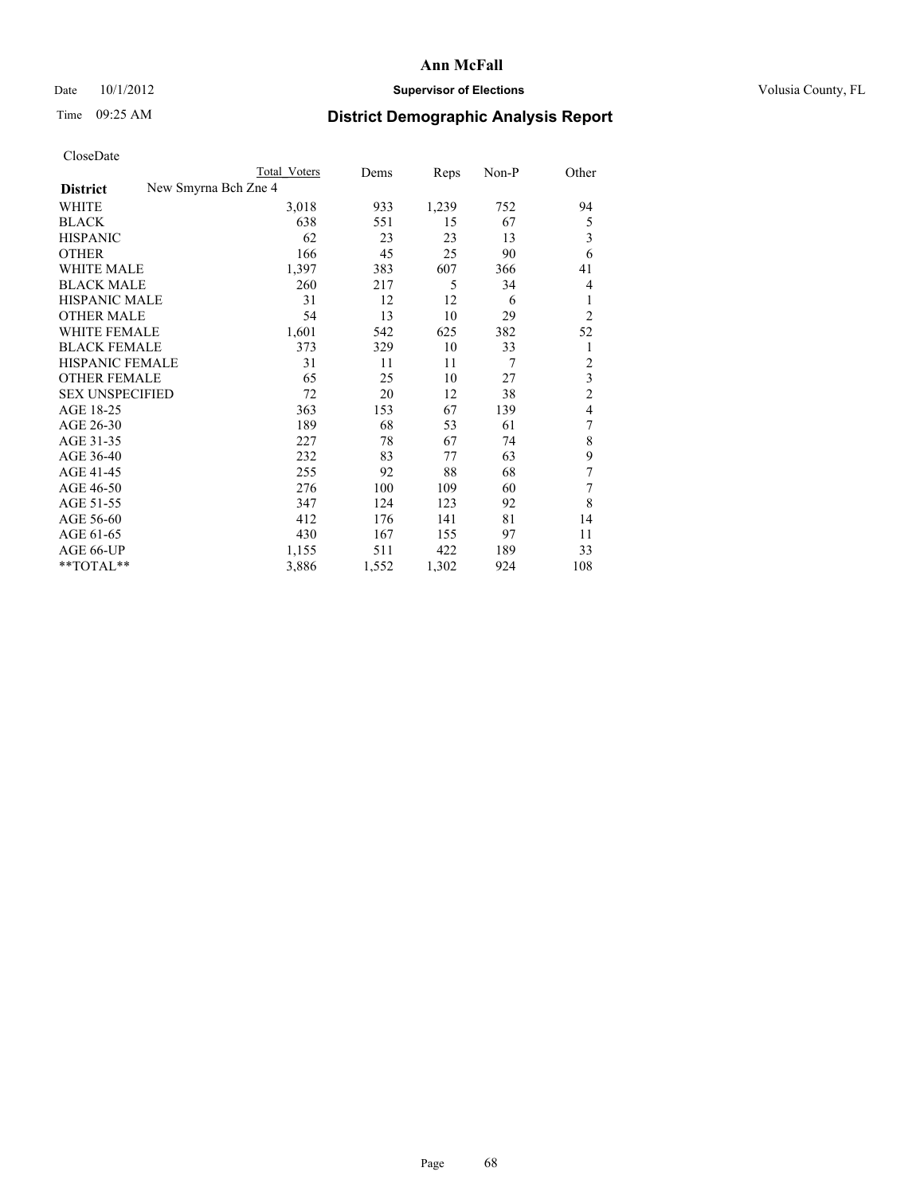**Ann McFall**

Date 10/1/2012 **Supervisor of Elections** Volusia County, FL

Time 09:25 AM **District Demographic Analysis Report**

CloseDate

| | Total Voters | Dems | Reps | Non-P | Other |
|---|---|---|---|---|---|
| **District** New Smyrna Bch Zne 4 | | | | | |
| WHITE | 3,018 | 933 | 1,239 | 752 | 94 |
| BLACK | 638 | 551 | 15 | 67 | 5 |
| HISPANIC | 62 | 23 | 23 | 13 | 3 |
| OTHER | 166 | 45 | 25 | 90 | 6 |
| WHITE MALE | 1,397 | 383 | 607 | 366 | 41 |
| BLACK MALE | 260 | 217 | 5 | 34 | 4 |
| HISPANIC MALE | 31 | 12 | 12 | 6 | 1 |
| OTHER MALE | 54 | 13 | 10 | 29 | 2 |
| WHITE FEMALE | 1,601 | 542 | 625 | 382 | 52 |
| BLACK FEMALE | 373 | 329 | 10 | 33 | 1 |
| HISPANIC FEMALE | 31 | 11 | 11 | 7 | 2 |
| OTHER FEMALE | 65 | 25 | 10 | 27 | 3 |
| SEX UNSPECIFIED | 72 | 20 | 12 | 38 | 2 |
| AGE 18-25 | 363 | 153 | 67 | 139 | 4 |
| AGE 26-30 | 189 | 68 | 53 | 61 | 7 |
| AGE 31-35 | 227 | 78 | 67 | 74 | 8 |
| AGE 36-40 | 232 | 83 | 77 | 63 | 9 |
| AGE 41-45 | 255 | 92 | 88 | 68 | 7 |
| AGE 46-50 | 276 | 100 | 109 | 60 | 7 |
| AGE 51-55 | 347 | 124 | 123 | 92 | 8 |
| AGE 56-60 | 412 | 176 | 141 | 81 | 14 |
| AGE 61-65 | 430 | 167 | 155 | 97 | 11 |
| AGE 66-UP | 1,155 | 511 | 422 | 189 | 33 |
| **TOTAL** | 3,886 | 1,552 | 1,302 | 924 | 108 |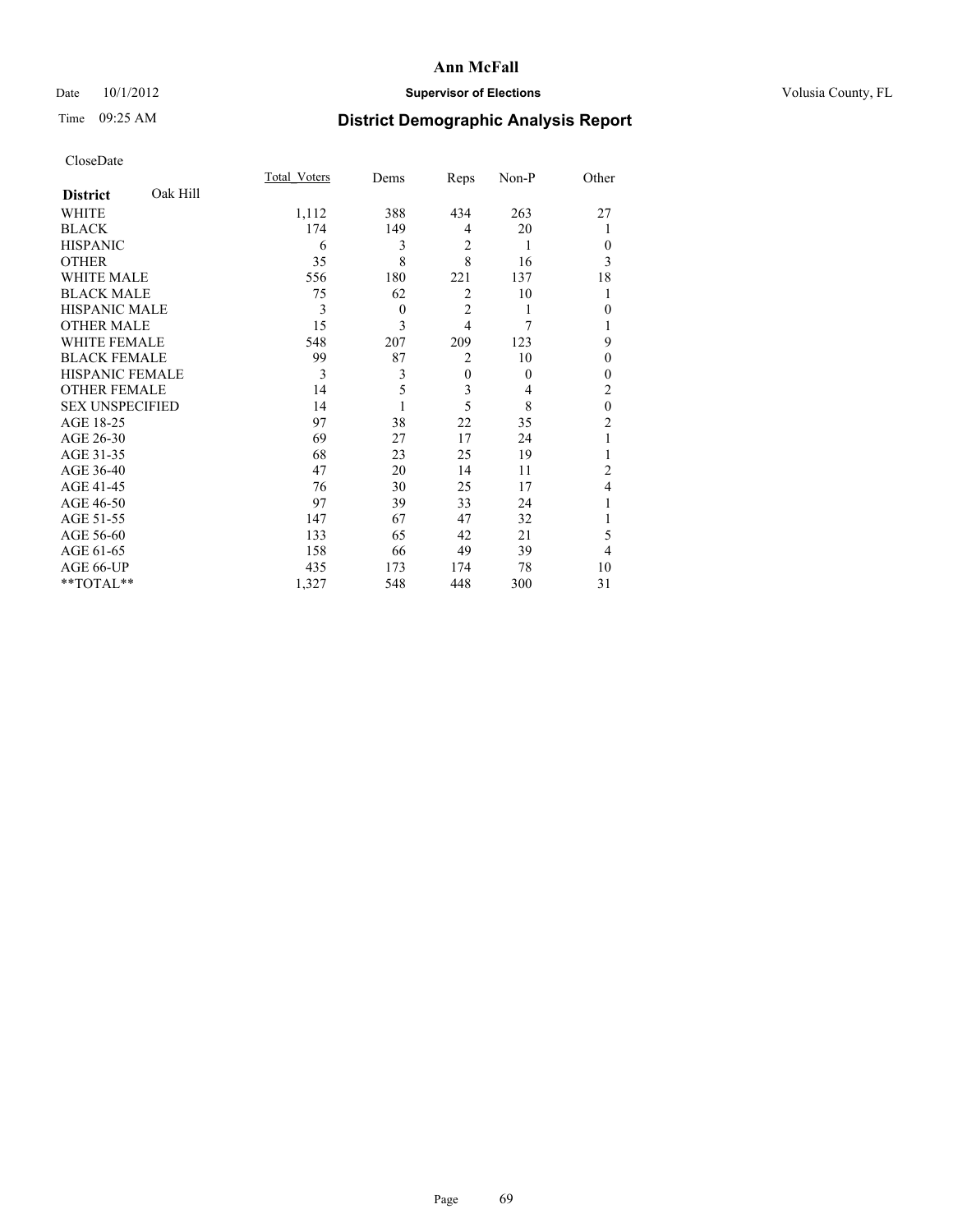**Ann McFall**

Date 10/1/2012 **Supervisor of Elections** Volusia County, FL

Time 09:25 AM

## District Demographic Analysis Report

CloseDate

| **District** Oak Hill | Total_Voters | Dems | Reps | Non-P | Other |
|---|---|---|---|---|---|
| WHITE | 1,112 | 388 | 434 | 263 | 27 |
| BLACK | 174 | 149 | 4 | 20 | 1 |
| HISPANIC | 6 | 3 | 2 | 1 | 0 |
| OTHER | 35 | 8 | 8 | 16 | 3 |
| WHITE MALE | 556 | 180 | 221 | 137 | 18 |
| BLACK MALE | 75 | 62 | 2 | 10 | 1 |
| HISPANIC MALE | 3 | 0 | 2 | 1 | 0 |
| OTHER MALE | 15 | 3 | 4 | 7 | 1 |
| WHITE FEMALE | 548 | 207 | 209 | 123 | 9 |
| BLACK FEMALE | 99 | 87 | 2 | 10 | 0 |
| HISPANIC FEMALE | 3 | 3 | 0 | 0 | 0 |
| OTHER FEMALE | 14 | 5 | 3 | 4 | 2 |
| SEX UNSPECIFIED | 14 | 1 | 5 | 8 | 0 |
| AGE 18-25 | 97 | 38 | 22 | 35 | 2 |
| AGE 26-30 | 69 | 27 | 17 | 24 | 1 |
| AGE 31-35 | 68 | 23 | 25 | 19 | 1 |
| AGE 36-40 | 47 | 20 | 14 | 11 | 2 |
| AGE 41-45 | 76 | 30 | 25 | 17 | 4 |
| AGE 46-50 | 97 | 39 | 33 | 24 | 1 |
| AGE 51-55 | 147 | 67 | 47 | 32 | 1 |
| AGE 56-60 | 133 | 65 | 42 | 21 | 5 |
| AGE 61-65 | 158 | 66 | 49 | 39 | 4 |
| AGE 66-UP | 435 | 173 | 174 | 78 | 10 |
| **TOTAL** | 1,327 | 548 | 448 | 300 | 31 |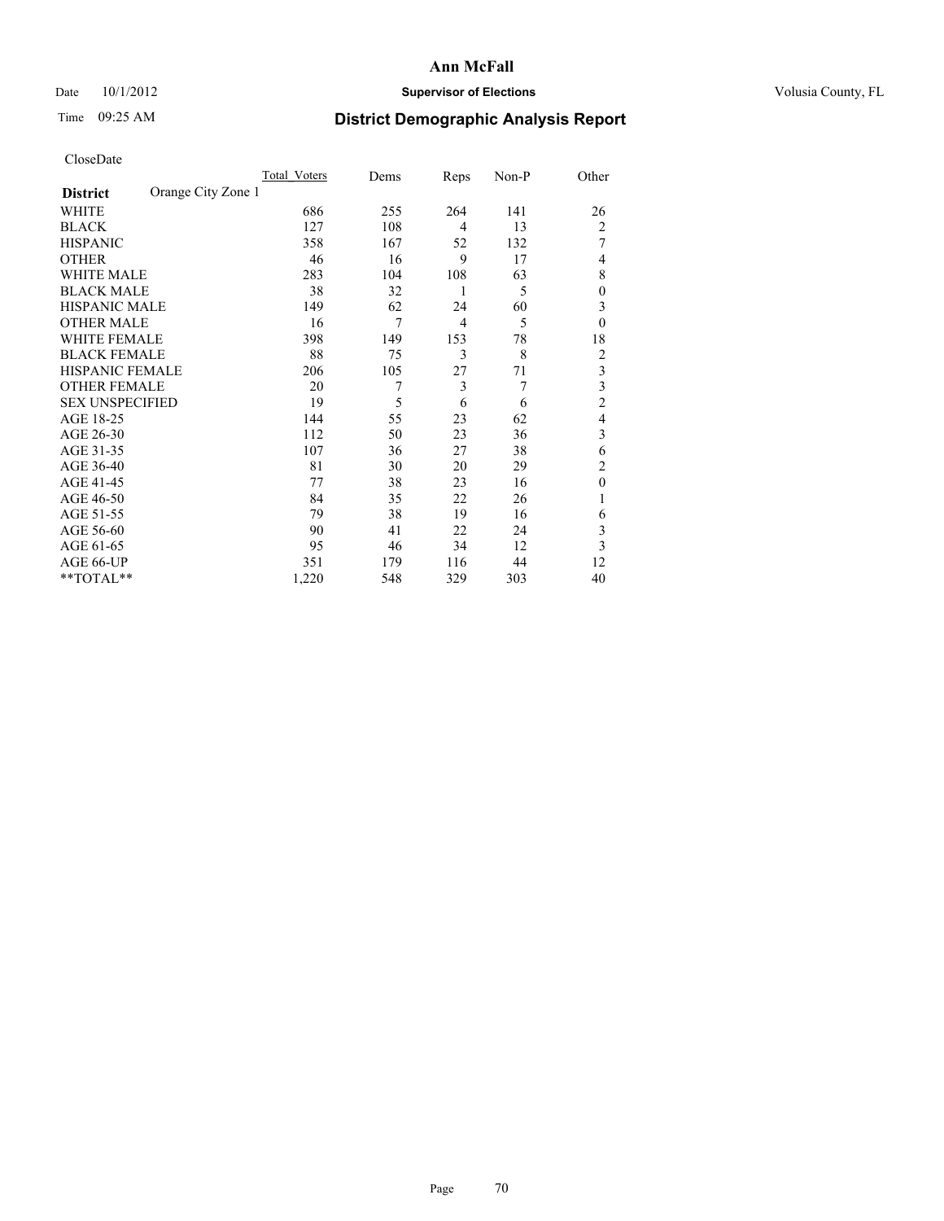**Ann McFall**

Date 10/1/2012 **Supervisor of Elections** Volusia County, FL

Time 09:25 AM **District Demographic Analysis Report**

CloseDate

| **District** Orange City Zone 1 | Total_Voters | Dems | Reps | Non-P | Other |
|---|---|---|---|---|---|
| WHITE | 686 | 255 | 264 | 141 | 26 |
| BLACK | 127 | 108 | 4 | 13 | 2 |
| HISPANIC | 358 | 167 | 52 | 132 | 7 |
| OTHER | 46 | 16 | 9 | 17 | 4 |
| WHITE MALE | 283 | 104 | 108 | 63 | 8 |
| BLACK MALE | 38 | 32 | 1 | 5 | 0 |
| HISPANIC MALE | 149 | 62 | 24 | 60 | 3 |
| OTHER MALE | 16 | 7 | 4 | 5 | 0 |
| WHITE FEMALE | 398 | 149 | 153 | 78 | 18 |
| BLACK FEMALE | 88 | 75 | 3 | 8 | 2 |
| HISPANIC FEMALE | 206 | 105 | 27 | 71 | 3 |
| OTHER FEMALE | 20 | 7 | 3 | 7 | 3 |
| SEX UNSPECIFIED | 19 | 5 | 6 | 6 | 2 |
| AGE 18-25 | 144 | 55 | 23 | 62 | 4 |
| AGE 26-30 | 112 | 50 | 23 | 36 | 3 |
| AGE 31-35 | 107 | 36 | 27 | 38 | 6 |
| AGE 36-40 | 81 | 30 | 20 | 29 | 2 |
| AGE 41-45 | 77 | 38 | 23 | 16 | 0 |
| AGE 46-50 | 84 | 35 | 22 | 26 | 1 |
| AGE 51-55 | 79 | 38 | 19 | 16 | 6 |
| AGE 56-60 | 90 | 41 | 22 | 24 | 3 |
| AGE 61-65 | 95 | 46 | 34 | 12 | 3 |
| AGE 66-UP | 351 | 179 | 116 | 44 | 12 |
| **TOTAL** | 1,220 | 548 | 329 | 303 | 40 |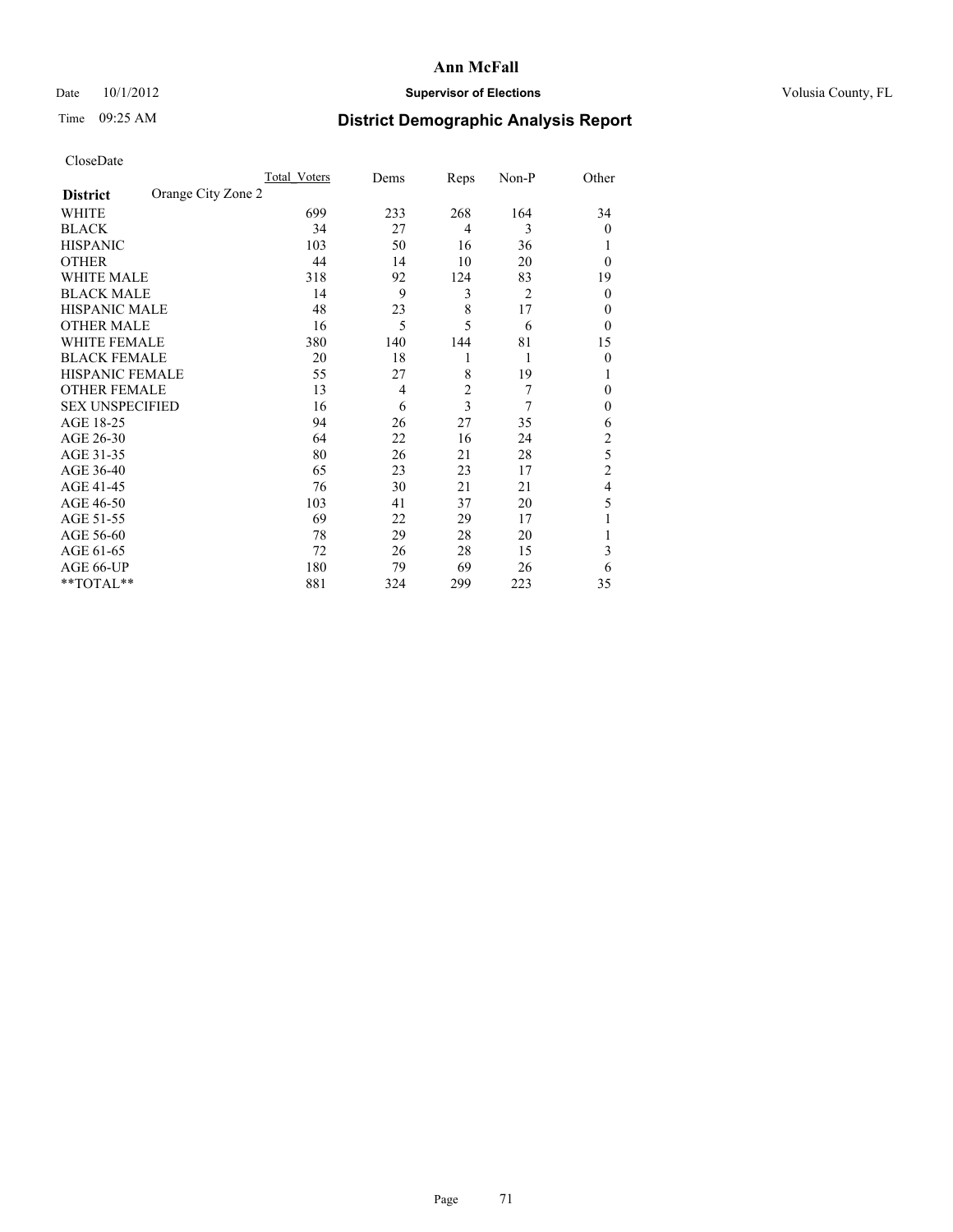**Ann McFall**

Date 10/1/2012 **Supervisor of Elections** Volusia County, FL

Time 09:25 AM **District Demographic Analysis Report**

CloseDate

| **District** Orange City Zone 2 | Total_Voters | Dems | Reps | Non-P | Other |
|---|---|---|---|---|---|
| WHITE | 699 | 233 | 268 | 164 | 34 |
| BLACK | 34 | 27 | 4 | 3 | 0 |
| HISPANIC | 103 | 50 | 16 | 36 | 1 |
| OTHER | 44 | 14 | 10 | 20 | 0 |
| WHITE MALE | 318 | 92 | 124 | 83 | 19 |
| BLACK MALE | 14 | 9 | 3 | 2 | 0 |
| HISPANIC MALE | 48 | 23 | 8 | 17 | 0 |
| OTHER MALE | 16 | 5 | 5 | 6 | 0 |
| WHITE FEMALE | 380 | 140 | 144 | 81 | 15 |
| BLACK FEMALE | 20 | 18 | 1 | 1 | 0 |
| HISPANIC FEMALE | 55 | 27 | 8 | 19 | 1 |
| OTHER FEMALE | 13 | 4 | 2 | 7 | 0 |
| SEX UNSPECIFIED | 16 | 6 | 3 | 7 | 0 |
| AGE 18-25 | 94 | 26 | 27 | 35 | 6 |
| AGE 26-30 | 64 | 22 | 16 | 24 | 2 |
| AGE 31-35 | 80 | 26 | 21 | 28 | 5 |
| AGE 36-40 | 65 | 23 | 23 | 17 | 2 |
| AGE 41-45 | 76 | 30 | 21 | 21 | 4 |
| AGE 46-50 | 103 | 41 | 37 | 20 | 5 |
| AGE 51-55 | 69 | 22 | 29 | 17 | 1 |
| AGE 56-60 | 78 | 29 | 28 | 20 | 1 |
| AGE 61-65 | 72 | 26 | 28 | 15 | 3 |
| AGE 66-UP | 180 | 79 | 69 | 26 | 6 |
| **TOTAL** | 881 | 324 | 299 | 223 | 35 |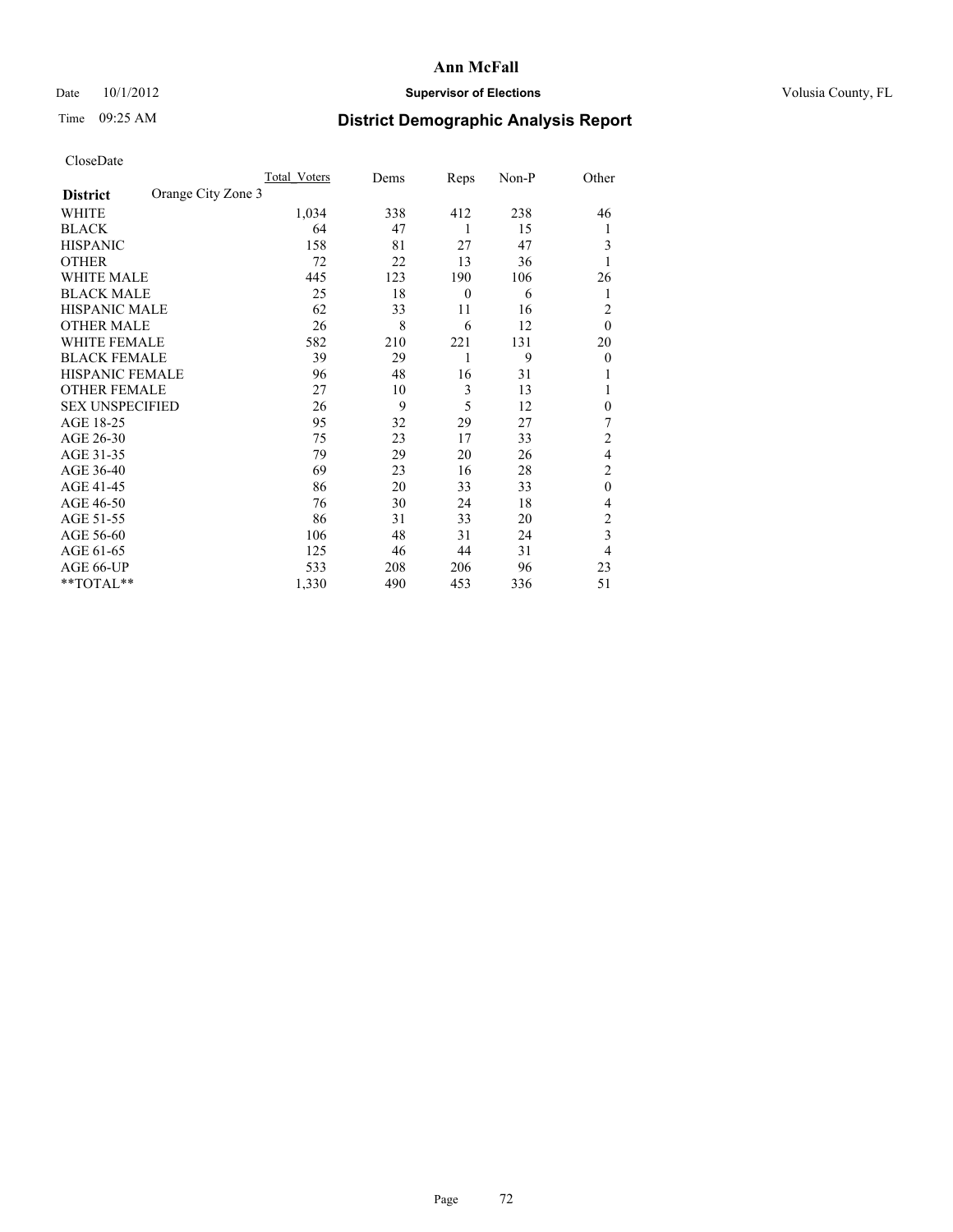**Ann McFall**

Date 10/1/2012 **Supervisor of Elections** Volusia County, FL

Time 09:25 AM **District Demographic Analysis Report**

CloseDate

| **District** Orange City Zone 3 | Total_Voters | Dems | Reps | Non-P | Other |
|---|---|---|---|---|---|
| WHITE | 1,034 | 338 | 412 | 238 | 46 |
| BLACK | 64 | 47 | 1 | 15 | 1 |
| HISPANIC | 158 | 81 | 27 | 47 | 3 |
| OTHER | 72 | 22 | 13 | 36 | 1 |
| WHITE MALE | 445 | 123 | 190 | 106 | 26 |
| BLACK MALE | 25 | 18 | 0 | 6 | 1 |
| HISPANIC MALE | 62 | 33 | 11 | 16 | 2 |
| OTHER MALE | 26 | 8 | 6 | 12 | 0 |
| WHITE FEMALE | 582 | 210 | 221 | 131 | 20 |
| BLACK FEMALE | 39 | 29 | 1 | 9 | 0 |
| HISPANIC FEMALE | 96 | 48 | 16 | 31 | 1 |
| OTHER FEMALE | 27 | 10 | 3 | 13 | 1 |
| SEX UNSPECIFIED | 26 | 9 | 5 | 12 | 0 |
| AGE 18-25 | 95 | 32 | 29 | 27 | 7 |
| AGE 26-30 | 75 | 23 | 17 | 33 | 2 |
| AGE 31-35 | 79 | 29 | 20 | 26 | 4 |
| AGE 36-40 | 69 | 23 | 16 | 28 | 2 |
| AGE 41-45 | 86 | 20 | 33 | 33 | 0 |
| AGE 46-50 | 76 | 30 | 24 | 18 | 4 |
| AGE 51-55 | 86 | 31 | 33 | 20 | 2 |
| AGE 56-60 | 106 | 48 | 31 | 24 | 3 |
| AGE 61-65 | 125 | 46 | 44 | 31 | 4 |
| AGE 66-UP | 533 | 208 | 206 | 96 | 23 |
| **TOTAL** | 1,330 | 490 | 453 | 336 | 51 |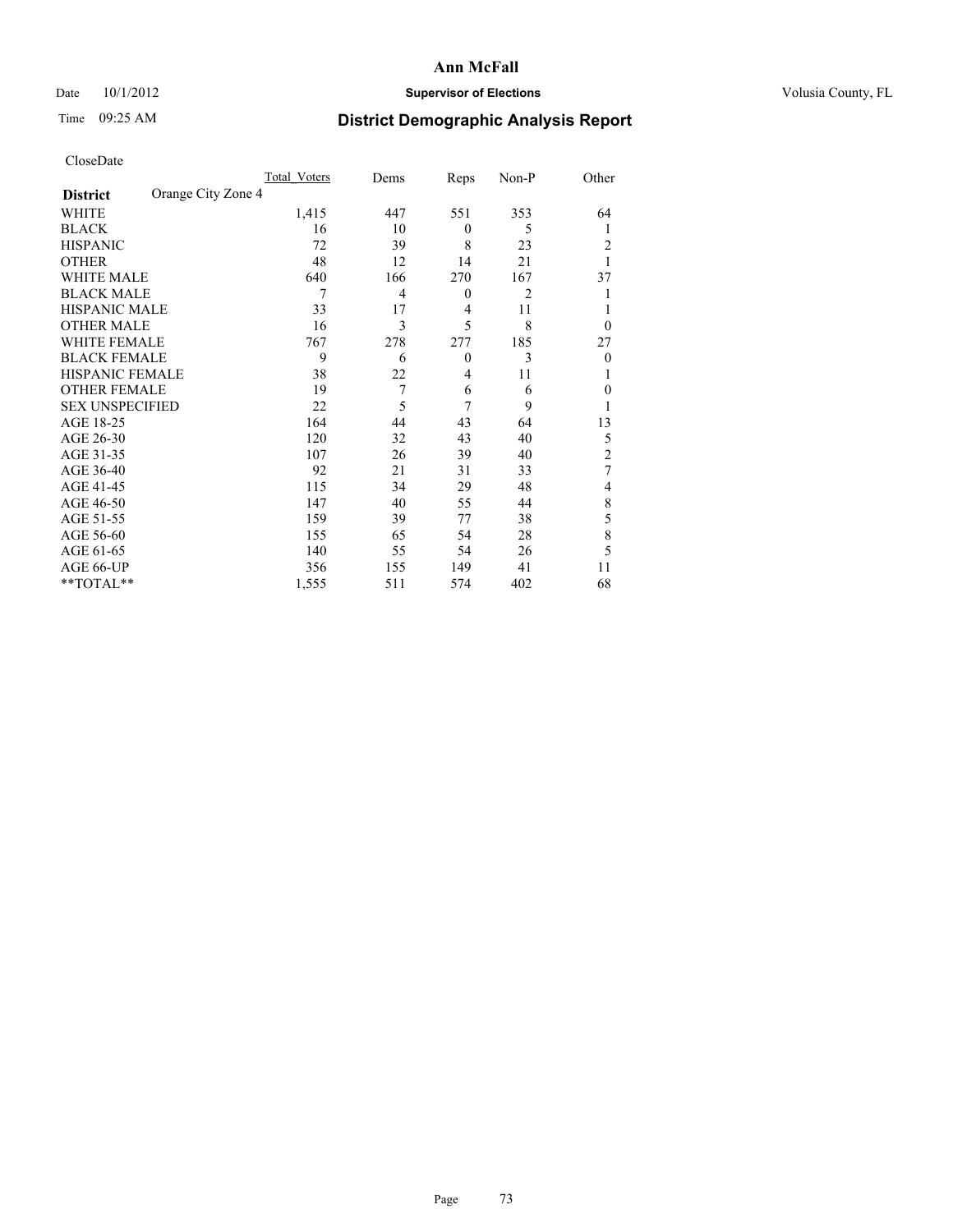# Ann McFall

Date 10/1/2012 **Supervisor of Elections** Volusia County, FL

Time 09:25 AM

## District Demographic Analysis Report

CloseDate

| **District** Orange City Zone 4 | Total Voters | Dems | Reps | Non-P | Other |
|---|---|---|---|---|---|
| WHITE | 1,415 | 447 | 551 | 353 | 64 |
| BLACK | 16 | 10 | 0 | 5 | 1 |
| HISPANIC | 72 | 39 | 8 | 23 | 2 |
| OTHER | 48 | 12 | 14 | 21 | 1 |
| WHITE MALE | 640 | 166 | 270 | 167 | 37 |
| BLACK MALE | 7 | 4 | 0 | 2 | 1 |
| HISPANIC MALE | 33 | 17 | 4 | 11 | 1 |
| OTHER MALE | 16 | 3 | 5 | 8 | 0 |
| WHITE FEMALE | 767 | 278 | 277 | 185 | 27 |
| BLACK FEMALE | 9 | 6 | 0 | 3 | 0 |
| HISPANIC FEMALE | 38 | 22 | 4 | 11 | 1 |
| OTHER FEMALE | 19 | 7 | 6 | 6 | 0 |
| SEX UNSPECIFIED | 22 | 5 | 7 | 9 | 1 |
| AGE 18-25 | 164 | 44 | 43 | 64 | 13 |
| AGE 26-30 | 120 | 32 | 43 | 40 | 5 |
| AGE 31-35 | 107 | 26 | 39 | 40 | 2 |
| AGE 36-40 | 92 | 21 | 31 | 33 | 7 |
| AGE 41-45 | 115 | 34 | 29 | 48 | 4 |
| AGE 46-50 | 147 | 40 | 55 | 44 | 8 |
| AGE 51-55 | 159 | 39 | 77 | 38 | 5 |
| AGE 56-60 | 155 | 65 | 54 | 28 | 8 |
| AGE 61-65 | 140 | 55 | 54 | 26 | 5 |
| AGE 66-UP | 356 | 155 | 149 | 41 | 11 |
| **TOTAL** | 1,555 | 511 | 574 | 402 | 68 |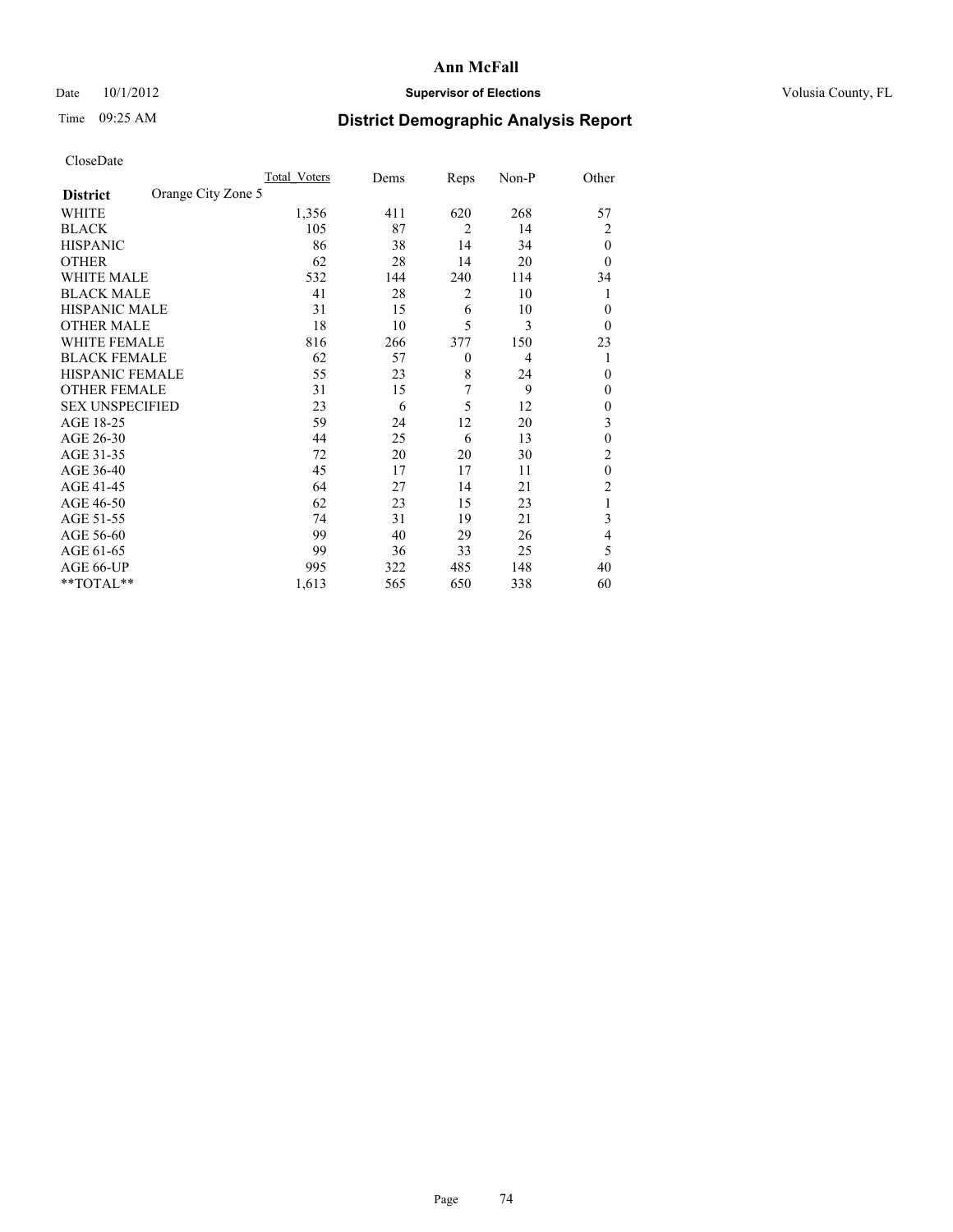# Ann McFall

Date 10/1/2012 **Supervisor of Elections** Volusia County, FL

Time 09:25 AM

## District Demographic Analysis Report

CloseDate

| **District** Orange City Zone 5 | Total_Voters | Dems | Reps | Non-P | Other |
|---|---|---|---|---|---|
| WHITE | 1,356 | 411 | 620 | 268 | 57 |
| BLACK | 105 | 87 | 2 | 14 | 2 |
| HISPANIC | 86 | 38 | 14 | 34 | 0 |
| OTHER | 62 | 28 | 14 | 20 | 0 |
| WHITE MALE | 532 | 144 | 240 | 114 | 34 |
| BLACK MALE | 41 | 28 | 2 | 10 | 1 |
| HISPANIC MALE | 31 | 15 | 6 | 10 | 0 |
| OTHER MALE | 18 | 10 | 5 | 3 | 0 |
| WHITE FEMALE | 816 | 266 | 377 | 150 | 23 |
| BLACK FEMALE | 62 | 57 | 0 | 4 | 1 |
| HISPANIC FEMALE | 55 | 23 | 8 | 24 | 0 |
| OTHER FEMALE | 31 | 15 | 7 | 9 | 0 |
| SEX UNSPECIFIED | 23 | 6 | 5 | 12 | 0 |
| AGE 18-25 | 59 | 24 | 12 | 20 | 3 |
| AGE 26-30 | 44 | 25 | 6 | 13 | 0 |
| AGE 31-35 | 72 | 20 | 20 | 30 | 2 |
| AGE 36-40 | 45 | 17 | 17 | 11 | 0 |
| AGE 41-45 | 64 | 27 | 14 | 21 | 2 |
| AGE 46-50 | 62 | 23 | 15 | 23 | 1 |
| AGE 51-55 | 74 | 31 | 19 | 21 | 3 |
| AGE 56-60 | 99 | 40 | 29 | 26 | 4 |
| AGE 61-65 | 99 | 36 | 33 | 25 | 5 |
| AGE 66-UP | 995 | 322 | 485 | 148 | 40 |
| **TOTAL** | 1,613 | 565 | 650 | 338 | 60 |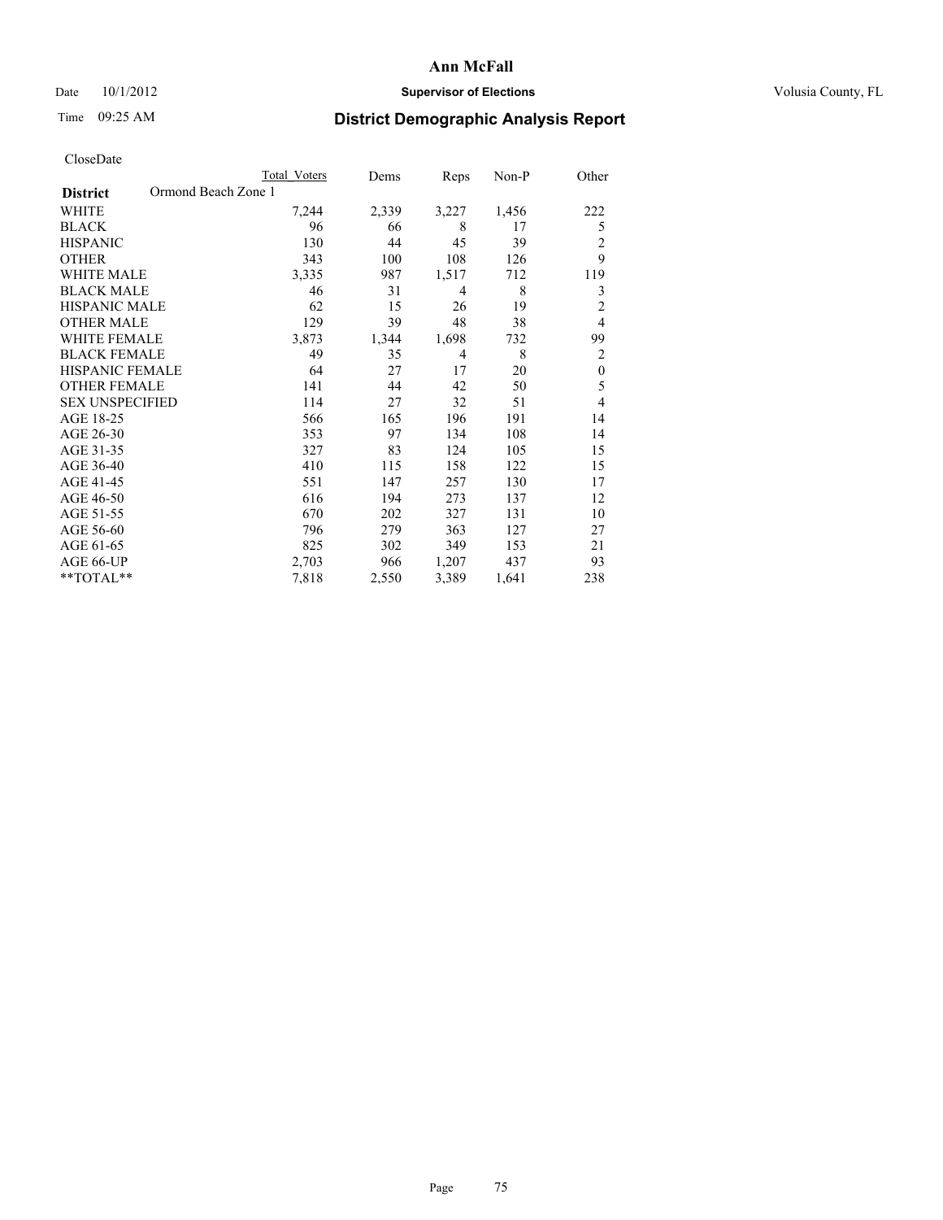# Ann McFall

Date 10/1/2012 **Supervisor of Elections** Volusia County, FL

Time 09:25 AM **District Demographic Analysis Report**

CloseDate

| **District** Ormond Beach Zone 1 | Total Voters | Dems | Reps | Non-P | Other |
|---|---|---|---|---|---|
| WHITE | 7,244 | 2,339 | 3,227 | 1,456 | 222 |
| BLACK | 96 | 66 | 8 | 17 | 5 |
| HISPANIC | 130 | 44 | 45 | 39 | 2 |
| OTHER | 343 | 100 | 108 | 126 | 9 |
| WHITE MALE | 3,335 | 987 | 1,517 | 712 | 119 |
| BLACK MALE | 46 | 31 | 4 | 8 | 3 |
| HISPANIC MALE | 62 | 15 | 26 | 19 | 2 |
| OTHER MALE | 129 | 39 | 48 | 38 | 4 |
| WHITE FEMALE | 3,873 | 1,344 | 1,698 | 732 | 99 |
| BLACK FEMALE | 49 | 35 | 4 | 8 | 2 |
| HISPANIC FEMALE | 64 | 27 | 17 | 20 | 0 |
| OTHER FEMALE | 141 | 44 | 42 | 50 | 5 |
| SEX UNSPECIFIED | 114 | 27 | 32 | 51 | 4 |
| AGE 18-25 | 566 | 165 | 196 | 191 | 14 |
| AGE 26-30 | 353 | 97 | 134 | 108 | 14 |
| AGE 31-35 | 327 | 83 | 124 | 105 | 15 |
| AGE 36-40 | 410 | 115 | 158 | 122 | 15 |
| AGE 41-45 | 551 | 147 | 257 | 130 | 17 |
| AGE 46-50 | 616 | 194 | 273 | 137 | 12 |
| AGE 51-55 | 670 | 202 | 327 | 131 | 10 |
| AGE 56-60 | 796 | 279 | 363 | 127 | 27 |
| AGE 61-65 | 825 | 302 | 349 | 153 | 21 |
| AGE 66-UP | 2,703 | 966 | 1,207 | 437 | 93 |
| **TOTAL** | 7,818 | 2,550 | 3,389 | 1,641 | 238 |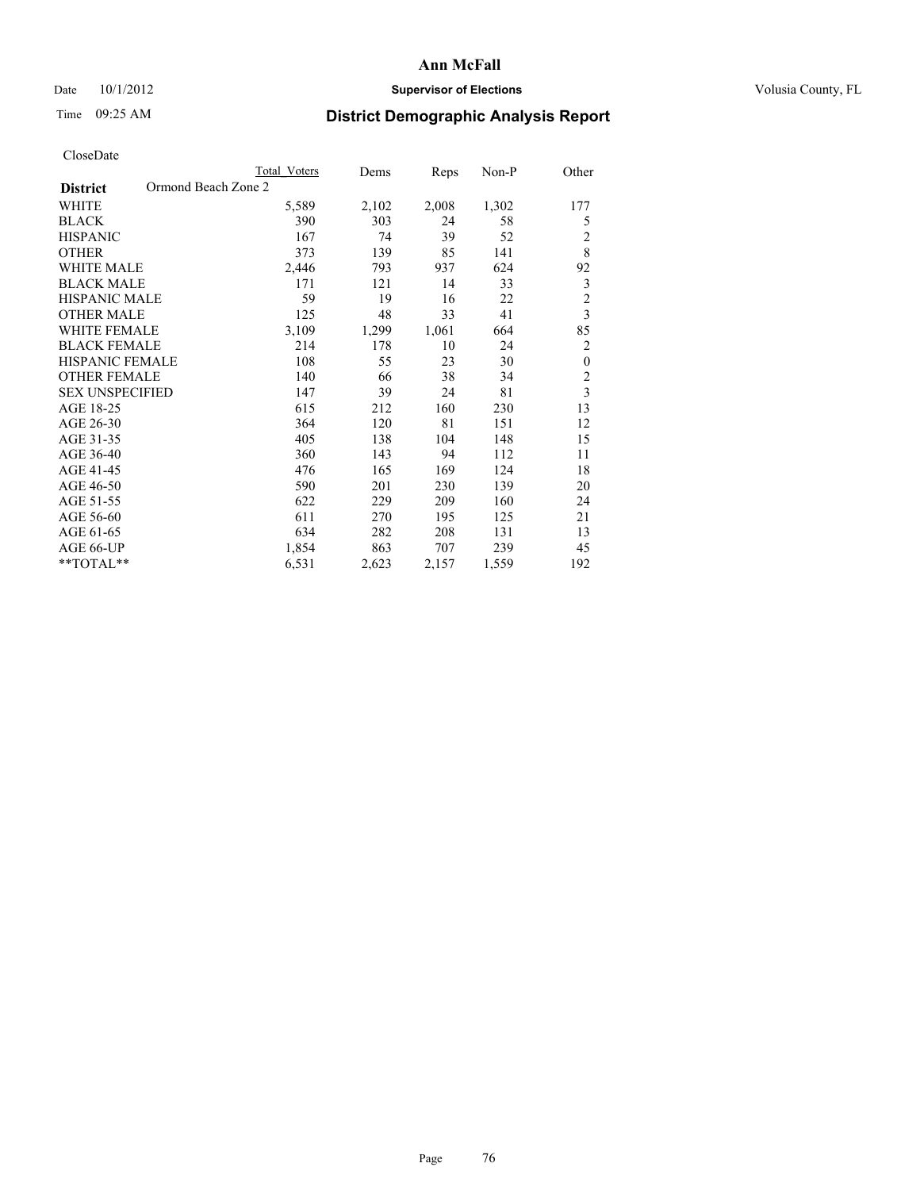**Ann McFall**

Date 10/1/2012 **Supervisor of Elections** Volusia County, FL

Time 09:25 AM

## District Demographic Analysis Report

CloseDate

| | Total Voters | Dems | Reps | Non-P | Other |
|---|---|---|---|---|---|
| **District** Ormond Beach Zone 2 | | | | | |
| WHITE | 5,589 | 2,102 | 2,008 | 1,302 | 177 |
| BLACK | 390 | 303 | 24 | 58 | 5 |
| HISPANIC | 167 | 74 | 39 | 52 | 2 |
| OTHER | 373 | 139 | 85 | 141 | 8 |
| WHITE MALE | 2,446 | 793 | 937 | 624 | 92 |
| BLACK MALE | 171 | 121 | 14 | 33 | 3 |
| HISPANIC MALE | 59 | 19 | 16 | 22 | 2 |
| OTHER MALE | 125 | 48 | 33 | 41 | 3 |
| WHITE FEMALE | 3,109 | 1,299 | 1,061 | 664 | 85 |
| BLACK FEMALE | 214 | 178 | 10 | 24 | 2 |
| HISPANIC FEMALE | 108 | 55 | 23 | 30 | 0 |
| OTHER FEMALE | 140 | 66 | 38 | 34 | 2 |
| SEX UNSPECIFIED | 147 | 39 | 24 | 81 | 3 |
| AGE 18-25 | 615 | 212 | 160 | 230 | 13 |
| AGE 26-30 | 364 | 120 | 81 | 151 | 12 |
| AGE 31-35 | 405 | 138 | 104 | 148 | 15 |
| AGE 36-40 | 360 | 143 | 94 | 112 | 11 |
| AGE 41-45 | 476 | 165 | 169 | 124 | 18 |
| AGE 46-50 | 590 | 201 | 230 | 139 | 20 |
| AGE 51-55 | 622 | 229 | 209 | 160 | 24 |
| AGE 56-60 | 611 | 270 | 195 | 125 | 21 |
| AGE 61-65 | 634 | 282 | 208 | 131 | 13 |
| AGE 66-UP | 1,854 | 863 | 707 | 239 | 45 |
| **TOTAL** | 6,531 | 2,623 | 2,157 | 1,559 | 192 |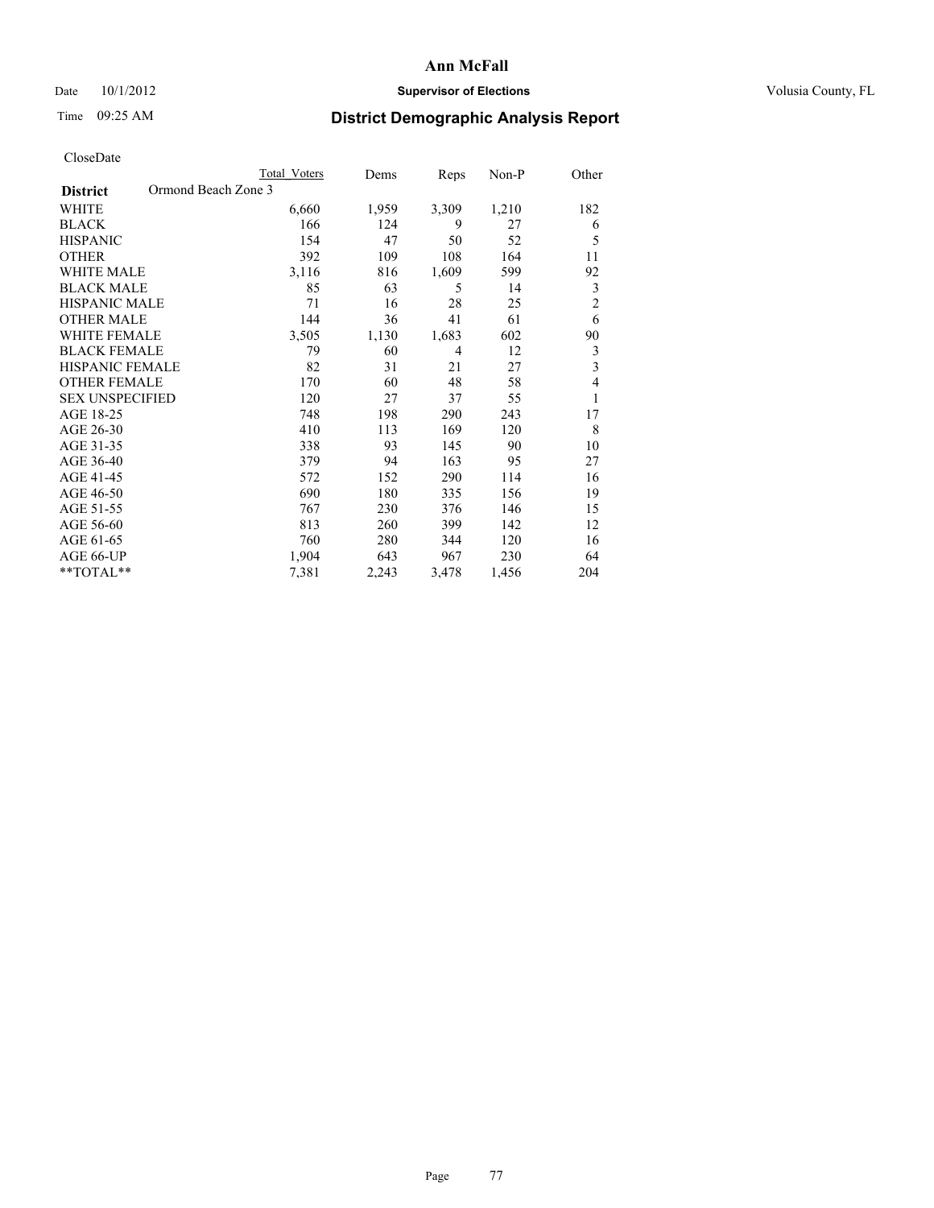**Ann McFall**

Date 10/1/2012 **Supervisor of Elections** Volusia County, FL

Time 09:25 AM **District Demographic Analysis Report**

CloseDate

| **District** Ormond Beach Zone 3 | Total Voters | Dems | Reps | Non-P | Other |
|---|---|---|---|---|---|
| WHITE | 6,660 | 1,959 | 3,309 | 1,210 | 182 |
| BLACK | 166 | 124 | 9 | 27 | 6 |
| HISPANIC | 154 | 47 | 50 | 52 | 5 |
| OTHER | 392 | 109 | 108 | 164 | 11 |
| WHITE MALE | 3,116 | 816 | 1,609 | 599 | 92 |
| BLACK MALE | 85 | 63 | 5 | 14 | 3 |
| HISPANIC MALE | 71 | 16 | 28 | 25 | 2 |
| OTHER MALE | 144 | 36 | 41 | 61 | 6 |
| WHITE FEMALE | 3,505 | 1,130 | 1,683 | 602 | 90 |
| BLACK FEMALE | 79 | 60 | 4 | 12 | 3 |
| HISPANIC FEMALE | 82 | 31 | 21 | 27 | 3 |
| OTHER FEMALE | 170 | 60 | 48 | 58 | 4 |
| SEX UNSPECIFIED | 120 | 27 | 37 | 55 | 1 |
| AGE 18-25 | 748 | 198 | 290 | 243 | 17 |
| AGE 26-30 | 410 | 113 | 169 | 120 | 8 |
| AGE 31-35 | 338 | 93 | 145 | 90 | 10 |
| AGE 36-40 | 379 | 94 | 163 | 95 | 27 |
| AGE 41-45 | 572 | 152 | 290 | 114 | 16 |
| AGE 46-50 | 690 | 180 | 335 | 156 | 19 |
| AGE 51-55 | 767 | 230 | 376 | 146 | 15 |
| AGE 56-60 | 813 | 260 | 399 | 142 | 12 |
| AGE 61-65 | 760 | 280 | 344 | 120 | 16 |
| AGE 66-UP | 1,904 | 643 | 967 | 230 | 64 |
| **TOTAL** | 7,381 | 2,243 | 3,478 | 1,456 | 204 |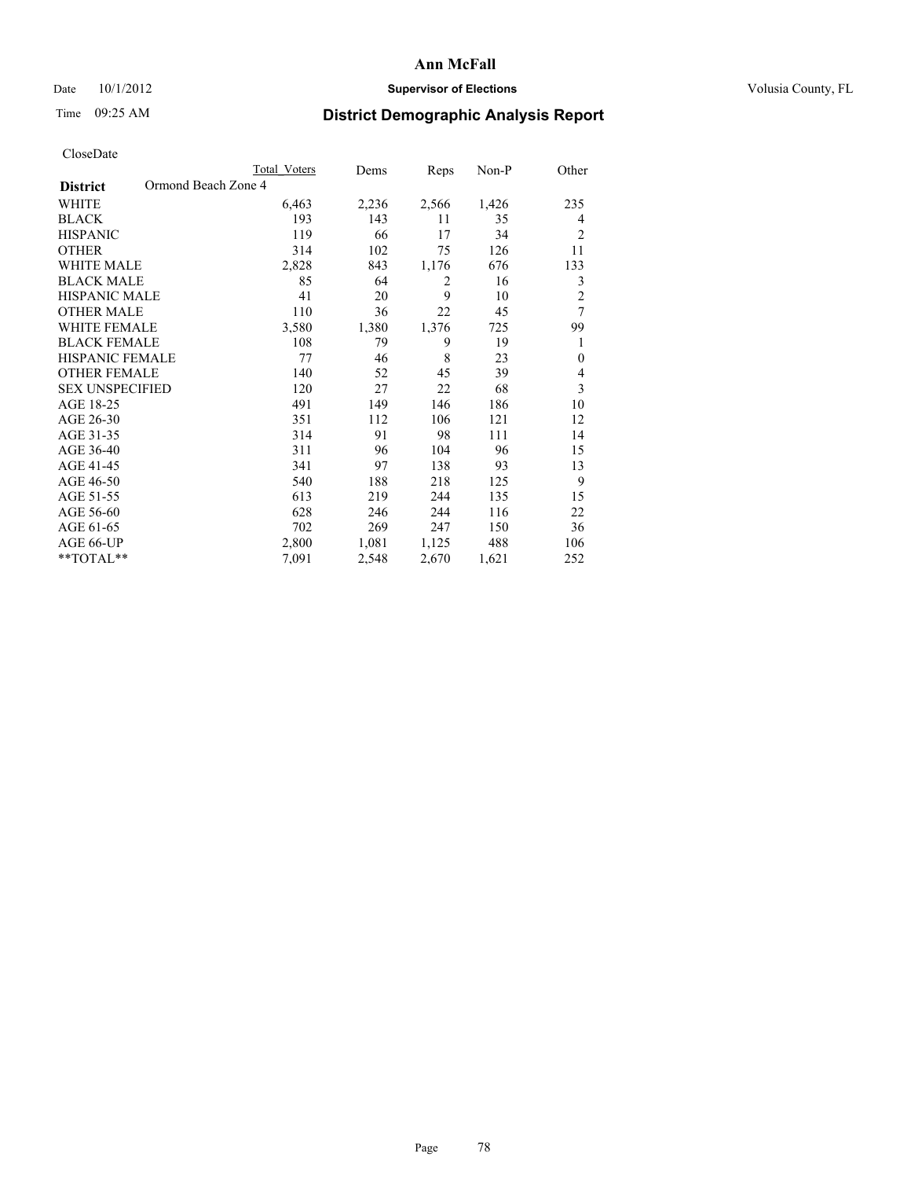**Ann McFall**

Date 10/1/2012 **Supervisor of Elections** Volusia County, FL

Time 09:25 AM **District Demographic Analysis Report**

CloseDate

| **District** Ormond Beach Zone 4 | Total Voters | Dems | Reps | Non-P | Other |
|---|---|---|---|---|---|
| WHITE | 6,463 | 2,236 | 2,566 | 1,426 | 235 |
| BLACK | 193 | 143 | 11 | 35 | 4 |
| HISPANIC | 119 | 66 | 17 | 34 | 2 |
| OTHER | 314 | 102 | 75 | 126 | 11 |
| WHITE MALE | 2,828 | 843 | 1,176 | 676 | 133 |
| BLACK MALE | 85 | 64 | 2 | 16 | 3 |
| HISPANIC MALE | 41 | 20 | 9 | 10 | 2 |
| OTHER MALE | 110 | 36 | 22 | 45 | 7 |
| WHITE FEMALE | 3,580 | 1,380 | 1,376 | 725 | 99 |
| BLACK FEMALE | 108 | 79 | 9 | 19 | 1 |
| HISPANIC FEMALE | 77 | 46 | 8 | 23 | 0 |
| OTHER FEMALE | 140 | 52 | 45 | 39 | 4 |
| SEX UNSPECIFIED | 120 | 27 | 22 | 68 | 3 |
| AGE 18-25 | 491 | 149 | 146 | 186 | 10 |
| AGE 26-30 | 351 | 112 | 106 | 121 | 12 |
| AGE 31-35 | 314 | 91 | 98 | 111 | 14 |
| AGE 36-40 | 311 | 96 | 104 | 96 | 15 |
| AGE 41-45 | 341 | 97 | 138 | 93 | 13 |
| AGE 46-50 | 540 | 188 | 218 | 125 | 9 |
| AGE 51-55 | 613 | 219 | 244 | 135 | 15 |
| AGE 56-60 | 628 | 246 | 244 | 116 | 22 |
| AGE 61-65 | 702 | 269 | 247 | 150 | 36 |
| AGE 66-UP | 2,800 | 1,081 | 1,125 | 488 | 106 |
| **TOTAL** | 7,091 | 2,548 | 2,670 | 1,621 | 252 |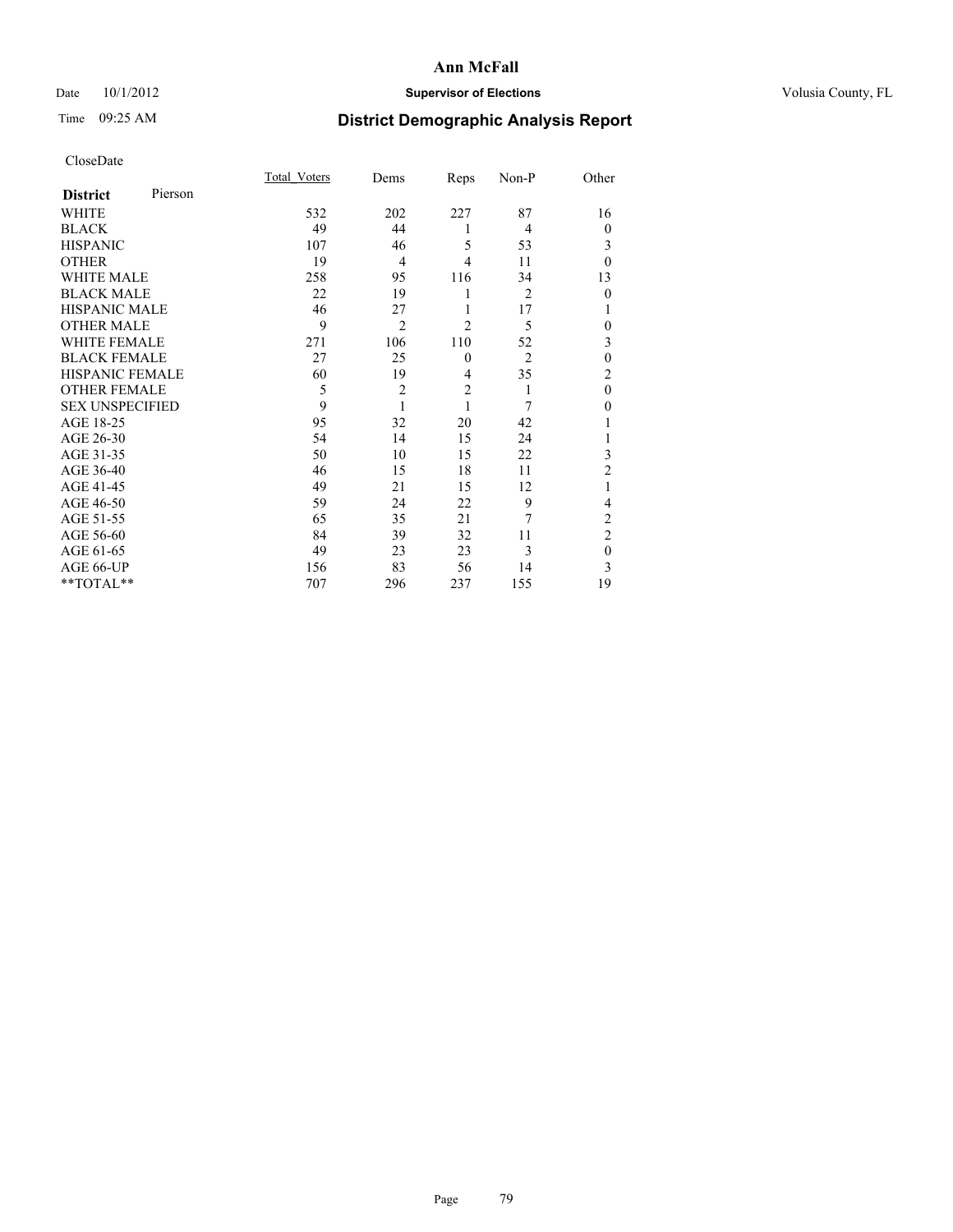# Ann McFall

Date 10/1/2012 **Supervisor of Elections** Volusia County, FL

Time 09:25 AM **District Demographic Analysis Report**

CloseDate

| **District** Pierson | Total_Voters | Dems | Reps | Non-P | Other |
|---|---|---|---|---|---|
| WHITE | 532 | 202 | 227 | 87 | 16 |
| BLACK | 49 | 44 | 1 | 4 | 0 |
| HISPANIC | 107 | 46 | 5 | 53 | 3 |
| OTHER | 19 | 4 | 4 | 11 | 0 |
| WHITE MALE | 258 | 95 | 116 | 34 | 13 |
| BLACK MALE | 22 | 19 | 1 | 2 | 0 |
| HISPANIC MALE | 46 | 27 | 1 | 17 | 1 |
| OTHER MALE | 9 | 2 | 2 | 5 | 0 |
| WHITE FEMALE | 271 | 106 | 110 | 52 | 3 |
| BLACK FEMALE | 27 | 25 | 0 | 2 | 0 |
| HISPANIC FEMALE | 60 | 19 | 4 | 35 | 2 |
| OTHER FEMALE | 5 | 2 | 2 | 1 | 0 |
| SEX UNSPECIFIED | 9 | 1 | 1 | 7 | 0 |
| AGE 18-25 | 95 | 32 | 20 | 42 | 1 |
| AGE 26-30 | 54 | 14 | 15 | 24 | 1 |
| AGE 31-35 | 50 | 10 | 15 | 22 | 3 |
| AGE 36-40 | 46 | 15 | 18 | 11 | 2 |
| AGE 41-45 | 49 | 21 | 15 | 12 | 1 |
| AGE 46-50 | 59 | 24 | 22 | 9 | 4 |
| AGE 51-55 | 65 | 35 | 21 | 7 | 2 |
| AGE 56-60 | 84 | 39 | 32 | 11 | 2 |
| AGE 61-65 | 49 | 23 | 23 | 3 | 0 |
| AGE 66-UP | 156 | 83 | 56 | 14 | 3 |
| **TOTAL** | 707 | 296 | 237 | 155 | 19 |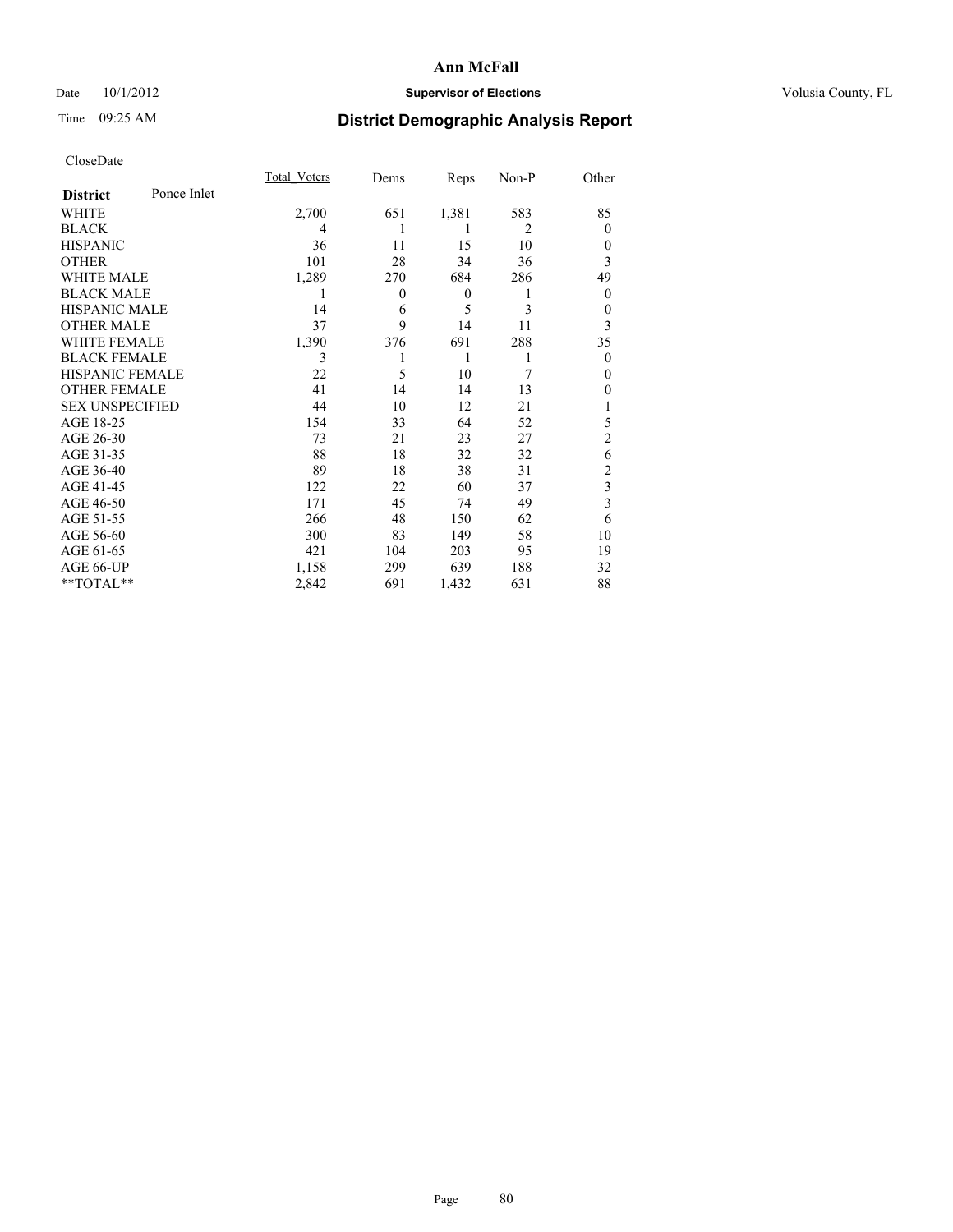Date 10/1/2012

Time 09:25 AM

# Ann McFall

**Supervisor of Elections**

Volusia County, FL

## District Demographic Analysis Report

CloseDate

| District Ponce Inlet | Total_Voters | Dems | Reps | Non-P | Other |
|---|---|---|---|---|---|
| WHITE | 2,700 | 651 | 1,381 | 583 | 85 |
| BLACK | 4 | 1 | 1 | 2 | 0 |
| HISPANIC | 36 | 11 | 15 | 10 | 0 |
| OTHER | 101 | 28 | 34 | 36 | 3 |
| WHITE MALE | 1,289 | 270 | 684 | 286 | 49 |
| BLACK MALE | 1 | 0 | 0 | 1 | 0 |
| HISPANIC MALE | 14 | 6 | 5 | 3 | 0 |
| OTHER MALE | 37 | 9 | 14 | 11 | 3 |
| WHITE FEMALE | 1,390 | 376 | 691 | 288 | 35 |
| BLACK FEMALE | 3 | 1 | 1 | 1 | 0 |
| HISPANIC FEMALE | 22 | 5 | 10 | 7 | 0 |
| OTHER FEMALE | 41 | 14 | 14 | 13 | 0 |
| SEX UNSPECIFIED | 44 | 10 | 12 | 21 | 1 |
| AGE 18-25 | 154 | 33 | 64 | 52 | 5 |
| AGE 26-30 | 73 | 21 | 23 | 27 | 2 |
| AGE 31-35 | 88 | 18 | 32 | 32 | 6 |
| AGE 36-40 | 89 | 18 | 38 | 31 | 2 |
| AGE 41-45 | 122 | 22 | 60 | 37 | 3 |
| AGE 46-50 | 171 | 45 | 74 | 49 | 3 |
| AGE 51-55 | 266 | 48 | 150 | 62 | 6 |
| AGE 56-60 | 300 | 83 | 149 | 58 | 10 |
| AGE 61-65 | 421 | 104 | 203 | 95 | 19 |
| AGE 66-UP | 1,158 | 299 | 639 | 188 | 32 |
| **TOTAL** | 2,842 | 691 | 1,432 | 631 | 88 |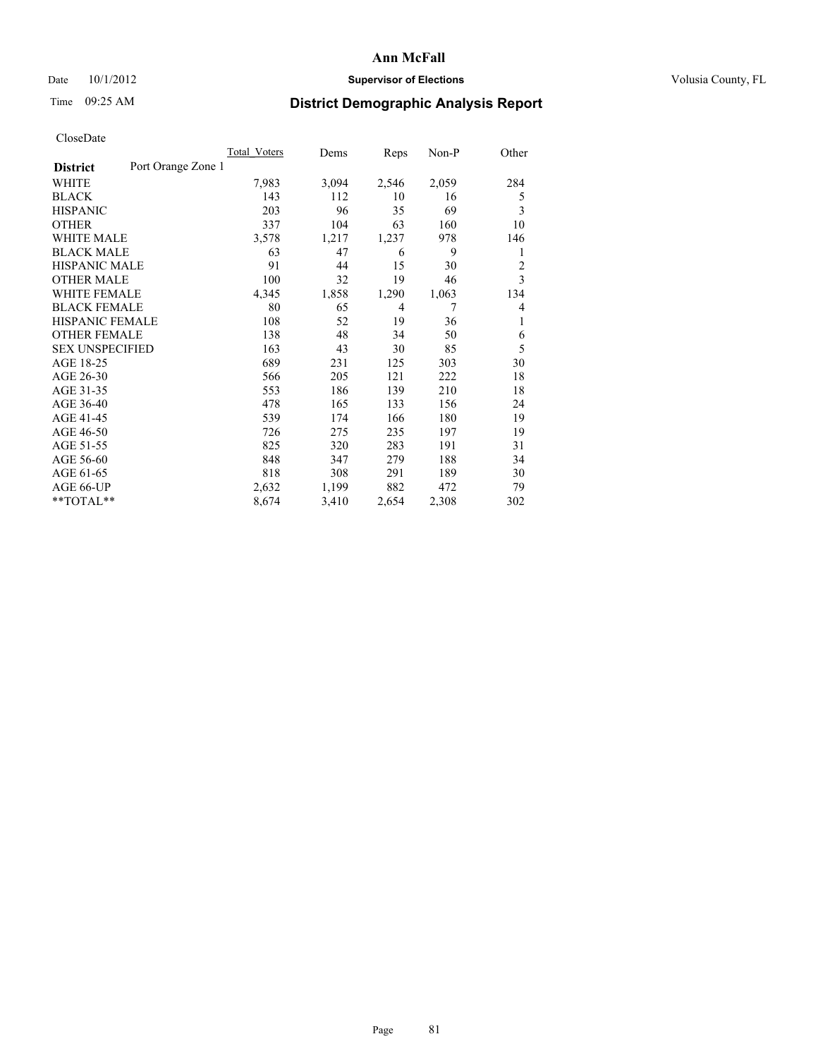# Ann McFall

Date 10/1/2012 **Supervisor of Elections** Volusia County, FL

Time 09:25 AM **District Demographic Analysis Report**

CloseDate

| **District** Port Orange Zone 1 | Total_Voters | Dems | Reps | Non-P | Other |
|---|---|---|---|---|---|
| WHITE | 7,983 | 3,094 | 2,546 | 2,059 | 284 |
| BLACK | 143 | 112 | 10 | 16 | 5 |
| HISPANIC | 203 | 96 | 35 | 69 | 3 |
| OTHER | 337 | 104 | 63 | 160 | 10 |
| WHITE MALE | 3,578 | 1,217 | 1,237 | 978 | 146 |
| BLACK MALE | 63 | 47 | 6 | 9 | 1 |
| HISPANIC MALE | 91 | 44 | 15 | 30 | 2 |
| OTHER MALE | 100 | 32 | 19 | 46 | 3 |
| WHITE FEMALE | 4,345 | 1,858 | 1,290 | 1,063 | 134 |
| BLACK FEMALE | 80 | 65 | 4 | 7 | 4 |
| HISPANIC FEMALE | 108 | 52 | 19 | 36 | 1 |
| OTHER FEMALE | 138 | 48 | 34 | 50 | 6 |
| SEX UNSPECIFIED | 163 | 43 | 30 | 85 | 5 |
| AGE 18-25 | 689 | 231 | 125 | 303 | 30 |
| AGE 26-30 | 566 | 205 | 121 | 222 | 18 |
| AGE 31-35 | 553 | 186 | 139 | 210 | 18 |
| AGE 36-40 | 478 | 165 | 133 | 156 | 24 |
| AGE 41-45 | 539 | 174 | 166 | 180 | 19 |
| AGE 46-50 | 726 | 275 | 235 | 197 | 19 |
| AGE 51-55 | 825 | 320 | 283 | 191 | 31 |
| AGE 56-60 | 848 | 347 | 279 | 188 | 34 |
| AGE 61-65 | 818 | 308 | 291 | 189 | 30 |
| AGE 66-UP | 2,632 | 1,199 | 882 | 472 | 79 |
| **TOTAL** | 8,674 | 3,410 | 2,654 | 2,308 | 302 |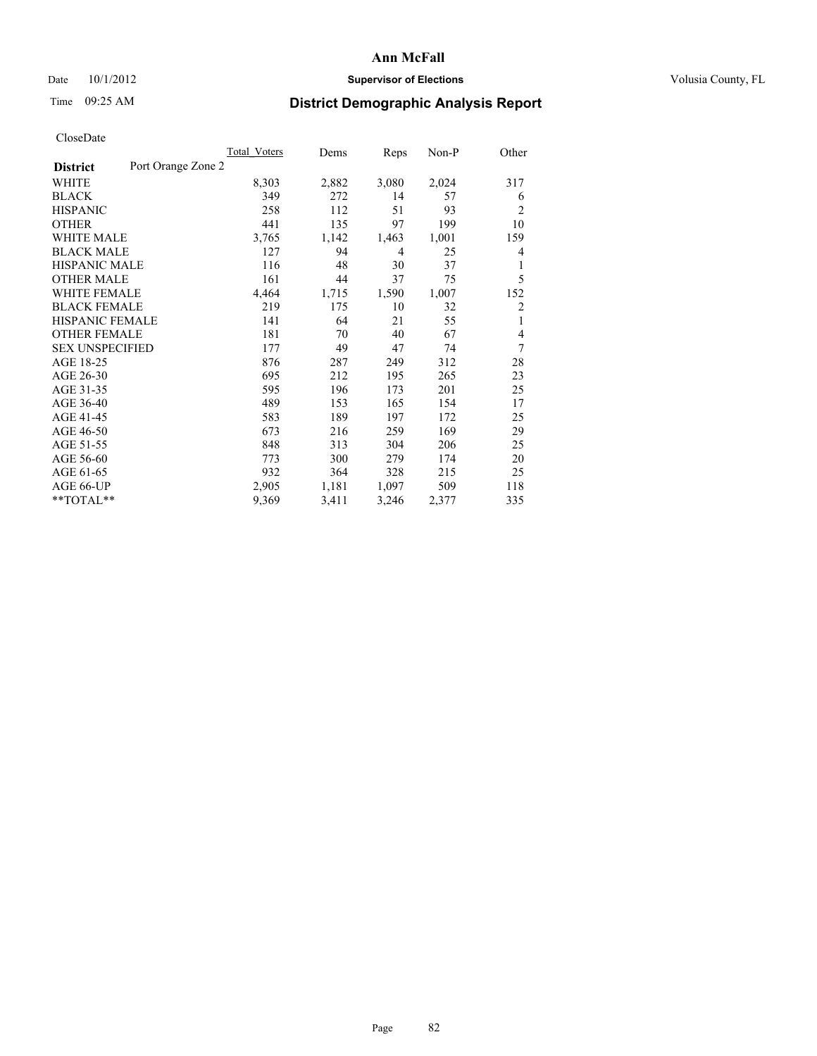# Ann McFall

Date 10/1/2012 **Supervisor of Elections** Volusia County, FL

Time 09:25 AM **District Demographic Analysis Report**

CloseDate

| **District** Port Orange Zone 2 | Total Voters | Dems | Reps | Non-P | Other |
|---|---|---|---|---|---|
| WHITE | 8,303 | 2,882 | 3,080 | 2,024 | 317 |
| BLACK | 349 | 272 | 14 | 57 | 6 |
| HISPANIC | 258 | 112 | 51 | 93 | 2 |
| OTHER | 441 | 135 | 97 | 199 | 10 |
| WHITE MALE | 3,765 | 1,142 | 1,463 | 1,001 | 159 |
| BLACK MALE | 127 | 94 | 4 | 25 | 4 |
| HISPANIC MALE | 116 | 48 | 30 | 37 | 1 |
| OTHER MALE | 161 | 44 | 37 | 75 | 5 |
| WHITE FEMALE | 4,464 | 1,715 | 1,590 | 1,007 | 152 |
| BLACK FEMALE | 219 | 175 | 10 | 32 | 2 |
| HISPANIC FEMALE | 141 | 64 | 21 | 55 | 1 |
| OTHER FEMALE | 181 | 70 | 40 | 67 | 4 |
| SEX UNSPECIFIED | 177 | 49 | 47 | 74 | 7 |
| AGE 18-25 | 876 | 287 | 249 | 312 | 28 |
| AGE 26-30 | 695 | 212 | 195 | 265 | 23 |
| AGE 31-35 | 595 | 196 | 173 | 201 | 25 |
| AGE 36-40 | 489 | 153 | 165 | 154 | 17 |
| AGE 41-45 | 583 | 189 | 197 | 172 | 25 |
| AGE 46-50 | 673 | 216 | 259 | 169 | 29 |
| AGE 51-55 | 848 | 313 | 304 | 206 | 25 |
| AGE 56-60 | 773 | 300 | 279 | 174 | 20 |
| AGE 61-65 | 932 | 364 | 328 | 215 | 25 |
| AGE 66-UP | 2,905 | 1,181 | 1,097 | 509 | 118 |
| **TOTAL** | 9,369 | 3,411 | 3,246 | 2,377 | 335 |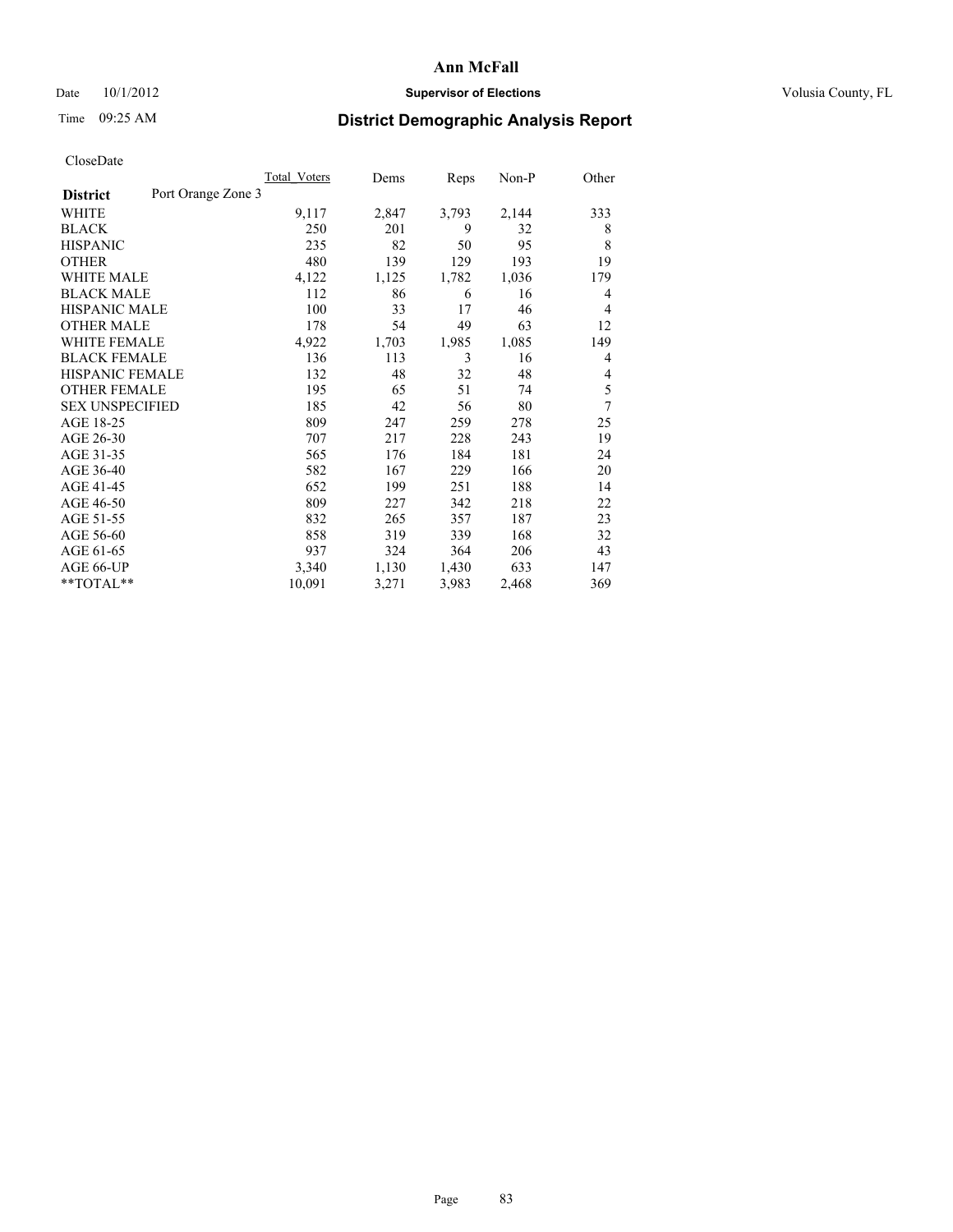# Ann McFall

Date 10/1/2012 **Supervisor of Elections** Volusia County, FL

Time 09:25 AM **District Demographic Analysis Report**

CloseDate

| **District** Port Orange Zone 3 | Total Voters | Dems | Reps | Non-P | Other |
|---|---|---|---|---|---|
| WHITE | 9,117 | 2,847 | 3,793 | 2,144 | 333 |
| BLACK | 250 | 201 | 9 | 32 | 8 |
| HISPANIC | 235 | 82 | 50 | 95 | 8 |
| OTHER | 480 | 139 | 129 | 193 | 19 |
| WHITE MALE | 4,122 | 1,125 | 1,782 | 1,036 | 179 |
| BLACK MALE | 112 | 86 | 6 | 16 | 4 |
| HISPANIC MALE | 100 | 33 | 17 | 46 | 4 |
| OTHER MALE | 178 | 54 | 49 | 63 | 12 |
| WHITE FEMALE | 4,922 | 1,703 | 1,985 | 1,085 | 149 |
| BLACK FEMALE | 136 | 113 | 3 | 16 | 4 |
| HISPANIC FEMALE | 132 | 48 | 32 | 48 | 4 |
| OTHER FEMALE | 195 | 65 | 51 | 74 | 5 |
| SEX UNSPECIFIED | 185 | 42 | 56 | 80 | 7 |
| AGE 18-25 | 809 | 247 | 259 | 278 | 25 |
| AGE 26-30 | 707 | 217 | 228 | 243 | 19 |
| AGE 31-35 | 565 | 176 | 184 | 181 | 24 |
| AGE 36-40 | 582 | 167 | 229 | 166 | 20 |
| AGE 41-45 | 652 | 199 | 251 | 188 | 14 |
| AGE 46-50 | 809 | 227 | 342 | 218 | 22 |
| AGE 51-55 | 832 | 265 | 357 | 187 | 23 |
| AGE 56-60 | 858 | 319 | 339 | 168 | 32 |
| AGE 61-65 | 937 | 324 | 364 | 206 | 43 |
| AGE 66-UP | 3,340 | 1,130 | 1,430 | 633 | 147 |
| **TOTAL** | 10,091 | 3,271 | 3,983 | 2,468 | 369 |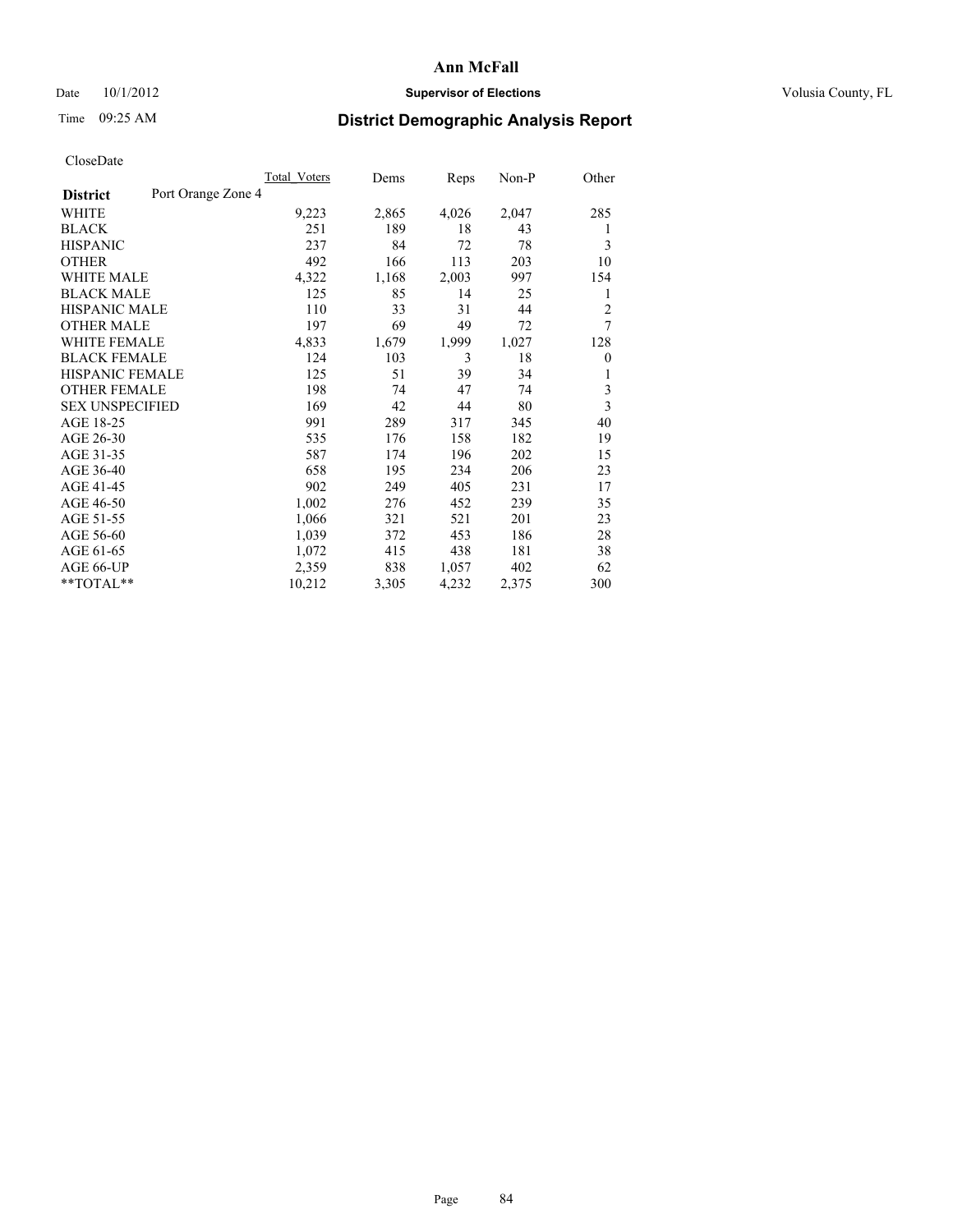# Ann McFall

Date 10/1/2012 **Supervisor of Elections** Volusia County, FL

Time 09:25 AM

## District Demographic Analysis Report

CloseDate

| | Total_Voters | Dems | Reps | Non-P | Other |
|---|---|---|---|---|---|
| **District** Port Orange Zone 4 | | | | | |
| WHITE | 9,223 | 2,865 | 4,026 | 2,047 | 285 |
| BLACK | 251 | 189 | 18 | 43 | 1 |
| HISPANIC | 237 | 84 | 72 | 78 | 3 |
| OTHER | 492 | 166 | 113 | 203 | 10 |
| WHITE MALE | 4,322 | 1,168 | 2,003 | 997 | 154 |
| BLACK MALE | 125 | 85 | 14 | 25 | 1 |
| HISPANIC MALE | 110 | 33 | 31 | 44 | 2 |
| OTHER MALE | 197 | 69 | 49 | 72 | 7 |
| WHITE FEMALE | 4,833 | 1,679 | 1,999 | 1,027 | 128 |
| BLACK FEMALE | 124 | 103 | 3 | 18 | 0 |
| HISPANIC FEMALE | 125 | 51 | 39 | 34 | 1 |
| OTHER FEMALE | 198 | 74 | 47 | 74 | 3 |
| SEX UNSPECIFIED | 169 | 42 | 44 | 80 | 3 |
| AGE 18-25 | 991 | 289 | 317 | 345 | 40 |
| AGE 26-30 | 535 | 176 | 158 | 182 | 19 |
| AGE 31-35 | 587 | 174 | 196 | 202 | 15 |
| AGE 36-40 | 658 | 195 | 234 | 206 | 23 |
| AGE 41-45 | 902 | 249 | 405 | 231 | 17 |
| AGE 46-50 | 1,002 | 276 | 452 | 239 | 35 |
| AGE 51-55 | 1,066 | 321 | 521 | 201 | 23 |
| AGE 56-60 | 1,039 | 372 | 453 | 186 | 28 |
| AGE 61-65 | 1,072 | 415 | 438 | 181 | 38 |
| AGE 66-UP | 2,359 | 838 | 1,057 | 402 | 62 |
| **TOTAL** | 10,212 | 3,305 | 4,232 | 2,375 | 300 |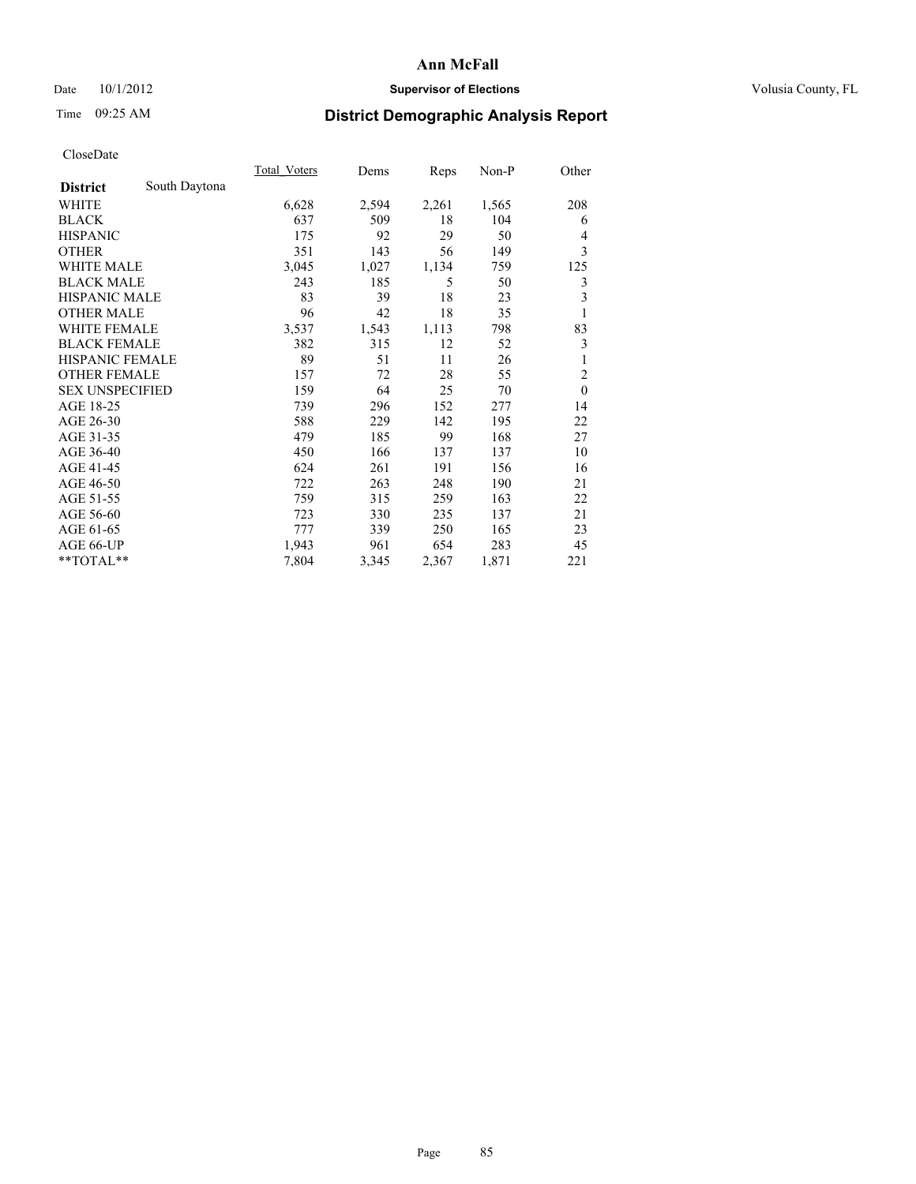**Ann McFall**

Date 10/1/2012 **Supervisor of Elections** Volusia County, FL

Time 09:25 AM **District Demographic Analysis Report**

CloseDate

| **District** South Daytona | Total_Voters | Dems | Reps | Non-P | Other |
|---|---|---|---|---|---|
| WHITE | 6,628 | 2,594 | 2,261 | 1,565 | 208 |
| BLACK | 637 | 509 | 18 | 104 | 6 |
| HISPANIC | 175 | 92 | 29 | 50 | 4 |
| OTHER | 351 | 143 | 56 | 149 | 3 |
| WHITE MALE | 3,045 | 1,027 | 1,134 | 759 | 125 |
| BLACK MALE | 243 | 185 | 5 | 50 | 3 |
| HISPANIC MALE | 83 | 39 | 18 | 23 | 3 |
| OTHER MALE | 96 | 42 | 18 | 35 | 1 |
| WHITE FEMALE | 3,537 | 1,543 | 1,113 | 798 | 83 |
| BLACK FEMALE | 382 | 315 | 12 | 52 | 3 |
| HISPANIC FEMALE | 89 | 51 | 11 | 26 | 1 |
| OTHER FEMALE | 157 | 72 | 28 | 55 | 2 |
| SEX UNSPECIFIED | 159 | 64 | 25 | 70 | 0 |
| AGE 18-25 | 739 | 296 | 152 | 277 | 14 |
| AGE 26-30 | 588 | 229 | 142 | 195 | 22 |
| AGE 31-35 | 479 | 185 | 99 | 168 | 27 |
| AGE 36-40 | 450 | 166 | 137 | 137 | 10 |
| AGE 41-45 | 624 | 261 | 191 | 156 | 16 |
| AGE 46-50 | 722 | 263 | 248 | 190 | 21 |
| AGE 51-55 | 759 | 315 | 259 | 163 | 22 |
| AGE 56-60 | 723 | 330 | 235 | 137 | 21 |
| AGE 61-65 | 777 | 339 | 250 | 165 | 23 |
| AGE 66-UP | 1,943 | 961 | 654 | 283 | 45 |
| **TOTAL** | 7,804 | 3,345 | 2,367 | 1,871 | 221 |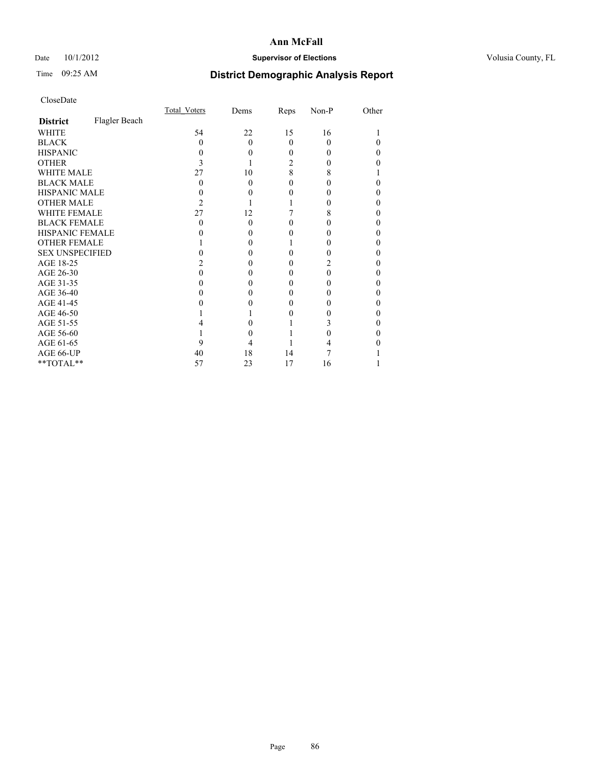# Ann McFall

Date 10/1/2012 **Supervisor of Elections** Volusia County, FL

Time 09:25 AM **District Demographic Analysis Report**

CloseDate

| **District** Flagler Beach | Total_Voters | Dems | Reps | Non-P | Other |
|---|---|---|---|---|---|
| WHITE | 54 | 22 | 15 | 16 | 1 |
| BLACK | 0 | 0 | 0 | 0 | 0 |
| HISPANIC | 0 | 0 | 0 | 0 | 0 |
| OTHER | 3 | 1 | 2 | 0 | 0 |
| WHITE MALE | 27 | 10 | 8 | 8 | 1 |
| BLACK MALE | 0 | 0 | 0 | 0 | 0 |
| HISPANIC MALE | 0 | 0 | 0 | 0 | 0 |
| OTHER MALE | 2 | 1 | 1 | 0 | 0 |
| WHITE FEMALE | 27 | 12 | 7 | 8 | 0 |
| BLACK FEMALE | 0 | 0 | 0 | 0 | 0 |
| HISPANIC FEMALE | 0 | 0 | 0 | 0 | 0 |
| OTHER FEMALE | 1 | 0 | 1 | 0 | 0 |
| SEX UNSPECIFIED | 0 | 0 | 0 | 0 | 0 |
| AGE 18-25 | 2 | 0 | 0 | 2 | 0 |
| AGE 26-30 | 0 | 0 | 0 | 0 | 0 |
| AGE 31-35 | 0 | 0 | 0 | 0 | 0 |
| AGE 36-40 | 0 | 0 | 0 | 0 | 0 |
| AGE 41-45 | 0 | 0 | 0 | 0 | 0 |
| AGE 46-50 | 1 | 1 | 0 | 0 | 0 |
| AGE 51-55 | 4 | 0 | 1 | 3 | 0 |
| AGE 56-60 | 1 | 0 | 1 | 0 | 0 |
| AGE 61-65 | 9 | 4 | 1 | 4 | 0 |
| AGE 66-UP | 40 | 18 | 14 | 7 | 1 |
| **TOTAL** | 57 | 23 | 17 | 16 | 1 |